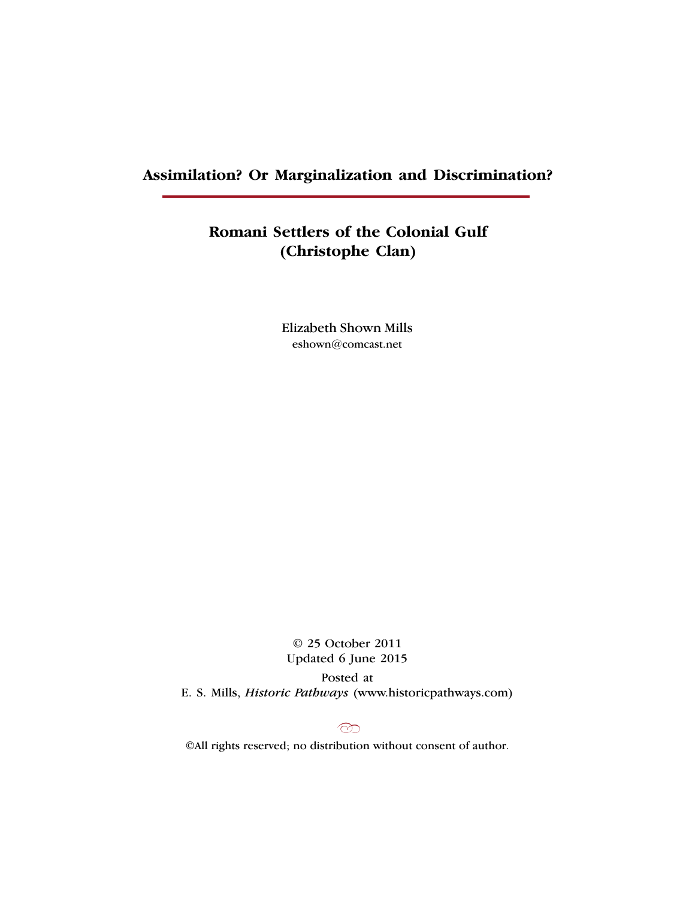# Assimilation? Or Marginalization and Discrimination?

## Romani Settlers of the Colonial Gulf (Christophe Clan)

Elizabeth Shown Mills
eshown@comcast.net

© 25 October 2011
Updated 6 June 2015

Posted at
E. S. Mills, *Historic Pathways* (www.historicpathways.com)

©All rights reserved; no distribution without consent of author.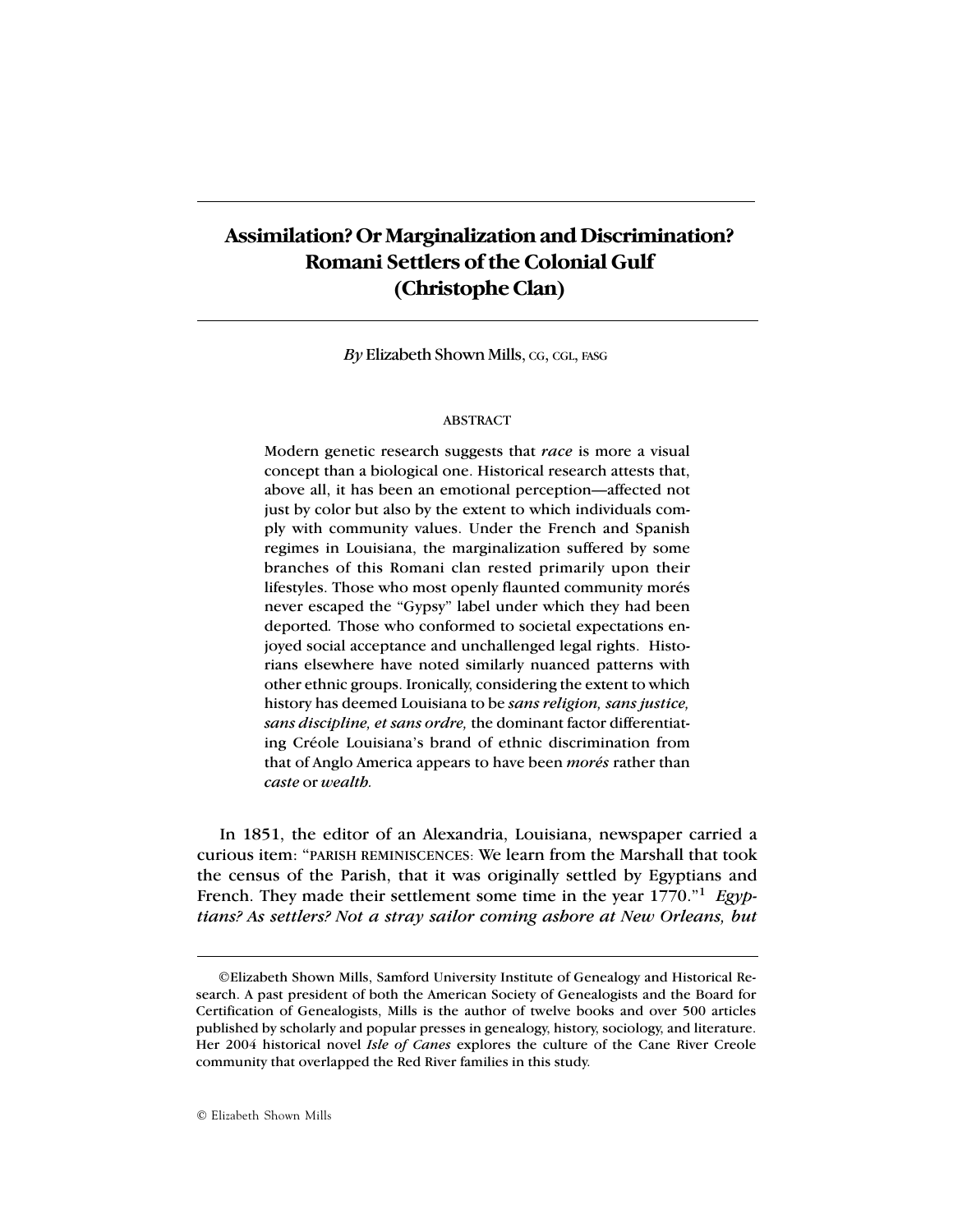# Assimilation? Or Marginalization and Discrimination? Romani Settlers of the Colonial Gulf (Christophe Clan)

*By* Elizabeth Shown Mills, CG, CGL, FASG

ABSTRACT

> Modern genetic research suggests that *race* is more a visual concept than a biological one. Historical research attests that, above all, it has been an emotional perception—affected not just by color but also by the extent to which individuals comply with community values. Under the French and Spanish regimes in Louisiana, the marginalization suffered by some branches of this Romani clan rested primarily upon their lifestyles. Those who most openly flaunted community morés never escaped the "Gypsy" label under which they had been deported. Those who conformed to societal expectations enjoyed social acceptance and unchallenged legal rights. Historians elsewhere have noted similarly nuanced patterns with other ethnic groups. Ironically, considering the extent to which history has deemed Louisiana to be *sans religion, sans justice, sans discipline, et sans ordre,* the dominant factor differentiating Créole Louisiana's brand of ethnic discrimination from that of Anglo America appears to have been *morés* rather than *caste* or *wealth.*

In 1851, the editor of an Alexandria, Louisiana, newspaper carried a curious item: "PARISH REMINISCENCES: We learn from the Marshall that took the census of the Parish, that it was originally settled by Egyptians and French. They made their settlement some time in the year 1770."[1] *Egyptians? As settlers? Not a stray sailor coming ashore at New Orleans, but*

---

©Elizabeth Shown Mills, Samford University Institute of Genealogy and Historical Research. A past president of both the American Society of Genealogists and the Board for Certification of Genealogists, Mills is the author of twelve books and over 500 articles published by scholarly and popular presses in genealogy, history, sociology, and literature. Her 2004 historical novel *Isle of Canes* explores the culture of the Cane River Creole community that overlapped the Red River families in this study.

© Elizabeth Shown Mills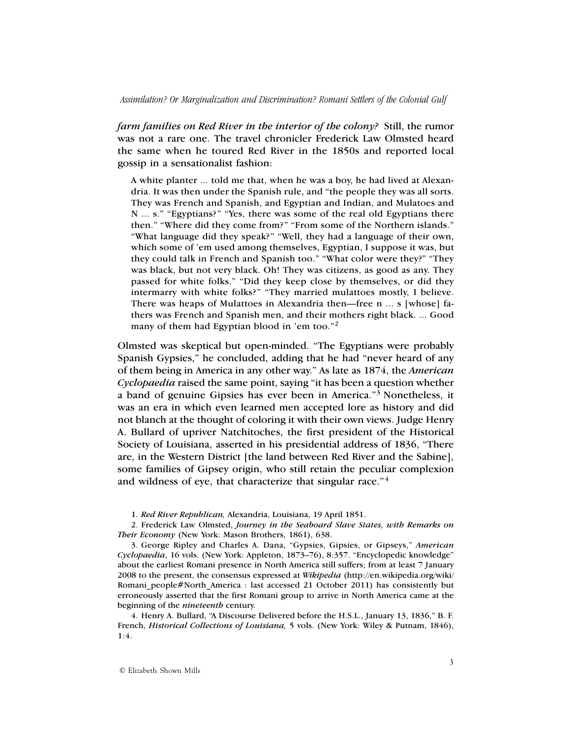*farm families on Red River in the interior of the colony?* Still, the rumor was not a rare one. The travel chronicler Frederick Law Olmsted heard the same when he toured Red River in the 1850s and reported local gossip in a sensationalist fashion:

> A white planter ... told me that, when he was a boy, he had lived at Alexandria. It was then under the Spanish rule, and "the people they was all sorts. They was French and Spanish, and Egyptian and Indian, and Mulatoes and N ... s." "Egyptians?" "Yes, there was some of the real old Egyptians there then." "Where did they come from?" "From some of the Northern islands." "What language did they speak?" "Well, they had a language of their own, which some of 'em used among themselves, Egyptian, I suppose it was, but they could talk in French and Spanish too." "What color were they?" "They was black, but not very black. Oh! They was citizens, as good as any. They passed for white folks." "Did they keep close by themselves, or did they intermarry with white folks?" "They married mulattoes mostly, I believe. There was heaps of Mulattoes in Alexandria then—free n ... s [whose] fathers was French and Spanish men, and their mothers right black. ... Good many of them had Egyptian blood in 'em too."[2]

Olmsted was skeptical but open-minded. "The Egyptians were probably Spanish Gypsies," he concluded, adding that he had "never heard of any of them being in America in any other way." As late as 1874, the *American Cyclopaedia* raised the same point, saying "it has been a question whether a band of genuine Gipsies has ever been in America."[3] Nonetheless, it was an era in which even learned men accepted lore as history and did not blanch at the thought of coloring it with their own views. Judge Henry A. Bullard of upriver Natchitoches, the first president of the Historical Society of Louisiana, asserted in his presidential address of 1836, "There are, in the Western District [the land between Red River and the Sabine], some families of Gipsey origin, who still retain the peculiar complexion and wildness of eye, that characterize that singular race."[4]

1. *Red River Republican,* Alexandria, Louisiana, 19 April 1851.

2. Frederick Law Olmsted, *Journey in the Seaboard Slave States, with Remarks on Their Economy* (New York: Mason Brothers, 1861), 638.

3. George Ripley and Charles A. Dana, "Gypsies, Gipsies, or Gipseys," *American Cyclopaedia*, 16 vols. (New York: Appleton, 1873–76), 8:357. "Encyclopedic knowledge" about the earliest Romani presence in North America still suffers; from at least 7 January 2008 to the present, the consensus expressed at *Wikipedia* (http://en.wikipedia.org/wiki/Romani_people#North_America : last accessed 21 October 2011) has consistently but erroneously asserted that the first Romani group to arrive in North America came at the beginning of the *nineteenth* century.

4. Henry A. Bullard, "A Discourse Delivered before the H.S.L., January 13, 1836," B. F. French, *Historical Collections of Louisiana,* 5 vols. (New York: Wiley & Putnam, 1846), 1:4.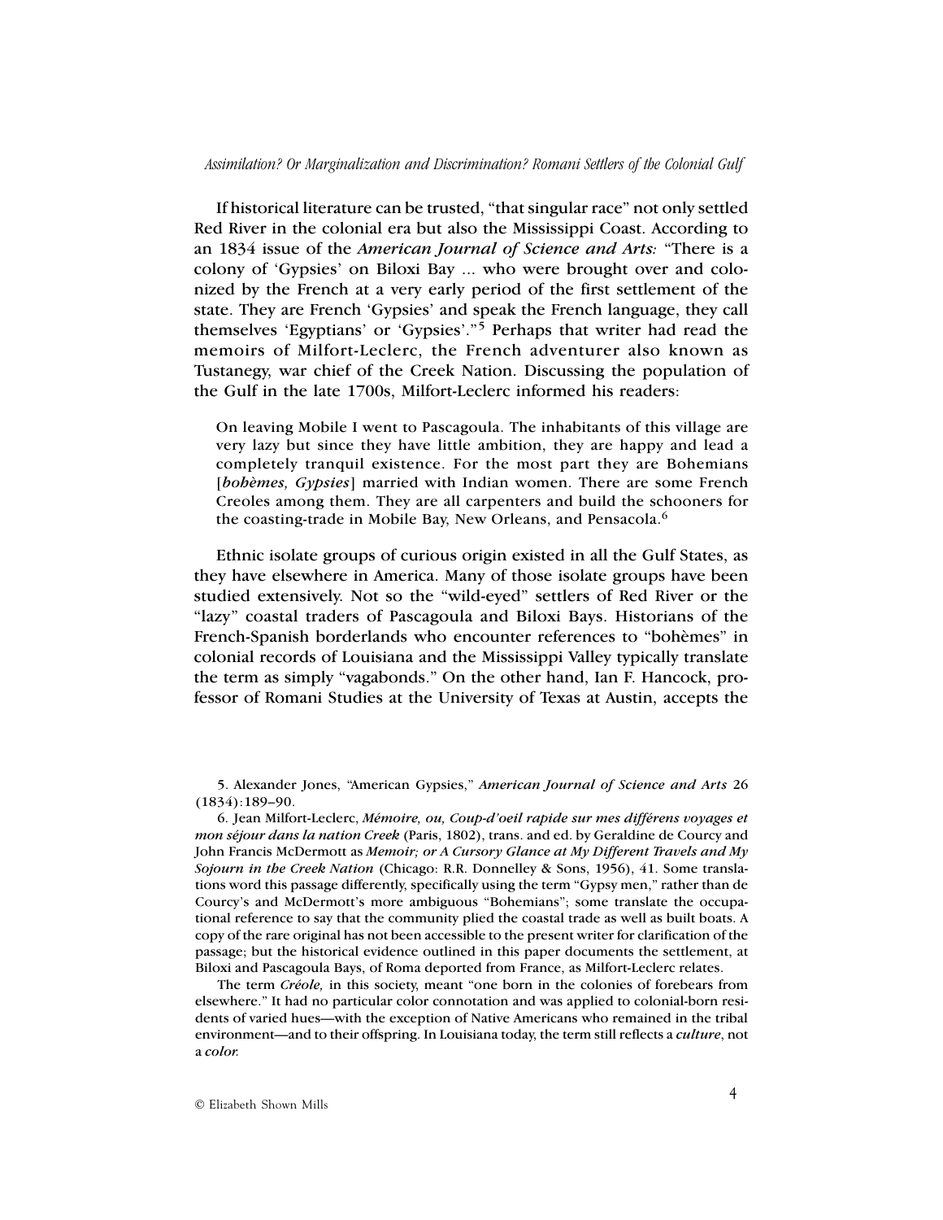If historical literature can be trusted, "that singular race" not only settled Red River in the colonial era but also the Mississippi Coast. According to an 1834 issue of the *American Journal of Science and Arts:* "There is a colony of 'Gypsies' on Biloxi Bay ... who were brought over and colonized by the French at a very early period of the first settlement of the state. They are French 'Gypsies' and speak the French language, they call themselves 'Egyptians' or 'Gypsies'."[5] Perhaps that writer had read the memoirs of Milfort-Leclerc, the French adventurer also known as Tustanegy, war chief of the Creek Nation. Discussing the population of the Gulf in the late 1700s, Milfort-Leclerc informed his readers:

> On leaving Mobile I went to Pascagoula. The inhabitants of this village are very lazy but since they have little ambition, they are happy and lead a completely tranquil existence. For the most part they are Bohemians [*bohèmes, Gypsies*] married with Indian women. There are some French Creoles among them. They are all carpenters and build the schooners for the coasting-trade in Mobile Bay, New Orleans, and Pensacola.[6]

Ethnic isolate groups of curious origin existed in all the Gulf States, as they have elsewhere in America. Many of those isolate groups have been studied extensively. Not so the "wild-eyed" settlers of Red River or the "lazy" coastal traders of Pascagoula and Biloxi Bays. Historians of the French-Spanish borderlands who encounter references to "bohèmes" in colonial records of Louisiana and the Mississippi Valley typically translate the term as simply "vagabonds." On the other hand, Ian F. Hancock, professor of Romani Studies at the University of Texas at Austin, accepts the

---

5. Alexander Jones, "American Gypsies," *American Journal of Science and Arts* 26 (1834):189–90.

6. Jean Milfort-Leclerc, *Mémoire, ou, Coup-d'oeil rapide sur mes différens voyages et mon séjour dans la nation Creek* (Paris, 1802), trans. and ed. by Geraldine de Courcy and John Francis McDermott as *Memoir; or A Cursory Glance at My Different Travels and My Sojourn in the Creek Nation* (Chicago: R.R. Donnelley & Sons, 1956), 41. Some translations word this passage differently, specifically using the term "Gypsy men," rather than de Courcy's and McDermott's more ambiguous "Bohemians"; some translate the occupational reference to say that the community plied the coastal trade as well as built boats. A copy of the rare original has not been accessible to the present writer for clarification of the passage; but the historical evidence outlined in this paper documents the settlement, at Biloxi and Pascagoula Bays, of Roma deported from France, as Milfort-Leclerc relates.

The term *Créole,* in this society, meant "one born in the colonies of forebears from elsewhere." It had no particular color connotation and was applied to colonial-born residents of varied hues—with the exception of Native Americans who remained in the tribal environment—and to their offspring. In Louisiana today, the term still reflects a *culture*, not a *color.*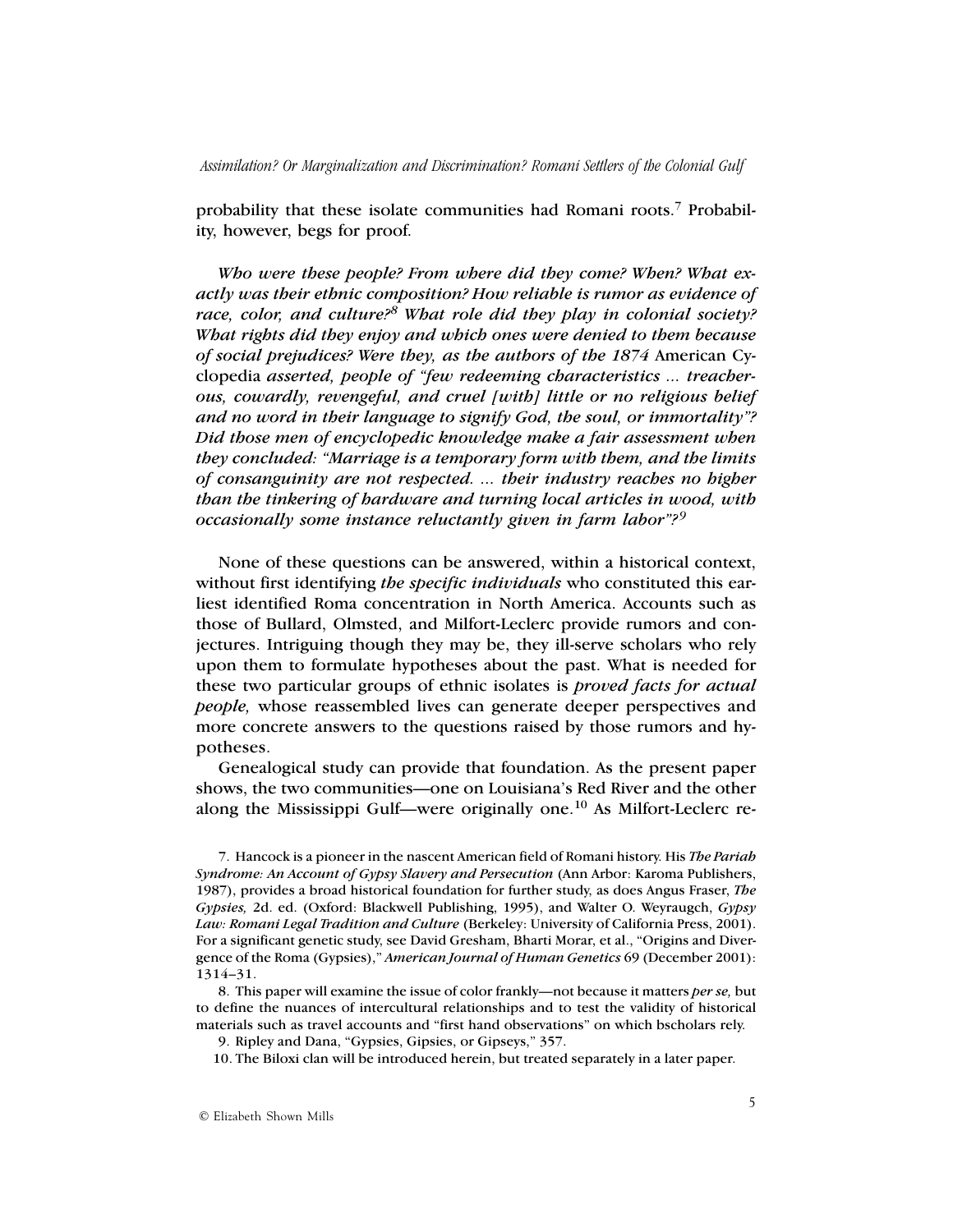probability that these isolate communities had Romani roots.[7] Probability, however, begs for proof.

***Who were these people? From where did they come? When? What exactly was their ethnic composition? How reliable is rumor as evidence of race, color, and culture?[8] What role did they play in colonial society? What rights did they enjoy and which ones were denied to them because of social prejudices? Were they, as the authors of the 1874*** **American Cyclopedia** ***asserted, people of "few redeeming characteristics ... treacherous, cowardly, revengeful, and cruel [with] little or no religious belief and no word in their language to signify God, the soul, or immortality"? Did those men of encyclopedic knowledge make a fair assessment when they concluded: "Marriage is a temporary form with them, and the limits of consanguinity are not respected. ... their industry reaches no higher than the tinkering of hardware and turning local articles in wood, with occasionally some instance reluctantly given in farm labor"?[9]***

None of these questions can be answered, within a historical context, without first identifying *the specific individuals* who constituted this earliest identified Roma concentration in North America. Accounts such as those of Bullard, Olmsted, and Milfort-Leclerc provide rumors and conjectures. Intriguing though they may be, they ill-serve scholars who rely upon them to formulate hypotheses about the past. What is needed for these two particular groups of ethnic isolates is *proved facts for actual people,* whose reassembled lives can generate deeper perspectives and more concrete answers to the questions raised by those rumors and hypotheses.

Genealogical study can provide that foundation. As the present paper shows, the two communities—one on Louisiana's Red River and the other along the Mississippi Gulf—were originally one.[10] As Milfort-Leclerc re-

7. Hancock is a pioneer in the nascent American field of Romani history. His *The Pariah Syndrome: An Account of Gypsy Slavery and Persecution* (Ann Arbor: Karoma Publishers, 1987), provides a broad historical foundation for further study, as does Angus Fraser, *The Gypsies,* 2d. ed. (Oxford: Blackwell Publishing, 1995), and Walter O. Weyraugch, *Gypsy Law: Romani Legal Tradition and Culture* (Berkeley: University of California Press, 2001). For a significant genetic study, see David Gresham, Bharti Morar, et al., "Origins and Divergence of the Roma (Gypsies)," *American Journal of Human Genetics* 69 (December 2001): 1314–31.

8. This paper will examine the issue of color frankly—not because it matters *per se,* but to define the nuances of intercultural relationships and to test the validity of historical materials such as travel accounts and "first hand observations" on which bscholars rely.

9. Ripley and Dana, "Gypsies, Gipsies, or Gipseys," 357.

10. The Biloxi clan will be introduced herein, but treated separately in a later paper.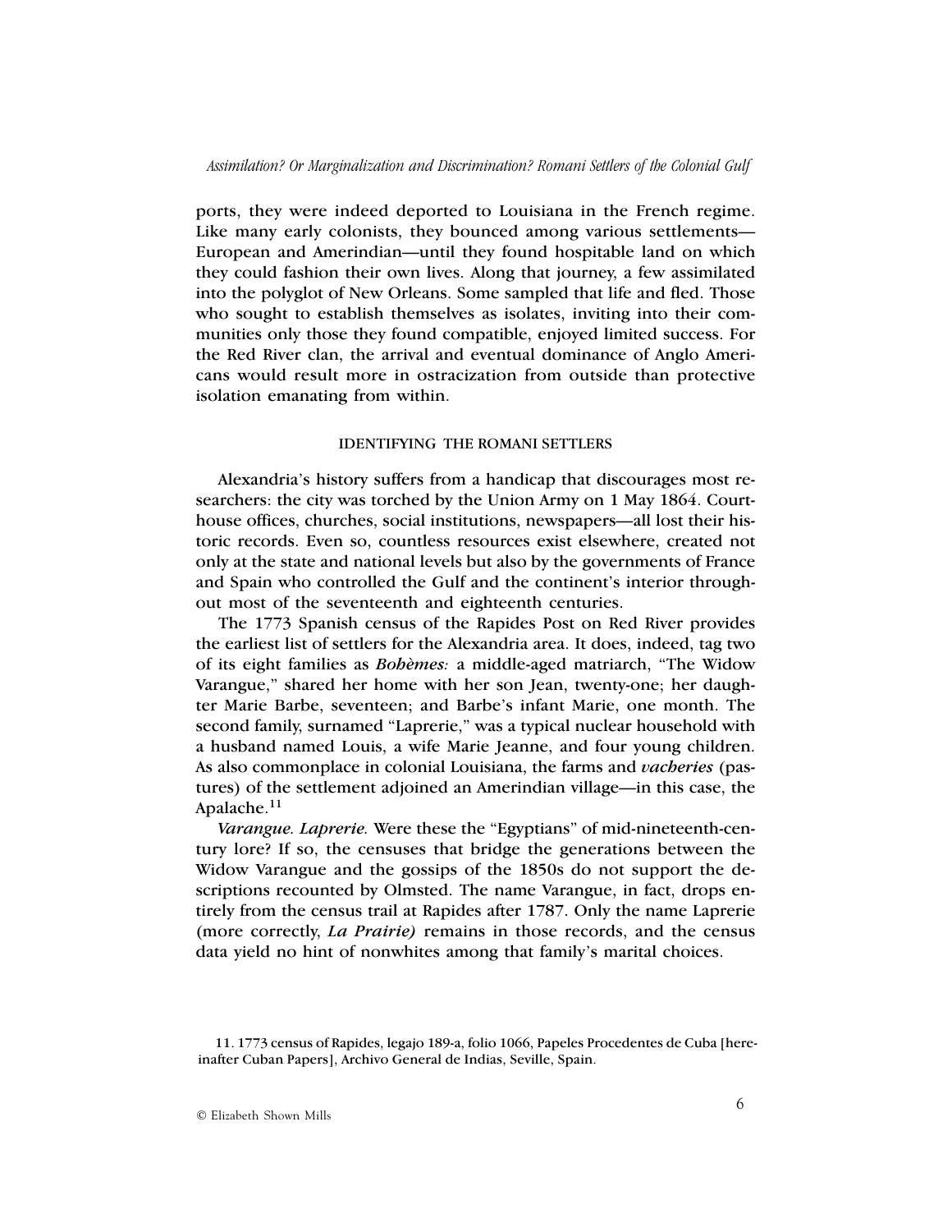ports, they were indeed deported to Louisiana in the French regime. Like many early colonists, they bounced among various settlements—European and Amerindian—until they found hospitable land on which they could fashion their own lives. Along that journey, a few assimilated into the polyglot of New Orleans. Some sampled that life and fled. Those who sought to establish themselves as isolates, inviting into their communities only those they found compatible, enjoyed limited success. For the Red River clan, the arrival and eventual dominance of Anglo Americans would result more in ostracization from outside than protective isolation emanating from within.

## IDENTIFYING THE ROMANI SETTLERS

Alexandria's history suffers from a handicap that discourages most researchers: the city was torched by the Union Army on 1 May 1864. Courthouse offices, churches, social institutions, newspapers—all lost their historic records. Even so, countless resources exist elsewhere, created not only at the state and national levels but also by the governments of France and Spain who controlled the Gulf and the continent's interior throughout most of the seventeenth and eighteenth centuries.

The 1773 Spanish census of the Rapides Post on Red River provides the earliest list of settlers for the Alexandria area. It does, indeed, tag two of its eight families as *Bohèmes:* a middle-aged matriarch, "The Widow Varangue," shared her home with her son Jean, twenty-one; her daughter Marie Barbe, seventeen; and Barbe's infant Marie, one month. The second family, surnamed "Laprerie," was a typical nuclear household with a husband named Louis, a wife Marie Jeanne, and four young children. As also commonplace in colonial Louisiana, the farms and *vacheries* (pastures) of the settlement adjoined an Amerindian village—in this case, the Apalache.[11]

*Varangue. Laprerie.* Were these the "Egyptians" of mid-nineteenth-century lore? If so, the censuses that bridge the generations between the Widow Varangue and the gossips of the 1850s do not support the descriptions recounted by Olmsted. The name Varangue, in fact, drops entirely from the census trail at Rapides after 1787. Only the name Laprerie (more correctly, *La Prairie)* remains in those records, and the census data yield no hint of nonwhites among that family's marital choices.

11. 1773 census of Rapides, legajo 189-a, folio 1066, Papeles Procedentes de Cuba [hereinafter Cuban Papers], Archivo General de Indias, Seville, Spain.

© Elizabeth Shown Mills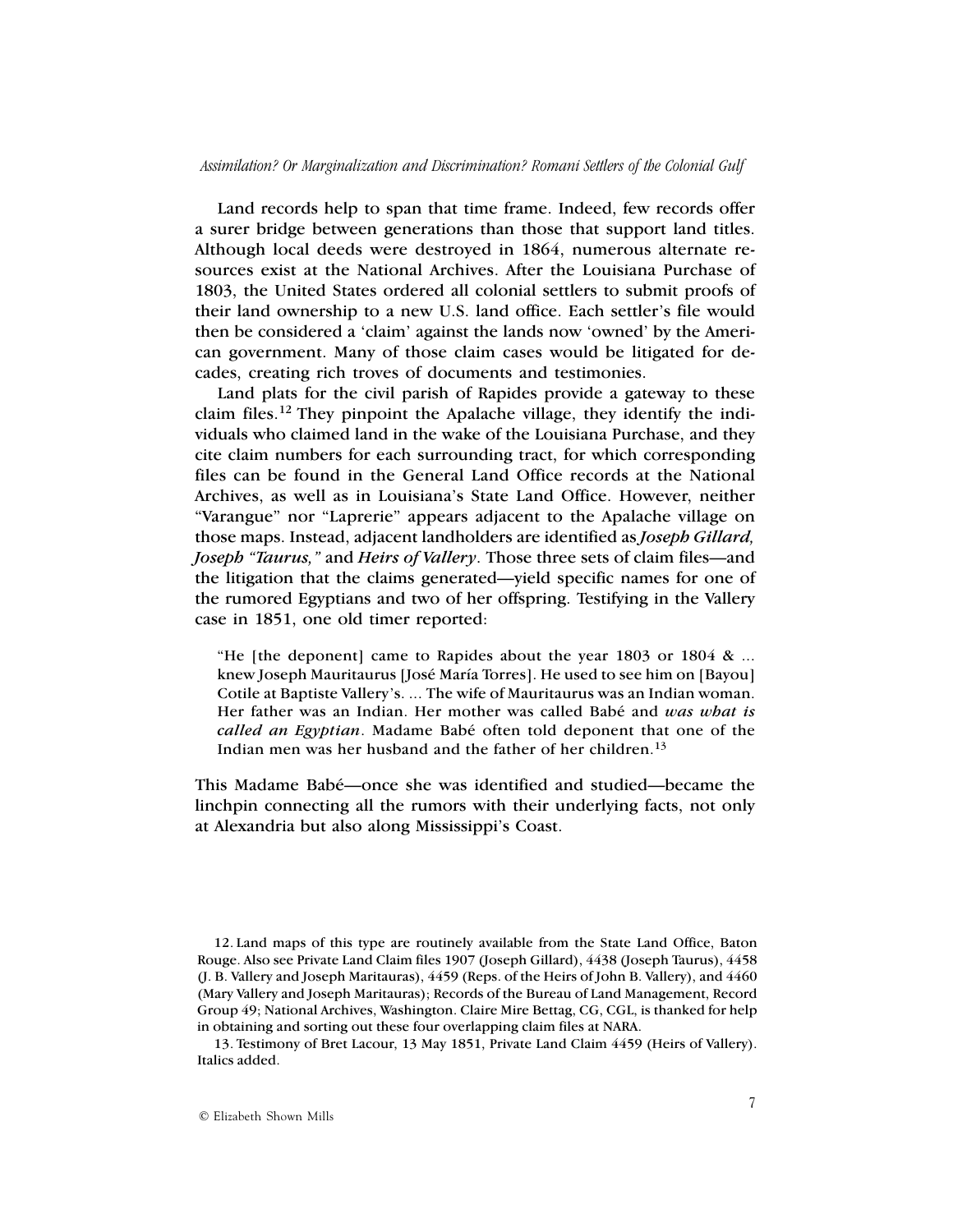Land records help to span that time frame. Indeed, few records offer a surer bridge between generations than those that support land titles. Although local deeds were destroyed in 1864, numerous alternate resources exist at the National Archives. After the Louisiana Purchase of 1803, the United States ordered all colonial settlers to submit proofs of their land ownership to a new U.S. land office. Each settler's file would then be considered a 'claim' against the lands now 'owned' by the American government. Many of those claim cases would be litigated for decades, creating rich troves of documents and testimonies.

Land plats for the civil parish of Rapides provide a gateway to these claim files.[12] They pinpoint the Apalache village, they identify the individuals who claimed land in the wake of the Louisiana Purchase, and they cite claim numbers for each surrounding tract, for which corresponding files can be found in the General Land Office records at the National Archives, as well as in Louisiana's State Land Office. However, neither "Varangue" nor "Laprerie" appears adjacent to the Apalache village on those maps. Instead, adjacent landholders are identified as ***Joseph Gillard, Joseph "Taurus,"*** and ***Heirs of Vallery***. Those three sets of claim files—and the litigation that the claims generated—yield specific names for one of the rumored Egyptians and two of her offspring. Testifying in the Vallery case in 1851, one old timer reported:

> "He [the deponent] came to Rapides about the year 1803 or 1804 & ... knew Joseph Mauritaurus [José María Torres]. He used to see him on [Bayou] Cotile at Baptiste Vallery's. ... The wife of Mauritaurus was an Indian woman. Her father was an Indian. Her mother was called Babé and ***was what is called an Egyptian***. Madame Babé often told deponent that one of the Indian men was her husband and the father of her children.[13]

This Madame Babé—once she was identified and studied—became the linchpin connecting all the rumors with their underlying facts, not only at Alexandria but also along Mississippi's Coast.

---

12. Land maps of this type are routinely available from the State Land Office, Baton Rouge. Also see Private Land Claim files 1907 (Joseph Gillard), 4438 (Joseph Taurus), 4458 (J. B. Vallery and Joseph Maritauras), 4459 (Reps. of the Heirs of John B. Vallery), and 4460 (Mary Vallery and Joseph Maritauras); Records of the Bureau of Land Management, Record Group 49; National Archives, Washington. Claire Mire Bettag, CG, CGL, is thanked for help in obtaining and sorting out these four overlapping claim files at NARA.

13. Testimony of Bret Lacour, 13 May 1851, Private Land Claim 4459 (Heirs of Vallery). Italics added.

© Elizabeth Shown Mills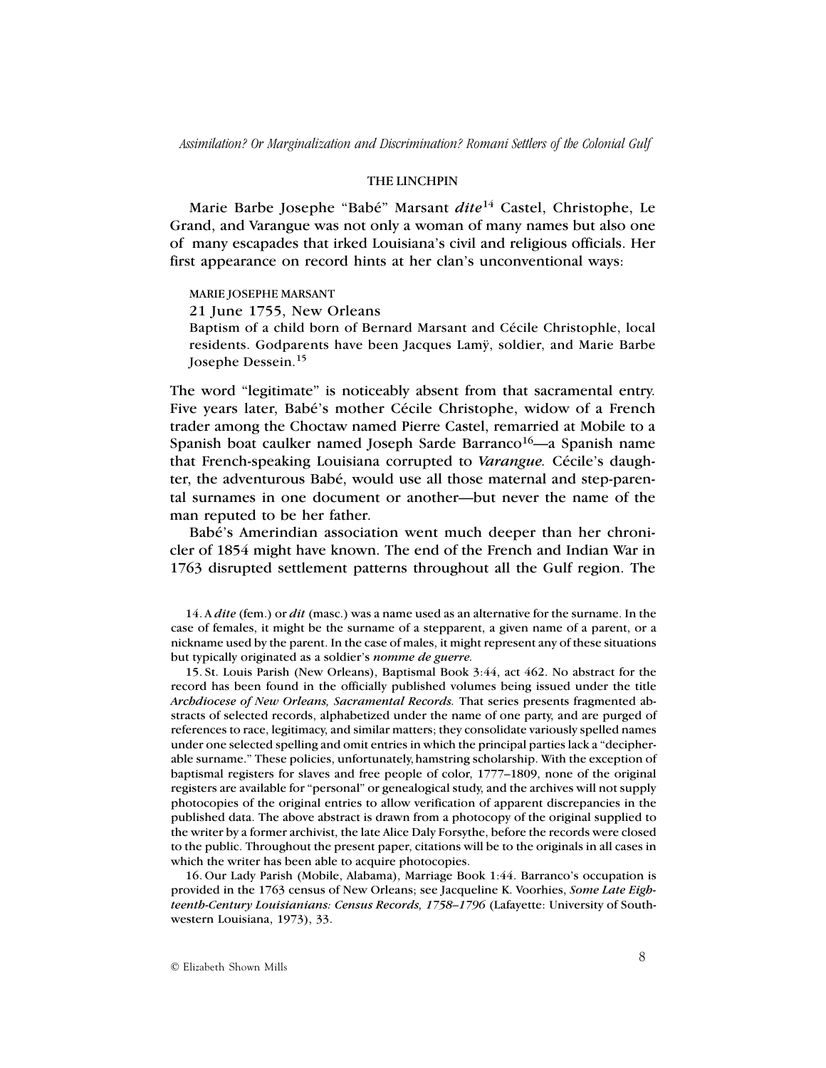## THE LINCHPIN

Marie Barbe Josephe "Babé" Marsant *dite*[14] Castel, Christophe, Le Grand, and Varangue was not only a woman of many names but also one of many escapades that irked Louisiana's civil and religious officials. Her first appearance on record hints at her clan's unconventional ways:

> MARIE JOSEPHE MARSANT
>
> 21 June 1755, New Orleans
>
> Baptism of a child born of Bernard Marsant and Cécile Christophle, local residents. Godparents have been Jacques Lamÿ, soldier, and Marie Barbe Josephe Dessein.[15]

The word "legitimate" is noticeably absent from that sacramental entry. Five years later, Babé's mother Cécile Christophe, widow of a French trader among the Choctaw named Pierre Castel, remarried at Mobile to a Spanish boat caulker named Joseph Sarde Barranco[16]—a Spanish name that French-speaking Louisiana corrupted to *Varangue.* Cécile's daughter, the adventurous Babé, would use all those maternal and step-parental surnames in one document or another—but never the name of the man reputed to be her father.

Babé's Amerindian association went much deeper than her chronicler of 1854 might have known. The end of the French and Indian War in 1763 disrupted settlement patterns throughout all the Gulf region. The

---

14. A *dite* (fem.) or *dit* (masc.) was a name used as an alternative for the surname. In the case of females, it might be the surname of a stepparent, a given name of a parent, or a nickname used by the parent. In the case of males, it might represent any of these situations but typically originated as a soldier's *nomme de guerre.*

15. St. Louis Parish (New Orleans), Baptismal Book 3:44, act 462. No abstract for the record has been found in the officially published volumes being issued under the title *Archdiocese of New Orleans, Sacramental Records.* That series presents fragmented abstracts of selected records, alphabetized under the name of one party, and are purged of references to race, legitimacy, and similar matters; they consolidate variously spelled names under one selected spelling and omit entries in which the principal parties lack a "decipherable surname." These policies, unfortunately, hamstring scholarship. With the exception of baptismal registers for slaves and free people of color, 1777–1809, none of the original registers are available for "personal" or genealogical study, and the archives will not supply photocopies of the original entries to allow verification of apparent discrepancies in the published data. The above abstract is drawn from a photocopy of the original supplied to the writer by a former archivist, the late Alice Daly Forsythe, before the records were closed to the public. Throughout the present paper, citations will be to the originals in all cases in which the writer has been able to acquire photocopies.

16. Our Lady Parish (Mobile, Alabama), Marriage Book 1:44. Barranco's occupation is provided in the 1763 census of New Orleans; see Jacqueline K. Voorhies, *Some Late Eighteenth-Century Louisianians: Census Records, 1758–1796* (Lafayette: University of Southwestern Louisiana, 1973), 33.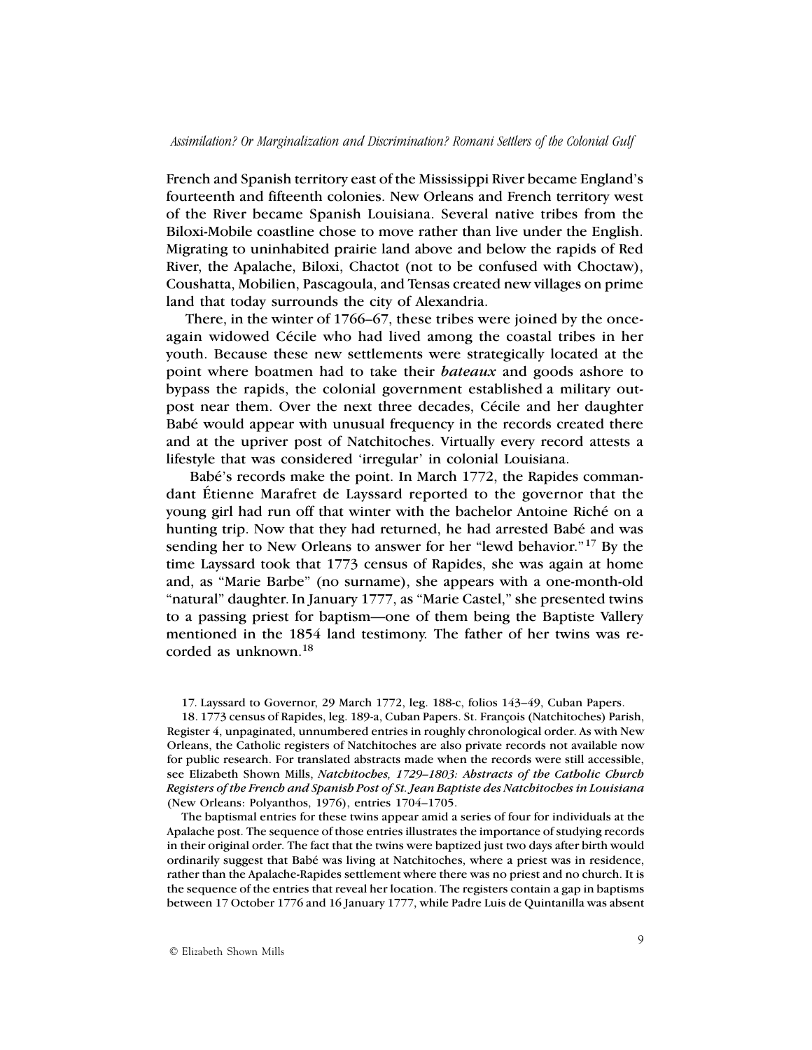French and Spanish territory east of the Mississippi River became England's fourteenth and fifteenth colonies. New Orleans and French territory west of the River became Spanish Louisiana. Several native tribes from the Biloxi-Mobile coastline chose to move rather than live under the English. Migrating to uninhabited prairie land above and below the rapids of Red River, the Apalache, Biloxi, Chactot (not to be confused with Choctaw), Coushatta, Mobilien, Pascagoula, and Tensas created new villages on prime land that today surrounds the city of Alexandria.

There, in the winter of 1766–67, these tribes were joined by the once-again widowed Cécile who had lived among the coastal tribes in her youth. Because these new settlements were strategically located at the point where boatmen had to take their ***bateaux*** and goods ashore to bypass the rapids, the colonial government established a military outpost near them. Over the next three decades, Cécile and her daughter Babé would appear with unusual frequency in the records created there and at the upriver post of Natchitoches. Virtually every record attests a lifestyle that was considered 'irregular' in colonial Louisiana.

Babé's records make the point. In March 1772, the Rapides commandant Étienne Marafret de Layssard reported to the governor that the young girl had run off that winter with the bachelor Antoine Riché on a hunting trip. Now that they had returned, he had arrested Babé and was sending her to New Orleans to answer for her "lewd behavior."[17] By the time Layssard took that 1773 census of Rapides, she was again at home and, as "Marie Barbe" (no surname), she appears with a one-month-old "natural" daughter. In January 1777, as "Marie Castel," she presented twins to a passing priest for baptism—one of them being the Baptiste Vallery mentioned in the 1854 land testimony. The father of her twins was recorded as unknown.[18]

17. Layssard to Governor, 29 March 1772, leg. 188-c, folios 143–49, Cuban Papers.

18. 1773 census of Rapides, leg. 189-a, Cuban Papers. St. François (Natchitoches) Parish, Register 4, unpaginated, unnumbered entries in roughly chronological order. As with New Orleans, the Catholic registers of Natchitoches are also private records not available now for public research. For translated abstracts made when the records were still accessible, see Elizabeth Shown Mills, ***Natchitoches, 1729–1803: Abstracts of the Catholic Church Registers of the French and Spanish Post of St. Jean Baptiste des Natchitoches in Louisiana*** (New Orleans: Polyanthos, 1976), entries 1704–1705.

The baptismal entries for these twins appear amid a series of four for individuals at the Apalache post. The sequence of those entries illustrates the importance of studying records in their original order. The fact that the twins were baptized just two days after birth would ordinarily suggest that Babé was living at Natchitoches, where a priest was in residence, rather than the Apalache-Rapides settlement where there was no priest and no church. It is the sequence of the entries that reveal her location. The registers contain a gap in baptisms between 17 October 1776 and 16 January 1777, while Padre Luis de Quintanilla was absent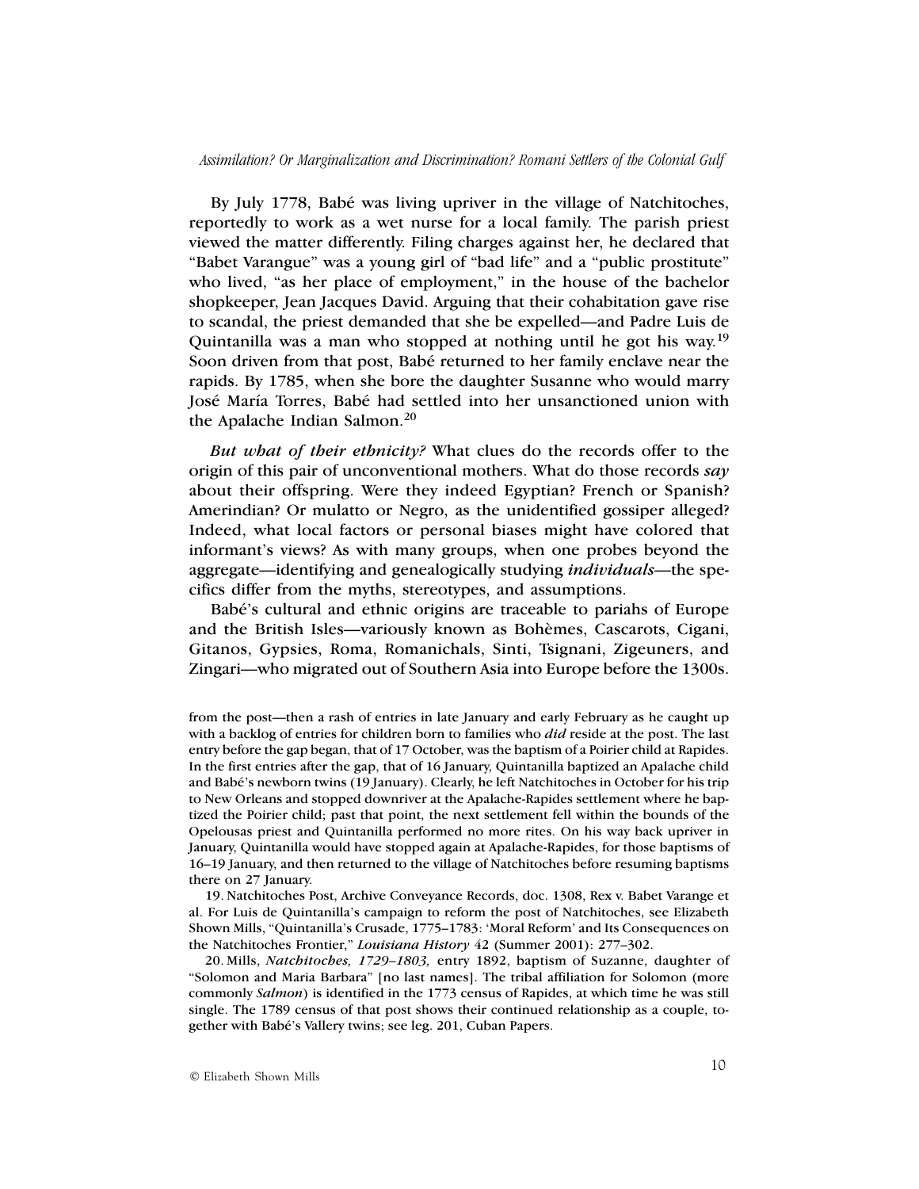By July 1778, Babé was living upriver in the village of Natchitoches, reportedly to work as a wet nurse for a local family. The parish priest viewed the matter differently. Filing charges against her, he declared that "Babet Varangue" was a young girl of "bad life" and a "public prostitute" who lived, "as her place of employment," in the house of the bachelor shopkeeper, Jean Jacques David. Arguing that their cohabitation gave rise to scandal, the priest demanded that she be expelled—and Padre Luis de Quintanilla was a man who stopped at nothing until he got his way.[19] Soon driven from that post, Babé returned to her family enclave near the rapids. By 1785, when she bore the daughter Susanne who would marry José María Torres, Babé had settled into her unsanctioned union with the Apalache Indian Salmon.[20]

***But what of their ethnicity?*** What clues do the records offer to the origin of this pair of unconventional mothers. What do those records *say* about their offspring. Were they indeed Egyptian? French or Spanish? Amerindian? Or mulatto or Negro, as the unidentified gossiper alleged? Indeed, what local factors or personal biases might have colored that informant's views? As with many groups, when one probes beyond the aggregate—identifying and genealogically studying ***individuals***—the specifics differ from the myths, stereotypes, and assumptions.

Babé's cultural and ethnic origins are traceable to pariahs of Europe and the British Isles—variously known as Bohèmes, Cascarots, Cigani, Gitanos, Gypsies, Roma, Romanichals, Sinti, Tsignani, Zigeuners, and Zingari—who migrated out of Southern Asia into Europe before the 1300s.

from the post—then a rash of entries in late January and early February as he caught up with a backlog of entries for children born to families who *did* reside at the post. The last entry before the gap began, that of 17 October, was the baptism of a Poirier child at Rapides. In the first entries after the gap, that of 16 January, Quintanilla baptized an Apalache child and Babé's newborn twins (19 January). Clearly, he left Natchitoches in October for his trip to New Orleans and stopped downriver at the Apalache-Rapides settlement where he baptized the Poirier child; past that point, the next settlement fell within the bounds of the Opelousas priest and Quintanilla performed no more rites. On his way back upriver in January, Quintanilla would have stopped again at Apalache-Rapides, for those baptisms of 16–19 January, and then returned to the village of Natchitoches before resuming baptisms there on 27 January.

19. Natchitoches Post, Archive Conveyance Records, doc. 1308, Rex v. Babet Varange et al. For Luis de Quintanilla's campaign to reform the post of Natchitoches, see Elizabeth Shown Mills, "Quintanilla's Crusade, 1775–1783: 'Moral Reform' and Its Consequences on the Natchitoches Frontier," ***Louisiana History*** 42 (Summer 2001): 277–302.

20. Mills, *Natchitoches, 1729–1803,* entry 1892, baptism of Suzanne, daughter of "Solomon and Maria Barbara" [no last names]. The tribal affiliation for Solomon (more commonly *Salmon*) is identified in the 1773 census of Rapides, at which time he was still single. The 1789 census of that post shows their continued relationship as a couple, together with Babé's Vallery twins; see leg. 201, Cuban Papers.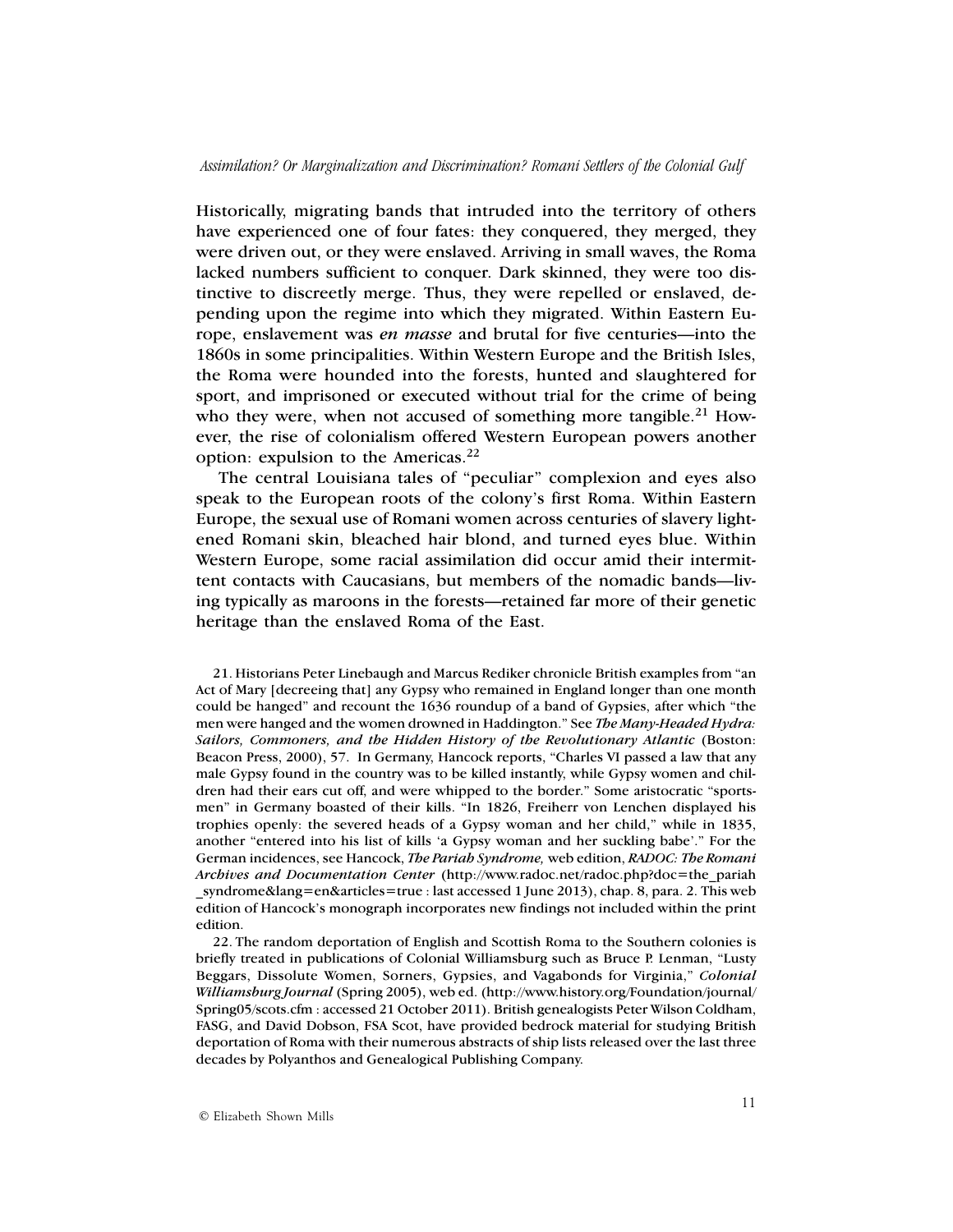Historically, migrating bands that intruded into the territory of others have experienced one of four fates: they conquered, they merged, they were driven out, or they were enslaved. Arriving in small waves, the Roma lacked numbers sufficient to conquer. Dark skinned, they were too distinctive to discreetly merge. Thus, they were repelled or enslaved, depending upon the regime into which they migrated. Within Eastern Europe, enslavement was *en masse* and brutal for five centuries—into the 1860s in some principalities. Within Western Europe and the British Isles, the Roma were hounded into the forests, hunted and slaughtered for sport, and imprisoned or executed without trial for the crime of being who they were, when not accused of something more tangible.[21] However, the rise of colonialism offered Western European powers another option: expulsion to the Americas.[22]

The central Louisiana tales of "peculiar" complexion and eyes also speak to the European roots of the colony's first Roma. Within Eastern Europe, the sexual use of Romani women across centuries of slavery lightened Romani skin, bleached hair blond, and turned eyes blue. Within Western Europe, some racial assimilation did occur amid their intermittent contacts with Caucasians, but members of the nomadic bands—living typically as maroons in the forests—retained far more of their genetic heritage than the enslaved Roma of the East.

21. Historians Peter Linebaugh and Marcus Rediker chronicle British examples from "an Act of Mary [decreeing that] any Gypsy who remained in England longer than one month could be hanged" and recount the 1636 roundup of a band of Gypsies, after which "the men were hanged and the women drowned in Haddington." See ***The Many-Headed Hydra: Sailors, Commoners, and the Hidden History of the Revolutionary Atlantic*** (Boston: Beacon Press, 2000), 57. In Germany, Hancock reports, "Charles VI passed a law that any male Gypsy found in the country was to be killed instantly, while Gypsy women and children had their ears cut off, and were whipped to the border." Some aristocratic "sportsmen" in Germany boasted of their kills. "In 1826, Freiherr von Lenchen displayed his trophies openly: the severed heads of a Gypsy woman and her child," while in 1835, another "entered into his list of kills 'a Gypsy woman and her suckling babe'." For the German incidences, see Hancock, ***The Pariah Syndrome,*** web edition, ***RADOC: The Romani Archives and Documentation Center*** (http://www.radoc.net/radoc.php?doc=the_pariah_syndrome&lang=en&articles=true : last accessed 1 June 2013), chap. 8, para. 2. This web edition of Hancock's monograph incorporates new findings not included within the print edition.

22. The random deportation of English and Scottish Roma to the Southern colonies is briefly treated in publications of Colonial Williamsburg such as Bruce P. Lenman, "Lusty Beggars, Dissolute Women, Sorners, Gypsies, and Vagabonds for Virginia," ***Colonial Williamsburg Journal*** (Spring 2005), web ed. (http://www.history.org/Foundation/journal/Spring05/scots.cfm : accessed 21 October 2011). British genealogists Peter Wilson Coldham, FASG, and David Dobson, FSA Scot, have provided bedrock material for studying British deportation of Roma with their numerous abstracts of ship lists released over the last three decades by Polyanthos and Genealogical Publishing Company.

© Elizabeth Shown Mills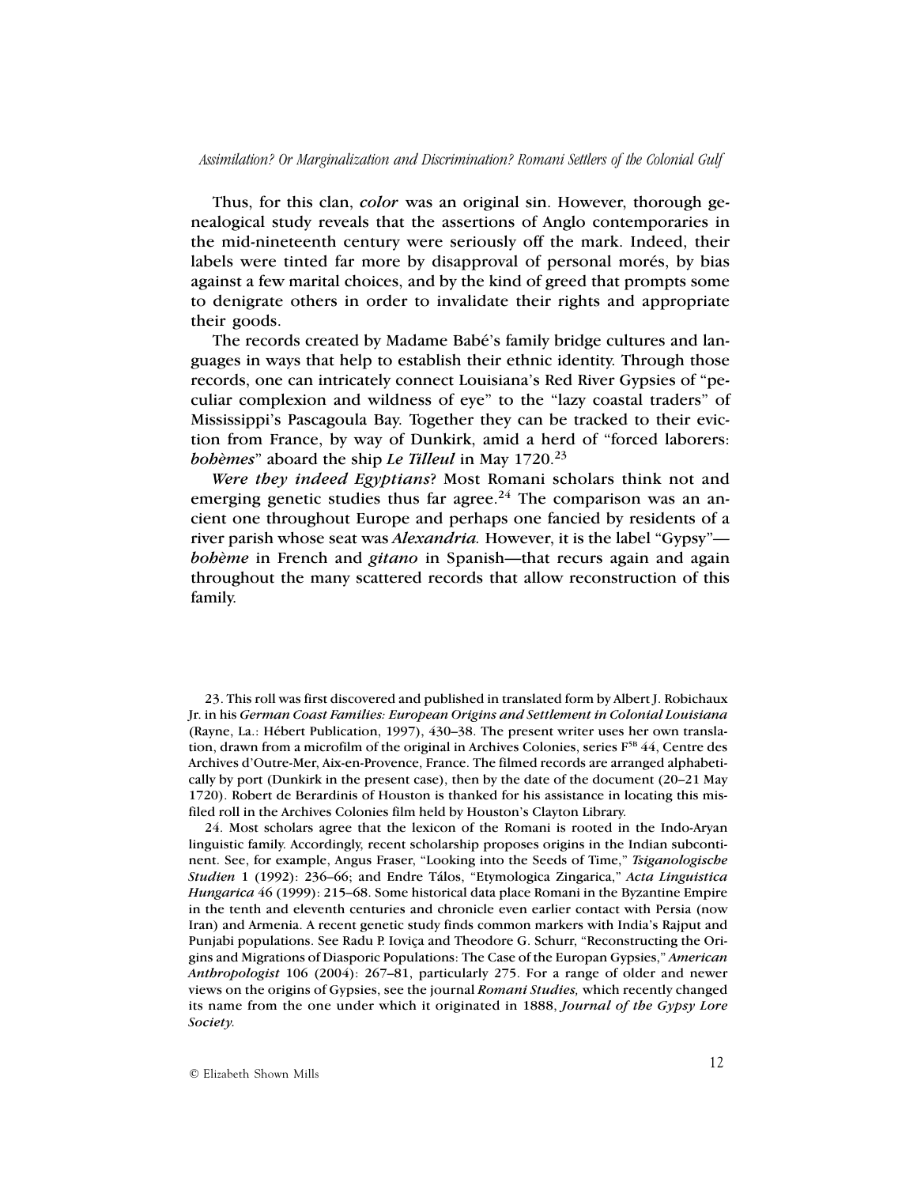Thus, for this clan, *color* was an original sin. However, thorough genealogical study reveals that the assertions of Anglo contemporaries in the mid-nineteenth century were seriously off the mark. Indeed, their labels were tinted far more by disapproval of personal morés, by bias against a few marital choices, and by the kind of greed that prompts some to denigrate others in order to invalidate their rights and appropriate their goods.

The records created by Madame Babé's family bridge cultures and languages in ways that help to establish their ethnic identity. Through those records, one can intricately connect Louisiana's Red River Gypsies of "peculiar complexion and wildness of eye" to the "lazy coastal traders" of Mississippi's Pascagoula Bay. Together they can be tracked to their eviction from France, by way of Dunkirk, amid a herd of "forced laborers: *bohèmes*" aboard the ship *Le Tilleul* in May 1720.[23]

***Were they indeed Egyptians*?** Most Romani scholars think not and emerging genetic studies thus far agree.[24] The comparison was an ancient one throughout Europe and perhaps one fancied by residents of a river parish whose seat was *Alexandria.* However, it is the label "Gypsy"—*bohème* in French and *gitano* in Spanish—that recurs again and again throughout the many scattered records that allow reconstruction of this family.

23. This roll was first discovered and published in translated form by Albert J. Robichaux Jr. in his *German Coast Families: European Origins and Settlement in Colonial Louisiana* (Rayne, La.: Hébert Publication, 1997), 430–38. The present writer uses her own translation, drawn from a microfilm of the original in Archives Colonies, series $F^{5B}$ 44, Centre des Archives d'Outre-Mer, Aix-en-Provence, France. The filmed records are arranged alphabetically by port (Dunkirk in the present case), then by the date of the document (20–21 May 1720). Robert de Berardinis of Houston is thanked for his assistance in locating this misfiled roll in the Archives Colonies film held by Houston's Clayton Library.

24. Most scholars agree that the lexicon of the Romani is rooted in the Indo-Aryan linguistic family. Accordingly, recent scholarship proposes origins in the Indian subcontinent. See, for example, Angus Fraser, "Looking into the Seeds of Time," *Tsiganologische Studien* 1 (1992): 236–66; and Endre Tálos, "Etymologica Zingarica," *Acta Linguistica Hungarica* 46 (1999): 215–68. Some historical data place Romani in the Byzantine Empire in the tenth and eleventh centuries and chronicle even earlier contact with Persia (now Iran) and Armenia. A recent genetic study finds common markers with India's Rajput and Punjabi populations. See Radu P. Ioviça and Theodore G. Schurr, "Reconstructing the Origins and Migrations of Diasporic Populations: The Case of the Europan Gypsies," *American Anthropologist* 106 (2004): 267–81, particularly 275. For a range of older and newer views on the origins of Gypsies, see the journal *Romani Studies,* which recently changed its name from the one under which it originated in 1888, *Journal of the Gypsy Lore Society.*

© Elizabeth Shown Mills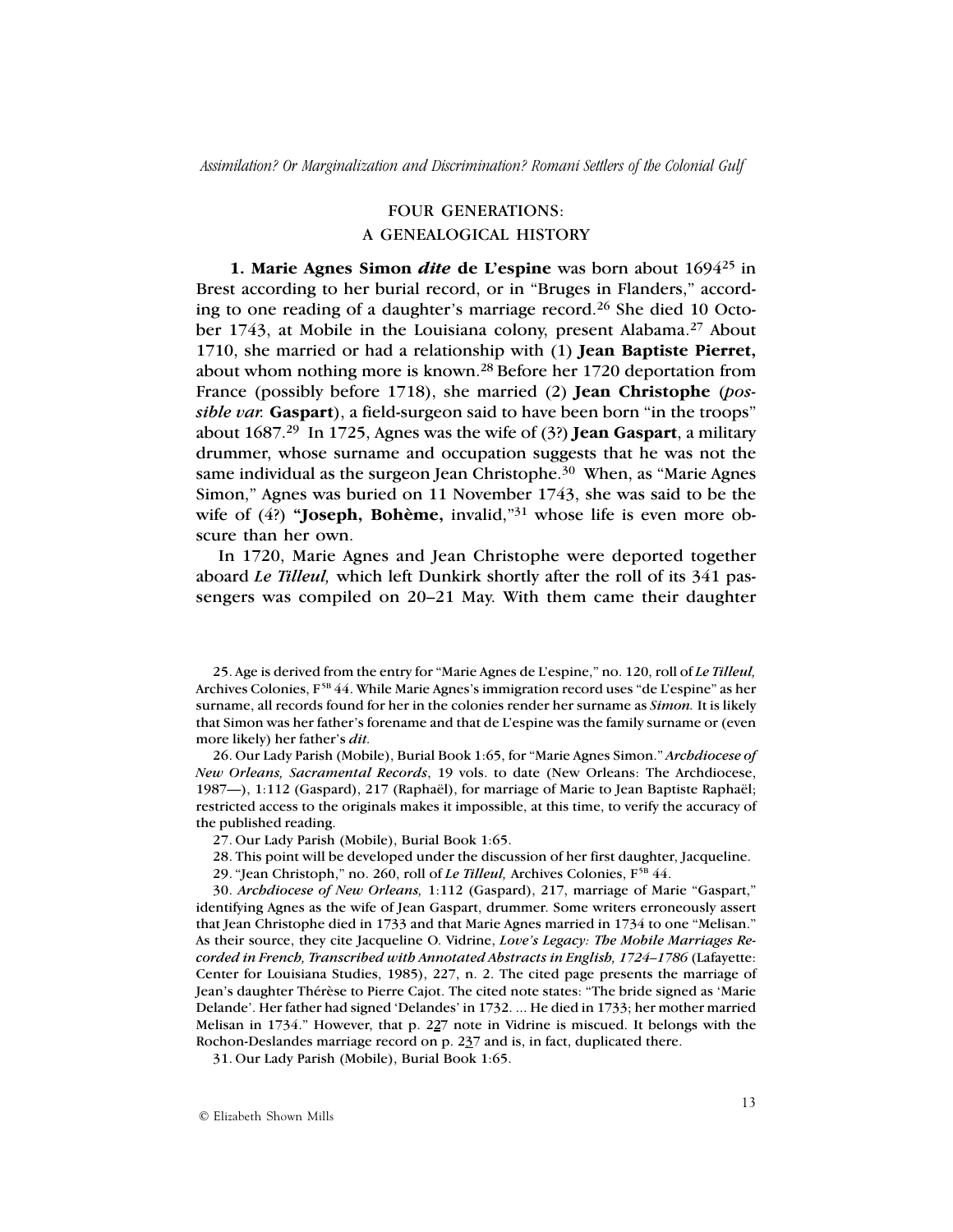## FOUR GENERATIONS: A GENEALOGICAL HISTORY

**1. Marie Agnes Simon *dite* de L'espine** was born about 1694[25] in Brest according to her burial record, or in "Bruges in Flanders," according to one reading of a daughter's marriage record.[26] She died 10 October 1743, at Mobile in the Louisiana colony, present Alabama.[27] About 1710, she married or had a relationship with (1) **Jean Baptiste Pierret,** about whom nothing more is known.[28] Before her 1720 deportation from France (possibly before 1718), she married (2) **Jean Christophe** (*possible var.* **Gaspart**), a field-surgeon said to have been born "in the troops" about 1687.[29] In 1725, Agnes was the wife of (3?) **Jean Gaspart**, a military drummer, whose surname and occupation suggests that he was not the same individual as the surgeon Jean Christophe.[30] When, as "Marie Agnes Simon," Agnes was buried on 11 November 1743, she was said to be the wife of (4?) **"Joseph, Bohème,** invalid,"[31] whose life is even more obscure than her own.

In 1720, Marie Agnes and Jean Christophe were deported together aboard *Le Tilleul,* which left Dunkirk shortly after the roll of its 341 passengers was compiled on 20–21 May. With them came their daughter

25. Age is derived from the entry for "Marie Agnes de L'espine," no. 120, roll of *Le Tilleul,* Archives Colonies, F[5B] 44. While Marie Agnes's immigration record uses "de L'espine" as her surname, all records found for her in the colonies render her surname as *Simon.* It is likely that Simon was her father's forename and that de L'espine was the family surname or (even more likely) her father's *dit.*

26. Our Lady Parish (Mobile), Burial Book 1:65, for "Marie Agnes Simon." *Archdiocese of New Orleans, Sacramental Records*, 19 vols. to date (New Orleans: The Archdiocese, 1987—), 1:112 (Gaspard), 217 (Raphaël), for marriage of Marie to Jean Baptiste Raphaël; restricted access to the originals makes it impossible, at this time, to verify the accuracy of the published reading.

27. Our Lady Parish (Mobile), Burial Book 1:65.

28. This point will be developed under the discussion of her first daughter, Jacqueline.

29. "Jean Christoph," no. 260, roll of *Le Tilleul,* Archives Colonies, F[5B] 44.

30. *Archdiocese of New Orleans,* 1:112 (Gaspard), 217, marriage of Marie "Gaspart," identifying Agnes as the wife of Jean Gaspart, drummer. Some writers erroneously assert that Jean Christophe died in 1733 and that Marie Agnes married in 1734 to one "Melisan." As their source, they cite Jacqueline O. Vidrine, *Love's Legacy: The Mobile Marriages Recorded in French, Transcribed with Annotated Abstracts in English, 1724–1786* (Lafayette: Center for Louisiana Studies, 1985), 227, n. 2. The cited page presents the marriage of Jean's daughter Thérèse to Pierre Cajot. The cited note states: "The bride signed as 'Marie Delande'. Her father had signed 'Delandes' in 1732. ... He died in 1733; her mother married Melisan in 1734." However, that p. 2<u>2</u>7 note in Vidrine is miscued. It belongs with the Rochon-Deslandes marriage record on p. 2<u>3</u>7 and is, in fact, duplicated there.

31. Our Lady Parish (Mobile), Burial Book 1:65.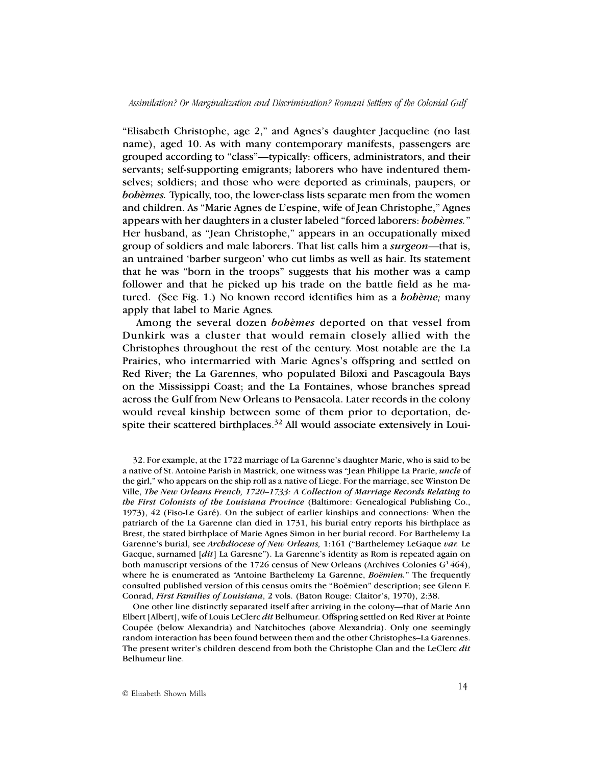"Elisabeth Christophe, age 2," and Agnes's daughter Jacqueline (no last name), aged 10. As with many contemporary manifests, passengers are grouped according to "class"—typically: officers, administrators, and their servants; self-supporting emigrants; laborers who have indentured themselves; soldiers; and those who were deported as criminals, paupers, or ***bohèmes.*** Typically, too, the lower-class lists separate men from the women and children. As "Marie Agnes de L'espine, wife of Jean Christophe," Agnes appears with her daughters in a cluster labeled "forced laborers: ***bohèmes.***" Her husband, as "Jean Christophe," appears in an occupationally mixed group of soldiers and male laborers. That list calls him a ***surgeon***—that is, an untrained 'barber surgeon' who cut limbs as well as hair. Its statement that he was "born in the troops" suggests that his mother was a camp follower and that he picked up his trade on the battle field as he matured. (See Fig. 1.) No known record identifies him as a ***bohème;*** many apply that label to Marie Agnes*.*

Among the several dozen ***bohèmes*** deported on that vessel from Dunkirk was a cluster that would remain closely allied with the Christophes throughout the rest of the century. Most notable are the La Prairies, who intermarried with Marie Agnes's offspring and settled on Red River; the La Garennes, who populated Biloxi and Pascagoula Bays on the Mississippi Coast; and the La Fontaines, whose branches spread across the Gulf from New Orleans to Pensacola. Later records in the colony would reveal kinship between some of them prior to deportation, despite their scattered birthplaces.[32] All would associate extensively in Loui-

32. For example, at the 1722 marriage of La Garenne's daughter Marie, who is said to be a native of St. Antoine Parish in Mastrick, one witness was "Jean Philippe La Prarie, ***uncle*** of the girl," who appears on the ship roll as a native of Liege. For the marriage, see Winston De Ville, ***The New Orleans French, 1720–1733: A Collection of Marriage Records Relating to the First Colonists of the Louisiana Province*** (Baltimore: Genealogical Publishing Co., 1973), 42 (Fiso-Le Garé). On the subject of earlier kinships and connections: When the patriarch of the La Garenne clan died in 1731, his burial entry reports his birthplace as Brest, the stated birthplace of Marie Agnes Simon in her burial record. For Barthelemy La Garenne's burial, see ***Archdiocese of New Orleans,*** 1:161 ("Barthelemey LeGaque *var.* Le Gacque, surnamed [*dit*] La Garesne"). La Garenne's identity as Rom is repeated again on both manuscript versions of the 1726 census of New Orleans (Archives Colonies G[1] 464), where he is enumerated as "Antoine Barthelemy La Garenne, *Boëmien.*" The frequently consulted published version of this census omits the "Boëmien" description; see Glenn F. Conrad, *First Families of Louisiana*, 2 vols. (Baton Rouge: Claitor's, 1970), 2:38.

One other line distinctly separated itself after arriving in the colony—that of Marie Ann Elbert [Albert], wife of Louis LeClerc ***dit*** Belhumeur. Offspring settled on Red River at Pointe Coupée (below Alexandria) and Natchitoches (above Alexandria). Only one seemingly random interaction has been found between them and the other Christophes–La Garennes. The present writer's children descend from both the Christophe Clan and the LeClerc ***dit*** Belhumeur line.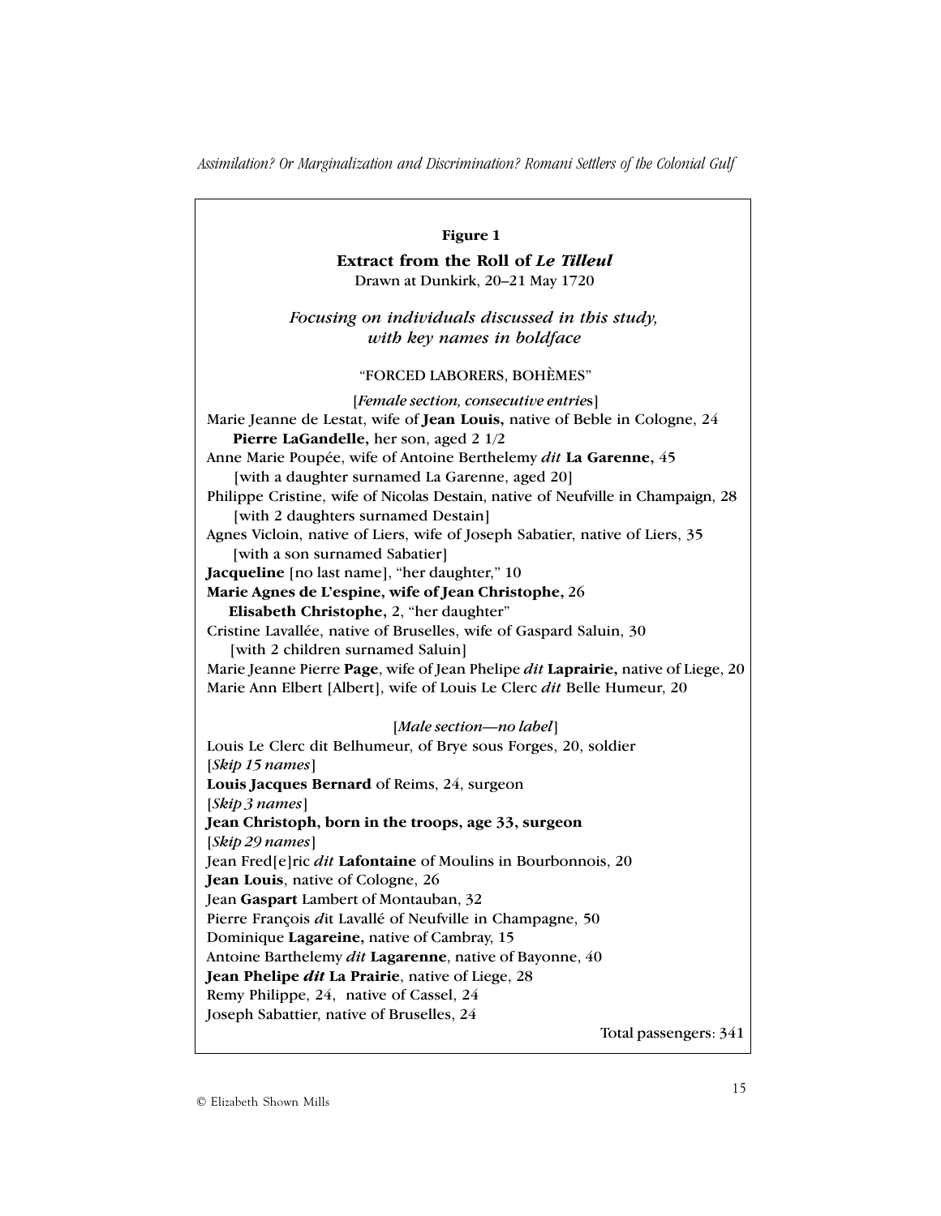**Figure 1**

**Extract from the Roll of *Le Tilleul***

Drawn at Dunkirk, 20–21 May 1720

***Focusing on individuals discussed in this study, with key names in boldface***

"FORCED LABORERS, BOHÈMES"

[*Female section, consecutive entries*]

Marie Jeanne de Lestat, wife of **Jean Louis,** native of Beble in Cologne, 24
  **Pierre LaGandelle,** her son, aged 2 1/2
Anne Marie Poupée, wife of Antoine Berthelemy *dit* **La Garenne,** 45
  [with a daughter surnamed La Garenne, aged 20]
Philippe Cristine, wife of Nicolas Destain, native of Neufville in Champaign, 28
  [with 2 daughters surnamed Destain]
Agnes Vicloin, native of Liers, wife of Joseph Sabatier, native of Liers, 35
  [with a son surnamed Sabatier]
**Jacqueline** [no last name], "her daughter," 10
**Marie Agnes de L'espine, wife of Jean Christophe,** 26
  **Elisabeth Christophe,** 2, "her daughter"
Cristine Lavallée, native of Bruselles, wife of Gaspard Saluin, 30
  [with 2 children surnamed Saluin]
Marie Jeanne Pierre **Page**, wife of Jean Phelipe *dit* **Laprairie,** native of Liege, 20
Marie Ann Elbert [Albert], wife of Louis Le Clerc *dit* Belle Humeur, 20

[*Male section—no label*]

Louis Le Clerc dit Belhumeur, of Brye sous Forges, 20, soldier
[*Skip 15 names*]
**Louis Jacques Bernard** of Reims, 24, surgeon
[*Skip 3 names*]
**Jean Christoph, born in the troops, age 33, surgeon**
[*Skip 29 names*]
Jean Fred[e]ric *dit* **Lafontaine** of Moulins in Bourbonnois, 20
**Jean Louis**, native of Cologne, 26
Jean **Gaspart** Lambert of Montauban, 32
Pierre François *d*it Lavallé of Neufville in Champagne, 50
Dominique **Lagareine,** native of Cambray, 15
Antoine Barthelemy *dit* **Lagarenne**, native of Bayonne, 40
**Jean Phelipe *dit* La Prairie**, native of Liege, 28
Remy Philippe, 24, native of Cassel, 24
Joseph Sabattier, native of Bruselles, 24

Total passengers: 341

© Elizabeth Shown Mills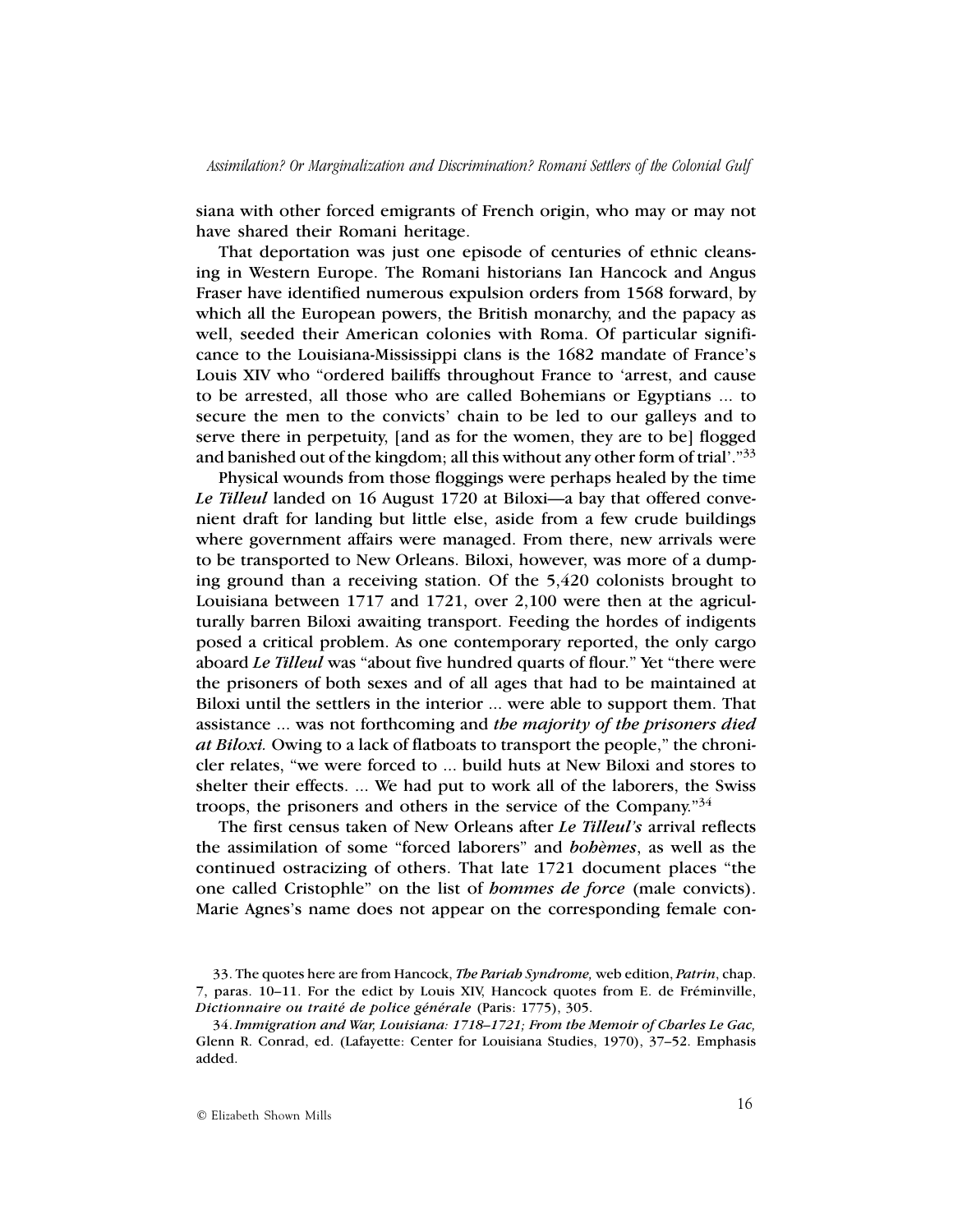siana with other forced emigrants of French origin, who may or may not have shared their Romani heritage.

That deportation was just one episode of centuries of ethnic cleansing in Western Europe. The Romani historians Ian Hancock and Angus Fraser have identified numerous expulsion orders from 1568 forward, by which all the European powers, the British monarchy, and the papacy as well, seeded their American colonies with Roma. Of particular significance to the Louisiana-Mississippi clans is the 1682 mandate of France's Louis XIV who "ordered bailiffs throughout France to 'arrest, and cause to be arrested, all those who are called Bohemians or Egyptians ... to secure the men to the convicts' chain to be led to our galleys and to serve there in perpetuity, [and as for the women, they are to be] flogged and banished out of the kingdom; all this without any other form of trial'."[33]

Physical wounds from those floggings were perhaps healed by the time *Le Tilleul* landed on 16 August 1720 at Biloxi—a bay that offered convenient draft for landing but little else, aside from a few crude buildings where government affairs were managed. From there, new arrivals were to be transported to New Orleans. Biloxi, however, was more of a dumping ground than a receiving station. Of the 5,420 colonists brought to Louisiana between 1717 and 1721, over 2,100 were then at the agriculturally barren Biloxi awaiting transport. Feeding the hordes of indigents posed a critical problem. As one contemporary reported, the only cargo aboard *Le Tilleul* was "about five hundred quarts of flour." Yet "there were the prisoners of both sexes and of all ages that had to be maintained at Biloxi until the settlers in the interior ... were able to support them. That assistance ... was not forthcoming and ***the majority of the prisoners died at Biloxi.*** Owing to a lack of flatboats to transport the people," the chronicler relates, "we were forced to ... build huts at New Biloxi and stores to shelter their effects. ... We had put to work all of the laborers, the Swiss troops, the prisoners and others in the service of the Company."[34]

The first census taken of New Orleans after *Le Tilleul's* arrival reflects the assimilation of some "forced laborers" and ***bohèmes***, as well as the continued ostracizing of others. That late 1721 document places "the one called Cristophle" on the list of ***hommes de force*** (male convicts). Marie Agnes's name does not appear on the corresponding female con-

33. The quotes here are from Hancock, *The Pariah Syndrome,* web edition, *Patrin*, chap. 7, paras. 10–11. For the edict by Louis XIV, Hancock quotes from E. de Fréminville, *Dictionnaire ou traité de police générale* (Paris: 1775), 305.

34. *Immigration and War, Louisiana: 1718–1721; From the Memoir of Charles Le Gac,* Glenn R. Conrad, ed. (Lafayette: Center for Louisiana Studies, 1970), 37–52. Emphasis added.

© Elizabeth Shown Mills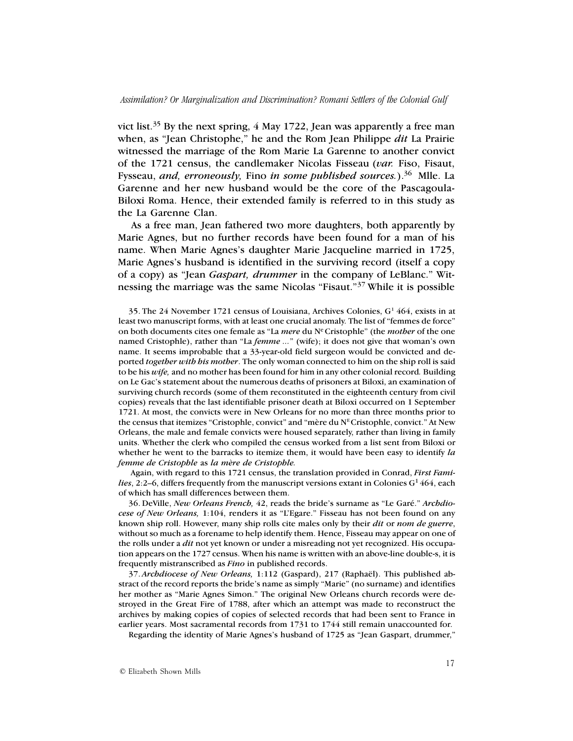vict list.[35] By the next spring, 4 May 1722, Jean was apparently a free man when, as "Jean Christophe," he and the Rom Jean Philippe *dit* La Prairie witnessed the marriage of the Rom Marie La Garenne to another convict of the 1721 census, the candlemaker Nicolas Fisseau (*var.* Fiso, Fisaut, Fysseau, *and, erroneously,* Fino *in some published sources.*).[36] Mlle. La Garenne and her new husband would be the core of the Pascagoula-Biloxi Roma. Hence, their extended family is referred to in this study as the La Garenne Clan.

As a free man, Jean fathered two more daughters, both apparently by Marie Agnes, but no further records have been found for a man of his name. When Marie Agnes's daughter Marie Jacqueline married in 1725, Marie Agnes's husband is identified in the surviving record (itself a copy of a copy) as "Jean *Gaspart, drummer* in the company of LeBlanc." Witnessing the marriage was the same Nicolas "Fisaut."[37] While it is possible

35. The 24 November 1721 census of Louisiana, Archives Colonies, G[1] 464, exists in at least two manuscript forms, with at least one crucial anomaly. The list of "femmes de force" on both documents cites one female as "La *mere* du N[e] Cristophle" (the *mother* of the one named Cristophle), rather than "La *femme* ..." (wife); it does not give that woman's own name. It seems improbable that a 33-year-old field surgeon would be convicted and deported *together with his mother*. The only woman connected to him on the ship roll is said to be his *wife,* and no mother has been found for him in any other colonial record*.* Building on Le Gac's statement about the numerous deaths of prisoners at Biloxi, an examination of surviving church records (some of them reconstituted in the eighteenth century from civil copies) reveals that the last identifiable prisoner death at Biloxi occurred on 1 September 1721. At most, the convicts were in New Orleans for no more than three months prior to the census that itemizes "Cristophle, convict" and "mère du N[E] Cristophle, convict." At New Orleans, the male and female convicts were housed separately, rather than living in family units. Whether the clerk who compiled the census worked from a list sent from Biloxi or whether he went to the barracks to itemize them, it would have been easy to identify *la femme de Cristophle* as *la mère de Cristophle.*

Again, with regard to this 1721 census, the translation provided in Conrad, *First Families*, 2:2–6, differs frequently from the manuscript versions extant in Colonies G[1] 464, each of which has small differences between them.

36. DeVille, *New Orleans French,* 42, reads the bride's surname as "Le Garé." *Archdiocese of New Orleans,* 1:104, renders it as "L'Egare." Fisseau has not been found on any known ship roll. However, many ship rolls cite males only by their *dit* or *nom de guerre*, without so much as a forename to help identify them. Hence, Fisseau may appear on one of the rolls under a *dit* not yet known or under a misreading not yet recognized. His occupation appears on the 1727 census. When his name is written with an above-line double-s, it is frequently mistranscribed as *Fino* in published records.

37. *Archdiocese of New Orleans,* 1:112 (Gaspard), 217 (Raphaël). This published abstract of the record reports the bride's name as simply "Marie" (no surname) and identifies her mother as "Marie Agnes Simon." The original New Orleans church records were destroyed in the Great Fire of 1788, after which an attempt was made to reconstruct the archives by making copies of copies of selected records that had been sent to France in earlier years. Most sacramental records from 1731 to 1744 still remain unaccounted for.

Regarding the identity of Marie Agnes's husband of 1725 as "Jean Gaspart, drummer,"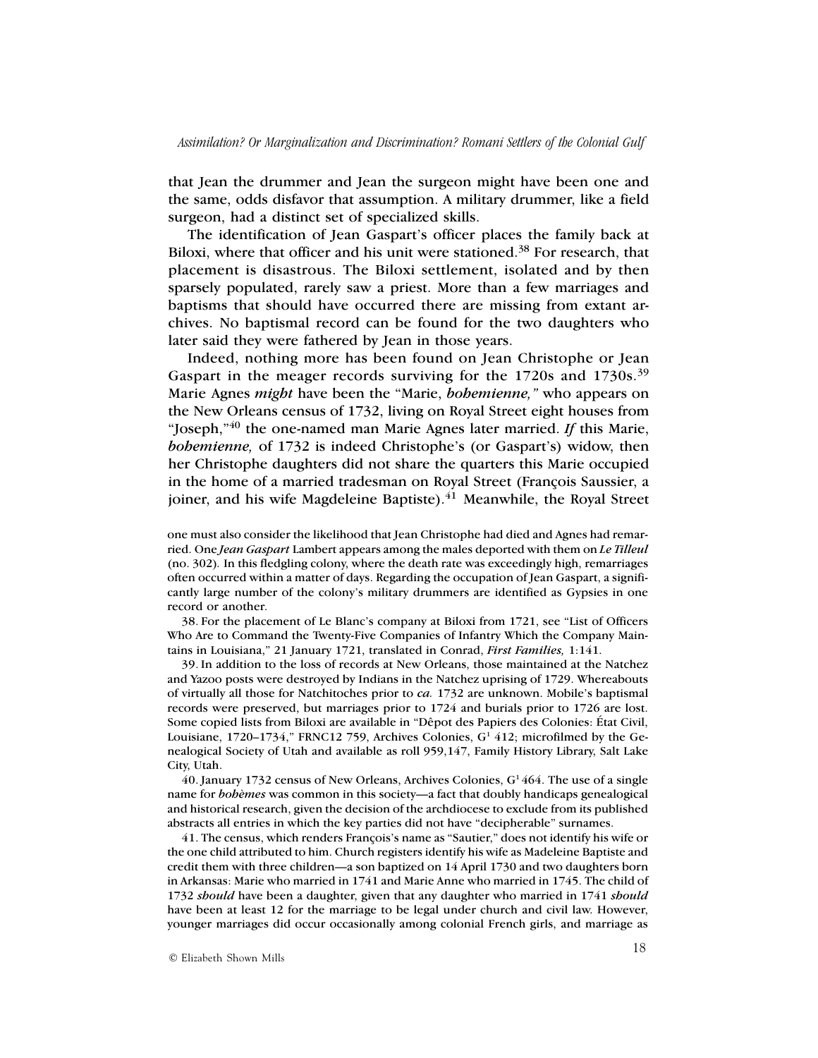that Jean the drummer and Jean the surgeon might have been one and the same, odds disfavor that assumption. A military drummer, like a field surgeon, had a distinct set of specialized skills.

The identification of Jean Gaspart's officer places the family back at Biloxi, where that officer and his unit were stationed.[38] For research, that placement is disastrous. The Biloxi settlement, isolated and by then sparsely populated, rarely saw a priest. More than a few marriages and baptisms that should have occurred there are missing from extant archives. No baptismal record can be found for the two daughters who later said they were fathered by Jean in those years.

Indeed, nothing more has been found on Jean Christophe or Jean Gaspart in the meager records surviving for the 1720s and 1730s.[39] Marie Agnes *might* have been the "Marie, *bohemienne,*" who appears on the New Orleans census of 1732, living on Royal Street eight houses from "Joseph,"[40] the one-named man Marie Agnes later married. *If* this Marie, *bohemienne,* of 1732 is indeed Christophe's (or Gaspart's) widow, then her Christophe daughters did not share the quarters this Marie occupied in the home of a married tradesman on Royal Street (François Saussier, a joiner, and his wife Magdeleine Baptiste).[41] Meanwhile, the Royal Street

one must also consider the likelihood that Jean Christophe had died and Agnes had remarried. One *Jean Gaspart* Lambert appears among the males deported with them on *Le Tilleul* (no. 302). In this fledgling colony, where the death rate was exceedingly high, remarriages often occurred within a matter of days. Regarding the occupation of Jean Gaspart, a significantly large number of the colony's military drummers are identified as Gypsies in one record or another.

38. For the placement of Le Blanc's company at Biloxi from 1721, see "List of Officers Who Are to Command the Twenty-Five Companies of Infantry Which the Company Maintains in Louisiana," 21 January 1721, translated in Conrad, *First Families,* 1:141.

39. In addition to the loss of records at New Orleans, those maintained at the Natchez and Yazoo posts were destroyed by Indians in the Natchez uprising of 1729. Whereabouts of virtually all those for Natchitoches prior to *ca.* 1732 are unknown. Mobile's baptismal records were preserved, but marriages prior to 1724 and burials prior to 1726 are lost. Some copied lists from Biloxi are available in "Dêpot des Papiers des Colonies: État Civil, Louisiane, 1720–1734," FRNC12 759, Archives Colonies, G¹ 412; microfilmed by the Genealogical Society of Utah and available as roll 959,147, Family History Library, Salt Lake City, Utah.

40. January 1732 census of New Orleans, Archives Colonies, G¹ 464. The use of a single name for *bohèmes* was common in this society—a fact that doubly handicaps genealogical and historical research, given the decision of the archdiocese to exclude from its published abstracts all entries in which the key parties did not have "decipherable" surnames.

41. The census, which renders François's name as "Sautier," does not identify his wife or the one child attributed to him. Church registers identify his wife as Madeleine Baptiste and credit them with three children—a son baptized on 14 April 1730 and two daughters born in Arkansas: Marie who married in 1741 and Marie Anne who married in 1745. The child of 1732 *should* have been a daughter, given that any daughter who married in 1741 *should* have been at least 12 for the marriage to be legal under church and civil law. However, younger marriages did occur occasionally among colonial French girls, and marriage as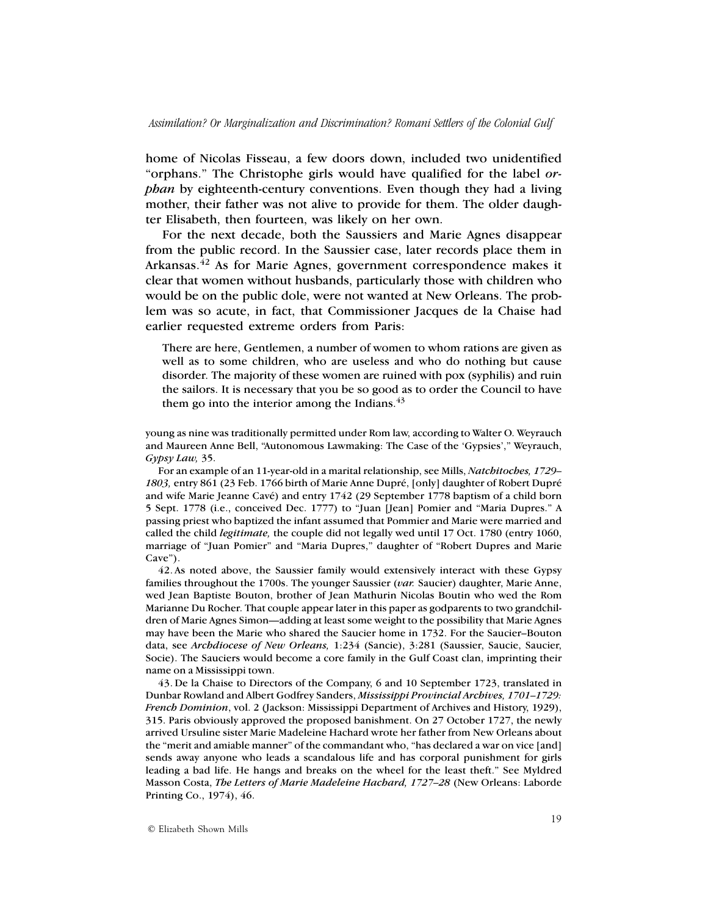home of Nicolas Fisseau, a few doors down, included two unidentified "orphans." The Christophe girls would have qualified for the label *orphan* by eighteenth-century conventions. Even though they had a living mother, their father was not alive to provide for them. The older daughter Elisabeth, then fourteen, was likely on her own.

For the next decade, both the Saussiers and Marie Agnes disappear from the public record. In the Saussier case, later records place them in Arkansas.[42] As for Marie Agnes, government correspondence makes it clear that women without husbands, particularly those with children who would be on the public dole, were not wanted at New Orleans. The problem was so acute, in fact, that Commissioner Jacques de la Chaise had earlier requested extreme orders from Paris:

> There are here, Gentlemen, a number of women to whom rations are given as well as to some children, who are useless and who do nothing but cause disorder. The majority of these women are ruined with pox (syphilis) and ruin the sailors. It is necessary that you be so good as to order the Council to have them go into the interior among the Indians.[43]

young as nine was traditionally permitted under Rom law, according to Walter O. Weyrauch and Maureen Anne Bell, "Autonomous Lawmaking: The Case of the 'Gypsies'," Weyrauch, *Gypsy Law,* 35.

For an example of an 11-year-old in a marital relationship, see Mills, *Natchitoches, 1729–1803,* entry 861 (23 Feb. 1766 birth of Marie Anne Dupré, [only] daughter of Robert Dupré and wife Marie Jeanne Cavé) and entry 1742 (29 September 1778 baptism of a child born 5 Sept. 1778 (i.e., conceived Dec. 1777) to "Juan [Jean] Pomier and "Maria Dupres." A passing priest who baptized the infant assumed that Pommier and Marie were married and called the child *legitimate,* the couple did not legally wed until 17 Oct. 1780 (entry 1060, marriage of "Juan Pomier" and "Maria Dupres," daughter of "Robert Dupres and Marie Cave").

42. As noted above, the Saussier family would extensively interact with these Gypsy families throughout the 1700s. The younger Saussier (*var.* Saucier) daughter, Marie Anne, wed Jean Baptiste Bouton, brother of Jean Mathurin Nicolas Boutin who wed the Rom Marianne Du Rocher. That couple appear later in this paper as godparents to two grandchildren of Marie Agnes Simon—adding at least some weight to the possibility that Marie Agnes may have been the Marie who shared the Saucier home in 1732. For the Saucier–Bouton data, see *Archdiocese of New Orleans,* 1:234 (Sancie), 3:281 (Saussier, Saucie, Saucier, Socie). The Sauciers would become a core family in the Gulf Coast clan, imprinting their name on a Mississippi town.

43. De la Chaise to Directors of the Company, 6 and 10 September 1723, translated in Dunbar Rowland and Albert Godfrey Sanders, *Mississippi Provincial Archives, 1701–1729: French Dominion*, vol. 2 (Jackson: Mississippi Department of Archives and History, 1929), 315. Paris obviously approved the proposed banishment. On 27 October 1727, the newly arrived Ursuline sister Marie Madeleine Hachard wrote her father from New Orleans about the "merit and amiable manner" of the commandant who, "has declared a war on vice [and] sends away anyone who leads a scandalous life and has corporal punishment for girls leading a bad life. He hangs and breaks on the wheel for the least theft." See Myldred Masson Costa, *The Letters of Marie Madeleine Hachard, 1727–28* (New Orleans: Laborde Printing Co., 1974), 46.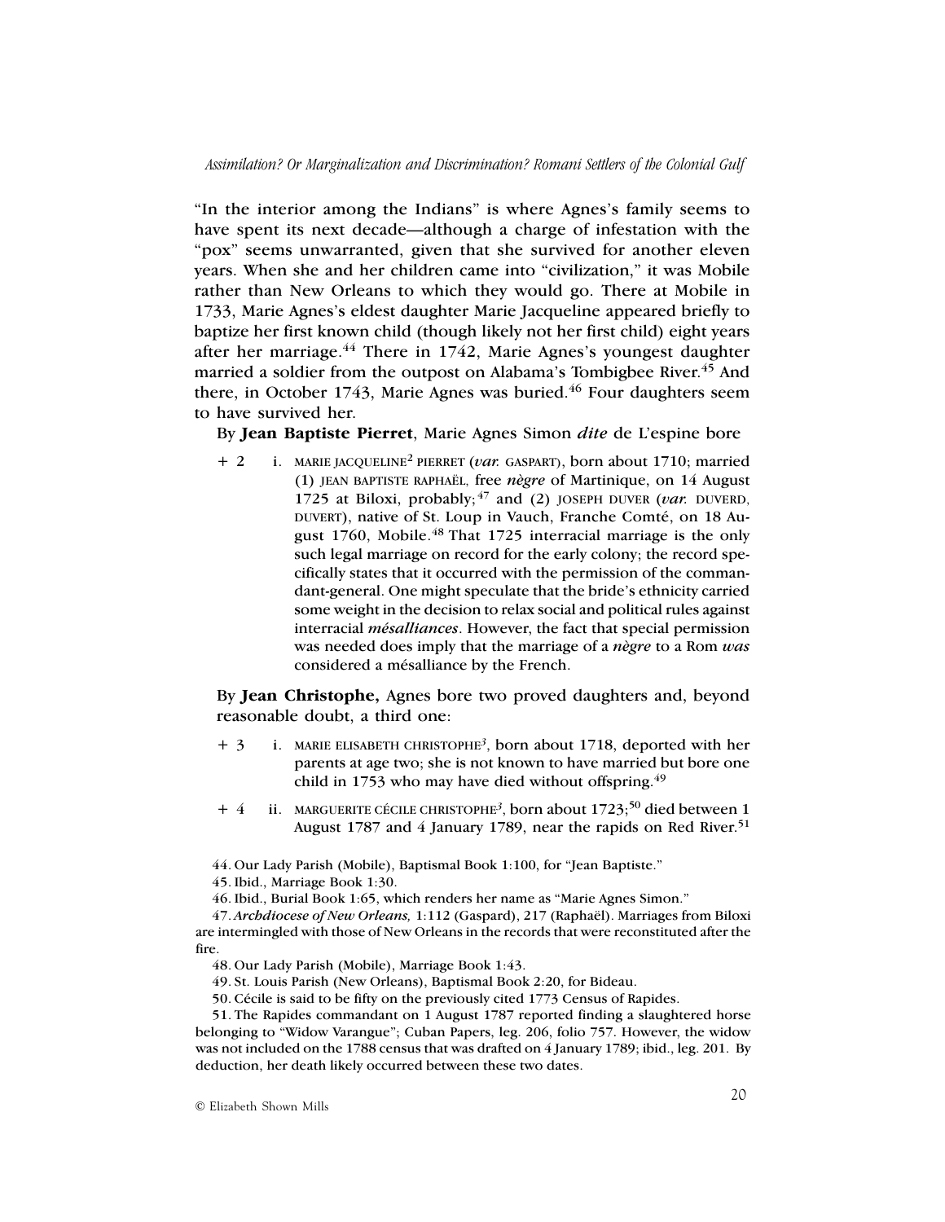"In the interior among the Indians" is where Agnes's family seems to have spent its next decade—although a charge of infestation with the "pox" seems unwarranted, given that she survived for another eleven years. When she and her children came into "civilization," it was Mobile rather than New Orleans to which they would go. There at Mobile in 1733, Marie Agnes's eldest daughter Marie Jacqueline appeared briefly to baptize her first known child (though likely not her first child) eight years after her marriage.[44] There in 1742, Marie Agnes's youngest daughter married a soldier from the outpost on Alabama's Tombigbee River.[45] And there, in October 1743, Marie Agnes was buried.[46] Four daughters seem to have survived her.

By **Jean Baptiste Pierret**, Marie Agnes Simon *dite* de L'espine bore

\+ 2 i. MARIE JACQUELINE[2] PIERRET (*var.* GASPART), born about 1710; married (1) JEAN BAPTISTE RAPHAËL, free *nègre* of Martinique, on 14 August 1725 at Biloxi, probably;[47] and (2) JOSEPH DUVER (*var.* DUVERD, DUVERT), native of St. Loup in Vauch, Franche Comté, on 18 August 1760, Mobile.[48] That 1725 interracial marriage is the only such legal marriage on record for the early colony; the record specifically states that it occurred with the permission of the commandant-general. One might speculate that the bride's ethnicity carried some weight in the decision to relax social and political rules against interracial *mésalliances*. However, the fact that special permission was needed does imply that the marriage of a *nègre* to a Rom *was* considered a mésalliance by the French.

By **Jean Christophe,** Agnes bore two proved daughters and, beyond reasonable doubt, a third one:

\+ 3 i. MARIE ELISABETH CHRISTOPHE[3], born about 1718, deported with her parents at age two; she is not known to have married but bore one child in 1753 who may have died without offspring.[49]

\+ 4 ii. MARGUERITE CÉCILE CHRISTOPHE[3], born about 1723;[50] died between 1 August 1787 and 4 January 1789, near the rapids on Red River.[51]

44. Our Lady Parish (Mobile), Baptismal Book 1:100, for "Jean Baptiste."

45. Ibid., Marriage Book 1:30.

46. Ibid., Burial Book 1:65, which renders her name as "Marie Agnes Simon."

47. *Archdiocese of New Orleans,* 1:112 (Gaspard), 217 (Raphaël). Marriages from Biloxi are intermingled with those of New Orleans in the records that were reconstituted after the fire.

48. Our Lady Parish (Mobile), Marriage Book 1:43.

49. St. Louis Parish (New Orleans), Baptismal Book 2:20, for Bideau.

50. Cécile is said to be fifty on the previously cited 1773 Census of Rapides.

51. The Rapides commandant on 1 August 1787 reported finding a slaughtered horse belonging to "Widow Varangue"; Cuban Papers, leg. 206, folio 757. However, the widow was not included on the 1788 census that was drafted on 4 January 1789; ibid., leg. 201. By deduction, her death likely occurred between these two dates.

© Elizabeth Shown Mills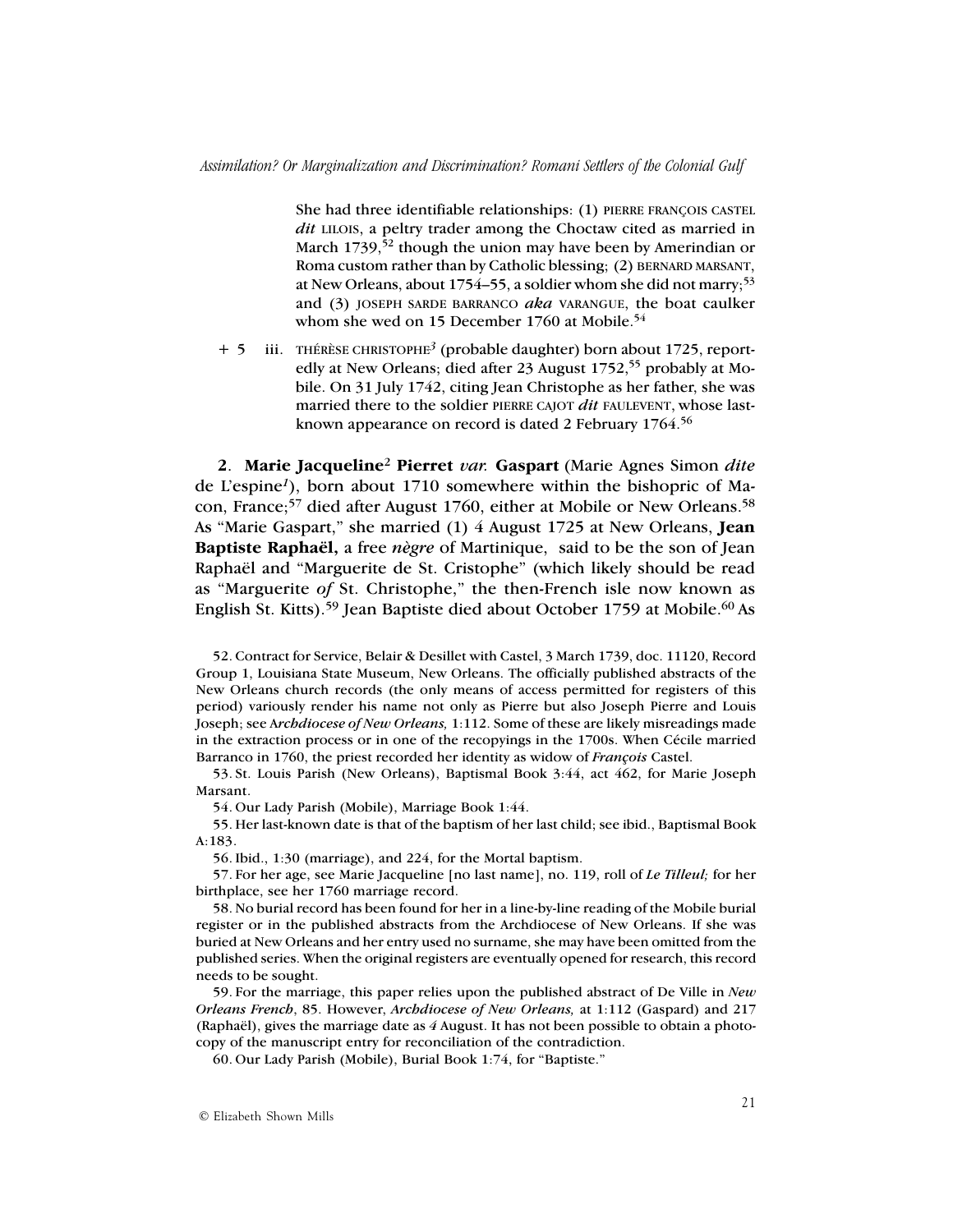She had three identifiable relationships: (1) PIERRE FRANÇOIS CASTEL *dit* LILOIS, a peltry trader among the Choctaw cited as married in March 1739,[52] though the union may have been by Amerindian or Roma custom rather than by Catholic blessing; (2) BERNARD MARSANT, at New Orleans, about 1754–55, a soldier whom she did not marry;[53] and (3) JOSEPH SARDE BARRANCO *aka* VARANGUE, the boat caulker whom she wed on 15 December 1760 at Mobile.[54]

+ 5 iii. THÉRÈSE CHRISTOPHE[3] (probable daughter) born about 1725, reportedly at New Orleans; died after 23 August 1752,[55] probably at Mobile. On 31 July 1742, citing Jean Christophe as her father, she was married there to the soldier PIERRE CAJOT *dit* FAULEVENT, whose last-known appearance on record is dated 2 February 1764.[56]

**2**. **Marie Jacqueline**[2] **Pierret** *var.* **Gaspart** (Marie Agnes Simon *dite* de L'espine[1]), born about 1710 somewhere within the bishopric of Macon, France;[57] died after August 1760, either at Mobile or New Orleans.[58] As "Marie Gaspart," she married (1) 4 August 1725 at New Orleans, **Jean Baptiste Raphaël,** a free *nègre* of Martinique, said to be the son of Jean Raphaël and "Marguerite de St. Cristophe" (which likely should be read as "Marguerite *of* St. Christophe," the then-French isle now known as English St. Kitts).[59] Jean Baptiste died about October 1759 at Mobile.[60] As

52. Contract for Service, Belair & Desillet with Castel, 3 March 1739, doc. 11120, Record Group 1, Louisiana State Museum, New Orleans. The officially published abstracts of the New Orleans church records (the only means of access permitted for registers of this period) variously render his name not only as Pierre but also Joseph Pierre and Louis Joseph; see *Archdiocese of New Orleans,* 1:112. Some of these are likely misreadings made in the extraction process or in one of the recopyings in the 1700s. When Cécile married Barranco in 1760, the priest recorded her identity as widow of *François* Castel.

53. St. Louis Parish (New Orleans), Baptismal Book 3:44, act 462, for Marie Joseph Marsant.

54. Our Lady Parish (Mobile), Marriage Book 1:44.

55. Her last-known date is that of the baptism of her last child; see ibid., Baptismal Book A:183.

56. Ibid., 1:30 (marriage), and 224, for the Mortal baptism.

57. For her age, see Marie Jacqueline [no last name], no. 119, roll of *Le Tilleul;* for her birthplace, see her 1760 marriage record.

58. No burial record has been found for her in a line-by-line reading of the Mobile burial register or in the published abstracts from the Archdiocese of New Orleans. If she was buried at New Orleans and her entry used no surname, she may have been omitted from the published series. When the original registers are eventually opened for research, this record needs to be sought.

59. For the marriage, this paper relies upon the published abstract of De Ville in *New Orleans French*, 85. However, *Archdiocese of New Orleans,* at 1:112 (Gaspard) and 217 (Raphaël), gives the marriage date as *4* August. It has not been possible to obtain a photocopy of the manuscript entry for reconciliation of the contradiction.

60. Our Lady Parish (Mobile), Burial Book 1:74, for "Baptiste."

© Elizabeth Shown Mills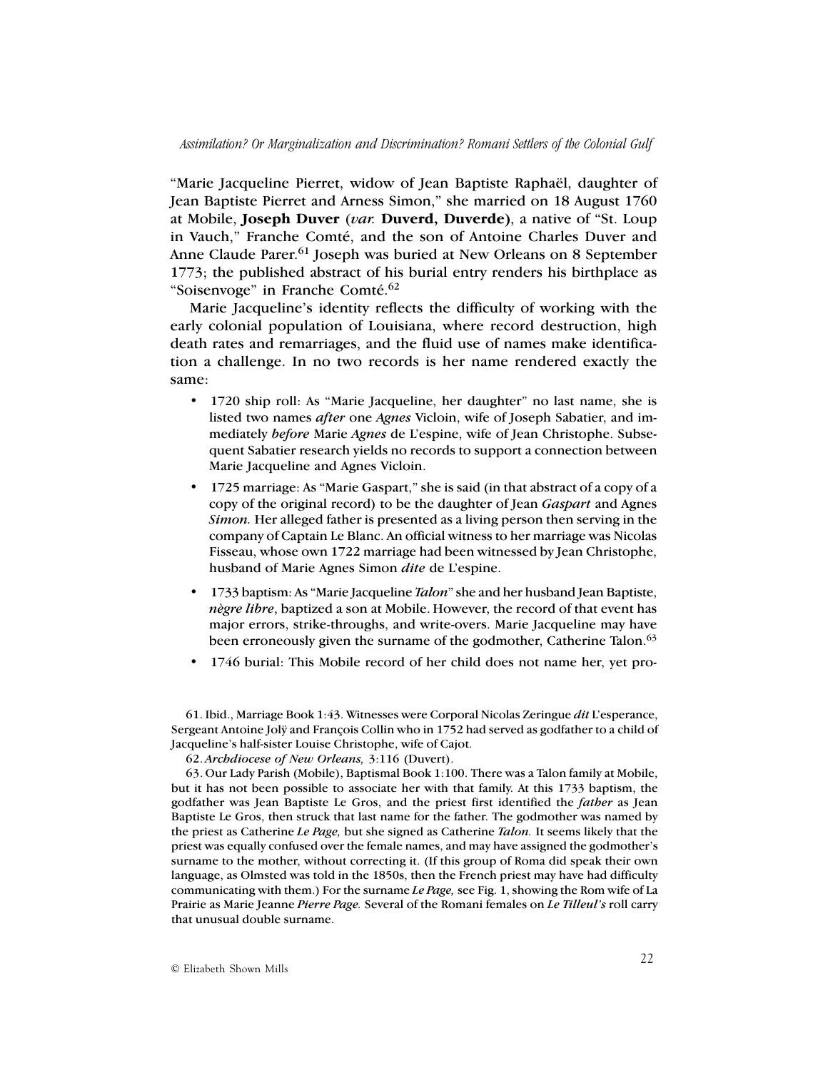"Marie Jacqueline Pierret, widow of Jean Baptiste Raphaël, daughter of Jean Baptiste Pierret and Arness Simon," she married on 18 August 1760 at Mobile, **Joseph Duver** (*var.* **Duverd, Duverde)**, a native of "St. Loup in Vauch," Franche Comté, and the son of Antoine Charles Duver and Anne Claude Parer.[61] Joseph was buried at New Orleans on 8 September 1773; the published abstract of his burial entry renders his birthplace as "Soisenvoge" in Franche Comté.[62]

Marie Jacqueline's identity reflects the difficulty of working with the early colonial population of Louisiana, where record destruction, high death rates and remarriages, and the fluid use of names make identification a challenge. In no two records is her name rendered exactly the same:

- 1720 ship roll: As "Marie Jacqueline, her daughter" no last name, she is listed two names *after* one *Agnes* Vicloin, wife of Joseph Sabatier, and immediately *before* Marie *Agnes* de L'espine, wife of Jean Christophe. Subsequent Sabatier research yields no records to support a connection between Marie Jacqueline and Agnes Vicloin.
- 1725 marriage: As "Marie Gaspart," she is said (in that abstract of a copy of a copy of the original record) to be the daughter of Jean *Gaspart* and Agnes *Simon.* Her alleged father is presented as a living person then serving in the company of Captain Le Blanc. An official witness to her marriage was Nicolas Fisseau, whose own 1722 marriage had been witnessed by Jean Christophe, husband of Marie Agnes Simon *dite* de L'espine.
- 1733 baptism: As "Marie Jacqueline *Talon*" she and her husband Jean Baptiste, *nègre libre*, baptized a son at Mobile. However, the record of that event has major errors, strike-throughs, and write-overs. Marie Jacqueline may have been erroneously given the surname of the godmother, Catherine Talon.[63]
- 1746 burial: This Mobile record of her child does not name her, yet pro-

61. Ibid., Marriage Book 1:43. Witnesses were Corporal Nicolas Zeringue *dit* L'esperance, Sergeant Antoine Jolÿ and François Collin who in 1752 had served as godfather to a child of Jacqueline's half-sister Louise Christophe, wife of Cajot.

62. *Archdiocese of New Orleans,* 3:116 (Duvert).

63. Our Lady Parish (Mobile), Baptismal Book 1:100. There was a Talon family at Mobile, but it has not been possible to associate her with that family. At this 1733 baptism, the godfather was Jean Baptiste Le Gros, and the priest first identified the *father* as Jean Baptiste Le Gros, then struck that last name for the father. The godmother was named by the priest as Catherine *Le Page,* but she signed as Catherine *Talon.* It seems likely that the priest was equally confused over the female names, and may have assigned the godmother's surname to the mother, without correcting it. (If this group of Roma did speak their own language, as Olmsted was told in the 1850s, then the French priest may have had difficulty communicating with them.) For the surname *Le Page,* see Fig. 1, showing the Rom wife of La Prairie as Marie Jeanne *Pierre Page.* Several of the Romani females on *Le Tilleul's* roll carry that unusual double surname.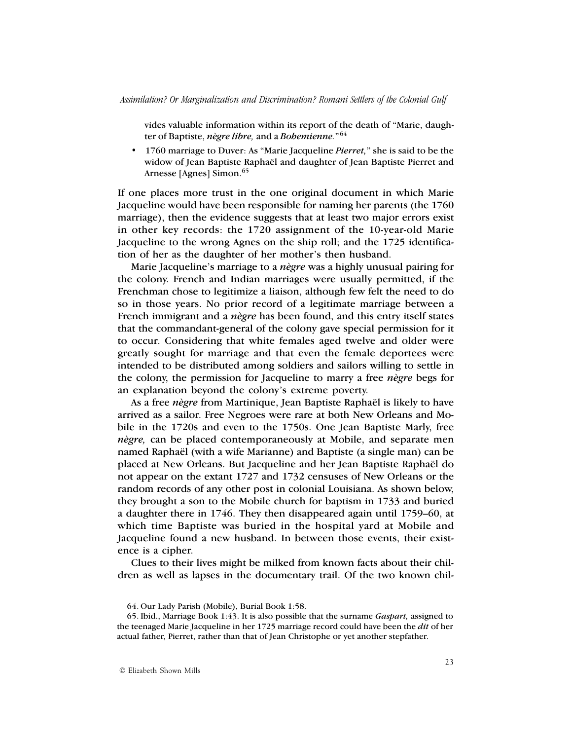vides valuable information within its report of the death of "Marie, daughter of Baptiste, ***nègre libre,*** and a ***Bohemienne.***"[64]

- 1760 marriage to Duver: As "Marie Jacqueline ***Pierret,***" she is said to be the widow of Jean Baptiste Raphaël and daughter of Jean Baptiste Pierret and Arnesse [Agnes] Simon.[65]

If one places more trust in the one original document in which Marie Jacqueline would have been responsible for naming her parents (the 1760 marriage), then the evidence suggests that at least two major errors exist in other key records: the 1720 assignment of the 10-year-old Marie Jacqueline to the wrong Agnes on the ship roll; and the 1725 identification of her as the daughter of her mother's then husband.

Marie Jacqueline's marriage to a ***nègre*** was a highly unusual pairing for the colony. French and Indian marriages were usually permitted, if the Frenchman chose to legitimize a liaison, although few felt the need to do so in those years. No prior record of a legitimate marriage between a French immigrant and a ***nègre*** has been found, and this entry itself states that the commandant-general of the colony gave special permission for it to occur. Considering that white females aged twelve and older were greatly sought for marriage and that even the female deportees were intended to be distributed among soldiers and sailors willing to settle in the colony, the permission for Jacqueline to marry a free ***nègre*** begs for an explanation beyond the colony's extreme poverty.

As a free ***nègre*** from Martinique, Jean Baptiste Raphaël is likely to have arrived as a sailor. Free Negroes were rare at both New Orleans and Mobile in the 1720s and even to the 1750s. One Jean Baptiste Marly, free ***nègre,*** can be placed contemporaneously at Mobile, and separate men named Raphaël (with a wife Marianne) and Baptiste (a single man) can be placed at New Orleans. But Jacqueline and her Jean Baptiste Raphaël do not appear on the extant 1727 and 1732 censuses of New Orleans or the random records of any other post in colonial Louisiana. As shown below, they brought a son to the Mobile church for baptism in 1733 and buried a daughter there in 1746. They then disappeared again until 1759–60, at which time Baptiste was buried in the hospital yard at Mobile and Jacqueline found a new husband. In between those events, their existence is a cipher.

Clues to their lives might be milked from known facts about their children as well as lapses in the documentary trail. Of the two known chil-

64. Our Lady Parish (Mobile), Burial Book 1:58.

65. Ibid., Marriage Book 1:43. It is also possible that the surname *Gaspart,* assigned to the teenaged Marie Jacqueline in her 1725 marriage record could have been the *dit* of her actual father, Pierret, rather than that of Jean Christophe or yet another stepfather.

© Elizabeth Shown Mills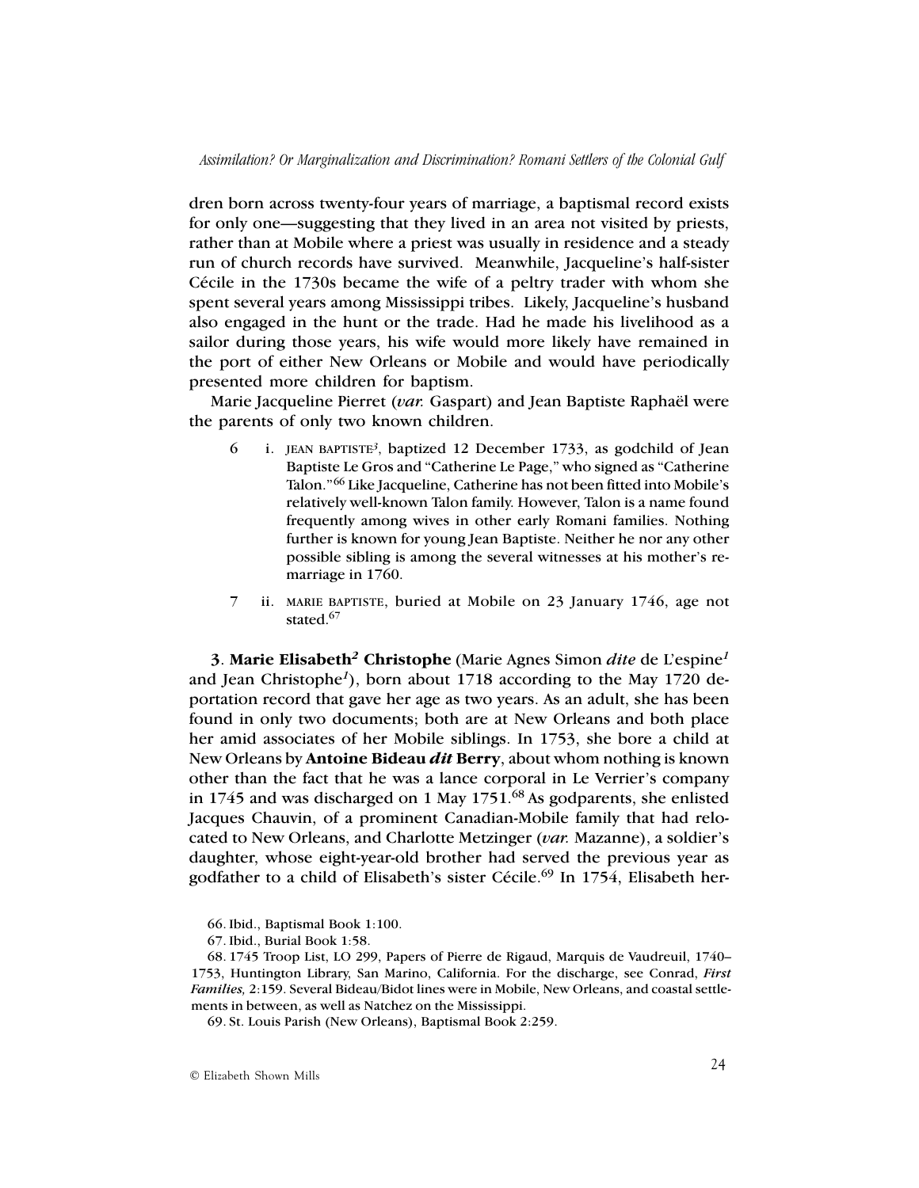dren born across twenty-four years of marriage, a baptismal record exists for only one—suggesting that they lived in an area not visited by priests, rather than at Mobile where a priest was usually in residence and a steady run of church records have survived. Meanwhile, Jacqueline's half-sister Cécile in the 1730s became the wife of a peltry trader with whom she spent several years among Mississippi tribes. Likely, Jacqueline's husband also engaged in the hunt or the trade. Had he made his livelihood as a sailor during those years, his wife would more likely have remained in the port of either New Orleans or Mobile and would have periodically presented more children for baptism.

Marie Jacqueline Pierret (*var.* Gaspart) and Jean Baptiste Raphaël were the parents of only two known children.

6 i. JEAN BAPTISTE[3], baptized 12 December 1733, as godchild of Jean Baptiste Le Gros and "Catherine Le Page," who signed as "Catherine Talon."[66] Like Jacqueline, Catherine has not been fitted into Mobile's relatively well-known Talon family. However, Talon is a name found frequently among wives in other early Romani families. Nothing further is known for young Jean Baptiste. Neither he nor any other possible sibling is among the several witnesses at his mother's remarriage in 1760.

7 ii. MARIE BAPTISTE, buried at Mobile on 23 January 1746, age not stated.[67]

**3**. **Marie Elisabeth*[2]* Christophe** (Marie Agnes Simon *dite* de L'espine*[1]* and Jean Christophe*[1]*), born about 1718 according to the May 1720 deportation record that gave her age as two years. As an adult, she has been found in only two documents; both are at New Orleans and both place her amid associates of her Mobile siblings. In 1753, she bore a child at New Orleans by **Antoine Bideau *dit* Berry**, about whom nothing is known other than the fact that he was a lance corporal in Le Verrier's company in 1745 and was discharged on 1 May 1751.[68] As godparents, she enlisted Jacques Chauvin, of a prominent Canadian-Mobile family that had relocated to New Orleans, and Charlotte Metzinger (*var.* Mazanne), a soldier's daughter, whose eight-year-old brother had served the previous year as godfather to a child of Elisabeth's sister Cécile.[69] In 1754, Elisabeth her-

66. Ibid., Baptismal Book 1:100.

67. Ibid., Burial Book 1:58.

68. 1745 Troop List, LO 299, Papers of Pierre de Rigaud, Marquis de Vaudreuil, 1740–1753, Huntington Library, San Marino, California. For the discharge, see Conrad, *First Families,* 2:159. Several Bideau/Bidot lines were in Mobile, New Orleans, and coastal settlements in between, as well as Natchez on the Mississippi.

69. St. Louis Parish (New Orleans), Baptismal Book 2:259.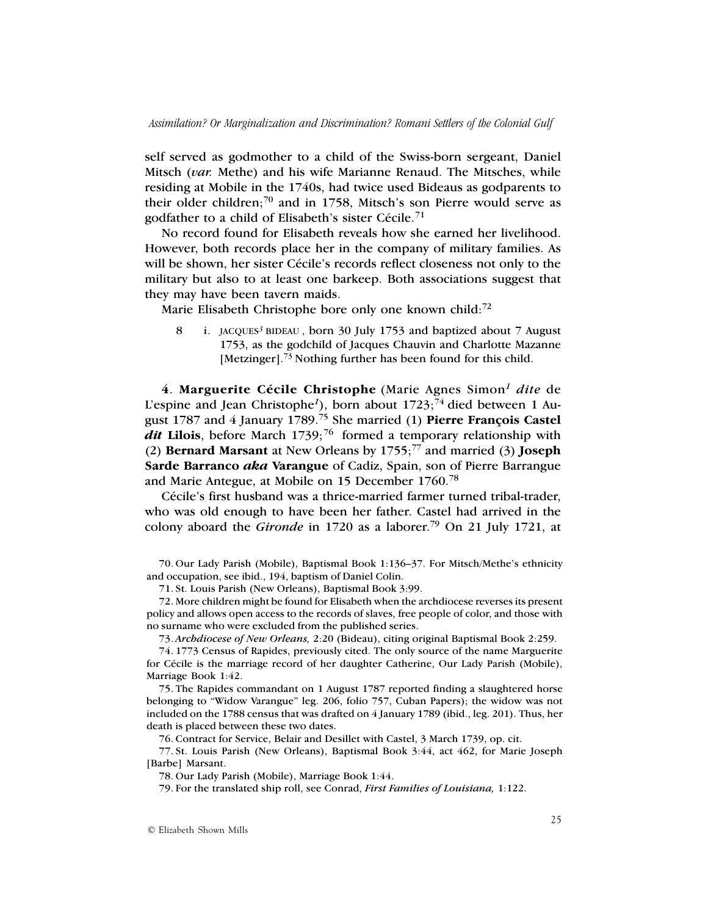self served as godmother to a child of the Swiss-born sergeant, Daniel Mitsch (*var.* Methe) and his wife Marianne Renaud. The Mitsches, while residing at Mobile in the 1740s, had twice used Bideaus as godparents to their older children;[70] and in 1758, Mitsch's son Pierre would serve as godfather to a child of Elisabeth's sister Cécile.[71]

No record found for Elisabeth reveals how she earned her livelihood. However, both records place her in the company of military families. As will be shown, her sister Cécile's records reflect closeness not only to the military but also to at least one barkeep. Both associations suggest that they may have been tavern maids.

Marie Elisabeth Christophe bore only one known child:[72]

8 i. JACQUES[3] BIDEAU , born 30 July 1753 and baptized about 7 August 1753, as the godchild of Jacques Chauvin and Charlotte Mazanne [Metzinger].[73] Nothing further has been found for this child.

4. **Marguerite Cécile Christophe** (Marie Agnes Simon[1] *dite* de L'espine and Jean Christophe[1]), born about 1723;[74] died between 1 August 1787 and 4 January 1789.[75] She married (1) **Pierre François Castel *dit* Lilois**, before March 1739;[76] formed a temporary relationship with (2) **Bernard Marsant** at New Orleans by 1755;[77] and married (3) **Joseph Sarde Barranco *aka* Varangue** of Cadiz, Spain, son of Pierre Barrangue and Marie Antegue, at Mobile on 15 December 1760.[78]

Cécile's first husband was a thrice-married farmer turned tribal-trader, who was old enough to have been her father. Castel had arrived in the colony aboard the *Gironde* in 1720 as a laborer.[79] On 21 July 1721, at

70. Our Lady Parish (Mobile), Baptismal Book 1:136–37. For Mitsch/Methe's ethnicity and occupation, see ibid., 194, baptism of Daniel Colin.

71. St. Louis Parish (New Orleans), Baptismal Book 3:99.

72. More children might be found for Elisabeth when the archdiocese reverses its present policy and allows open access to the records of slaves, free people of color, and those with no surname who were excluded from the published series.

73. *Archdiocese of New Orleans,* 2:20 (Bideau), citing original Baptismal Book 2:259.

74. 1773 Census of Rapides, previously cited. The only source of the name Marguerite for Cécile is the marriage record of her daughter Catherine, Our Lady Parish (Mobile), Marriage Book 1:42.

75. The Rapides commandant on 1 August 1787 reported finding a slaughtered horse belonging to "Widow Varangue" leg. 206, folio 757, Cuban Papers); the widow was not included on the 1788 census that was drafted on 4 January 1789 (ibid., leg. 201). Thus, her death is placed between these two dates.

76. Contract for Service, Belair and Desillet with Castel, 3 March 1739, op. cit.

77. St. Louis Parish (New Orleans), Baptismal Book 3:44, act 462, for Marie Joseph [Barbe] Marsant.

78. Our Lady Parish (Mobile), Marriage Book 1:44.

79. For the translated ship roll, see Conrad, *First Families of Louisiana,* 1:122.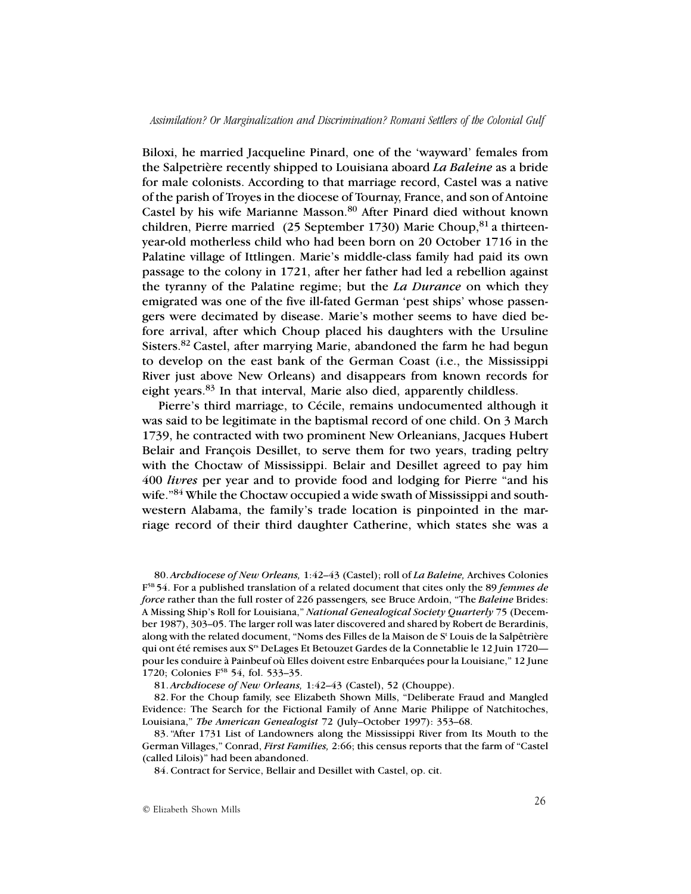Biloxi, he married Jacqueline Pinard, one of the 'wayward' females from the Salpetrière recently shipped to Louisiana aboard ***La Baleine*** as a bride for male colonists. According to that marriage record, Castel was a native of the parish of Troyes in the diocese of Tournay, France, and son of Antoine Castel by his wife Marianne Masson.[80] After Pinard died without known children, Pierre married (25 September 1730) Marie Choup,[81] a thirteen-year-old motherless child who had been born on 20 October 1716 in the Palatine village of Ittlingen. Marie's middle-class family had paid its own passage to the colony in 1721, after her father had led a rebellion against the tyranny of the Palatine regime; but the ***La Durance*** on which they emigrated was one of the five ill-fated German 'pest ships' whose passengers were decimated by disease. Marie's mother seems to have died before arrival, after which Choup placed his daughters with the Ursuline Sisters.[82] Castel, after marrying Marie, abandoned the farm he had begun to develop on the east bank of the German Coast (i.e., the Mississippi River just above New Orleans) and disappears from known records for eight years.[83] In that interval, Marie also died, apparently childless.

Pierre's third marriage, to Cécile, remains undocumented although it was said to be legitimate in the baptismal record of one child. On 3 March 1739, he contracted with two prominent New Orleanians, Jacques Hubert Belair and François Desillet, to serve them for two years, trading peltry with the Choctaw of Mississippi. Belair and Desillet agreed to pay him 400 ***livres*** per year and to provide food and lodging for Pierre "and his wife."[84] While the Choctaw occupied a wide swath of Mississippi and southwestern Alabama, the family's trade location is pinpointed in the marriage record of their third daughter Catherine, which states she was a

80. *Archdiocese of New Orleans,* 1:42–43 (Castel); roll of *La Baleine,* Archives Colonies F5B 54. For a published translation of a related document that cites only the 89 *femmes de force* rather than the full roster of 226 passengers*,* see Bruce Ardoin, "The *Baleine* Brides: A Missing Ship's Roll for Louisiana," *National Genealogical Society Quarterly* 75 (December 1987), 303–05. The larger roll was later discovered and shared by Robert de Berardinis, along with the related document, "Noms des Filles de la Maison de St Louis de la Salpêtrière qui ont été remises aux Srs DeLages Et Betouzet Gardes de la Connetablie le 12 Juin 1720—pour les conduire à Painbeuf où Elles doivent estre Enbarquées pour la Louisiane," 12 June 1720; Colonies F5B 54, fol. 533–35.

81. *Archdiocese of New Orleans,* 1:42–43 (Castel), 52 (Chouppe).

82. For the Choup family, see Elizabeth Shown Mills, "Deliberate Fraud and Mangled Evidence: The Search for the Fictional Family of Anne Marie Philippe of Natchitoches, Louisiana," *The American Genealogist* 72 (July–October 1997): 353–68.

83. "After 1731 List of Landowners along the Mississippi River from Its Mouth to the German Villages," Conrad, *First Families,* 2:66; this census reports that the farm of "Castel (called Lilois)" had been abandoned.

84. Contract for Service, Bellair and Desillet with Castel, op. cit.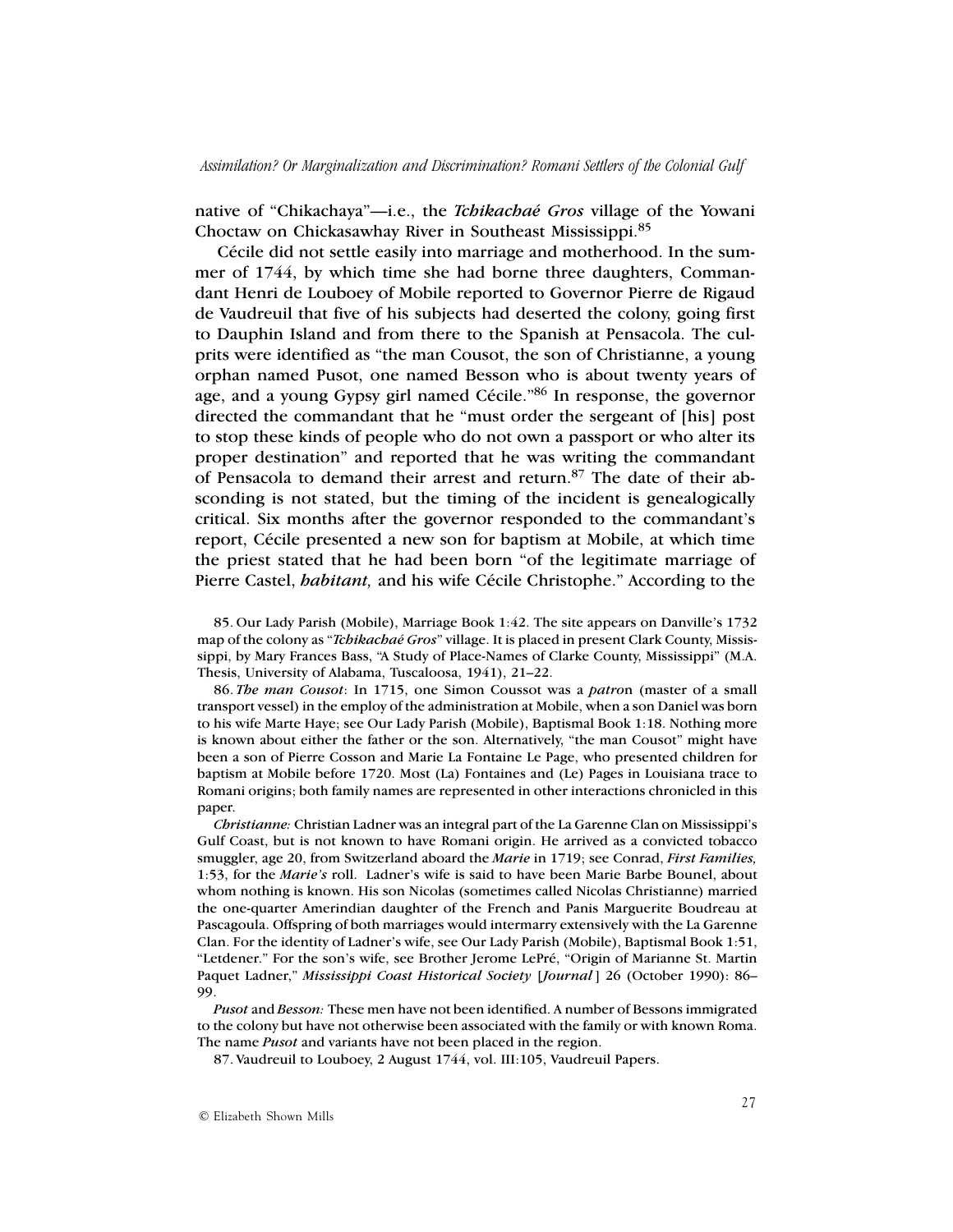native of "Chikachaya"—i.e., the ***Tchikachaé Gros*** village of the Yowani Choctaw on Chickasawhay River in Southeast Mississippi.[85]

Cécile did not settle easily into marriage and motherhood. In the summer of 1744, by which time she had borne three daughters, Commandant Henri de Louboey of Mobile reported to Governor Pierre de Rigaud de Vaudreuil that five of his subjects had deserted the colony, going first to Dauphin Island and from there to the Spanish at Pensacola. The culprits were identified as "the man Cousot, the son of Christianne, a young orphan named Pusot, one named Besson who is about twenty years of age, and a young Gypsy girl named Cécile."[86] In response, the governor directed the commandant that he "must order the sergeant of [his] post to stop these kinds of people who do not own a passport or who alter its proper destination" and reported that he was writing the commandant of Pensacola to demand their arrest and return.[87] The date of their absconding is not stated, but the timing of the incident is genealogically critical. Six months after the governor responded to the commandant's report, Cécile presented a new son for baptism at Mobile, at which time the priest stated that he had been born "of the legitimate marriage of Pierre Castel, ***habitant,*** and his wife Cécile Christophe." According to the

85. Our Lady Parish (Mobile), Marriage Book 1:42. The site appears on Danville's 1732 map of the colony as "*Tchikachaé Gros*" village. It is placed in present Clark County, Mississippi, by Mary Frances Bass, "A Study of Place-Names of Clarke County, Mississippi" (M.A. Thesis, University of Alabama, Tuscaloosa, 1941), 21–22.

86. *The man Cousot*: In 1715, one Simon Coussot was a *patro*n (master of a small transport vessel) in the employ of the administration at Mobile, when a son Daniel was born to his wife Marte Haye; see Our Lady Parish (Mobile), Baptismal Book 1:18. Nothing more is known about either the father or the son. Alternatively, "the man Cousot" might have been a son of Pierre Cosson and Marie La Fontaine Le Page, who presented children for baptism at Mobile before 1720. Most (La) Fontaines and (Le) Pages in Louisiana trace to Romani origins; both family names are represented in other interactions chronicled in this paper.

*Christianne:* Christian Ladner was an integral part of the La Garenne Clan on Mississippi's Gulf Coast, but is not known to have Romani origin. He arrived as a convicted tobacco smuggler, age 20, from Switzerland aboard the *Marie* in 1719; see Conrad, *First Families,* 1:53, for the *Marie's* roll. Ladner's wife is said to have been Marie Barbe Bounel, about whom nothing is known. His son Nicolas (sometimes called Nicolas Christianne) married the one-quarter Amerindian daughter of the French and Panis Marguerite Boudreau at Pascagoula. Offspring of both marriages would intermarry extensively with the La Garenne Clan. For the identity of Ladner's wife, see Our Lady Parish (Mobile), Baptismal Book 1:51, "Letdener." For the son's wife, see Brother Jerome LePré, "Origin of Marianne St. Martin Paquet Ladner," *Mississippi Coast Historical Society* [*Journal*] 26 (October 1990): 86–99.

*Pusot* and *Besson:* These men have not been identified. A number of Bessons immigrated to the colony but have not otherwise been associated with the family or with known Roma. The name *Pusot* and variants have not been placed in the region.

87. Vaudreuil to Louboey, 2 August 1744, vol. III:105, Vaudreuil Papers.

© Elizabeth Shown Mills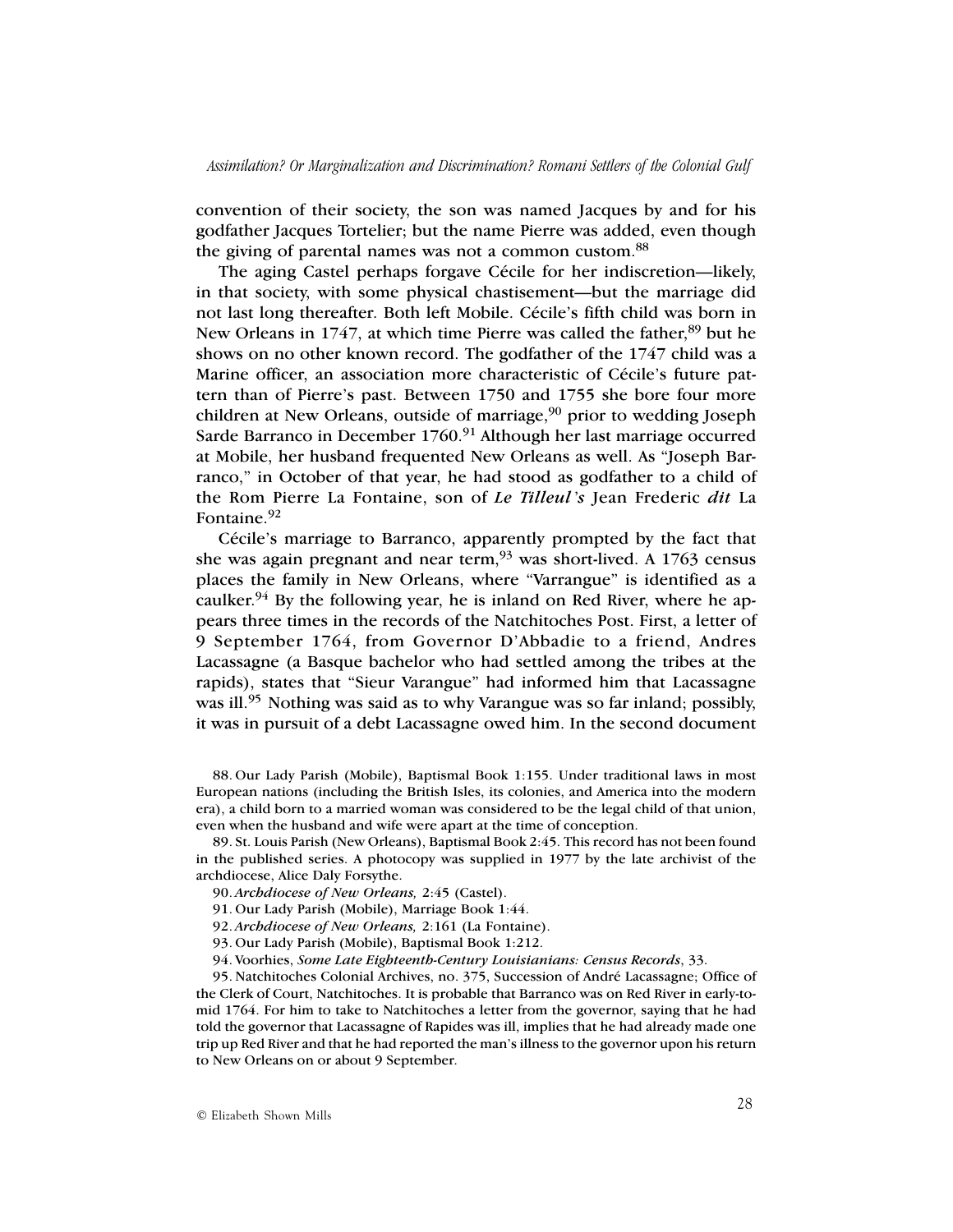convention of their society, the son was named Jacques by and for his godfather Jacques Tortelier; but the name Pierre was added, even though the giving of parental names was not a common custom.[88]

The aging Castel perhaps forgave Cécile for her indiscretion—likely, in that society, with some physical chastisement—but the marriage did not last long thereafter. Both left Mobile. Cécile's fifth child was born in New Orleans in 1747, at which time Pierre was called the father,[89] but he shows on no other known record. The godfather of the 1747 child was a Marine officer, an association more characteristic of Cécile's future pattern than of Pierre's past. Between 1750 and 1755 she bore four more children at New Orleans, outside of marriage,[90] prior to wedding Joseph Sarde Barranco in December 1760.[91] Although her last marriage occurred at Mobile, her husband frequented New Orleans as well. As "Joseph Barranco," in October of that year, he had stood as godfather to a child of the Rom Pierre La Fontaine, son of *Le Tilleul's* Jean Frederic *dit* La Fontaine.[92]

Cécile's marriage to Barranco, apparently prompted by the fact that she was again pregnant and near term,[93] was short-lived. A 1763 census places the family in New Orleans, where "Varrangue" is identified as a caulker.[94] By the following year, he is inland on Red River, where he appears three times in the records of the Natchitoches Post. First, a letter of 9 September 1764, from Governor D'Abbadie to a friend, Andres Lacassagne (a Basque bachelor who had settled among the tribes at the rapids), states that "Sieur Varangue" had informed him that Lacassagne was ill.[95] Nothing was said as to why Varangue was so far inland; possibly, it was in pursuit of a debt Lacassagne owed him. In the second document

88. Our Lady Parish (Mobile), Baptismal Book 1:155. Under traditional laws in most European nations (including the British Isles, its colonies, and America into the modern era), a child born to a married woman was considered to be the legal child of that union, even when the husband and wife were apart at the time of conception.

89. St. Louis Parish (New Orleans), Baptismal Book 2:45. This record has not been found in the published series. A photocopy was supplied in 1977 by the late archivist of the archdiocese, Alice Daly Forsythe.

90. *Archdiocese of New Orleans,* 2:45 (Castel).

91. Our Lady Parish (Mobile), Marriage Book 1:44.

92. *Archdiocese of New Orleans,* 2:161 (La Fontaine).

93. Our Lady Parish (Mobile), Baptismal Book 1:212.

94. Voorhies, *Some Late Eighteenth-Century Louisianians: Census Records*, 33.

95. Natchitoches Colonial Archives, no. 375, Succession of André Lacassagne; Office of the Clerk of Court, Natchitoches. It is probable that Barranco was on Red River in early-to-mid 1764. For him to take to Natchitoches a letter from the governor, saying that he had told the governor that Lacassagne of Rapides was ill, implies that he had already made one trip up Red River and that he had reported the man's illness to the governor upon his return to New Orleans on or about 9 September.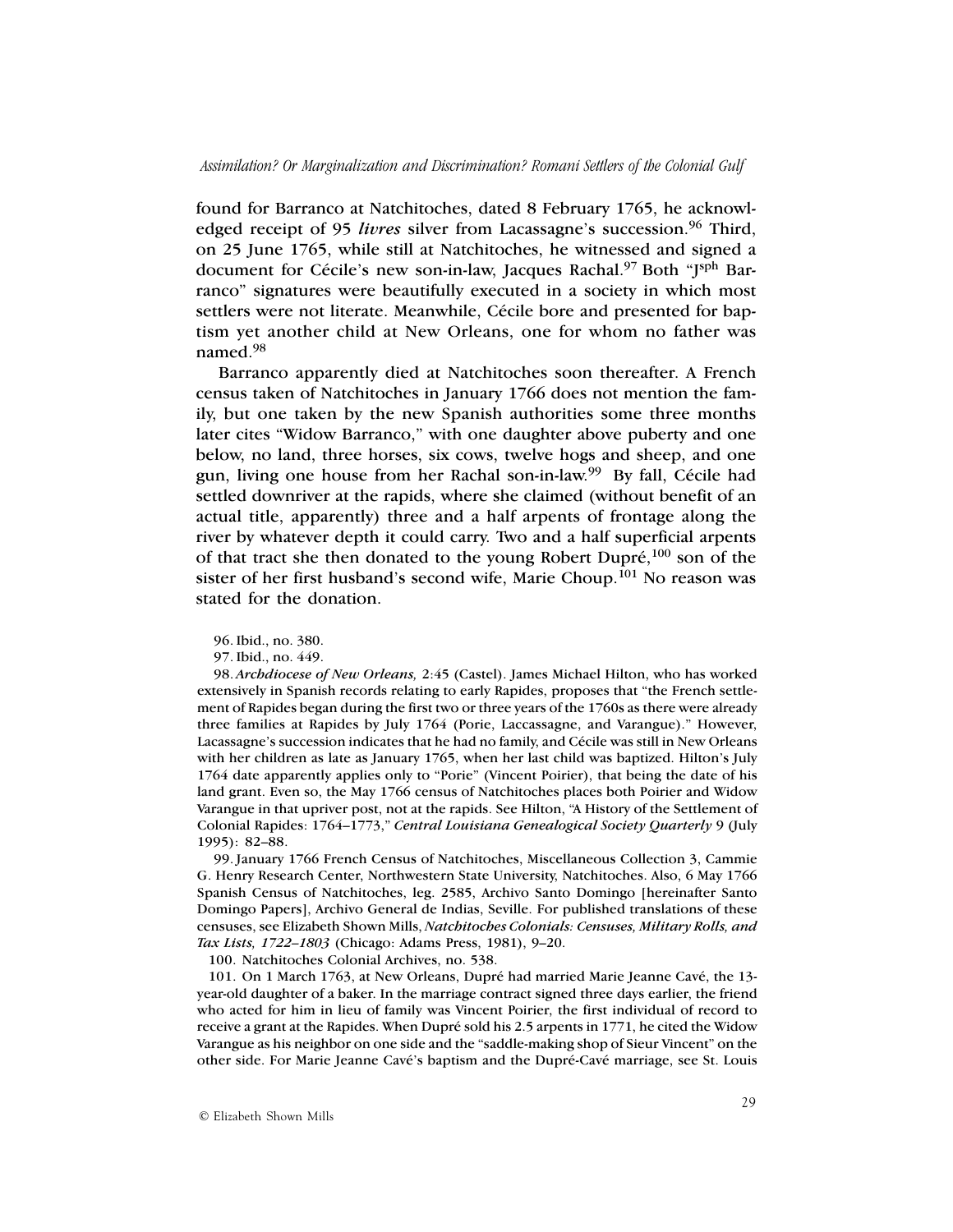found for Barranco at Natchitoches, dated 8 February 1765, he acknowledged receipt of 95 *livres* silver from Lacassagne's succession.[96] Third, on 25 June 1765, while still at Natchitoches, he witnessed and signed a document for Cécile's new son-in-law, Jacques Rachal.[97] Both "J$^{sph}$ Barranco" signatures were beautifully executed in a society in which most settlers were not literate. Meanwhile, Cécile bore and presented for baptism yet another child at New Orleans, one for whom no father was named.[98]

Barranco apparently died at Natchitoches soon thereafter. A French census taken of Natchitoches in January 1766 does not mention the family, but one taken by the new Spanish authorities some three months later cites "Widow Barranco," with one daughter above puberty and one below, no land, three horses, six cows, twelve hogs and sheep, and one gun, living one house from her Rachal son-in-law.[99] By fall, Cécile had settled downriver at the rapids, where she claimed (without benefit of an actual title, apparently) three and a half arpents of frontage along the river by whatever depth it could carry. Two and a half superficial arpents of that tract she then donated to the young Robert Dupré,[100] son of the sister of her first husband's second wife, Marie Choup.[101] No reason was stated for the donation.

96. Ibid., no. 380.

97. Ibid., no. 449.

98. *Archdiocese of New Orleans,* 2:45 (Castel). James Michael Hilton, who has worked extensively in Spanish records relating to early Rapides, proposes that "the French settlement of Rapides began during the first two or three years of the 1760s as there were already three families at Rapides by July 1764 (Porie, Laccassagne, and Varangue)." However, Lacassagne's succession indicates that he had no family, and Cécile was still in New Orleans with her children as late as January 1765, when her last child was baptized. Hilton's July 1764 date apparently applies only to "Porie" (Vincent Poirier), that being the date of his land grant. Even so, the May 1766 census of Natchitoches places both Poirier and Widow Varangue in that upriver post, not at the rapids. See Hilton, "A History of the Settlement of Colonial Rapides: 1764–1773," *Central Louisiana Genealogical Society Quarterly* 9 (July 1995): 82–88.

99. January 1766 French Census of Natchitoches, Miscellaneous Collection 3, Cammie G. Henry Research Center, Northwestern State University, Natchitoches. Also, 6 May 1766 Spanish Census of Natchitoches, leg. 2585, Archivo Santo Domingo [hereinafter Santo Domingo Papers], Archivo General de Indias, Seville. For published translations of these censuses, see Elizabeth Shown Mills, *Natchitoches Colonials: Censuses, Military Rolls, and Tax Lists, 1722–1803* (Chicago: Adams Press, 1981), 9–20.

100. Natchitoches Colonial Archives, no. 538.

101. On 1 March 1763, at New Orleans, Dupré had married Marie Jeanne Cavé, the 13-year-old daughter of a baker. In the marriage contract signed three days earlier, the friend who acted for him in lieu of family was Vincent Poirier, the first individual of record to receive a grant at the Rapides. When Dupré sold his 2.5 arpents in 1771, he cited the Widow Varangue as his neighbor on one side and the "saddle-making shop of Sieur Vincent" on the other side. For Marie Jeanne Cavé's baptism and the Dupré-Cavé marriage, see St. Louis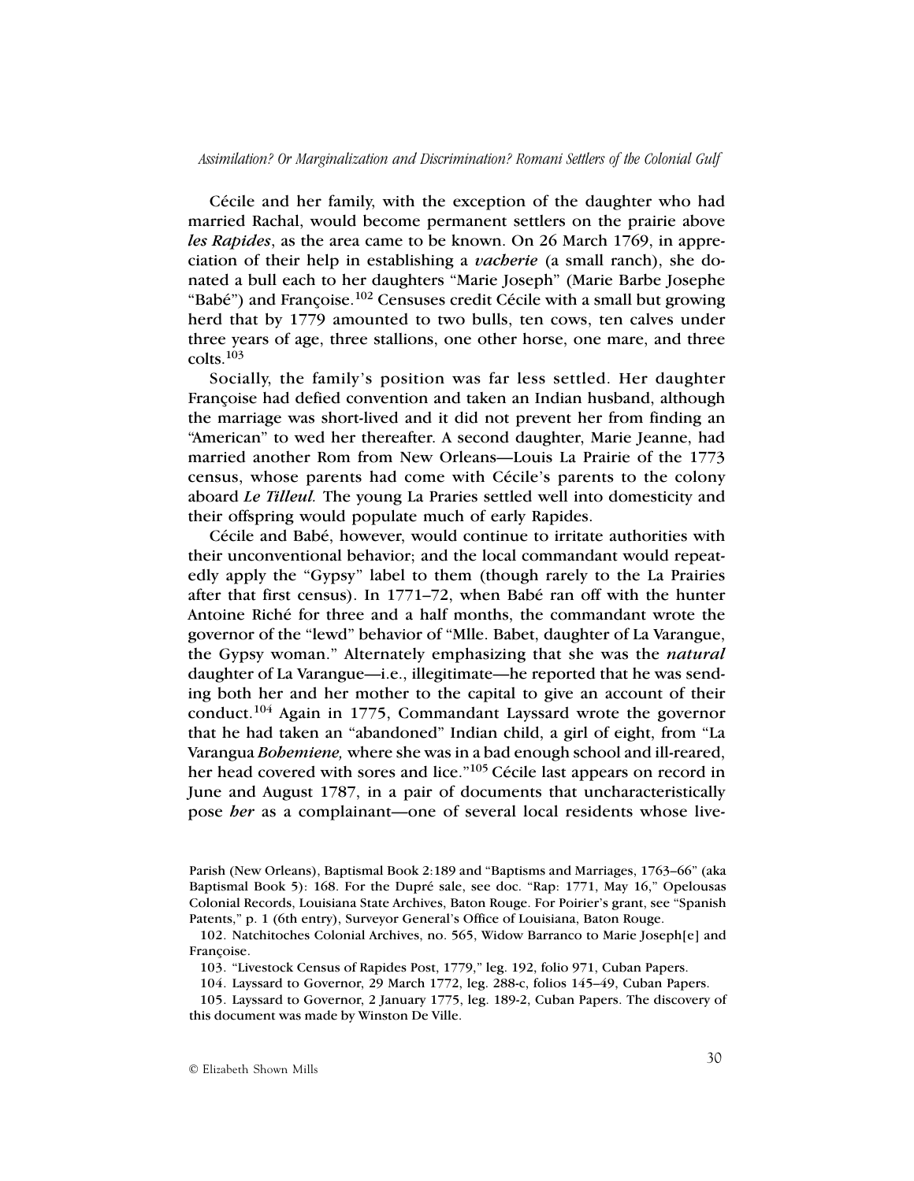Cécile and her family, with the exception of the daughter who had married Rachal, would become permanent settlers on the prairie above ***les Rapides***, as the area came to be known. On 26 March 1769, in appreciation of their help in establishing a ***vacherie*** (a small ranch), she donated a bull each to her daughters "Marie Joseph" (Marie Barbe Josephe "Babé") and Françoise.[102] Censuses credit Cécile with a small but growing herd that by 1779 amounted to two bulls, ten cows, ten calves under three years of age, three stallions, one other horse, one mare, and three colts.[103]

Socially, the family's position was far less settled. Her daughter Françoise had defied convention and taken an Indian husband, although the marriage was short-lived and it did not prevent her from finding an "American" to wed her thereafter. A second daughter, Marie Jeanne, had married another Rom from New Orleans—Louis La Prairie of the 1773 census, whose parents had come with Cécile's parents to the colony aboard ***Le Tilleul.*** The young La Praries settled well into domesticity and their offspring would populate much of early Rapides.

Cécile and Babé, however, would continue to irritate authorities with their unconventional behavior; and the local commandant would repeatedly apply the "Gypsy" label to them (though rarely to the La Prairies after that first census). In 1771–72, when Babé ran off with the hunter Antoine Riché for three and a half months, the commandant wrote the governor of the "lewd" behavior of "Mlle. Babet, daughter of La Varangue, the Gypsy woman." Alternately emphasizing that she was the ***natural*** daughter of La Varangue—i.e., illegitimate—he reported that he was sending both her and her mother to the capital to give an account of their conduct.[104] Again in 1775, Commandant Layssard wrote the governor that he had taken an "abandoned" Indian child, a girl of eight, from "La Varangua ***Bohemiene,*** where she was in a bad enough school and ill-reared, her head covered with sores and lice."[105] Cécile last appears on record in June and August 1787, in a pair of documents that uncharacteristically pose ***her*** as a complainant—one of several local residents whose live-

Parish (New Orleans), Baptismal Book 2:189 and "Baptisms and Marriages, 1763–66" (aka Baptismal Book 5): 168. For the Dupré sale, see doc. "Rap: 1771, May 16," Opelousas Colonial Records, Louisiana State Archives, Baton Rouge. For Poirier's grant, see "Spanish Patents," p. 1 (6th entry), Surveyor General's Office of Louisiana, Baton Rouge.

102. Natchitoches Colonial Archives, no. 565, Widow Barranco to Marie Joseph[e] and Françoise.

103. "Livestock Census of Rapides Post, 1779," leg. 192, folio 971, Cuban Papers.

104. Layssard to Governor, 29 March 1772, leg. 288-c, folios 145–49, Cuban Papers.

105. Layssard to Governor, 2 January 1775, leg. 189-2, Cuban Papers. The discovery of this document was made by Winston De Ville.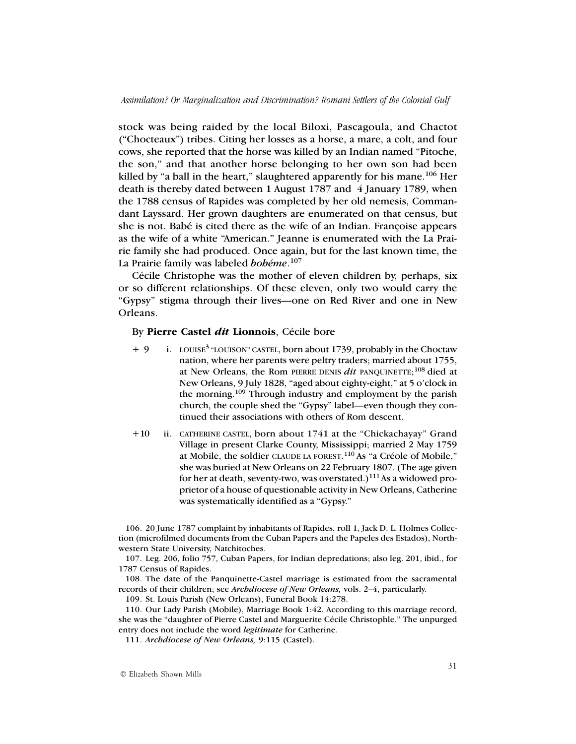stock was being raided by the local Biloxi, Pascagoula, and Chactot ("Chocteaux") tribes. Citing her losses as a horse, a mare, a colt, and four cows, she reported that the horse was killed by an Indian named "Pitoche, the son," and that another horse belonging to her own son had been killed by "a ball in the heart," slaughtered apparently for his mane.[106] Her death is thereby dated between 1 August 1787 and 4 January 1789, when the 1788 census of Rapides was completed by her old nemesis, Commandant Layssard. Her grown daughters are enumerated on that census, but she is not. Babé is cited there as the wife of an Indian. Françoise appears as the wife of a white "American." Jeanne is enumerated with the La Prairie family she had produced. Once again, but for the last known time, the La Prairie family was labeled ***bohéme***.[107]

Cécile Christophe was the mother of eleven children by, perhaps, six or so different relationships. Of these eleven, only two would carry the "Gypsy" stigma through their lives—one on Red River and one in New Orleans.

By **Pierre Castel *dit* Lionnois**, Cécile bore

+ 9 i. LOUISE[3] "LOUISON" CASTEL, born about 1739, probably in the Choctaw nation, where her parents were peltry traders; married about 1755, at New Orleans, the Rom PIERRE DENIS ***dit*** PANQUINETTE;[108] died at New Orleans, 9 July 1828, "aged about eighty-eight," at 5 o'clock in the morning.[109] Through industry and employment by the parish church, the couple shed the "Gypsy" label—even though they continued their associations with others of Rom descent.

+10 ii. CATHERINE CASTEL, born about 1741 at the "Chickachayay" Grand Village in present Clarke County, Mississippi; married 2 May 1759 at Mobile, the soldier CLAUDE LA FOREST.[110] As "a Créole of Mobile," she was buried at New Orleans on 22 February 1807. (The age given for her at death, seventy-two, was overstated.)[111] As a widowed proprietor of a house of questionable activity in New Orleans, Catherine was systematically identified as a "Gypsy."

106. 20 June 1787 complaint by inhabitants of Rapides, roll 1, Jack D. L. Holmes Collection (microfilmed documents from the Cuban Papers and the Papeles des Estados), Northwestern State University, Natchitoches.

107. Leg. 206, folio 757, Cuban Papers, for Indian depredations; also leg. 201, ibid., for 1787 Census of Rapides.

108. The date of the Panquinette-Castel marriage is estimated from the sacramental records of their children; see *Archdiocese of New Orleans,* vols. 2–4, particularly.

109. St. Louis Parish (New Orleans), Funeral Book 14:278.

110. Our Lady Parish (Mobile), Marriage Book 1:42. According to this marriage record, she was the "daughter of Pierre Castel and Marguerite Cécile Christophle." The unpurged entry does not include the word *legitimate* for Catherine.

111. *Archdiocese of New Orleans,* 9:115 (Castel).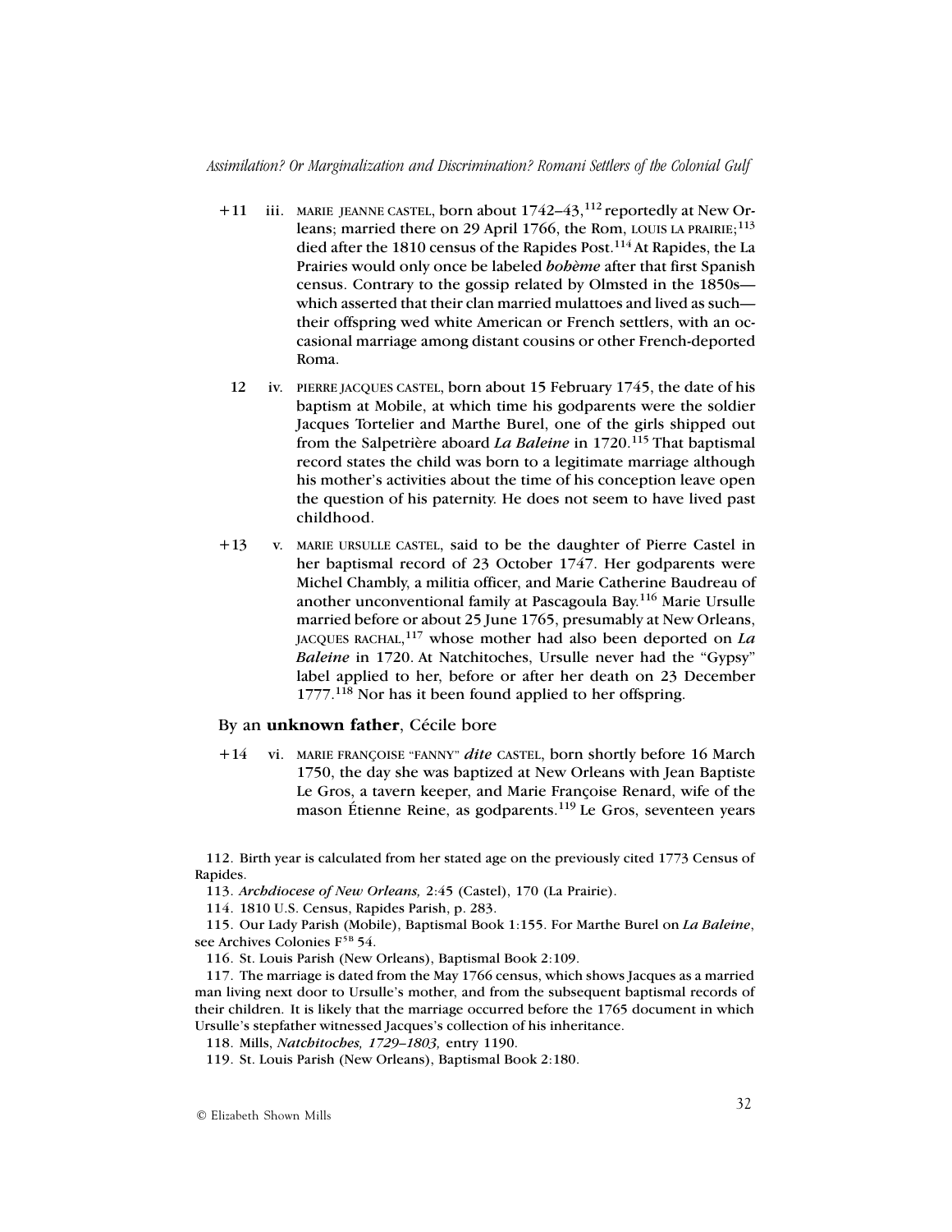+11 iii. MARIE JEANNE CASTEL, born about 1742–43,[112] reportedly at New Orleans; married there on 29 April 1766, the Rom, LOUIS LA PRAIRIE;[113] died after the 1810 census of the Rapides Post.[114] At Rapides, the La Prairies would only once be labeled *bohème* after that first Spanish census. Contrary to the gossip related by Olmsted in the 1850s—which asserted that their clan married mulattoes and lived as such—their offspring wed white American or French settlers, with an occasional marriage among distant cousins or other French-deported Roma.

12 iv. PIERRE JACQUES CASTEL, born about 15 February 1745, the date of his baptism at Mobile, at which time his godparents were the soldier Jacques Tortelier and Marthe Burel, one of the girls shipped out from the Salpetrière aboard *La Baleine* in 1720.[115] That baptismal record states the child was born to a legitimate marriage although his mother's activities about the time of his conception leave open the question of his paternity. He does not seem to have lived past childhood.

+13 v. MARIE URSULLE CASTEL, said to be the daughter of Pierre Castel in her baptismal record of 23 October 1747. Her godparents were Michel Chambly, a militia officer, and Marie Catherine Baudreau of another unconventional family at Pascagoula Bay.[116] Marie Ursulle married before or about 25 June 1765, presumably at New Orleans, JACQUES RACHAL,[117] whose mother had also been deported on *La Baleine* in 1720. At Natchitoches, Ursulle never had the "Gypsy" label applied to her, before or after her death on 23 December 1777.[118] Nor has it been found applied to her offspring.

By an **unknown father**, Cécile bore

+14 vi. MARIE FRANÇOISE "FANNY" *dite* CASTEL, born shortly before 16 March 1750, the day she was baptized at New Orleans with Jean Baptiste Le Gros, a tavern keeper, and Marie Françoise Renard, wife of the mason Étienne Reine, as godparents.[119] Le Gros, seventeen years

112. Birth year is calculated from her stated age on the previously cited 1773 Census of Rapides.

113. *Archdiocese of New Orleans,* 2:45 (Castel), 170 (La Prairie).

114. 1810 U.S. Census, Rapides Parish, p. 283.

115. Our Lady Parish (Mobile), Baptismal Book 1:155. For Marthe Burel on *La Baleine*, see Archives Colonies F[5B] 54.

116. St. Louis Parish (New Orleans), Baptismal Book 2:109.

117. The marriage is dated from the May 1766 census, which shows Jacques as a married man living next door to Ursulle's mother, and from the subsequent baptismal records of their children. It is likely that the marriage occurred before the 1765 document in which Ursulle's stepfather witnessed Jacques's collection of his inheritance.

118. Mills, *Natchitoches, 1729–1803,* entry 1190.

119. St. Louis Parish (New Orleans), Baptismal Book 2:180.

© Elizabeth Shown Mills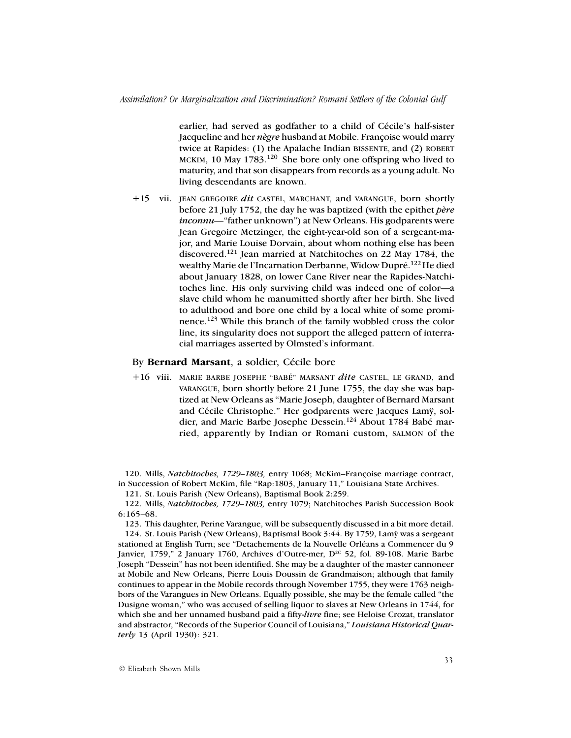earlier, had served as godfather to a child of Cécile's half-sister Jacqueline and her ***nègre*** husband at Mobile. Françoise would marry twice at Rapides: (1) the Apalache Indian BISSENTE, and (2) ROBERT MCKIM, 10 May 1783.[120] She bore only one offspring who lived to maturity, and that son disappears from records as a young adult. No living descendants are known.

+15 vii. JEAN GREGOIRE *dit* CASTEL, MARCHANT, and VARANGUE, born shortly before 21 July 1752, the day he was baptized (with the epithet ***père inconnu***—"father unknown") at New Orleans. His godparents were Jean Gregoire Metzinger, the eight-year-old son of a sergeant-major, and Marie Louise Dorvain, about whom nothing else has been discovered.[121] Jean married at Natchitoches on 22 May 1784, the wealthy Marie de l'Incarnation Derbanne, Widow Dupré.[122] He died about January 1828, on lower Cane River near the Rapides-Natchitoches line. His only surviving child was indeed one of color—a slave child whom he manumitted shortly after her birth. She lived to adulthood and bore one child by a local white of some prominence.[123] While this branch of the family wobbled cross the color line, its singularity does not support the alleged pattern of interracial marriages asserted by Olmsted's informant.

By **Bernard Marsant**, a soldier, Cécile bore

+16 viii. MARIE BARBE JOSEPHE "BABÉ" MARSANT *dite* CASTEL, LE GRAND, and VARANGUE, born shortly before 21 June 1755, the day she was baptized at New Orleans as "Marie Joseph, daughter of Bernard Marsant and Cécile Christophe." Her godparents were Jacques Lamÿ, soldier, and Marie Barbe Josephe Dessein.[124] About 1784 Babé married, apparently by Indian or Romani custom, SALMON of the

---

120. Mills, *Natchitoches, 1729–1803,* entry 1068; McKim–Françoise marriage contract, in Succession of Robert McKim, file "Rap:1803, January 11," Louisiana State Archives.

121. St. Louis Parish (New Orleans), Baptismal Book 2:259.

122. Mills, *Natchitoches, 1729–1803,* entry 1079; Natchitoches Parish Succession Book 6:165–68.

123. This daughter, Perine Varangue, will be subsequently discussed in a bit more detail.

124. St. Louis Parish (New Orleans), Baptismal Book 3:44. By 1759, Lamÿ was a sergeant stationed at English Turn; see "Detachements de la Nouvelle Orléans a Commencer du 9 Janvier, 1759," 2 January 1760, Archives d'Outre-mer, D[2C] 52, fol. 89-108. Marie Barbe Joseph "Dessein" has not been identified. She may be a daughter of the master cannoneer at Mobile and New Orleans, Pierre Louis Doussin de Grandmaison; although that family continues to appear in the Mobile records through November 1755, they were 1763 neighbors of the Varangues in New Orleans. Equally possible, she may be the female called "the Dusigne woman," who was accused of selling liquor to slaves at New Orleans in 1744, for which she and her unnamed husband paid a fifty-***livre*** fine; see Heloise Crozat, translator and abstractor, "Records of the Superior Council of Louisiana," ***Louisiana Historical Quarterly*** 13 (April 1930): 321.

© Elizabeth Shown Mills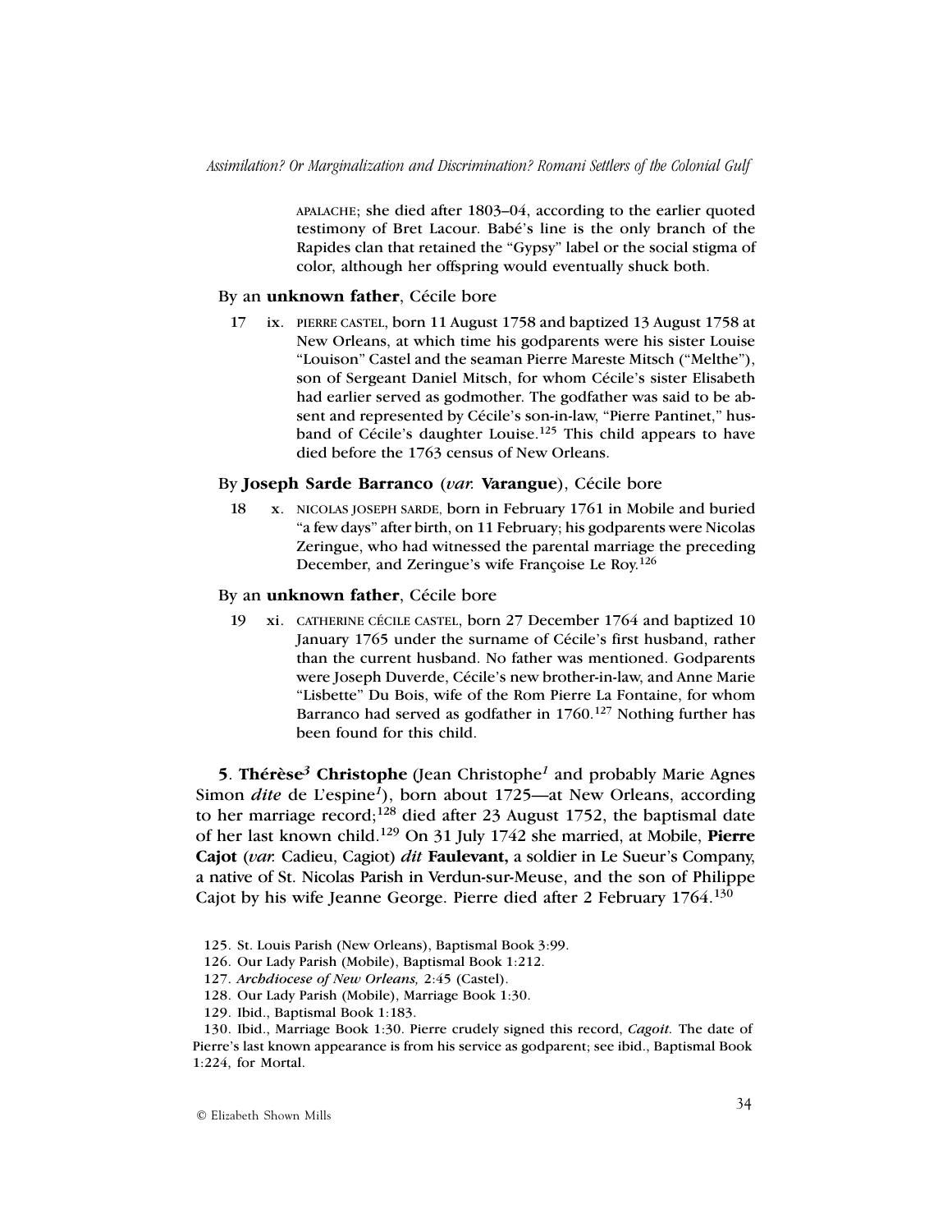APALACHE; she died after 1803–04, according to the earlier quoted testimony of Bret Lacour. Babé's line is the only branch of the Rapides clan that retained the "Gypsy" label or the social stigma of color, although her offspring would eventually shuck both.

By an **unknown father**, Cécile bore

17 ix. PIERRE CASTEL, born 11 August 1758 and baptized 13 August 1758 at New Orleans, at which time his godparents were his sister Louise "Louison" Castel and the seaman Pierre Mareste Mitsch ("Melthe"), son of Sergeant Daniel Mitsch, for whom Cécile's sister Elisabeth had earlier served as godmother. The godfather was said to be absent and represented by Cécile's son-in-law, "Pierre Pantinet," husband of Cécile's daughter Louise.[125] This child appears to have died before the 1763 census of New Orleans.

By **Joseph Sarde Barranco** (*var.* **Varangue**), Cécile bore

18 x. NICOLAS JOSEPH SARDE, born in February 1761 in Mobile and buried "a few days" after birth, on 11 February; his godparents were Nicolas Zeringue, who had witnessed the parental marriage the preceding December, and Zeringue's wife Françoise Le Roy.[126]

By an **unknown father**, Cécile bore

19 xi. CATHERINE CÉCILE CASTEL, born 27 December 1764 and baptized 10 January 1765 under the surname of Cécile's first husband, rather than the current husband. No father was mentioned. Godparents were Joseph Duverde, Cécile's new brother-in-law, and Anne Marie "Lisbette" Du Bois, wife of the Rom Pierre La Fontaine, for whom Barranco had served as godfather in 1760.[127] Nothing further has been found for this child.

**5**. **Thérèse[3] Christophe** (Jean Christophe[1] and probably Marie Agnes Simon *dite* de L'espine[1]), born about 1725—at New Orleans, according to her marriage record;[128] died after 23 August 1752, the baptismal date of her last known child.[129] On 31 July 1742 she married, at Mobile, **Pierre Cajot** (*var.* Cadieu, Cagiot) *dit* **Faulevant,** a soldier in Le Sueur's Company, a native of St. Nicolas Parish in Verdun-sur-Meuse, and the son of Philippe Cajot by his wife Jeanne George. Pierre died after 2 February 1764.[130]

125. St. Louis Parish (New Orleans), Baptismal Book 3:99.

126. Our Lady Parish (Mobile), Baptismal Book 1:212.

127. *Archdiocese of New Orleans,* 2:45 (Castel).

128. Our Lady Parish (Mobile), Marriage Book 1:30.

129. Ibid., Baptismal Book 1:183.

130. Ibid., Marriage Book 1:30. Pierre crudely signed this record, *Cagoit.* The date of Pierre's last known appearance is from his service as godparent; see ibid., Baptismal Book 1:224, for Mortal.

© Elizabeth Shown Mills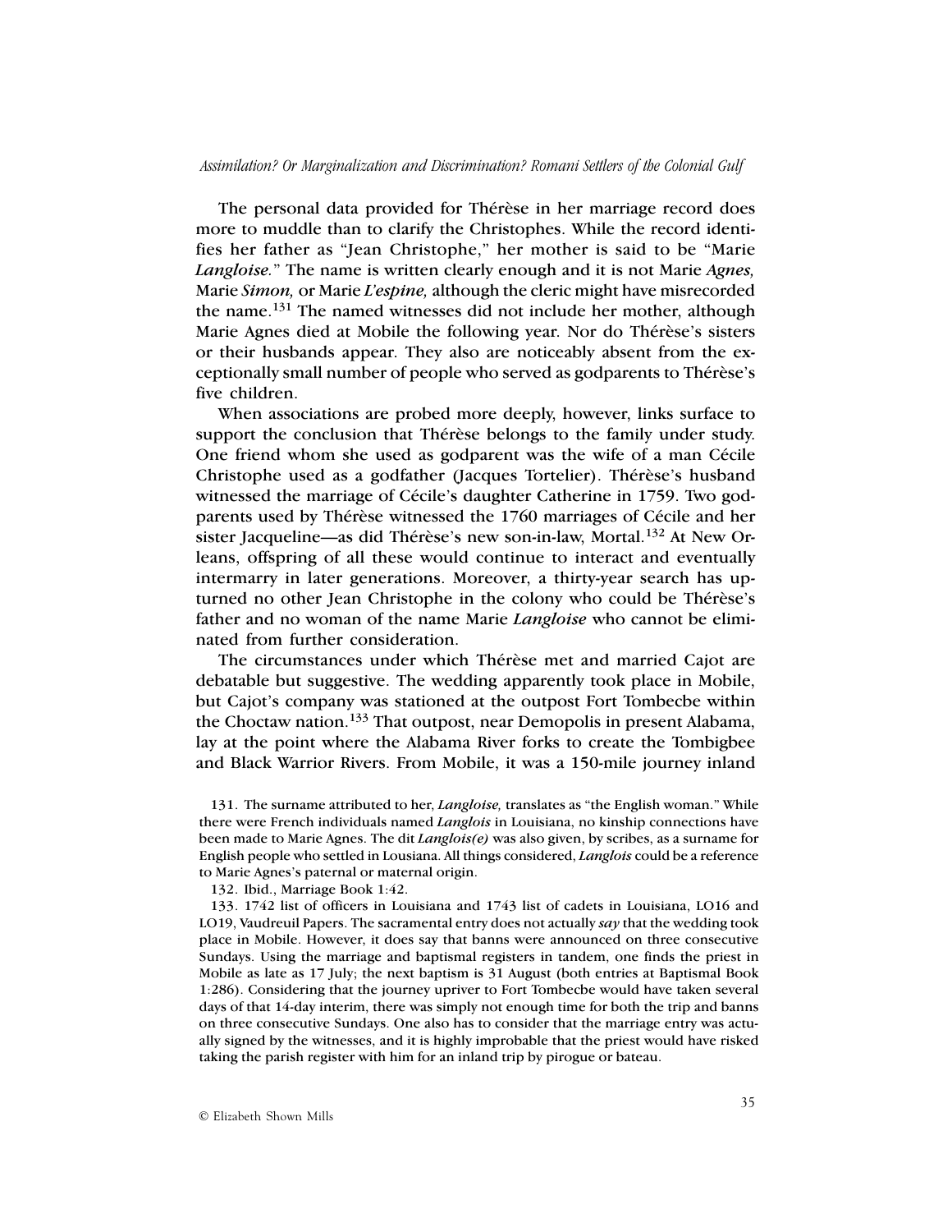The personal data provided for Thérèse in her marriage record does more to muddle than to clarify the Christophes. While the record identifies her father as "Jean Christophe," her mother is said to be "Marie *Langloise.*" The name is written clearly enough and it is not Marie *Agnes,* Marie *Simon,* or Marie *L'espine,* although the cleric might have misrecorded the name.[131] The named witnesses did not include her mother, although Marie Agnes died at Mobile the following year. Nor do Thérèse's sisters or their husbands appear. They also are noticeably absent from the exceptionally small number of people who served as godparents to Thérèse's five children.

When associations are probed more deeply, however, links surface to support the conclusion that Thérèse belongs to the family under study. One friend whom she used as godparent was the wife of a man Cécile Christophe used as a godfather (Jacques Tortelier). Thérèse's husband witnessed the marriage of Cécile's daughter Catherine in 1759. Two godparents used by Thérèse witnessed the 1760 marriages of Cécile and her sister Jacqueline—as did Thérèse's new son-in-law, Mortal.[132] At New Orleans, offspring of all these would continue to interact and eventually intermarry in later generations. Moreover, a thirty-year search has upturned no other Jean Christophe in the colony who could be Thérèse's father and no woman of the name Marie *Langloise* who cannot be eliminated from further consideration.

The circumstances under which Thérèse met and married Cajot are debatable but suggestive. The wedding apparently took place in Mobile, but Cajot's company was stationed at the outpost Fort Tombecbe within the Choctaw nation.[133] That outpost, near Demopolis in present Alabama, lay at the point where the Alabama River forks to create the Tombigbee and Black Warrior Rivers. From Mobile, it was a 150-mile journey inland

131. The surname attributed to her, *Langloise,* translates as "the English woman." While there were French individuals named *Langlois* in Louisiana, no kinship connections have been made to Marie Agnes. The dit *Langlois(e)* was also given, by scribes, as a surname for English people who settled in Lousiana. All things considered, *Langlois* could be a reference to Marie Agnes's paternal or maternal origin.

132. Ibid., Marriage Book 1:42.

133. 1742 list of officers in Louisiana and 1743 list of cadets in Louisiana, LO16 and LO19, Vaudreuil Papers. The sacramental entry does not actually *say* that the wedding took place in Mobile. However, it does say that banns were announced on three consecutive Sundays. Using the marriage and baptismal registers in tandem, one finds the priest in Mobile as late as 17 July; the next baptism is 31 August (both entries at Baptismal Book 1:286). Considering that the journey upriver to Fort Tombecbe would have taken several days of that 14-day interim, there was simply not enough time for both the trip and banns on three consecutive Sundays. One also has to consider that the marriage entry was actually signed by the witnesses, and it is highly improbable that the priest would have risked taking the parish register with him for an inland trip by pirogue or bateau.

© Elizabeth Shown Mills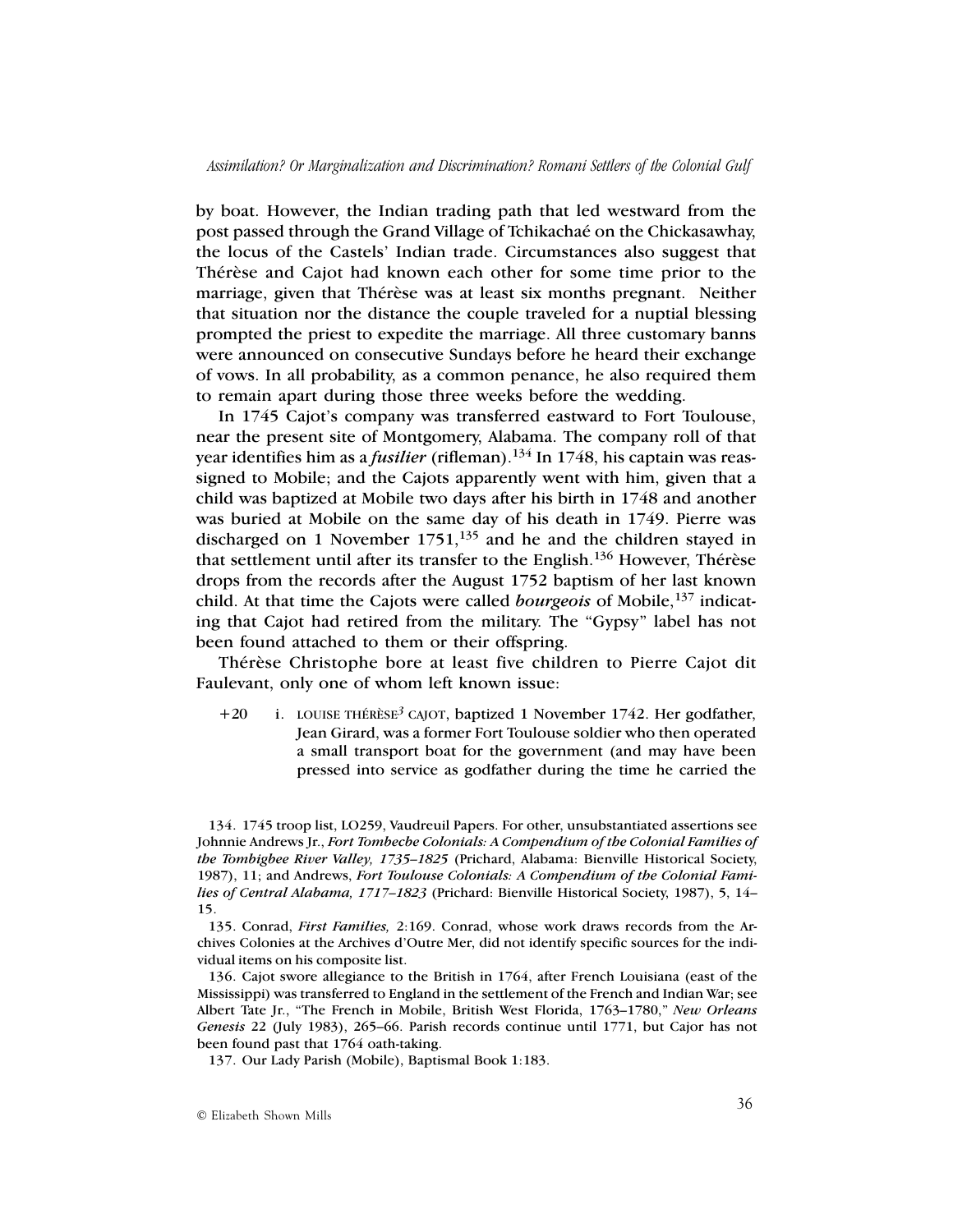by boat. However, the Indian trading path that led westward from the post passed through the Grand Village of Tchikachaé on the Chickasawhay, the locus of the Castels' Indian trade. Circumstances also suggest that Thérèse and Cajot had known each other for some time prior to the marriage, given that Thérèse was at least six months pregnant. Neither that situation nor the distance the couple traveled for a nuptial blessing prompted the priest to expedite the marriage. All three customary banns were announced on consecutive Sundays before he heard their exchange of vows. In all probability, as a common penance, he also required them to remain apart during those three weeks before the wedding.

In 1745 Cajot's company was transferred eastward to Fort Toulouse, near the present site of Montgomery, Alabama. The company roll of that year identifies him as a ***fusilier*** (rifleman).[134] In 1748, his captain was reassigned to Mobile; and the Cajots apparently went with him, given that a child was baptized at Mobile two days after his birth in 1748 and another was buried at Mobile on the same day of his death in 1749. Pierre was discharged on 1 November 1751,[135] and he and the children stayed in that settlement until after its transfer to the English.[136] However, Thérèse drops from the records after the August 1752 baptism of her last known child. At that time the Cajots were called ***bourgeois*** of Mobile,[137] indicating that Cajot had retired from the military. The "Gypsy" label has not been found attached to them or their offspring.

Thérèse Christophe bore at least five children to Pierre Cajot dit Faulevant, only one of whom left known issue:

+20 i. LOUISE THÉRÈSE[3] CAJOT, baptized 1 November 1742. Her godfather, Jean Girard, was a former Fort Toulouse soldier who then operated a small transport boat for the government (and may have been pressed into service as godfather during the time he carried the

134. 1745 troop list, LO259, Vaudreuil Papers. For other, unsubstantiated assertions see Johnnie Andrews Jr., ***Fort Tombecbe Colonials: A Compendium of the Colonial Families of the Tombigbee River Valley, 1735–1825*** (Prichard, Alabama: Bienville Historical Society, 1987), 11; and Andrews, ***Fort Toulouse Colonials: A Compendium of the Colonial Families of Central Alabama, 1717–1823*** (Prichard: Bienville Historical Society, 1987), 5, 14–15.

135. Conrad, *First Families,* 2:169. Conrad, whose work draws records from the Archives Colonies at the Archives d'Outre Mer, did not identify specific sources for the individual items on his composite list.

136. Cajot swore allegiance to the British in 1764, after French Louisiana (east of the Mississippi) was transferred to England in the settlement of the French and Indian War; see Albert Tate Jr., "The French in Mobile, British West Florida, 1763–1780," *New Orleans Genesis* 22 (July 1983), 265–66. Parish records continue until 1771, but Cajor has not been found past that 1764 oath-taking.

137. Our Lady Parish (Mobile), Baptismal Book 1:183.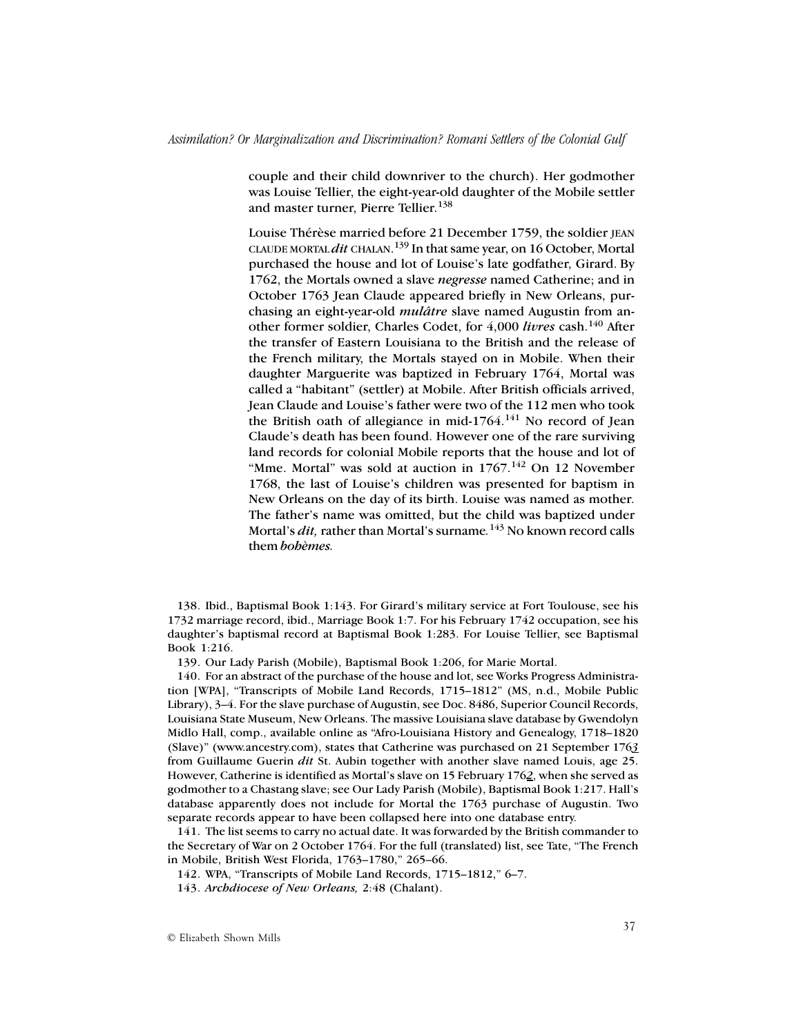couple and their child downriver to the church). Her godmother was Louise Tellier, the eight-year-old daughter of the Mobile settler and master turner, Pierre Tellier.[138]

Louise Thérèse married before 21 December 1759, the soldier JEAN CLAUDE MORTAL *dit* CHALAN.[139] In that same year, on 16 October, Mortal purchased the house and lot of Louise's late godfather, Girard. By 1762, the Mortals owned a slave *negresse* named Catherine; and in October 1763 Jean Claude appeared briefly in New Orleans, purchasing an eight-year-old *mulâtre* slave named Augustin from another former soldier, Charles Codet, for 4,000 *livres* cash.[140] After the transfer of Eastern Louisiana to the British and the release of the French military, the Mortals stayed on in Mobile. When their daughter Marguerite was baptized in February 1764, Mortal was called a "habitant" (settler) at Mobile. After British officials arrived, Jean Claude and Louise's father were two of the 112 men who took the British oath of allegiance in mid-1764.[141] No record of Jean Claude's death has been found. However one of the rare surviving land records for colonial Mobile reports that the house and lot of "Mme. Mortal" was sold at auction in 1767.[142] On 12 November 1768, the last of Louise's children was presented for baptism in New Orleans on the day of its birth. Louise was named as mother. The father's name was omitted, but the child was baptized under Mortal's *dit,* rather than Mortal's surname.[143] No known record calls them *bohèmes.*

---

138. Ibid., Baptismal Book 1:143. For Girard's military service at Fort Toulouse, see his 1732 marriage record, ibid., Marriage Book 1:7. For his February 1742 occupation, see his daughter's baptismal record at Baptismal Book 1:283. For Louise Tellier, see Baptismal Book 1:216.

139. Our Lady Parish (Mobile), Baptismal Book 1:206, for Marie Mortal.

140. For an abstract of the purchase of the house and lot, see Works Progress Administration [WPA], "Transcripts of Mobile Land Records, 1715–1812" (MS, n.d., Mobile Public Library), 3–4. For the slave purchase of Augustin, see Doc. 8486, Superior Council Records, Louisiana State Museum, New Orleans. The massive Louisiana slave database by Gwendolyn Midlo Hall, comp., available online as "Afro-Louisiana History and Genealogy, 1718–1820 (Slave)" (www.ancestry.com), states that Catherine was purchased on 21 September 176*3* from Guillaume Guerin *dit* St. Aubin together with another slave named Louis, age 25. However, Catherine is identified as Mortal's slave on 15 February 176*2*, when she served as godmother to a Chastang slave; see Our Lady Parish (Mobile), Baptismal Book 1:217. Hall's database apparently does not include for Mortal the 1763 purchase of Augustin. Two separate records appear to have been collapsed here into one database entry.

141. The list seems to carry no actual date. It was forwarded by the British commander to the Secretary of War on 2 October 1764. For the full (translated) list, see Tate, "The French in Mobile, British West Florida, 1763–1780," 265–66.

142. WPA, "Transcripts of Mobile Land Records, 1715–1812," 6–7.

143. *Archdiocese of New Orleans,* 2:48 (Chalant).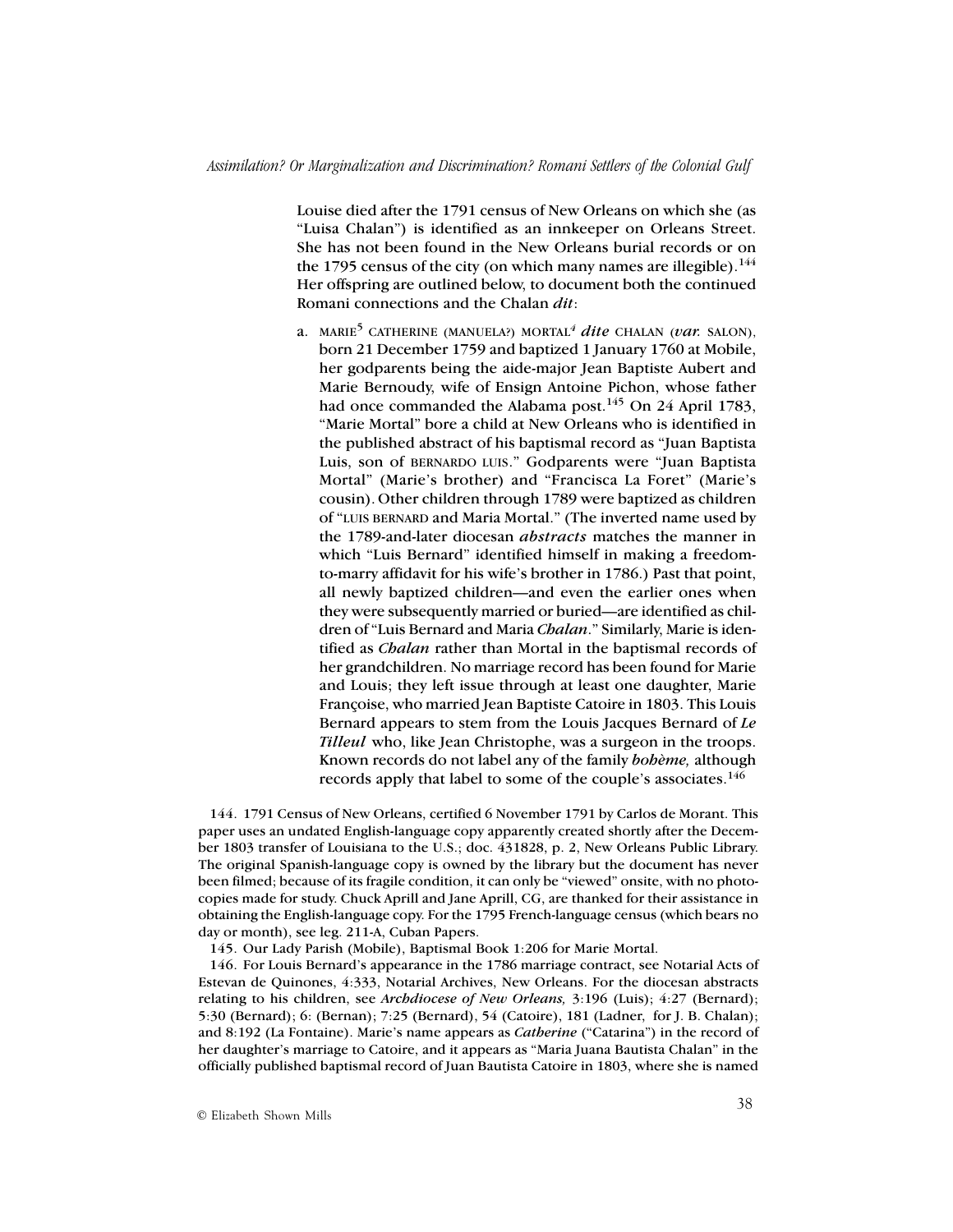Louise died after the 1791 census of New Orleans on which she (as "Luisa Chalan") is identified as an innkeeper on Orleans Street. She has not been found in the New Orleans burial records or on the 1795 census of the city (on which many names are illegible).[144] Her offspring are outlined below, to document both the continued Romani connections and the Chalan *dit*:

a. MARIE[5] CATHERINE (MANUELA?) MORTAL[4] *dite* CHALAN (*var.* SALON), born 21 December 1759 and baptized 1 January 1760 at Mobile, her godparents being the aide-major Jean Baptiste Aubert and Marie Bernoudy, wife of Ensign Antoine Pichon, whose father had once commanded the Alabama post.[145] On 24 April 1783, "Marie Mortal" bore a child at New Orleans who is identified in the published abstract of his baptismal record as "Juan Baptista Luis, son of BERNARDO LUIS." Godparents were "Juan Baptista Mortal" (Marie's brother) and "Francisca La Foret" (Marie's cousin). Other children through 1789 were baptized as children of "LUIS BERNARD and Maria Mortal." (The inverted name used by the 1789-and-later diocesan *abstracts* matches the manner in which "Luis Bernard" identified himself in making a freedom-to-marry affidavit for his wife's brother in 1786.) Past that point, all newly baptized children—and even the earlier ones when they were subsequently married or buried—are identified as children of "Luis Bernard and Maria *Chalan*." Similarly, Marie is identified as *Chalan* rather than Mortal in the baptismal records of her grandchildren. No marriage record has been found for Marie and Louis; they left issue through at least one daughter, Marie Françoise, who married Jean Baptiste Catoire in 1803. This Louis Bernard appears to stem from the Louis Jacques Bernard of *Le Tilleul* who, like Jean Christophe, was a surgeon in the troops. Known records do not label any of the family *bohème,* although records apply that label to some of the couple's associates.[146]

144. 1791 Census of New Orleans, certified 6 November 1791 by Carlos de Morant. This paper uses an undated English-language copy apparently created shortly after the December 1803 transfer of Louisiana to the U.S.; doc. 431828, p. 2, New Orleans Public Library. The original Spanish-language copy is owned by the library but the document has never been filmed; because of its fragile condition, it can only be "viewed" onsite, with no photocopies made for study. Chuck Aprill and Jane Aprill, CG, are thanked for their assistance in obtaining the English-language copy. For the 1795 French-language census (which bears no day or month), see leg. 211-A, Cuban Papers.

145. Our Lady Parish (Mobile), Baptismal Book 1:206 for Marie Mortal.

146. For Louis Bernard's appearance in the 1786 marriage contract, see Notarial Acts of Estevan de Quinones, 4:333, Notarial Archives, New Orleans. For the diocesan abstracts relating to his children, see *Archdiocese of New Orleans,* 3:196 (Luis); 4:27 (Bernard); 5:30 (Bernard); 6: (Bernan); 7:25 (Bernard), 54 (Catoire), 181 (Ladner, for J. B. Chalan); and 8:192 (La Fontaine). Marie's name appears as *Catherine* ("Catarina") in the record of her daughter's marriage to Catoire, and it appears as "Maria Juana Bautista Chalan" in the officially published baptismal record of Juan Bautista Catoire in 1803, where she is named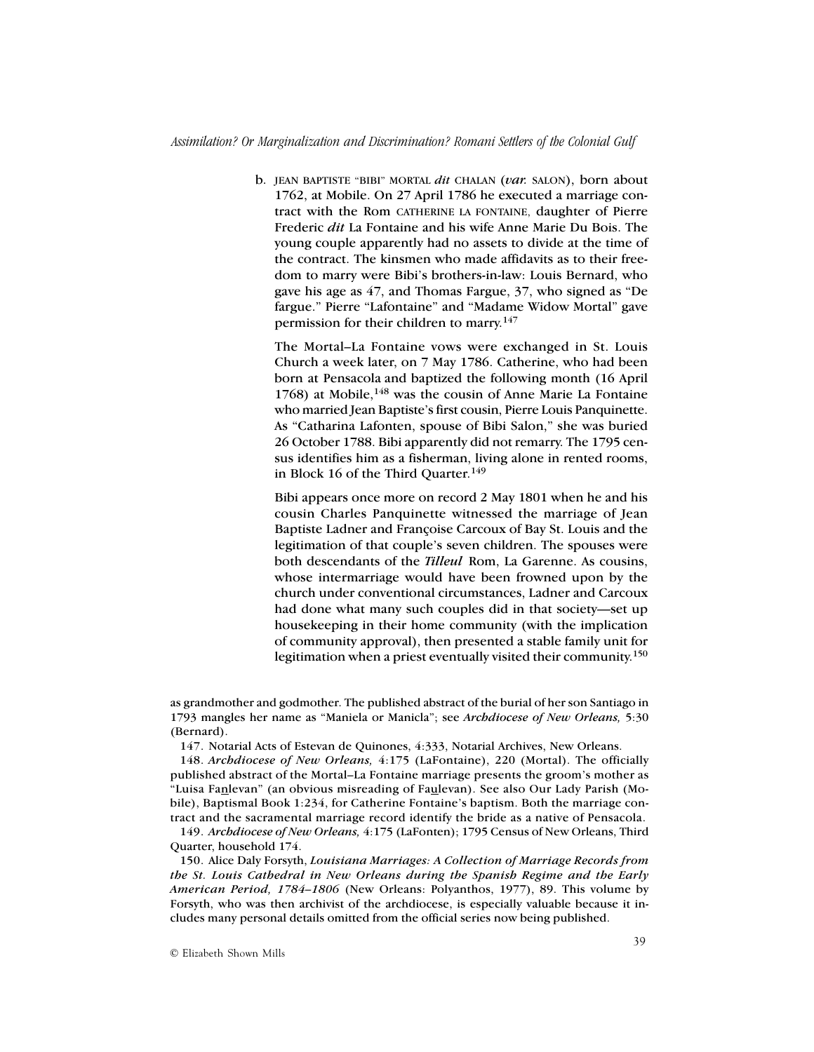b. JEAN BAPTISTE "BIBI" MORTAL *dit* CHALAN (*var.* SALON), born about 1762, at Mobile. On 27 April 1786 he executed a marriage contract with the Rom CATHERINE LA FONTAINE, daughter of Pierre Frederic *dit* La Fontaine and his wife Anne Marie Du Bois. The young couple apparently had no assets to divide at the time of the contract. The kinsmen who made affidavits as to their freedom to marry were Bibi's brothers-in-law: Louis Bernard, who gave his age as 47, and Thomas Fargue, 37, who signed as "De fargue." Pierre "Lafontaine" and "Madame Widow Mortal" gave permission for their children to marry.[147]

The Mortal–La Fontaine vows were exchanged in St. Louis Church a week later, on 7 May 1786. Catherine, who had been born at Pensacola and baptized the following month (16 April 1768) at Mobile,[148] was the cousin of Anne Marie La Fontaine who married Jean Baptiste's first cousin, Pierre Louis Panquinette. As "Catharina Lafonten, spouse of Bibi Salon," she was buried 26 October 1788. Bibi apparently did not remarry. The 1795 census identifies him as a fisherman, living alone in rented rooms, in Block 16 of the Third Quarter.[149]

Bibi appears once more on record 2 May 1801 when he and his cousin Charles Panquinette witnessed the marriage of Jean Baptiste Ladner and Françoise Carcoux of Bay St. Louis and the legitimation of that couple's seven children. The spouses were both descendants of the *Tilleul* Rom, La Garenne. As cousins, whose intermarriage would have been frowned upon by the church under conventional circumstances, Ladner and Carcoux had done what many such couples did in that society—set up housekeeping in their home community (with the implication of community approval), then presented a stable family unit for legitimation when a priest eventually visited their community.[150]

---

as grandmother and godmother. The published abstract of the burial of her son Santiago in 1793 mangles her name as "Maniela or Manicla"; see *Archdiocese of New Orleans,* 5:30 (Bernard).

147. Notarial Acts of Estevan de Quinones, 4:333, Notarial Archives, New Orleans.

148. *Archdiocese of New Orleans,* 4:175 (LaFontaine), 220 (Mortal). The officially published abstract of the Mortal–La Fontaine marriage presents the groom's mother as "Luisa Fa<u>n</u>levan" (an obvious misreading of Fa<u>u</u>levan). See also Our Lady Parish (Mobile), Baptismal Book 1:234, for Catherine Fontaine's baptism. Both the marriage contract and the sacramental marriage record identify the bride as a native of Pensacola.

149. *Archdiocese of New Orleans,* 4:175 (LaFonten); 1795 Census of New Orleans, Third Quarter, household 174.

150. Alice Daly Forsyth, ***Louisiana Marriages: A Collection of Marriage Records from the St. Louis Cathedral in New Orleans during the Spanish Regime and the Early American Period, 1784–1806*** (New Orleans: Polyanthos, 1977), 89. This volume by Forsyth, who was then archivist of the archdiocese, is especially valuable because it includes many personal details omitted from the official series now being published.

© Elizabeth Shown Mills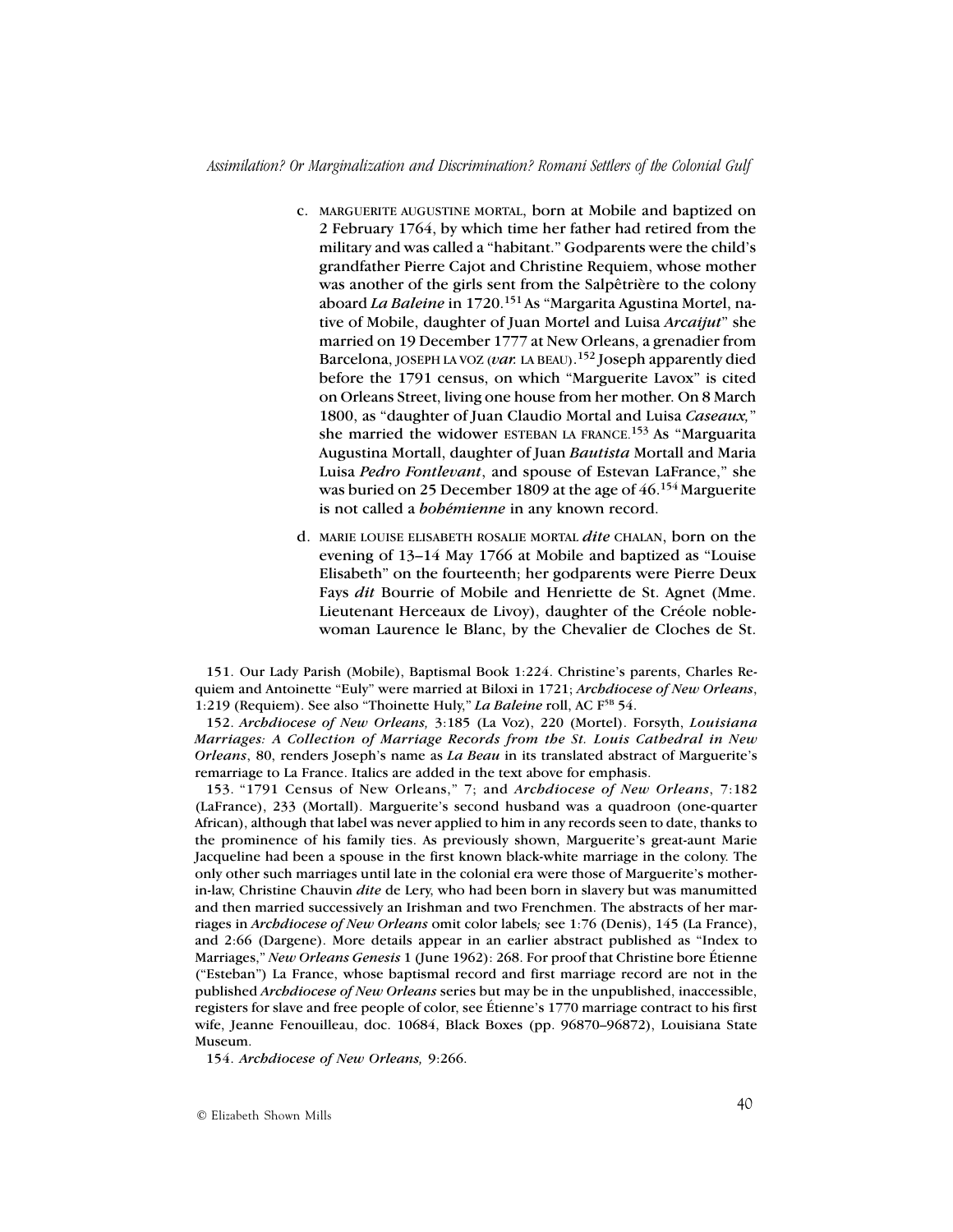c. MARGUERITE AUGUSTINE MORTAL, born at Mobile and baptized on 2 February 1764, by which time her father had retired from the military and was called a "habitant." Godparents were the child's grandfather Pierre Cajot and Christine Requiem, whose mother was another of the girls sent from the Salpêtrière to the colony aboard *La Baleine* in 1720.[151] As "Margarita Agustina Mortel, native of Mobile, daughter of Juan Mortel and Luisa *Arcaijut*" she married on 19 December 1777 at New Orleans, a grenadier from Barcelona, JOSEPH LA VOZ (*var.* LA BEAU).[152] Joseph apparently died before the 1791 census, on which "Marguerite Lavox" is cited on Orleans Street, living one house from her mother. On 8 March 1800, as "daughter of Juan Claudio Mortal and Luisa *Caseaux,*" she married the widower ESTEBAN LA FRANCE.[153] As "Marguarita Augustina Mortall, daughter of Juan *Bautista* Mortall and Maria Luisa *Pedro Fontlevant*, and spouse of Estevan LaFrance," she was buried on 25 December 1809 at the age of 46.[154] Marguerite is not called a *bohémienne* in any known record.

d. MARIE LOUISE ELISABETH ROSALIE MORTAL *dite* CHALAN, born on the evening of 13–14 May 1766 at Mobile and baptized as "Louise Elisabeth" on the fourteenth; her godparents were Pierre Deux Fays *dit* Bourrie of Mobile and Henriette de St. Agnet (Mme. Lieutenant Herceaux de Livoy), daughter of the Créole noblewoman Laurence le Blanc, by the Chevalier de Cloches de St.

151. Our Lady Parish (Mobile), Baptismal Book 1:224. Christine's parents, Charles Requiem and Antoinette "Euly" were married at Biloxi in 1721; *Archdiocese of New Orleans*, 1:219 (Requiem). See also "Thoinette Huly," *La Baleine* roll, AC F[5B] 54.

152. *Archdiocese of New Orleans,* 3:185 (La Voz), 220 (Mortel). Forsyth, *Louisiana Marriages: A Collection of Marriage Records from the St. Louis Cathedral in New Orleans*, 80, renders Joseph's name as *La Beau* in its translated abstract of Marguerite's remarriage to La France. Italics are added in the text above for emphasis.

153. "1791 Census of New Orleans," 7; and *Archdiocese of New Orleans*, 7:182 (LaFrance), 233 (Mortall). Marguerite's second husband was a quadroon (one-quarter African), although that label was never applied to him in any records seen to date, thanks to the prominence of his family ties. As previously shown, Marguerite's great-aunt Marie Jacqueline had been a spouse in the first known black-white marriage in the colony. The only other such marriages until late in the colonial era were those of Marguerite's mother-in-law, Christine Chauvin *dite* de Lery, who had been born in slavery but was manumitted and then married successively an Irishman and two Frenchmen. The abstracts of her marriages in *Archdiocese of New Orleans* omit color labels*;* see 1:76 (Denis), 145 (La France), and 2:66 (Dargene). More details appear in an earlier abstract published as "Index to Marriages," *New Orleans Genesis* 1 (June 1962): 268. For proof that Christine bore Étienne ("Esteban") La France, whose baptismal record and first marriage record are not in the published *Archdiocese of New Orleans* series but may be in the unpublished, inaccessible, registers for slave and free people of color, see Étienne's 1770 marriage contract to his first wife, Jeanne Fenouilleau, doc. 10684, Black Boxes (pp. 96870–96872), Louisiana State Museum.

154. *Archdiocese of New Orleans,* 9:266.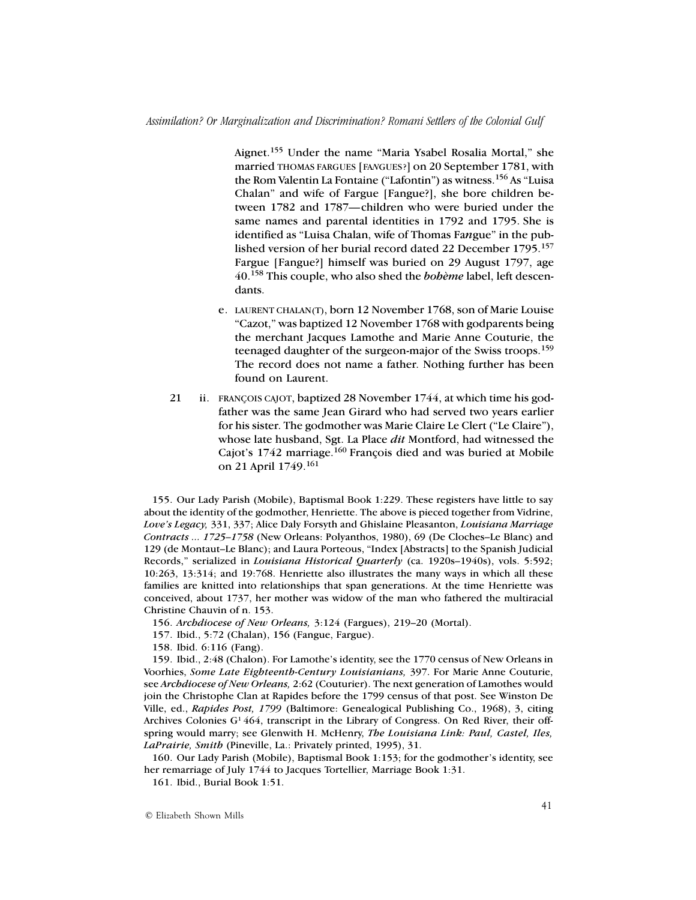Aignet.[155] Under the name "Maria Ysabel Rosalia Mortal," she married THOMAS FARGUES [FA*N*GUES?] on 20 September 1781, with the Rom Valentin La Fontaine ("Lafontin") as witness.[156] As "Luisa Chalan" and wife of Fargue [Fangue?], she bore children between 1782 and 1787—children who were buried under the same names and parental identities in 1792 and 1795. She is identified as "Luisa Chalan, wife of Thomas Fa*n*gue" in the published version of her burial record dated 22 December 1795.[157] Fargue [Fangue?] himself was buried on 29 August 1797, age 40.[158] This couple, who also shed the ***bohème*** label, left descendants.

e. LAURENT CHALAN(T), born 12 November 1768, son of Marie Louise "Cazot," was baptized 12 November 1768 with godparents being the merchant Jacques Lamothe and Marie Anne Couturie, the teenaged daughter of the surgeon-major of the Swiss troops.[159] The record does not name a father. Nothing further has been found on Laurent.

21 ii. FRANÇOIS CAJOT, baptized 28 November 1744, at which time his godfather was the same Jean Girard who had served two years earlier for his sister. The godmother was Marie Claire Le Clert ("Le Claire"), whose late husband, Sgt. La Place ***dit*** Montford, had witnessed the Cajot's 1742 marriage.[160] François died and was buried at Mobile on 21 April 1749.[161]

155. Our Lady Parish (Mobile), Baptismal Book 1:229. These registers have little to say about the identity of the godmother, Henriette. The above is pieced together from Vidrine, *Love's Legacy,* 331, 337; Alice Daly Forsyth and Ghislaine Pleasanton, *Louisiana Marriage Contracts ... 1725–1758* (New Orleans: Polyanthos, 1980), 69 (De Cloches–Le Blanc) and 129 (de Montaut–Le Blanc); and Laura Porteous, "Index [Abstracts] to the Spanish Judicial Records," serialized in *Louisiana Historical Quarterly* (ca. 1920s–1940s), vols. 5:592; 10:263, 13:314; and 19:768. Henriette also illustrates the many ways in which all these families are knitted into relationships that span generations. At the time Henriette was conceived, about 1737, her mother was widow of the man who fathered the multiracial Christine Chauvin of n. 153.

156. *Archdiocese of New Orleans,* 3:124 (Fargues), 219–20 (Mortal).

157. Ibid., 5:72 (Chalan), 156 (Fangue, Fargue).

158. Ibid. 6:116 (Fang).

159. Ibid., 2:48 (Chalon). For Lamothe's identity, see the 1770 census of New Orleans in Voorhies, *Some Late Eighteenth-Century Louisianians,* 397. For Marie Anne Couturie, see *Archdiocese of New Orleans,* 2:62 (Couturier). The next generation of Lamothes would join the Christophe Clan at Rapides before the 1799 census of that post. See Winston De Ville, ed., *Rapides Post, 1799* (Baltimore: Genealogical Publishing Co., 1968), 3, citing Archives Colonies G[1] 464, transcript in the Library of Congress. On Red River, their offspring would marry; see Glenwith H. McHenry, *The Louisiana Link: Paul, Castel, Iles, LaPrairie, Smith* (Pineville, La.: Privately printed, 1995), 31.

160. Our Lady Parish (Mobile), Baptismal Book 1:153; for the godmother's identity, see her remarriage of July 1744 to Jacques Tortellier, Marriage Book 1:31.

161. Ibid., Burial Book 1:51.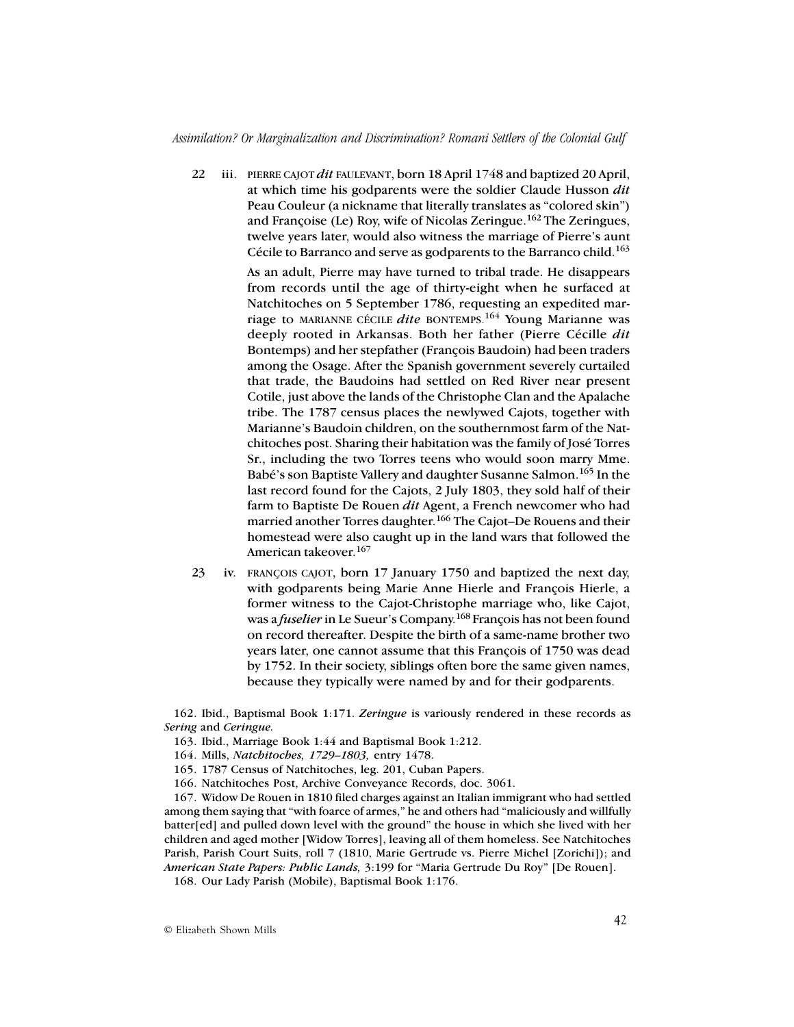22 iii. PIERRE CAJOT *dit* FAULEVANT, born 18 April 1748 and baptized 20 April, at which time his godparents were the soldier Claude Husson *dit* Peau Couleur (a nickname that literally translates as "colored skin") and Françoise (Le) Roy, wife of Nicolas Zeringue.[162] The Zeringues, twelve years later, would also witness the marriage of Pierre's aunt Cécile to Barranco and serve as godparents to the Barranco child.[163]

As an adult, Pierre may have turned to tribal trade. He disappears from records until the age of thirty-eight when he surfaced at Natchitoches on 5 September 1786, requesting an expedited marriage to MARIANNE CÉCILE *dite* BONTEMPS.[164] Young Marianne was deeply rooted in Arkansas. Both her father (Pierre Cécille *dit* Bontemps) and her stepfather (François Baudoin) had been traders among the Osage. After the Spanish government severely curtailed that trade, the Baudoins had settled on Red River near present Cotile, just above the lands of the Christophe Clan and the Apalache tribe. The 1787 census places the newlywed Cajots, together with Marianne's Baudoin children, on the southernmost farm of the Natchitoches post. Sharing their habitation was the family of José Torres Sr., including the two Torres teens who would soon marry Mme. Babé's son Baptiste Vallery and daughter Susanne Salmon.[165] In the last record found for the Cajots, 2 July 1803, they sold half of their farm to Baptiste De Rouen *dit* Agent, a French newcomer who had married another Torres daughter.[166] The Cajot–De Rouens and their homestead were also caught up in the land wars that followed the American takeover.[167]

23 iv. FRANÇOIS CAJOT, born 17 January 1750 and baptized the next day, with godparents being Marie Anne Hierle and François Hierle, a former witness to the Cajot-Christophe marriage who, like Cajot, was a *fuselier* in Le Sueur's Company.[168] François has not been found on record thereafter. Despite the birth of a same-name brother two years later, one cannot assume that this François of 1750 was dead by 1752. In their society, siblings often bore the same given names, because they typically were named by and for their godparents.

162. Ibid., Baptismal Book 1:171. *Zeringue* is variously rendered in these records as *Sering* and *Ceringue*.

163. Ibid., Marriage Book 1:44 and Baptismal Book 1:212.

164. Mills, *Natchitoches, 1729–1803,* entry 1478.

165. 1787 Census of Natchitoches, leg. 201, Cuban Papers.

166. Natchitoches Post, Archive Conveyance Records, doc. 3061.

167. Widow De Rouen in 1810 filed charges against an Italian immigrant who had settled among them saying that "with foarce of armes," he and others had "maliciously and willfully batter[ed] and pulled down level with the ground" the house in which she lived with her children and aged mother [Widow Torres], leaving all of them homeless. See Natchitoches Parish, Parish Court Suits, roll 7 (1810, Marie Gertrude vs. Pierre Michel [Zorichi]); and *American State Papers: Public Lands,* 3:199 for "Maria Gertrude Du Roy" [De Rouen].

168. Our Lady Parish (Mobile), Baptismal Book 1:176.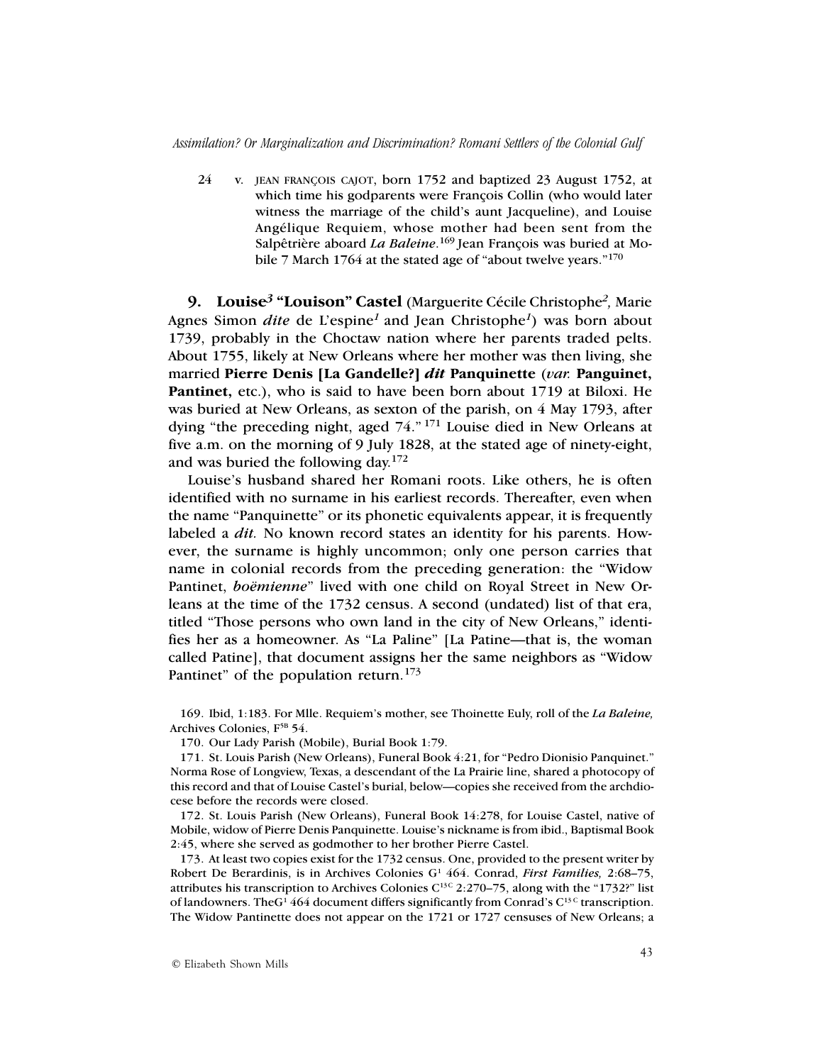24 v. JEAN FRANÇOIS CAJOT, born 1752 and baptized 23 August 1752, at which time his godparents were François Collin (who would later witness the marriage of the child's aunt Jacqueline), and Louise Angélique Requiem, whose mother had been sent from the Salpêtrière aboard *La Baleine*.[169] Jean François was buried at Mobile 7 March 1764 at the stated age of "about twelve years."[170]

**9. Louise$^{3}$ "Louison" Castel** (Marguerite Cécile Christophe$^{2}$, Marie Agnes Simon *dite* de L'espine$^{1}$ and Jean Christophe$^{1}$) was born about 1739, probably in the Choctaw nation where her parents traded pelts. About 1755, likely at New Orleans where her mother was then living, she married **Pierre Denis [La Gandelle?] *dit* Panquinette** (*var.* **Panguinet, Pantinet,** etc.), who is said to have been born about 1719 at Biloxi. He was buried at New Orleans, as sexton of the parish, on 4 May 1793, after dying "the preceding night, aged 74."[171] Louise died in New Orleans at five a.m. on the morning of 9 July 1828, at the stated age of ninety-eight, and was buried the following day.[172]

Louise's husband shared her Romani roots. Like others, he is often identified with no surname in his earliest records. Thereafter, even when the name "Panquinette" or its phonetic equivalents appear, it is frequently labeled a *dit.* No known record states an identity for his parents. However, the surname is highly uncommon; only one person carries that name in colonial records from the preceding generation: the "Widow Pantinet, *boëmienne*" lived with one child on Royal Street in New Orleans at the time of the 1732 census. A second (undated) list of that era, titled "Those persons who own land in the city of New Orleans," identifies her as a homeowner. As "La Paline" [La Patine—that is, the woman called Patine], that document assigns her the same neighbors as "Widow Pantinet" of the population return.[173]

169. Ibid, 1:183. For Mlle. Requiem's mother, see Thoinette Euly, roll of the *La Baleine,* Archives Colonies, F$^{5B}$ 54.

170. Our Lady Parish (Mobile), Burial Book 1:79.

171. St. Louis Parish (New Orleans), Funeral Book 4:21, for "Pedro Dionisio Panquinet." Norma Rose of Longview, Texas, a descendant of the La Prairie line, shared a photocopy of this record and that of Louise Castel's burial, below—copies she received from the archdiocese before the records were closed.

172. St. Louis Parish (New Orleans), Funeral Book 14:278, for Louise Castel, native of Mobile, widow of Pierre Denis Panquinette. Louise's nickname is from ibid., Baptismal Book 2:45, where she served as godmother to her brother Pierre Castel.

173. At least two copies exist for the 1732 census. One, provided to the present writer by Robert De Berardinis, is in Archives Colonies G$^{1}$ 464. Conrad, *First Families,* 2:68–75, attributes his transcription to Archives Colonies C$^{13C}$ 2:270–75, along with the "1732?" list of landowners. The G$^{1}$ 464 document differs significantly from Conrad's C$^{13C}$ transcription. The Widow Pantinette does not appear on the 1721 or 1727 censuses of New Orleans; a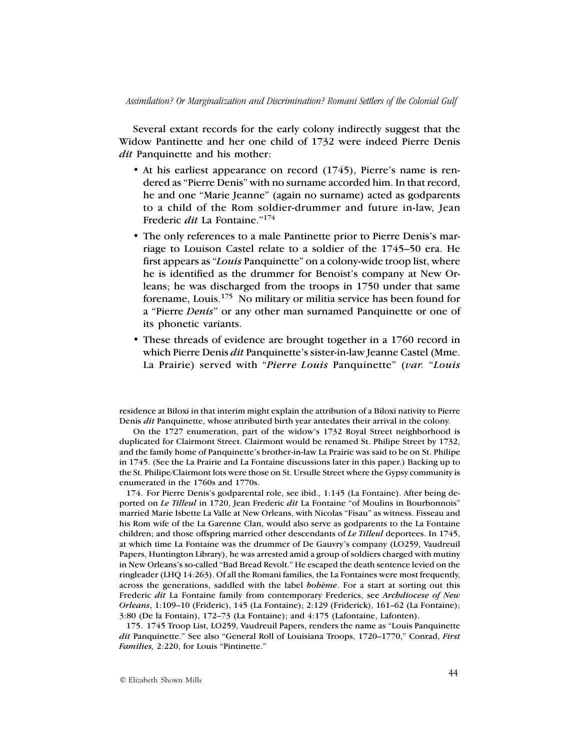Several extant records for the early colony indirectly suggest that the Widow Pantinette and her one child of 1732 were indeed Pierre Denis *dit* Panquinette and his mother:

- At his earliest appearance on record (1745), Pierre's name is rendered as "Pierre Denis" with no surname accorded him. In that record, he and one "Marie Jeanne" (again no surname) acted as godparents to a child of the Rom soldier-drummer and future in-law, Jean Frederic *dit* La Fontaine."[174]
- The only references to a male Pantinette prior to Pierre Denis's marriage to Louison Castel relate to a soldier of the 1745–50 era. He first appears as "*Louis* Panquinette" on a colony-wide troop list, where he is identified as the drummer for Benoist's company at New Orleans; he was discharged from the troops in 1750 under that same forename, Louis.[175] No military or militia service has been found for a "Pierre *Denis*" or any other man surnamed Panquinette or one of its phonetic variants.
- These threads of evidence are brought together in a 1760 record in which Pierre Denis *dit* Panquinette's sister-in-law Jeanne Castel (Mme. La Prairie) served with "*Pierre Louis* Panquinette" (*var.* "*Louis*

residence at Biloxi in that interim might explain the attribution of a Biloxi nativity to Pierre Denis *dit* Panquinette, whose attributed birth year antedates their arrival in the colony.

On the 1727 enumeration, part of the widow's 1732 Royal Street neighborhood is duplicated for Clairmont Street. Clairmont would be renamed St. Philipe Street by 1732, and the family home of Panquinette's brother-in-law La Prairie was said to be on St. Philipe in 1745. (See the La Prairie and La Fontaine discussions later in this paper.) Backing up to the St. Philipe/Clairmont lots were those on St. Ursulle Street where the Gypsy community is enumerated in the 1760s and 1770s.

174. For Pierre Denis's godparental role, see ibid., 1:145 (La Fontaine). After being deported on *Le Tilleul* in 1720, Jean Frederic *dit* La Fontaine "of Moulins in Bourbonnois" married Marie Isbette La Valle at New Orleans, with Nicolas "Fisau" as witness. Fisseau and his Rom wife of the La Garenne Clan, would also serve as godparents to the La Fontaine children; and those offspring married other descendants of *Le Tilleul* deportees. In 1745, at which time La Fontaine was the drummer of De Gauvry's company (LO259, Vaudreuil Papers, Huntington Library), he was arrested amid a group of soldiers charged with mutiny in New Orleans's so-called "Bad Bread Revolt." He escaped the death sentence levied on the ringleader (LHQ 14:263). Of all the Romani families, the La Fontaines were most frequently, across the generations, saddled with the label *bohème*. For a start at sorting out this Frederic *dit* La Fontaine family from contemporary Frederics, see *Archdiocese of New Orleans*, 1:109–10 (Frideric), 145 (La Fontaine); 2:129 (Friderick), 161–62 (La Fontaine); 3:80 (De la Fontain), 172–73 (La Fontaine); and 4:175 (Lafontaine, Lafonten).

175. 1745 Troop List, LO259, Vaudreuil Papers, renders the name as "Louis Panquinette *dit* Panquinette." See also "General Roll of Louisiana Troops, 1720–1770," Conrad, *First Families,* 2:220, for Louis "Pintinette."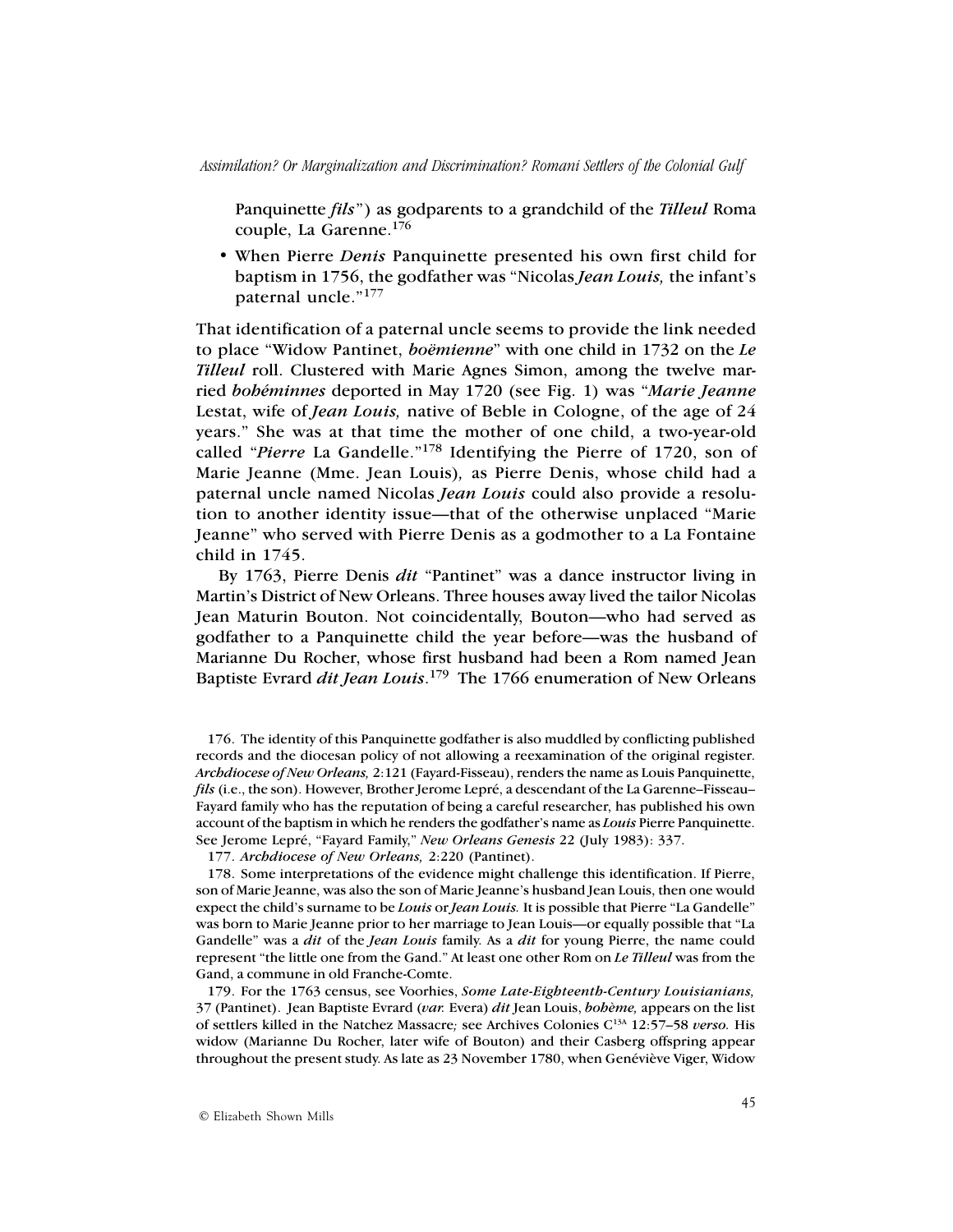Panquinette *fils*") as godparents to a grandchild of the ***Tilleul*** Roma couple, La Garenne.[176]

- When Pierre *Denis* Panquinette presented his own first child for baptism in 1756, the godfather was "Nicolas *Jean Louis,* the infant's paternal uncle."[177]

That identification of a paternal uncle seems to provide the link needed to place "Widow Pantinet, *boëmienne*" with one child in 1732 on the *Le Tilleul* roll. Clustered with Marie Agnes Simon, among the twelve married *bohéminnes* deported in May 1720 (see Fig. 1) was "*Marie Jeanne* Lestat, wife of *Jean Louis,* native of Beble in Cologne, of the age of 24 years." She was at that time the mother of one child, a two-year-old called "*Pierre* La Gandelle."[178] Identifying the Pierre of 1720, son of Marie Jeanne (Mme. Jean Louis), as Pierre Denis, whose child had a paternal uncle named Nicolas *Jean Louis* could also provide a resolution to another identity issue—that of the otherwise unplaced "Marie Jeanne" who served with Pierre Denis as a godmother to a La Fontaine child in 1745.

By 1763, Pierre Denis *dit* "Pantinet" was a dance instructor living in Martin's District of New Orleans. Three houses away lived the tailor Nicolas Jean Maturin Bouton. Not coincidentally, Bouton—who had served as godfather to a Panquinette child the year before—was the husband of Marianne Du Rocher, whose first husband had been a Rom named Jean Baptiste Evrard *dit Jean Louis*.[179] The 1766 enumeration of New Orleans

176. The identity of this Panquinette godfather is also muddled by conflicting published records and the diocesan policy of not allowing a reexamination of the original register. *Archdiocese of New Orleans,* 2:121 (Fayard-Fisseau), renders the name as Louis Panquinette, *fils* (i.e., the son). However, Brother Jerome Lepré, a descendant of the La Garenne–Fisseau–Fayard family who has the reputation of being a careful researcher, has published his own account of the baptism in which he renders the godfather's name as *Louis* Pierre Panquinette. See Jerome Lepré, "Fayard Family," *New Orleans Genesis* 22 (July 1983): 337.

177. *Archdiocese of New Orleans,* 2:220 (Pantinet).

178. Some interpretations of the evidence might challenge this identification. If Pierre, son of Marie Jeanne, was also the son of Marie Jeanne's husband Jean Louis, then one would expect the child's surname to be *Louis* or *Jean Louis.* It is possible that Pierre "La Gandelle" was born to Marie Jeanne prior to her marriage to Jean Louis—or equally possible that "La Gandelle" was a *dit* of the *Jean Louis* family. As a *dit* for young Pierre, the name could represent "the little one from the Gand." At least one other Rom on *Le Tilleul* was from the Gand, a commune in old Franche-Comte.

179. For the 1763 census, see Voorhies, *Some Late-Eighteenth-Century Louisianians,* 37 (Pantinet). Jean Baptiste Evrard (*var.* Evera) *dit* Jean Louis, *bohème,* appears on the list of settlers killed in the Natchez Massacre*;* see Archives Colonies C[13A] 12:57–58 *verso.* His widow (Marianne Du Rocher, later wife of Bouton) and their Casberg offspring appear throughout the present study. As late as 23 November 1780, when Geneviève Viger, Widow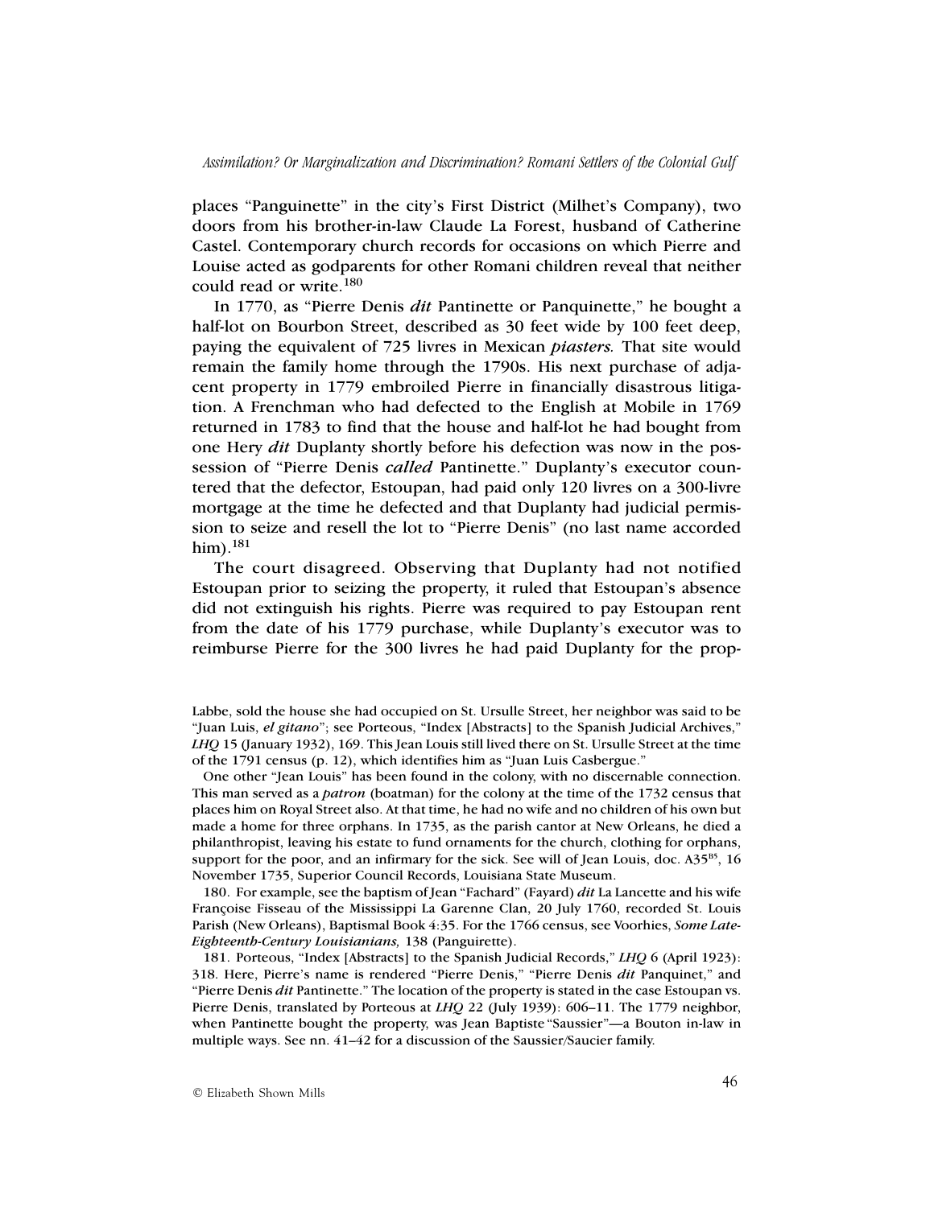places "Panguinette" in the city's First District (Milhet's Company), two doors from his brother-in-law Claude La Forest, husband of Catherine Castel. Contemporary church records for occasions on which Pierre and Louise acted as godparents for other Romani children reveal that neither could read or write.[180]

In 1770, as "Pierre Denis *dit* Pantinette or Panquinette," he bought a half-lot on Bourbon Street, described as 30 feet wide by 100 feet deep, paying the equivalent of 725 livres in Mexican *piasters.* That site would remain the family home through the 1790s. His next purchase of adjacent property in 1779 embroiled Pierre in financially disastrous litigation. A Frenchman who had defected to the English at Mobile in 1769 returned in 1783 to find that the house and half-lot he had bought from one Hery *dit* Duplanty shortly before his defection was now in the possession of "Pierre Denis *called* Pantinette." Duplanty's executor countered that the defector, Estoupan, had paid only 120 livres on a 300-livre mortgage at the time he defected and that Duplanty had judicial permission to seize and resell the lot to "Pierre Denis" (no last name accorded him).[181]

The court disagreed. Observing that Duplanty had not notified Estoupan prior to seizing the property, it ruled that Estoupan's absence did not extinguish his rights. Pierre was required to pay Estoupan rent from the date of his 1779 purchase, while Duplanty's executor was to reimburse Pierre for the 300 livres he had paid Duplanty for the prop-

Labbe, sold the house she had occupied on St. Ursulle Street, her neighbor was said to be "Juan Luis, *el gitano*"; see Porteous, "Index [Abstracts] to the Spanish Judicial Archives," *LHQ* 15 (January 1932), 169. This Jean Louis still lived there on St. Ursulle Street at the time of the 1791 census (p. 12), which identifies him as "Juan Luis Casbergue."

One other "Jean Louis" has been found in the colony, with no discernable connection. This man served as a *patron* (boatman) for the colony at the time of the 1732 census that places him on Royal Street also. At that time, he had no wife and no children of his own but made a home for three orphans. In 1735, as the parish cantor at New Orleans, he died a philanthropist, leaving his estate to fund ornaments for the church, clothing for orphans, support for the poor, and an infirmary for the sick. See will of Jean Louis, doc. A35[B5], 16 November 1735, Superior Council Records, Louisiana State Museum.

180. For example, see the baptism of Jean "Fachard" (Fayard) *dit* La Lancette and his wife Françoise Fisseau of the Mississippi La Garenne Clan, 20 July 1760, recorded St. Louis Parish (New Orleans), Baptismal Book 4:35. For the 1766 census, see Voorhies, *Some Late-Eighteenth-Century Louisianians,* 138 (Panguirette).

181. Porteous, "Index [Abstracts] to the Spanish Judicial Records," *LHQ* 6 (April 1923): 318. Here, Pierre's name is rendered "Pierre Denis," "Pierre Denis *dit* Panquinet," and "Pierre Denis *dit* Pantinette." The location of the property is stated in the case Estoupan vs. Pierre Denis, translated by Porteous at *LHQ* 22 (July 1939): 606–11. The 1779 neighbor, when Pantinette bought the property, was Jean Baptiste "Saussier"—a Bouton in-law in multiple ways. See nn. 41–42 for a discussion of the Saussier/Saucier family.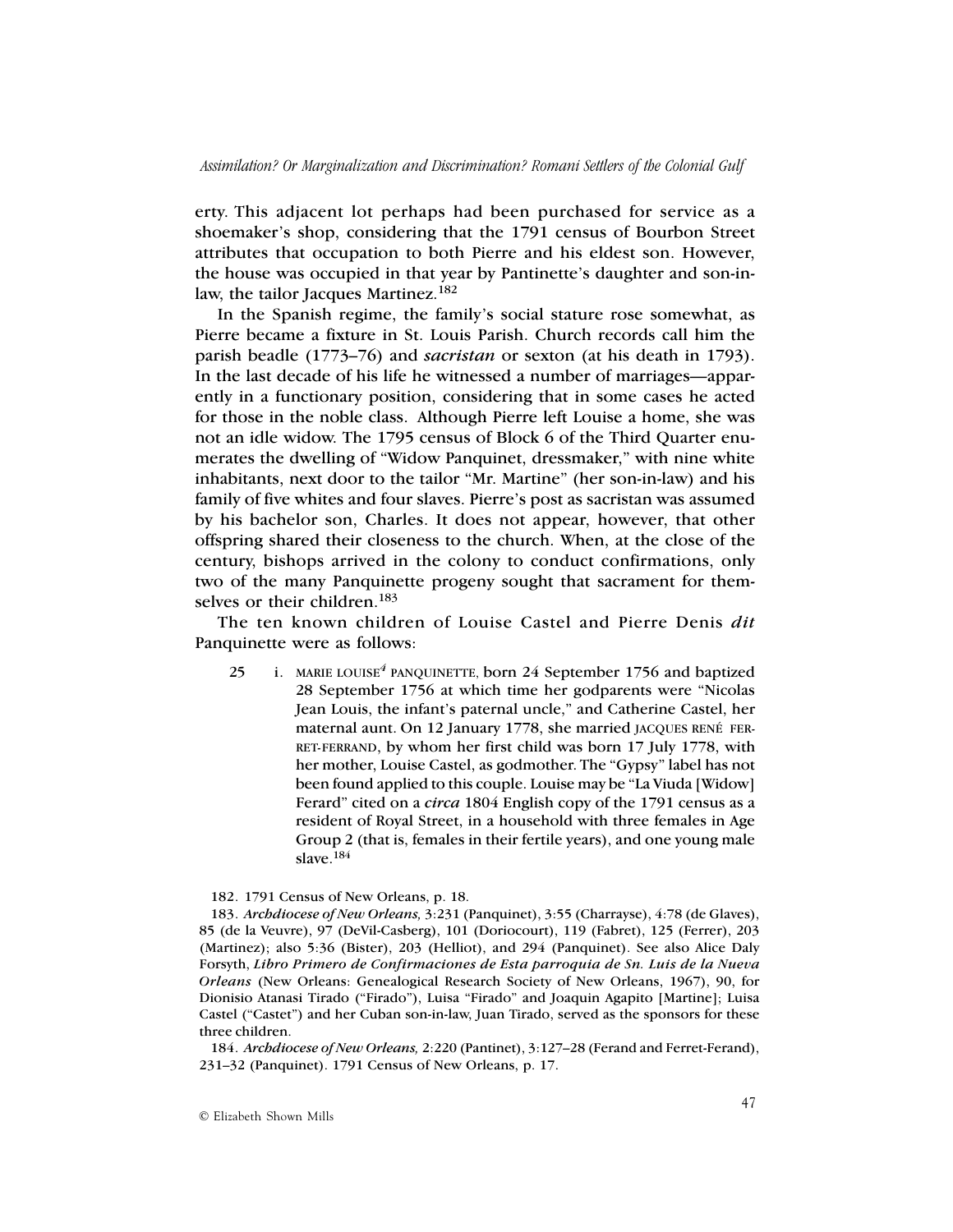erty. This adjacent lot perhaps had been purchased for service as a shoemaker's shop, considering that the 1791 census of Bourbon Street attributes that occupation to both Pierre and his eldest son. However, the house was occupied in that year by Pantinette's daughter and son-in-law, the tailor Jacques Martinez.[182]

In the Spanish regime, the family's social stature rose somewhat, as Pierre became a fixture in St. Louis Parish. Church records call him the parish beadle (1773–76) and *sacristan* or sexton (at his death in 1793). In the last decade of his life he witnessed a number of marriages—apparently in a functionary position, considering that in some cases he acted for those in the noble class. Although Pierre left Louise a home, she was not an idle widow. The 1795 census of Block 6 of the Third Quarter enumerates the dwelling of "Widow Panquinet, dressmaker," with nine white inhabitants, next door to the tailor "Mr. Martine" (her son-in-law) and his family of five whites and four slaves. Pierre's post as sacristan was assumed by his bachelor son, Charles. It does not appear, however, that other offspring shared their closeness to the church. When, at the close of the century, bishops arrived in the colony to conduct confirmations, only two of the many Panquinette progeny sought that sacrament for themselves or their children.[183]

The ten known children of Louise Castel and Pierre Denis *dit* Panquinette were as follows:

25 i. MARIE LOUISE[4] PANQUINETTE, born 24 September 1756 and baptized 28 September 1756 at which time her godparents were "Nicolas Jean Louis, the infant's paternal uncle," and Catherine Castel, her maternal aunt. On 12 January 1778, she married JACQUES RENÉ FERRET-FERRAND, by whom her first child was born 17 July 1778, with her mother, Louise Castel, as godmother. The "Gypsy" label has not been found applied to this couple. Louise may be "La Viuda [Widow] Ferard" cited on a *circa* 1804 English copy of the 1791 census as a resident of Royal Street, in a household with three females in Age Group 2 (that is, females in their fertile years), and one young male slave.[184]

182. 1791 Census of New Orleans, p. 18.

183. *Archdiocese of New Orleans,* 3:231 (Panquinet), 3:55 (Charrayse), 4:78 (de Glaves), 85 (de la Veuvre), 97 (DeVil-Casberg), 101 (Doriocourt), 119 (Fabret), 125 (Ferrer), 203 (Martinez); also 5:36 (Bister), 203 (Helliot), and 294 (Panquinet). See also Alice Daly Forsyth, ***Libro Primero de Confirmaciones de Esta parroquia de Sn. Luis de la Nueva Orleans*** (New Orleans: Genealogical Research Society of New Orleans, 1967), 90, for Dionisio Atanasi Tirado ("Firado"), Luisa "Firado" and Joaquin Agapito [Martine]; Luisa Castel ("Castet") and her Cuban son-in-law, Juan Tirado, served as the sponsors for these three children.

184. *Archdiocese of New Orleans,* 2:220 (Pantinet), 3:127–28 (Ferand and Ferret-Ferand), 231–32 (Panquinet). 1791 Census of New Orleans, p. 17.

© Elizabeth Shown Mills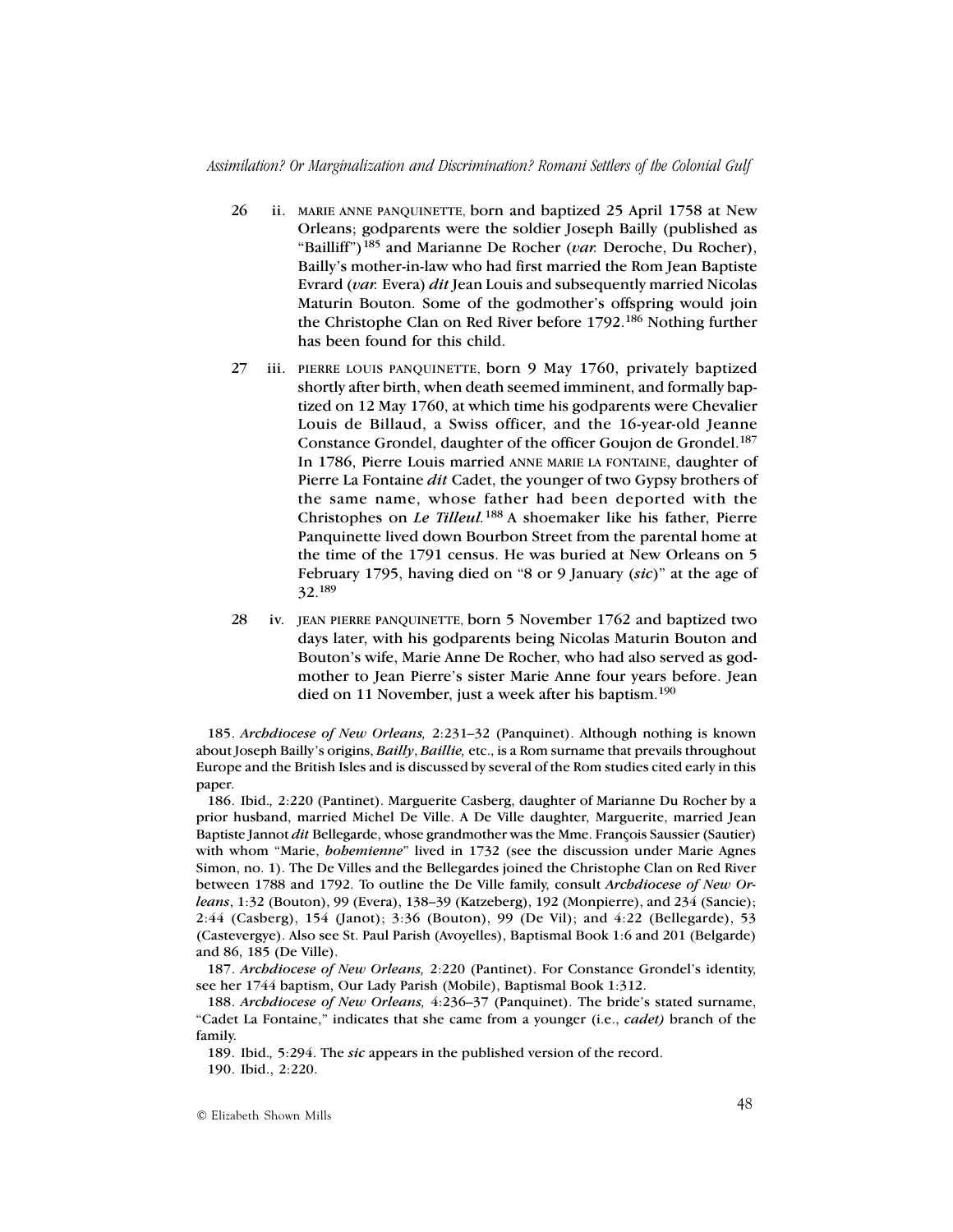26 ii. MARIE ANNE PANQUINETTE, born and baptized 25 April 1758 at New Orleans; godparents were the soldier Joseph Bailly (published as "Bailliff")[185] and Marianne De Rocher (*var.* Deroche, Du Rocher), Bailly's mother-in-law who had first married the Rom Jean Baptiste Evrard (*var.* Evera) *dit* Jean Louis and subsequently married Nicolas Maturin Bouton. Some of the godmother's offspring would join the Christophe Clan on Red River before 1792.[186] Nothing further has been found for this child.

27 iii. PIERRE LOUIS PANQUINETTE, born 9 May 1760, privately baptized shortly after birth, when death seemed imminent, and formally baptized on 12 May 1760, at which time his godparents were Chevalier Louis de Billaud, a Swiss officer, and the 16-year-old Jeanne Constance Grondel, daughter of the officer Goujon de Grondel.[187] In 1786, Pierre Louis married ANNE MARIE LA FONTAINE, daughter of Pierre La Fontaine *dit* Cadet, the younger of two Gypsy brothers of the same name, whose father had been deported with the Christophes on *Le Tilleul.*[188] A shoemaker like his father, Pierre Panquinette lived down Bourbon Street from the parental home at the time of the 1791 census. He was buried at New Orleans on 5 February 1795, having died on "8 or 9 January (*sic*)" at the age of 32.[189]

28 iv. JEAN PIERRE PANQUINETTE, born 5 November 1762 and baptized two days later, with his godparents being Nicolas Maturin Bouton and Bouton's wife, Marie Anne De Rocher, who had also served as godmother to Jean Pierre's sister Marie Anne four years before. Jean died on 11 November, just a week after his baptism.[190]

185. *Archdiocese of New Orleans,* 2:231–32 (Panquinet). Although nothing is known about Joseph Bailly's origins, *Bailly*, *Baillie,* etc., is a Rom surname that prevails throughout Europe and the British Isles and is discussed by several of the Rom studies cited early in this paper.

186. Ibid.*,* 2:220 (Pantinet). Marguerite Casberg, daughter of Marianne Du Rocher by a prior husband, married Michel De Ville. A De Ville daughter, Marguerite, married Jean Baptiste Jannot *dit* Bellegarde, whose grandmother was the Mme. François Saussier (Sautier) with whom "Marie, *bohemienne*" lived in 1732 (see the discussion under Marie Agnes Simon, no. 1). The De Villes and the Bellegardes joined the Christophe Clan on Red River between 1788 and 1792. To outline the De Ville family, consult *Archdiocese of New Orleans*, 1:32 (Bouton), 99 (Evera), 138–39 (Katzeberg), 192 (Monpierre), and 234 (Sancie); 2:44 (Casberg), 154 (Janot); 3:36 (Bouton), 99 (De Vil); and 4:22 (Bellegarde), 53 (Castevergye). Also see St. Paul Parish (Avoyelles), Baptismal Book 1:6 and 201 (Belgarde) and 86, 185 (De Ville).

187. *Archdiocese of New Orleans,* 2:220 (Pantinet). For Constance Grondel's identity, see her 1744 baptism, Our Lady Parish (Mobile), Baptismal Book 1:312.

188. *Archdiocese of New Orleans,* 4:236–37 (Panquinet). The bride's stated surname, "Cadet La Fontaine," indicates that she came from a younger (i.e., *cadet)* branch of the family.

189. Ibid.*,* 5:294. The *sic* appears in the published version of the record.

190. Ibid., 2:220.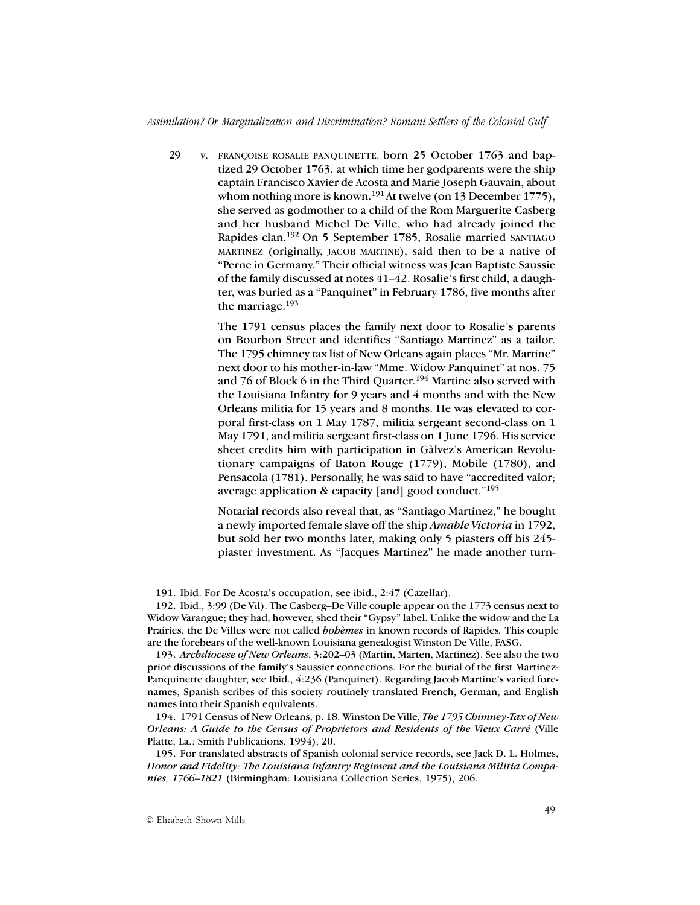29 v. FRANÇOISE ROSALIE PANQUINETTE, born 25 October 1763 and baptized 29 October 1763, at which time her godparents were the ship captain Francisco Xavier de Acosta and Marie Joseph Gauvain, about whom nothing more is known.[191] At twelve (on 13 December 1775), she served as godmother to a child of the Rom Marguerite Casberg and her husband Michel De Ville, who had already joined the Rapides clan.[192] On 5 September 1785, Rosalie married SANTIAGO MARTINEZ (originally, JACOB MARTINE), said then to be a native of "Perne in Germany." Their official witness was Jean Baptiste Saussie of the family discussed at notes 41–42. Rosalie's first child, a daughter, was buried as a "Panquinet" in February 1786, five months after the marriage.[193]

The 1791 census places the family next door to Rosalie's parents on Bourbon Street and identifies "Santiago Martinez" as a tailor. The 1795 chimney tax list of New Orleans again places "Mr. Martine" next door to his mother-in-law "Mme. Widow Panquinet" at nos. 75 and 76 of Block 6 in the Third Quarter.[194] Martine also served with the Louisiana Infantry for 9 years and 4 months and with the New Orleans militia for 15 years and 8 months. He was elevated to corporal first-class on 1 May 1787, militia sergeant second-class on 1 May 1791, and militia sergeant first-class on 1 June 1796. His service sheet credits him with participation in Gàlvez's American Revolutionary campaigns of Baton Rouge (1779), Mobile (1780), and Pensacola (1781). Personally, he was said to have "accredited valor; average application & capacity [and] good conduct."[195]

Notarial records also reveal that, as "Santiago Martinez," he bought a newly imported female slave off the ship *Amable Victoria* in 1792, but sold her two months later, making only 5 piasters off his 245-piaster investment. As "Jacques Martinez" he made another turn-

191. Ibid. For De Acosta's occupation, see ibid., 2:47 (Cazellar).

192. Ibid., 3:99 (De Vil). The Casberg–De Ville couple appear on the 1773 census next to Widow Varangue; they had, however, shed their "Gypsy" label. Unlike the widow and the La Prairies, the De Villes were not called *bohèmes* in known records of Rapides. This couple are the forebears of the well-known Louisiana genealogist Winston De Ville, FASG.

193. *Archdiocese of New Orleans*, 3:202–03 (Martin, Marten, Martinez). See also the two prior discussions of the family's Saussier connections. For the burial of the first Martinez-Panquinette daughter, see Ibid., 4:236 (Panquinet). Regarding Jacob Martine's varied forenames, Spanish scribes of this society routinely translated French, German, and English names into their Spanish equivalents.

194. 1791 Census of New Orleans, p. 18. Winston De Ville, *The 1795 Chimney-Tax of New Orleans: A Guide to the Census of Proprietors and Residents of the Vieux Carré* (Ville Platte, La.: Smith Publications, 1994), 20.

195. For translated abstracts of Spanish colonial service records, see Jack D. L. Holmes, *Honor and Fidelity: The Louisiana Infantry Regiment and the Louisiana Militia Companies, 1766–1821* (Birmingham: Louisiana Collection Series, 1975), 206.

© Elizabeth Shown Mills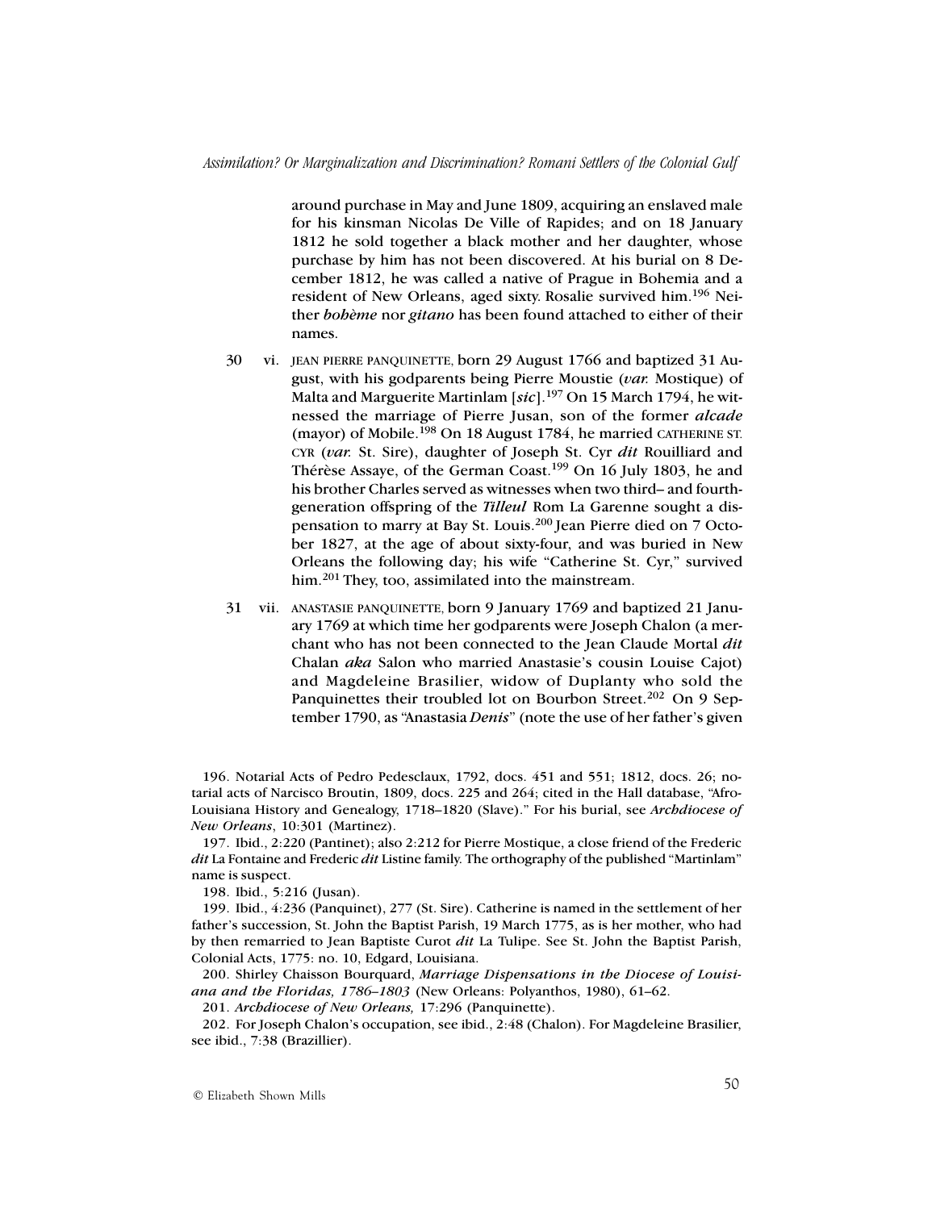around purchase in May and June 1809, acquiring an enslaved male for his kinsman Nicolas De Ville of Rapides; and on 18 January 1812 he sold together a black mother and her daughter, whose purchase by him has not been discovered. At his burial on 8 December 1812, he was called a native of Prague in Bohemia and a resident of New Orleans, aged sixty. Rosalie survived him.[196] Neither *bohème* nor *gitano* has been found attached to either of their names.

30 vi. JEAN PIERRE PANQUINETTE, born 29 August 1766 and baptized 31 August, with his godparents being Pierre Moustie (*var.* Mostique) of Malta and Marguerite Martinlam [*sic*].[197] On 15 March 1794, he witnessed the marriage of Pierre Jusan, son of the former *alcade* (mayor) of Mobile.[198] On 18 August 1784, he married CATHERINE ST. CYR (*var.* St. Sire), daughter of Joseph St. Cyr *dit* Rouilliard and Thérèse Assaye, of the German Coast.[199] On 16 July 1803, he and his brother Charles served as witnesses when two third– and fourth-generation offspring of the ***Tilleul*** Rom La Garenne sought a dispensation to marry at Bay St. Louis.[200] Jean Pierre died on 7 October 1827, at the age of about sixty-four, and was buried in New Orleans the following day; his wife "Catherine St. Cyr," survived him.[201] They, too, assimilated into the mainstream.

31 vii. ANASTASIE PANQUINETTE, born 9 January 1769 and baptized 21 January 1769 at which time her godparents were Joseph Chalon (a merchant who has not been connected to the Jean Claude Mortal *dit* Chalan *aka* Salon who married Anastasie's cousin Louise Cajot) and Magdeleine Brasilier, widow of Duplanty who sold the Panquinettes their troubled lot on Bourbon Street.[202] On 9 September 1790, as "Anastasia *Denis*" (note the use of her father's given

---

196. Notarial Acts of Pedro Pedesclaux, 1792, docs. 451 and 551; 1812, docs. 26; notarial acts of Narcisco Broutin, 1809, docs. 225 and 264; cited in the Hall database, "Afro-Louisiana History and Genealogy, 1718–1820 (Slave)." For his burial, see *Archdiocese of New Orleans*, 10:301 (Martinez).

197. Ibid., 2:220 (Pantinet); also 2:212 for Pierre Mostique, a close friend of the Frederic *dit* La Fontaine and Frederic *dit* Listine family. The orthography of the published "Martinlam" name is suspect.

198. Ibid., 5:216 (Jusan).

199. Ibid., 4:236 (Panquinet), 277 (St. Sire). Catherine is named in the settlement of her father's succession, St. John the Baptist Parish, 19 March 1775, as is her mother, who had by then remarried to Jean Baptiste Curot *dit* La Tulipe. See St. John the Baptist Parish, Colonial Acts, 1775: no. 10, Edgard, Louisiana.

200. Shirley Chaisson Bourquard, *Marriage Dispensations in the Diocese of Louisiana and the Floridas, 1786–1803* (New Orleans: Polyanthos, 1980), 61–62.

201. *Archdiocese of New Orleans,* 17:296 (Panquinette).

202. For Joseph Chalon's occupation, see ibid., 2:48 (Chalon). For Magdeleine Brasilier, see ibid., 7:38 (Brazillier).

© Elizabeth Shown Mills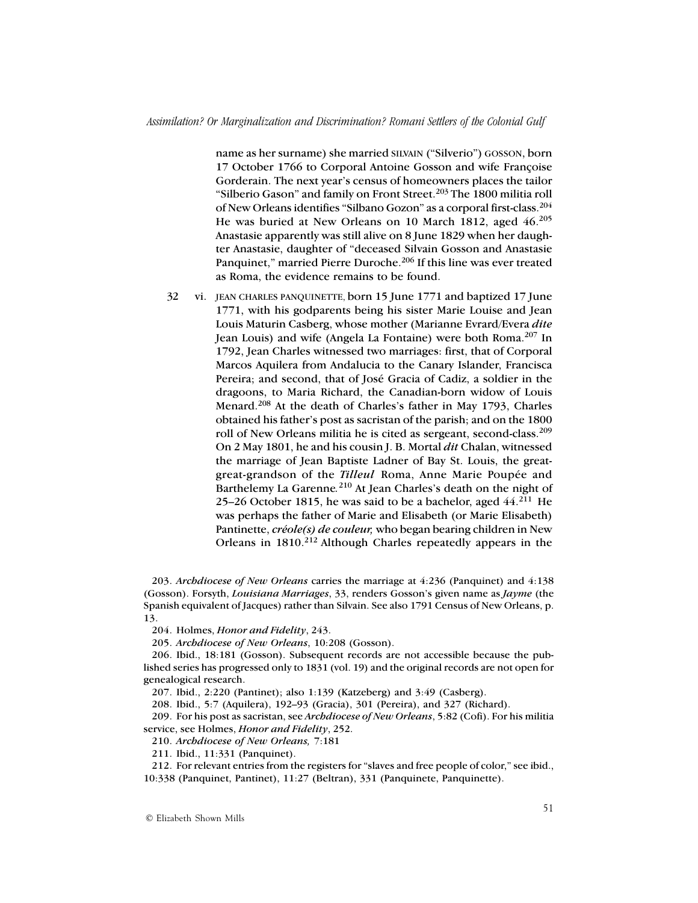name as her surname) she married SILVAIN ("Silverio") GOSSON, born 17 October 1766 to Corporal Antoine Gosson and wife Françoise Gorderain. The next year's census of homeowners places the tailor "Silberio Gason" and family on Front Street.[203] The 1800 militia roll of New Orleans identifies "Silbano Gozon" as a corporal first-class.[204] He was buried at New Orleans on 10 March 1812, aged 46.[205] Anastasie apparently was still alive on 8 June 1829 when her daughter Anastasie, daughter of "deceased Silvain Gosson and Anastasie Panquinet," married Pierre Duroche.[206] If this line was ever treated as Roma, the evidence remains to be found.

32 vi. JEAN CHARLES PANQUINETTE, born 15 June 1771 and baptized 17 June 1771, with his godparents being his sister Marie Louise and Jean Louis Maturin Casberg, whose mother (Marianne Evrard/Evera *dite* Jean Louis) and wife (Angela La Fontaine) were both Roma.[207] In 1792, Jean Charles witnessed two marriages: first, that of Corporal Marcos Aquilera from Andalucia to the Canary Islander, Francisca Pereira; and second, that of José Gracia of Cadiz, a soldier in the dragoons, to Maria Richard, the Canadian-born widow of Louis Menard.[208] At the death of Charles's father in May 1793, Charles obtained his father's post as sacristan of the parish; and on the 1800 roll of New Orleans militia he is cited as sergeant, second-class.[209] On 2 May 1801, he and his cousin J. B. Mortal *dit* Chalan, witnessed the marriage of Jean Baptiste Ladner of Bay St. Louis, the great-great-grandson of the ***Tilleul*** Roma, Anne Marie Poupée and Barthelemy La Garenne.[210] At Jean Charles's death on the night of 25–26 October 1815, he was said to be a bachelor, aged 44.[211] He was perhaps the father of Marie and Elisabeth (or Marie Elisabeth) Pantinette, ***créole(s) de couleur,*** who began bearing children in New Orleans in 1810.[212] Although Charles repeatedly appears in the

203. *Archdiocese of New Orleans* carries the marriage at 4:236 (Panquinet) and 4:138 (Gosson). Forsyth, *Louisiana Marriages*, 33, renders Gosson's given name as *Jayme* (the Spanish equivalent of Jacques) rather than Silvain. See also 1791 Census of New Orleans, p. 13.

204. Holmes, *Honor and Fidelity*, 243.

205. *Archdiocese of New Orleans*, 10:208 (Gosson).

206. Ibid., 18:181 (Gosson). Subsequent records are not accessible because the published series has progressed only to 1831 (vol. 19) and the original records are not open for genealogical research.

207. Ibid., 2:220 (Pantinet); also 1:139 (Katzeberg) and 3:49 (Casberg).

208. Ibid., 5:7 (Aquilera), 192–93 (Gracia), 301 (Pereira), and 327 (Richard).

209. For his post as sacristan, see *Archdiocese of New Orleans*, 5:82 (Cofi). For his militia service, see Holmes, *Honor and Fidelity*, 252.

210. *Archdiocese of New Orleans,* 7:181

211. Ibid., 11:331 (Panquinet).

212. For relevant entries from the registers for "slaves and free people of color," see ibid., 10:338 (Panquinet, Pantinet), 11:27 (Beltran), 331 (Panquinete, Panquinette).

© Elizabeth Shown Mills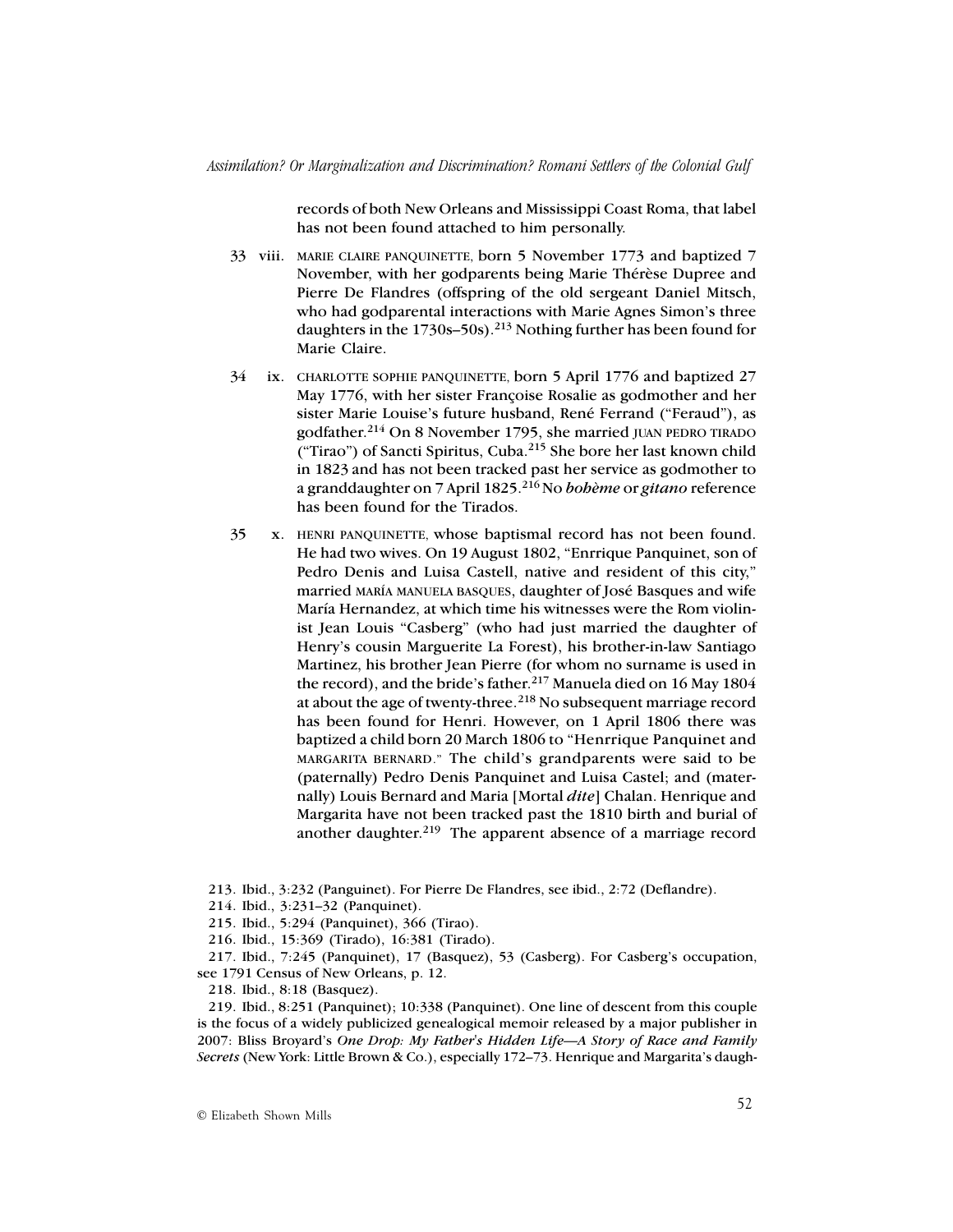records of both New Orleans and Mississippi Coast Roma, that label has not been found attached to him personally.

33 viii. MARIE CLAIRE PANQUINETTE, born 5 November 1773 and baptized 7 November, with her godparents being Marie Thérèse Dupree and Pierre De Flandres (offspring of the old sergeant Daniel Mitsch, who had godparental interactions with Marie Agnes Simon's three daughters in the 1730s–50s).[213] Nothing further has been found for Marie Claire.

34 ix. CHARLOTTE SOPHIE PANQUINETTE, born 5 April 1776 and baptized 27 May 1776, with her sister Françoise Rosalie as godmother and her sister Marie Louise's future husband, René Ferrand ("Feraud"), as godfather.[214] On 8 November 1795, she married JUAN PEDRO TIRADO ("Tirao") of Sancti Spiritus, Cuba.[215] She bore her last known child in 1823 and has not been tracked past her service as godmother to a granddaughter on 7 April 1825.[216] No *bohème* or *gitano* reference has been found for the Tirados.

35 x. HENRI PANQUINETTE, whose baptismal record has not been found. He had two wives. On 19 August 1802, "Enrrique Panquinet, son of Pedro Denis and Luisa Castell, native and resident of this city," married MARÍA MANUELA BASQUES, daughter of José Basques and wife María Hernandez, at which time his witnesses were the Rom violinist Jean Louis "Casberg" (who had just married the daughter of Henry's cousin Marguerite La Forest), his brother-in-law Santiago Martinez, his brother Jean Pierre (for whom no surname is used in the record), and the bride's father.[217] Manuela died on 16 May 1804 at about the age of twenty-three.[218] No subsequent marriage record has been found for Henri. However, on 1 April 1806 there was baptized a child born 20 March 1806 to "Henrrique Panquinet and MARGARITA BERNARD." The child's grandparents were said to be (paternally) Pedro Denis Panquinet and Luisa Castel; and (maternally) Louis Bernard and Maria [Mortal *dite*] Chalan. Henrique and Margarita have not been tracked past the 1810 birth and burial of another daughter.[219] The apparent absence of a marriage record

213. Ibid., 3:232 (Panguinet). For Pierre De Flandres, see ibid., 2:72 (Deflandre).

214. Ibid., 3:231–32 (Panquinet).

215. Ibid., 5:294 (Panquinet), 366 (Tirao).

216. Ibid., 15:369 (Tirado), 16:381 (Tirado).

217. Ibid., 7:245 (Panquinet), 17 (Basquez), 53 (Casberg). For Casberg's occupation, see 1791 Census of New Orleans, p. 12.

218. Ibid., 8:18 (Basquez).

219. Ibid., 8:251 (Panquinet); 10:338 (Panquinet). One line of descent from this couple is the focus of a widely publicized genealogical memoir released by a major publisher in 2007: Bliss Broyard's *One Drop: My Father's Hidden Life—A Story of Race and Family Secrets* (New York: Little Brown & Co.), especially 172–73. Henrique and Margarita's daugh-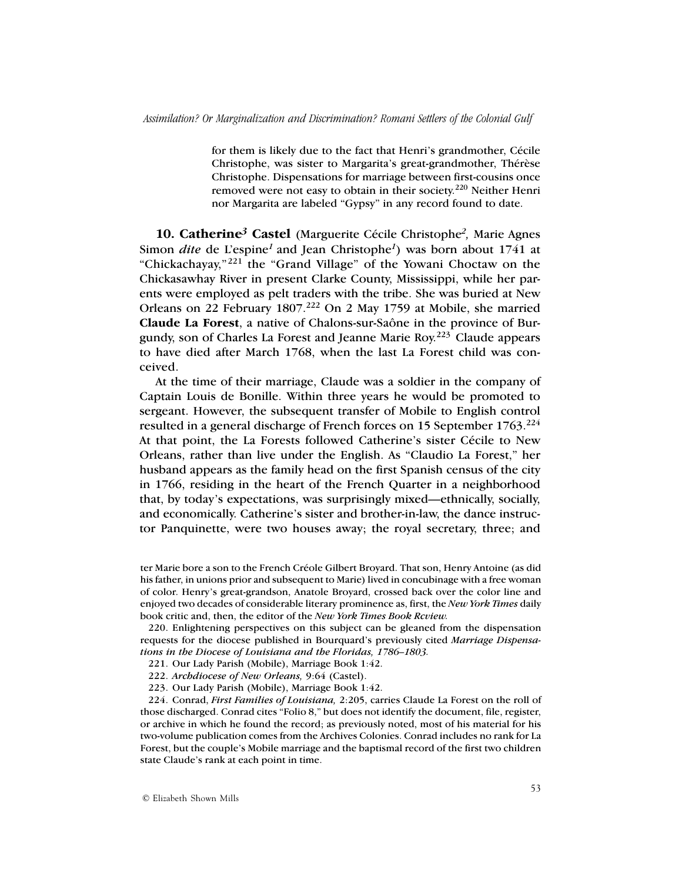for them is likely due to the fact that Henri's grandmother, Cécile Christophe, was sister to Margarita's great-grandmother, Thérèse Christophe. Dispensations for marriage between first-cousins once removed were not easy to obtain in their society.[220] Neither Henri nor Margarita are labeled "Gypsy" in any record found to date.

**10. Catherine*[3]* Castel** (Marguerite Cécile Christophe*[2]*, Marie Agnes Simon *dite* de L'espine*[1]* and Jean Christophe*[1]*) was born about 1741 at "Chickachayay,"[221] the "Grand Village" of the Yowani Choctaw on the Chickasawhay River in present Clarke County, Mississippi, while her parents were employed as pelt traders with the tribe. She was buried at New Orleans on 22 February 1807.[222] On 2 May 1759 at Mobile, she married **Claude La Forest**, a native of Chalons-sur-Saône in the province of Burgundy, son of Charles La Forest and Jeanne Marie Roy.[223] Claude appears to have died after March 1768, when the last La Forest child was conceived.

At the time of their marriage, Claude was a soldier in the company of Captain Louis de Bonille. Within three years he would be promoted to sergeant. However, the subsequent transfer of Mobile to English control resulted in a general discharge of French forces on 15 September 1763.[224] At that point, the La Forests followed Catherine's sister Cécile to New Orleans, rather than live under the English. As "Claudio La Forest," her husband appears as the family head on the first Spanish census of the city in 1766, residing in the heart of the French Quarter in a neighborhood that, by today's expectations, was surprisingly mixed—ethnically, socially, and economically. Catherine's sister and brother-in-law, the dance instructor Panquinette, were two houses away; the royal secretary, three; and

ter Marie bore a son to the French Créole Gilbert Broyard. That son, Henry Antoine (as did his father, in unions prior and subsequent to Marie) lived in concubinage with a free woman of color. Henry's great-grandson, Anatole Broyard, crossed back over the color line and enjoyed two decades of considerable literary prominence as, first, the *New York Times* daily book critic and, then, the editor of the *New York Times Book Rcview.*

220. Enlightening perspectives on this subject can be gleaned from the dispensation requests for the diocese published in Bourquard's previously cited *Marriage Dispensations in the Diocese of Louisiana and the Floridas, 1786–1803.*

221. Our Lady Parish (Mobile), Marriage Book 1:42.

222. *Archdiocese of New Orleans,* 9:64 (Castel).

223. Our Lady Parish (Mobile), Marriage Book 1:42.

224. Conrad, *First Families of Louisiana,* 2:205, carries Claude La Forest on the roll of those discharged. Conrad cites "Folio 8," but does not identify the document, file, register, or archive in which he found the record; as previously noted, most of his material for his two-volume publication comes from the Archives Colonies. Conrad includes no rank for La Forest, but the couple's Mobile marriage and the baptismal record of the first two children state Claude's rank at each point in time.

© Elizabeth Shown Mills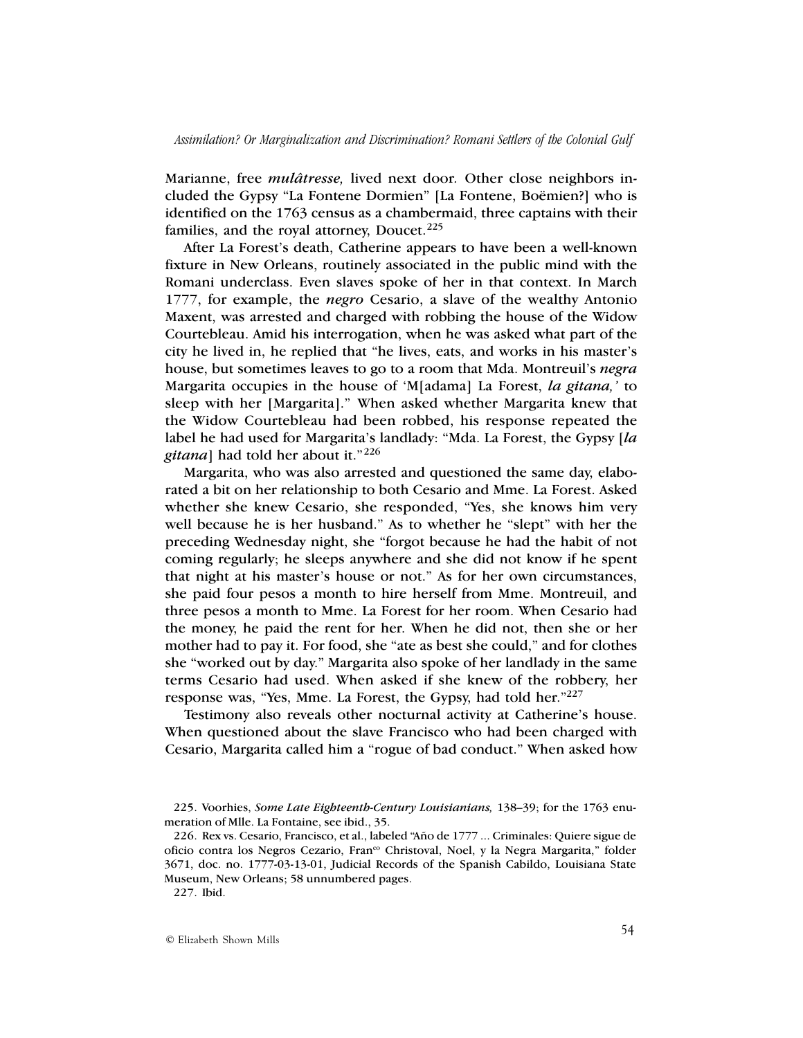Marianne, free ***mulâtresse,*** lived next door. Other close neighbors included the Gypsy "La Fontene Dormien" [La Fontene, Boëmien?] who is identified on the 1763 census as a chambermaid, three captains with their families, and the royal attorney, Doucet.[225]

After La Forest's death, Catherine appears to have been a well-known fixture in New Orleans, routinely associated in the public mind with the Romani underclass. Even slaves spoke of her in that context. In March 1777, for example, the ***negro*** Cesario, a slave of the wealthy Antonio Maxent, was arrested and charged with robbing the house of the Widow Courtebleau. Amid his interrogation, when he was asked what part of the city he lived in, he replied that "he lives, eats, and works in his master's house, but sometimes leaves to go to a room that Mda. Montreuil's ***negra*** Margarita occupies in the house of 'M[adama] La Forest, ***la gitana,'*** to sleep with her [Margarita]." When asked whether Margarita knew that the Widow Courtebleau had been robbed, his response repeated the label he had used for Margarita's landlady: "Mda. La Forest, the Gypsy [***la gitana***] had told her about it."[226]

Margarita, who was also arrested and questioned the same day, elaborated a bit on her relationship to both Cesario and Mme. La Forest. Asked whether she knew Cesario, she responded, "Yes, she knows him very well because he is her husband." As to whether he "slept" with her the preceding Wednesday night, she "forgot because he had the habit of not coming regularly; he sleeps anywhere and she did not know if he spent that night at his master's house or not." As for her own circumstances, she paid four pesos a month to hire herself from Mme. Montreuil, and three pesos a month to Mme. La Forest for her room. When Cesario had the money, he paid the rent for her. When he did not, then she or her mother had to pay it. For food, she "ate as best she could," and for clothes she "worked out by day." Margarita also spoke of her landlady in the same terms Cesario had used. When asked if she knew of the robbery, her response was, "Yes, Mme. La Forest, the Gypsy, had told her."[227]

Testimony also reveals other nocturnal activity at Catherine's house. When questioned about the slave Francisco who had been charged with Cesario, Margarita called him a "rogue of bad conduct." When asked how

---

225. Voorhies, *Some Late Eighteenth-Century Louisianians,* 138–39; for the 1763 enumeration of Mlle. La Fontaine, see ibid., 35.

226. Rex vs. Cesario, Francisco, et al., labeled "Año de 1777 ... Criminales: Quiere sigue de oficio contra los Negros Cezario, Fran^co Christoval, Noel, y la Negra Margarita," folder 3671, doc. no. 1777-03-13-01, Judicial Records of the Spanish Cabildo, Louisiana State Museum, New Orleans; 58 unnumbered pages.

227. Ibid.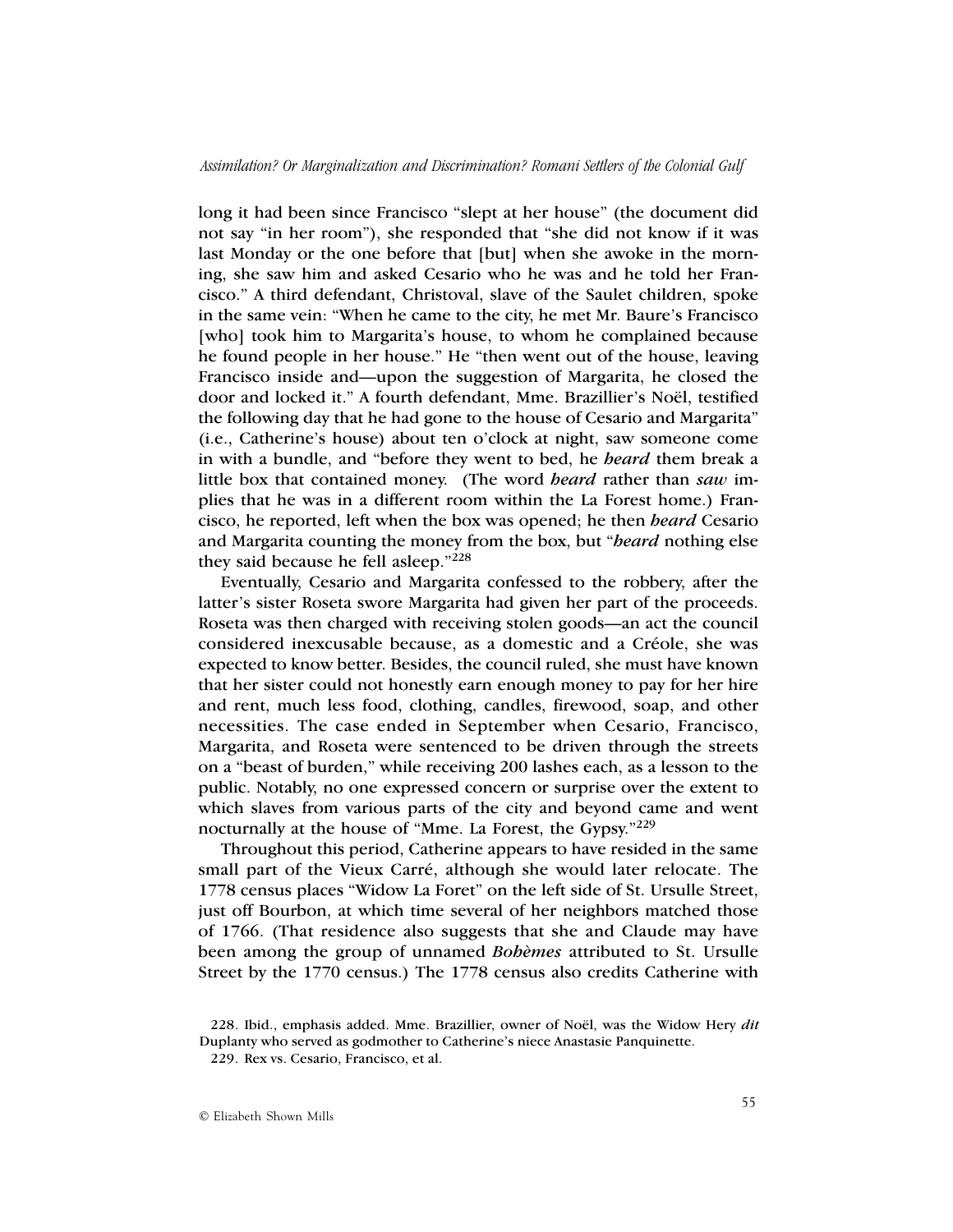long it had been since Francisco "slept at her house" (the document did not say "in her room"), she responded that "she did not know if it was last Monday or the one before that [but] when she awoke in the morning, she saw him and asked Cesario who he was and he told her Francisco." A third defendant, Christoval, slave of the Saulet children, spoke in the same vein: "When he came to the city, he met Mr. Baure's Francisco [who] took him to Margarita's house, to whom he complained because he found people in her house." He "then went out of the house, leaving Francisco inside and—upon the suggestion of Margarita, he closed the door and locked it." A fourth defendant, Mme. Brazillier's Noël, testified the following day that he had gone to the house of Cesario and Margarita" (i.e., Catherine's house) about ten o'clock at night, saw someone come in with a bundle, and "before they went to bed, he ***heard*** them break a little box that contained money. (The word ***heard*** rather than ***saw*** implies that he was in a different room within the La Forest home.) Francisco, he reported, left when the box was opened; he then ***heard*** Cesario and Margarita counting the money from the box, but "***heard*** nothing else they said because he fell asleep."[228]

Eventually, Cesario and Margarita confessed to the robbery, after the latter's sister Roseta swore Margarita had given her part of the proceeds. Roseta was then charged with receiving stolen goods—an act the council considered inexcusable because, as a domestic and a Créole, she was expected to know better. Besides, the council ruled, she must have known that her sister could not honestly earn enough money to pay for her hire and rent, much less food, clothing, candles, firewood, soap, and other necessities. The case ended in September when Cesario, Francisco, Margarita, and Roseta were sentenced to be driven through the streets on a "beast of burden," while receiving 200 lashes each, as a lesson to the public. Notably, no one expressed concern or surprise over the extent to which slaves from various parts of the city and beyond came and went nocturnally at the house of "Mme. La Forest, the Gypsy."[229]

Throughout this period, Catherine appears to have resided in the same small part of the Vieux Carré, although she would later relocate. The 1778 census places "Widow La Foret" on the left side of St. Ursulle Street, just off Bourbon, at which time several of her neighbors matched those of 1766. (That residence also suggests that she and Claude may have been among the group of unnamed *Bohèmes* attributed to St. Ursulle Street by the 1770 census.) The 1778 census also credits Catherine with

228. Ibid., emphasis added. Mme. Brazillier, owner of Noël, was the Widow Hery *dit* Duplanty who served as godmother to Catherine's niece Anastasie Panquinette.

229. Rex vs. Cesario, Francisco, et al.

© Elizabeth Shown Mills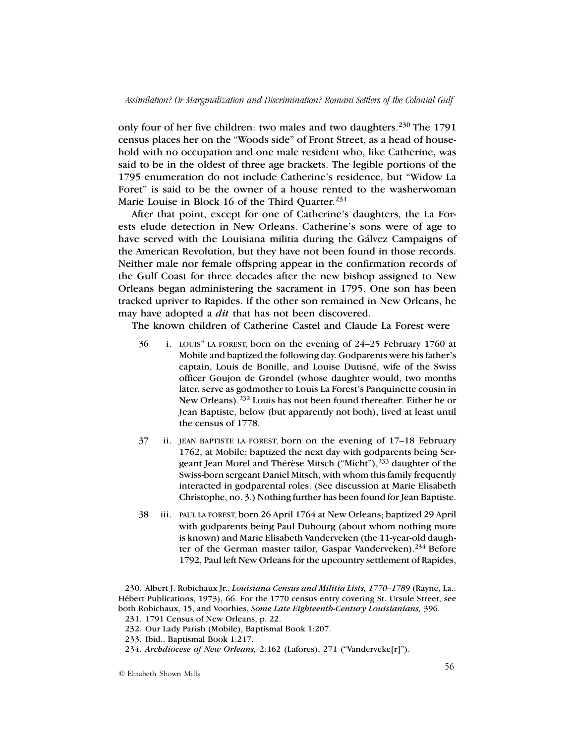only four of her five children: two males and two daughters.[230] The 1791 census places her on the "Woods side" of Front Street, as a head of household with no occupation and one male resident who, like Catherine, was said to be in the oldest of three age brackets. The legible portions of the 1795 enumeration do not include Catherine's residence, but "Widow La Foret" is said to be the owner of a house rented to the washerwoman Marie Louise in Block 16 of the Third Quarter.[231]

After that point, except for one of Catherine's daughters, the La Forests elude detection in New Orleans. Catherine's sons were of age to have served with the Louisiana militia during the Gálvez Campaigns of the American Revolution, but they have not been found in those records. Neither male nor female offspring appear in the confirmation records of the Gulf Coast for three decades after the new bishop assigned to New Orleans began administering the sacrament in 1795. One son has been tracked upriver to Rapides. If the other son remained in New Orleans, he may have adopted a ***dit*** that has not been discovered.

The known children of Catherine Castel and Claude La Forest were

36 i. LOUIS[4] LA FOREST, born on the evening of 24–25 February 1760 at Mobile and baptized the following day. Godparents were his father's captain, Louis de Bonille, and Louise Dutisné, wife of the Swiss officer Goujon de Grondel (whose daughter would, two months later, serve as godmother to Louis La Forest's Panquinette cousin in New Orleans).[232] Louis has not been found thereafter. Either he or Jean Baptiste, below (but apparently not both), lived at least until the census of 1778.

37 ii. JEAN BAPTISTE LA FOREST, born on the evening of 17–18 February 1762, at Mobile; baptized the next day with godparents being Sergeant Jean Morel and Thérèse Mitsch ("Micht"),[233] daughter of the Swiss-born sergeant Daniel Mitsch, with whom this family frequently interacted in godparental roles. (See discussion at Marie Elisabeth Christophe, no. 3.) Nothing further has been found for Jean Baptiste.

38 iii. PAUL LA FOREST, born 26 April 1764 at New Orleans; baptized 29 April with godparents being Paul Dubourg (about whom nothing more is known) and Marie Elisabeth Vanderveken (the 11-year-old daughter of the German master tailor, Gaspar Vanderveken).[234] Before 1792, Paul left New Orleans for the upcountry settlement of Rapides,

230. Albert J. Robichaux Jr., *Louisiana Census and Militia Lists, 1770–1789* (Rayne, La.: Hébert Publications, 1973), 66. For the 1770 census entry covering St. Ursule Street, see both Robichaux, 15, and Voorhies, *Some Late Eighteenth-Century Louisianians,* 396.

231. 1791 Census of New Orleans, p. 22.

232. Our Lady Parish (Mobile), Baptismal Book 1:207.

233. Ibid., Baptismal Book 1:217.

234. *Archdiocese of New Orleans,* 2:162 (Lafores), 271 ("Vanderveke[r]").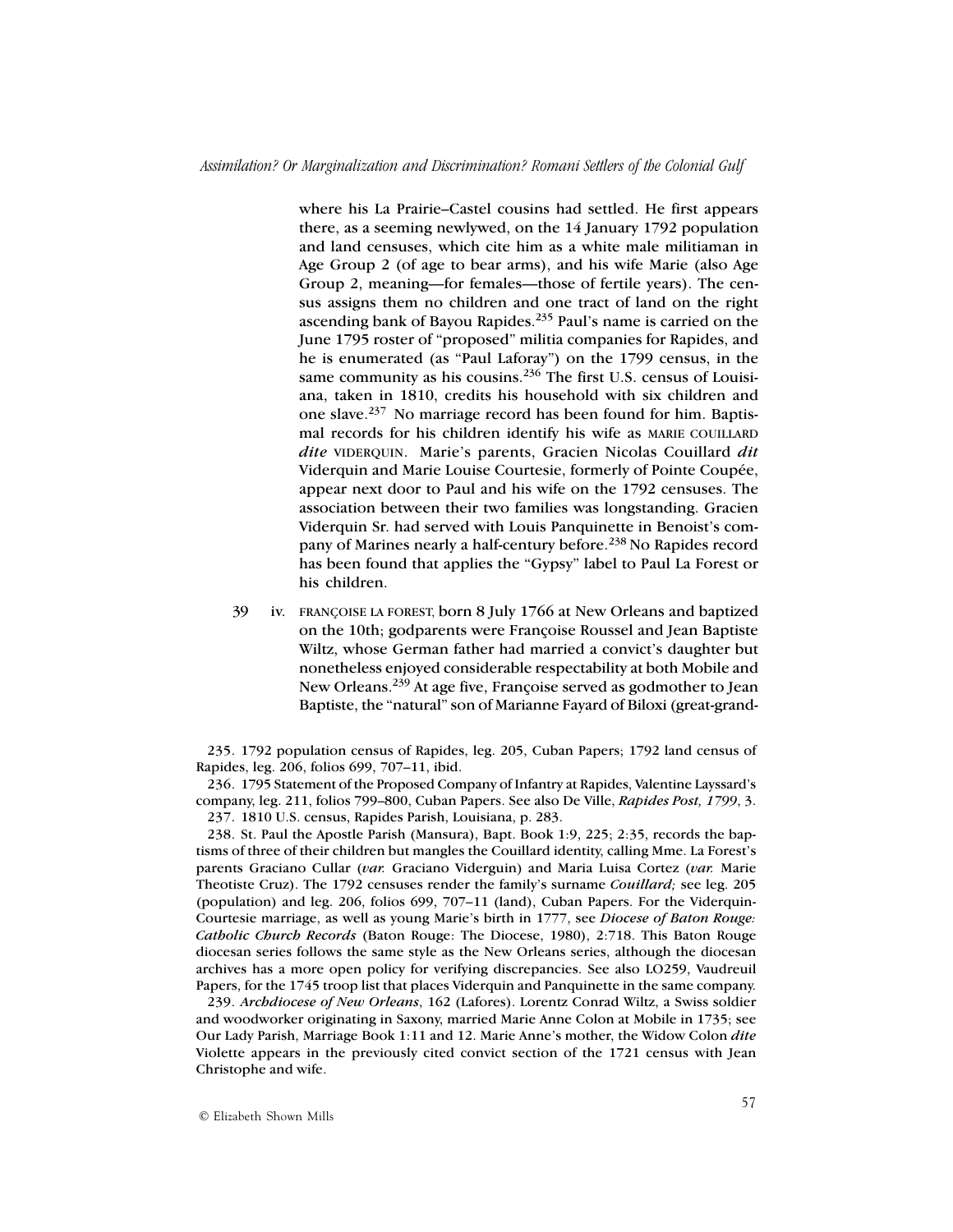where his La Prairie–Castel cousins had settled. He first appears there, as a seeming newlywed, on the 14 January 1792 population and land censuses, which cite him as a white male militiaman in Age Group 2 (of age to bear arms), and his wife Marie (also Age Group 2, meaning—for females—those of fertile years). The census assigns them no children and one tract of land on the right ascending bank of Bayou Rapides.[235] Paul's name is carried on the June 1795 roster of "proposed" militia companies for Rapides, and he is enumerated (as "Paul Laforay") on the 1799 census, in the same community as his cousins.[236] The first U.S. census of Louisiana, taken in 1810, credits his household with six children and one slave.[237] No marriage record has been found for him. Baptismal records for his children identify his wife as MARIE COUILLARD *dite* VIDERQUIN. Marie's parents, Gracien Nicolas Couillard *dit* Viderquin and Marie Louise Courtesie, formerly of Pointe Coupée, appear next door to Paul and his wife on the 1792 censuses. The association between their two families was longstanding. Gracien Viderquin Sr. had served with Louis Panquinette in Benoist's company of Marines nearly a half-century before.[238] No Rapides record has been found that applies the "Gypsy" label to Paul La Forest or his children.

39 iv. FRANÇOISE LA FOREST, born 8 July 1766 at New Orleans and baptized on the 10th; godparents were Françoise Roussel and Jean Baptiste Wiltz, whose German father had married a convict's daughter but nonetheless enjoyed considerable respectability at both Mobile and New Orleans.[239] At age five, Françoise served as godmother to Jean Baptiste, the "natural" son of Marianne Fayard of Biloxi (great-grand-

---

235. 1792 population census of Rapides, leg. 205, Cuban Papers; 1792 land census of Rapides, leg. 206, folios 699, 707–11, ibid.

236. 1795 Statement of the Proposed Company of Infantry at Rapides, Valentine Layssard's company, leg. 211, folios 799–800, Cuban Papers. See also De Ville, *Rapides Post, 1799*, 3.

237. 1810 U.S. census, Rapides Parish, Louisiana, p. 283.

238. St. Paul the Apostle Parish (Mansura), Bapt. Book 1:9, 225; 2:35, records the baptisms of three of their children but mangles the Couillard identity, calling Mme. La Forest's parents Graciano Cullar (*var.* Graciano Viderguin) and Maria Luisa Cortez (*var.* Marie Theotiste Cruz). The 1792 censuses render the family's surname *Couillard;* see leg. 205 (population) and leg. 206, folios 699, 707–11 (land), Cuban Papers. For the Viderquin-Courtesie marriage, as well as young Marie's birth in 1777, see *Diocese of Baton Rouge: Catholic Church Records* (Baton Rouge: The Diocese, 1980), 2:718. This Baton Rouge diocesan series follows the same style as the New Orleans series, although the diocesan archives has a more open policy for verifying discrepancies. See also LO259, Vaudreuil Papers, for the 1745 troop list that places Viderquin and Panquinette in the same company.

239. *Archdiocese of New Orleans*, 162 (Lafores). Lorentz Conrad Wiltz, a Swiss soldier and woodworker originating in Saxony, married Marie Anne Colon at Mobile in 1735; see Our Lady Parish, Marriage Book 1:11 and 12. Marie Anne's mother, the Widow Colon *dite* Violette appears in the previously cited convict section of the 1721 census with Jean Christophe and wife.

© Elizabeth Shown Mills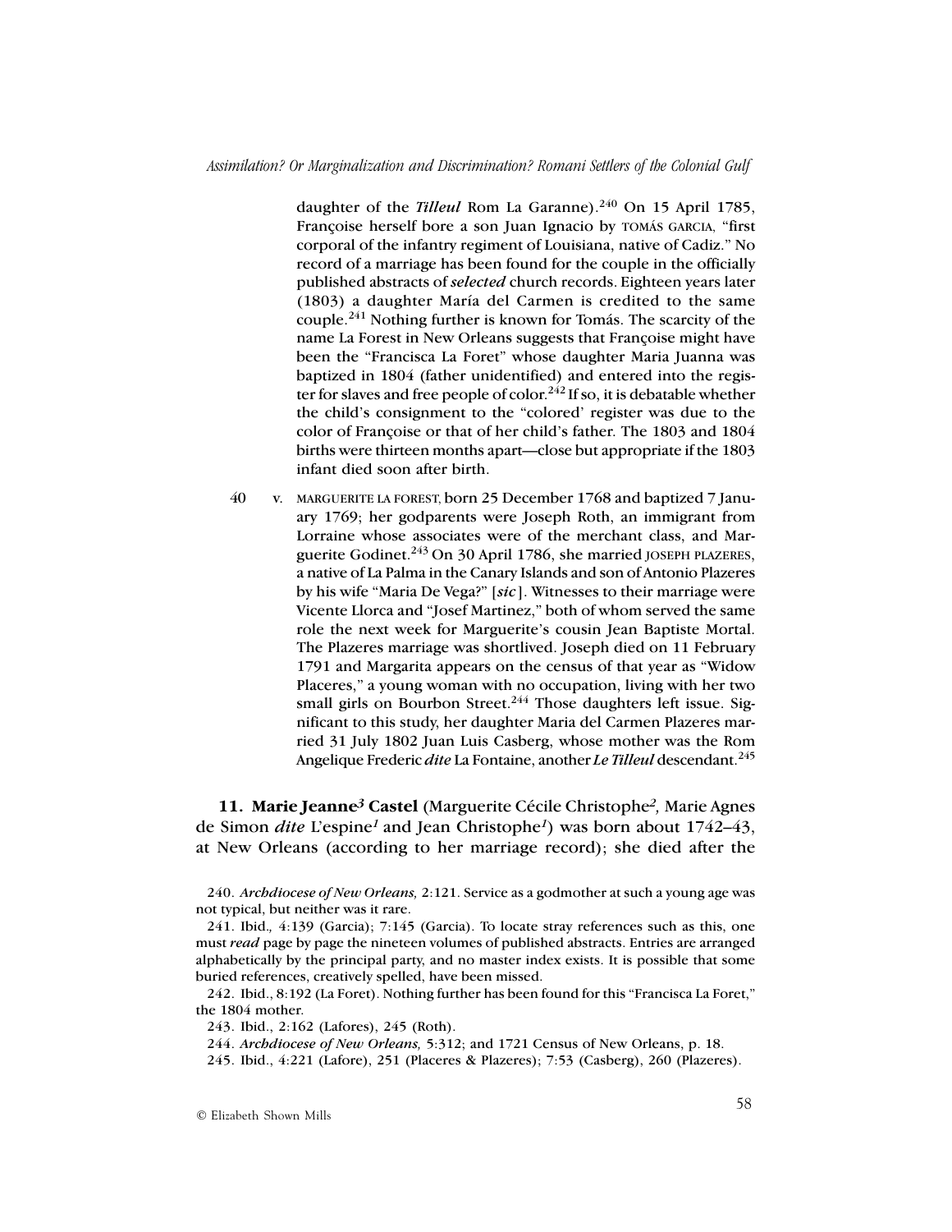daughter of the *Tilleul* Rom La Garanne).[240] On 15 April 1785, Françoise herself bore a son Juan Ignacio by TOMÁS GARCIA, "first corporal of the infantry regiment of Louisiana, native of Cadiz." No record of a marriage has been found for the couple in the officially published abstracts of *selected* church records. Eighteen years later (1803) a daughter María del Carmen is credited to the same couple.[241] Nothing further is known for Tomás. The scarcity of the name La Forest in New Orleans suggests that Françoise might have been the "Francisca La Foret" whose daughter Maria Juanna was baptized in 1804 (father unidentified) and entered into the register for slaves and free people of color.[242] If so, it is debatable whether the child's consignment to the "colored' register was due to the color of Françoise or that of her child's father. The 1803 and 1804 births were thirteen months apart—close but appropriate if the 1803 infant died soon after birth.

40 v. MARGUERITE LA FOREST, born 25 December 1768 and baptized 7 January 1769; her godparents were Joseph Roth, an immigrant from Lorraine whose associates were of the merchant class, and Marguerite Godinet.[243] On 30 April 1786, she married JOSEPH PLAZERES, a native of La Palma in the Canary Islands and son of Antonio Plazeres by his wife "Maria De Vega?" [*sic*]. Witnesses to their marriage were Vicente Llorca and "Josef Martinez," both of whom served the same role the next week for Marguerite's cousin Jean Baptiste Mortal. The Plazeres marriage was shortlived. Joseph died on 11 February 1791 and Margarita appears on the census of that year as "Widow Placeres," a young woman with no occupation, living with her two small girls on Bourbon Street.[244] Those daughters left issue. Significant to this study, her daughter Maria del Carmen Plazeres married 31 July 1802 Juan Luis Casberg, whose mother was the Rom Angelique Frederic *dite* La Fontaine, another *Le Tilleul* descendant.[245]

**11. Marie Jeanne[3] Castel** (Marguerite Cécile Christophe[2], Marie Agnes de Simon *dite* L'espine[1] and Jean Christophe[1]) was born about 1742–43, at New Orleans (according to her marriage record); she died after the

240. *Archdiocese of New Orleans,* 2:121. Service as a godmother at such a young age was not typical, but neither was it rare.

241. Ibid., 4:139 (Garcia); 7:145 (Garcia). To locate stray references such as this, one must *read* page by page the nineteen volumes of published abstracts. Entries are arranged alphabetically by the principal party, and no master index exists. It is possible that some buried references, creatively spelled, have been missed.

242. Ibid., 8:192 (La Foret). Nothing further has been found for this "Francisca La Foret," the 1804 mother.

243. Ibid., 2:162 (Lafores), 245 (Roth).

244. *Archdiocese of New Orleans,* 5:312; and 1721 Census of New Orleans, p. 18.

245. Ibid., 4:221 (Lafore), 251 (Placeres & Plazeres); 7:53 (Casberg), 260 (Plazeres).

© Elizabeth Shown Mills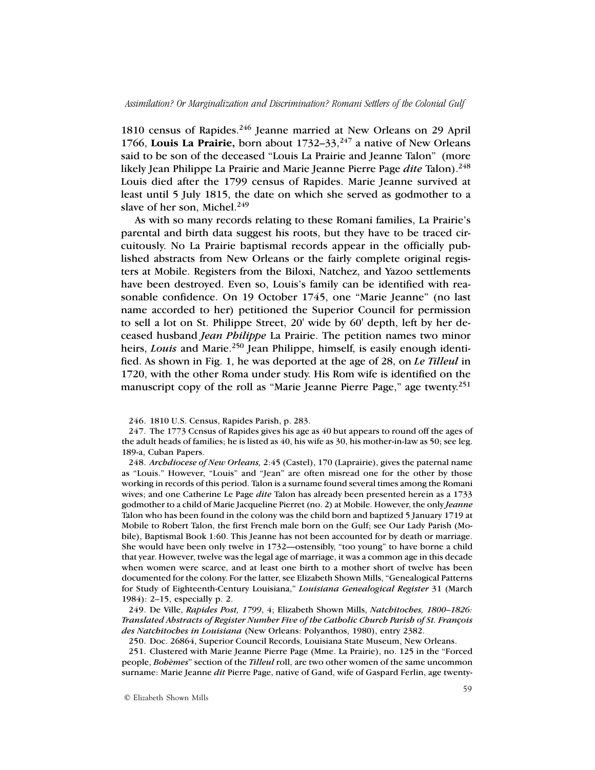1810 census of Rapides.[246] Jeanne married at New Orleans on 29 April 1766, **Louis La Prairie,** born about 1732–33,[247] a native of New Orleans said to be son of the deceased "Louis La Prairie and Jeanne Talon" (more likely Jean Philippe La Prairie and Marie Jeanne Pierre Page *dite* Talon).[248] Louis died after the 1799 census of Rapides. Marie Jeanne survived at least until 5 July 1815, the date on which she served as godmother to a slave of her son, Michel.[249]

As with so many records relating to these Romani families, La Prairie's parental and birth data suggest his roots, but they have to be traced circuitously. No La Prairie baptismal records appear in the officially published abstracts from New Orleans or the fairly complete original registers at Mobile. Registers from the Biloxi, Natchez, and Yazoo settlements have been destroyed. Even so, Louis's family can be identified with reasonable confidence. On 19 October 1745, one "Marie Jeanne" (no last name accorded to her) petitioned the Superior Council for permission to sell a lot on St. Philippe Street, 20' wide by 60' depth, left by her deceased husband *Jean Philippe* La Prairie. The petition names two minor heirs, *Louis* and Marie.[250] Jean Philippe, himself, is easily enough identified. As shown in Fig. 1, he was deported at the age of 28, on *Le Tilleul* in 1720, with the other Roma under study. His Rom wife is identified on the manuscript copy of the roll as "Marie Jeanne Pierre Page," age twenty.[251]

246. 1810 U.S. Census, Rapides Parish, p. 283.

247. The 1773 Ccnsus of Rapides gives his age as 40 but appears to round off the ages of the adult heads of families; he is listed as 40, his wife as 30, his mother-in-law as 50; see leg. 189-a, Cuban Papers.

248. *Archdiocese of New Orleans,* 2:45 (Castel), 170 (Laprairie), gives the paternal name as "Louis." However, "Louis" and "Jean" are often misread one for the other by those working in records of this period. Talon is a surname found several times among the Romani wives; and one Catherine Le Page *dite* Talon has already been presented herein as a 1733 godmother to a child of Marie Jacqueline Pierret (no. 2) at Mobile. However, the only *Jeanne* Talon who has been found in the colony was the child born and baptized 5 January 1719 at Mobile to Robert Talon, the first French male born on the Gulf; see Our Lady Parish (Mobile), Baptismal Book 1:60. This Jeanne has not been accounted for by death or marriage. She would have been only twelve in 1732—ostensibly, "too young" to have borne a child that year. However, twelve was the legal age of marriage, it was a common age in this decade when women were scarce, and at least one birth to a mother short of twelve has been documented for the colony. For the latter, see Elizabeth Shown Mills, "Genealogical Patterns for Study of Eighteenth-Century Louisiana," *Louisiana Genealogical Register* 31 (March 1984): 2–15, especially p. 2.

249. De Ville, *Rapides Post, 1799*, 4; Elizabeth Shown Mills, *Natchitoches, 1800–1826: Translated Abstracts of Register Number Five of the Catholic Church Parish of St. François des Natchitoches in Louisiana* (New Orleans: Polyanthos, 1980), entry 2382.

250. Doc. 26864, Superior Council Records, Louisiana State Museum, New Orleans.

251. Clustered with Marie Jeanne Pierre Page (Mme. La Prairie), no. 125 in the "Forced people, *Bohèmes*" section of the *Tilleul* roll, are two other women of the same uncommon surname: Marie Jeanne *dit* Pierre Page, native of Gand, wife of Gaspard Ferlin, age twenty-

© Elizabeth Shown Mills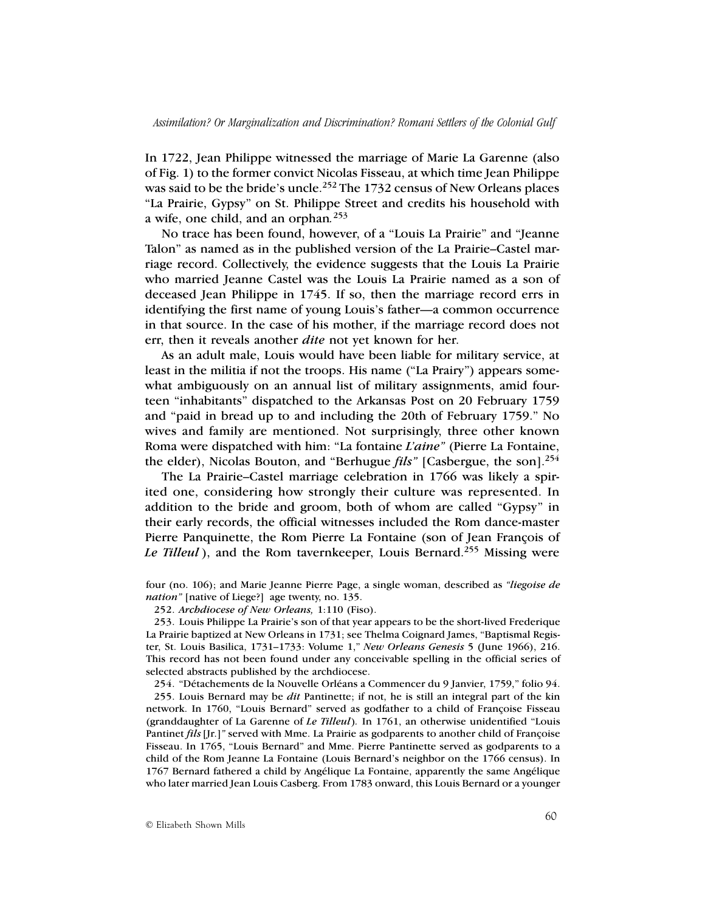In 1722, Jean Philippe witnessed the marriage of Marie La Garenne (also of Fig. 1) to the former convict Nicolas Fisseau, at which time Jean Philippe was said to be the bride's uncle.[252] The 1732 census of New Orleans places "La Prairie, Gypsy" on St. Philippe Street and credits his household with a wife, one child, and an orphan.[253]

No trace has been found, however, of a "Louis La Prairie" and "Jeanne Talon" as named as in the published version of the La Prairie–Castel marriage record. Collectively, the evidence suggests that the Louis La Prairie who married Jeanne Castel was the Louis La Prairie named as a son of deceased Jean Philippe in 1745. If so, then the marriage record errs in identifying the first name of young Louis's father—a common occurrence in that source. In the case of his mother, if the marriage record does not err, then it reveals another ***dite*** not yet known for her.

As an adult male, Louis would have been liable for military service, at least in the militia if not the troops. His name ("La Prairy") appears somewhat ambiguously on an annual list of military assignments, amid fourteen "inhabitants" dispatched to the Arkansas Post on 20 February 1759 and "paid in bread up to and including the 20th of February 1759." No wives and family are mentioned. Not surprisingly, three other known Roma were dispatched with him: "La fontaine ***L'aine***" (Pierre La Fontaine, the elder), Nicolas Bouton, and "Berhugue ***fils***" [Casbergue, the son].[254]

The La Prairie–Castel marriage celebration in 1766 was likely a spirited one, considering how strongly their culture was represented. In addition to the bride and groom, both of whom are called "Gypsy" in their early records, the official witnesses included the Rom dance-master Pierre Panquinette, the Rom Pierre La Fontaine (son of Jean François of ***Le Tilleul***), and the Rom tavernkeeper, Louis Bernard.[255] Missing were

four (no. 106); and Marie Jeanne Pierre Page, a single woman, described as *"liegoise de nation"* [native of Liege?] age twenty, no. 135.

252. *Archdiocese of New Orleans,* 1:110 (Fiso).

253. Louis Philippe La Prairie's son of that year appears to be the short-lived Frederique La Prairie baptized at New Orleans in 1731; see Thelma Coignard James, "Baptismal Register, St. Louis Basilica, 1731–1733: Volume 1," *New Orleans Genesis* 5 (June 1966), 216. This record has not been found under any conceivable spelling in the official series of selected abstracts published by the archdiocese.

254. "Détachements de la Nouvelle Orléans a Commencer du 9 Janvier, 1759," folio 94.

255. Louis Bernard may be *dit* Pantinette; if not, he is still an integral part of the kin network. In 1760, "Louis Bernard" served as godfather to a child of Françoise Fisseau (granddaughter of La Garenne of *Le Tilleul*). In 1761, an otherwise unidentified "Louis Pantinet *fils* [Jr.]" served with Mme. La Prairie as godparents to another child of Françoise Fisseau. In 1765, "Louis Bernard" and Mme. Pierre Pantinette served as godparents to a child of the Rom Jeanne La Fontaine (Louis Bernard's neighbor on the 1766 census). In 1767 Bernard fathered a child by Angélique La Fontaine, apparently the same Angélique who later married Jean Louis Casberg. From 1783 onward, this Louis Bernard or a younger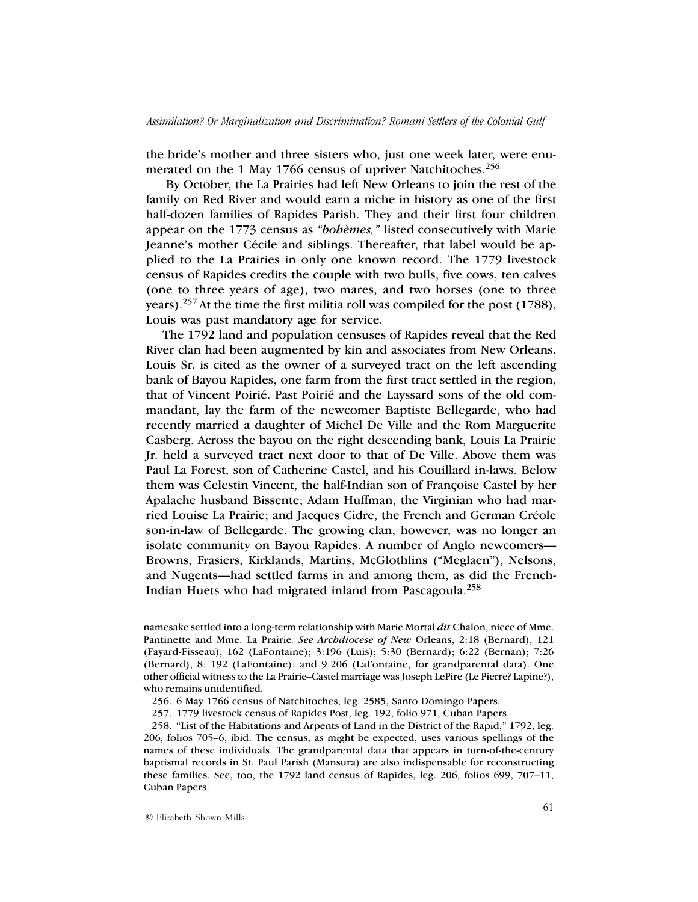the bride's mother and three sisters who, just one week later, were enumerated on the 1 May 1766 census of upriver Natchitoches.[256]

By October, the La Prairies had left New Orleans to join the rest of the family on Red River and would earn a niche in history as one of the first half-dozen families of Rapides Parish. They and their first four children appear on the 1773 census as *"bohèmes,"* listed consecutively with Marie Jeanne's mother Cécile and siblings. Thereafter, that label would be applied to the La Prairies in only one known record. The 1779 livestock census of Rapides credits the couple with two bulls, five cows, ten calves (one to three years of age), two mares, and two horses (one to three years).[257] At the time the first militia roll was compiled for the post (1788), Louis was past mandatory age for service.

The 1792 land and population censuses of Rapides reveal that the Red River clan had been augmented by kin and associates from New Orleans. Louis Sr. is cited as the owner of a surveyed tract on the left ascending bank of Bayou Rapides, one farm from the first tract settled in the region, that of Vincent Poirié. Past Poirié and the Layssard sons of the old commandant, lay the farm of the newcomer Baptiste Bellegarde, who had recently married a daughter of Michel De Ville and the Rom Marguerite Casberg. Across the bayou on the right descending bank, Louis La Prairie Jr. held a surveyed tract next door to that of De Ville. Above them was Paul La Forest, son of Catherine Castel, and his Couillard in-laws. Below them was Celestin Vincent, the half-Indian son of Françoise Castel by her Apalache husband Bissente; Adam Huffman, the Virginian who had married Louise La Prairie; and Jacques Cidre, the French and German Créole son-in-law of Bellegarde. The growing clan, however, was no longer an isolate community on Bayou Rapides. A number of Anglo newcomers—Browns, Frasiers, Kirklands, Martins, McGlothlins ("Meglaen"), Nelsons, and Nugents—had settled farms in and among them, as did the French-Indian Huets who had migrated inland from Pascagoula.[258]

---

namesake settled into a long-term relationship with Marie Mortal *dit* Chalon, niece of Mme. Pantinette and Mme. La Prairie. *See Archdiocese of New* Orleans, 2:18 (Bernard), 121 (Fayard-Fisseau), 162 (LaFontaine); 3:196 (Luis); 5:30 (Bernard); 6:22 (Bernan); 7:26 (Bernard); 8: 192 (LaFontaine); and 9:206 (LaFontaine, for grandparental data). One other official witness to the La Prairie–Castel marriage was Joseph LePire (Le Pierre? Lapine?), who remains unidentified.

256. 6 May 1766 census of Natchitoches, leg. 2585, Santo Domingo Papers.

257. 1779 livestock census of Rapides Post, leg. 192, folio 971, Cuban Papers.

258. "List of the Habitations and Arpents of Land in the District of the Rapid," 1792, leg. 206, folios 705–6, ibid. The census, as might be expected, uses various spellings of the names of these individuals. The grandparental data that appears in turn-of-the-century baptismal records in St. Paul Parish (Mansura) are also indispensable for reconstructing these families. See, too, the 1792 land census of Rapides, leg. 206, folios 699, 707–11, Cuban Papers.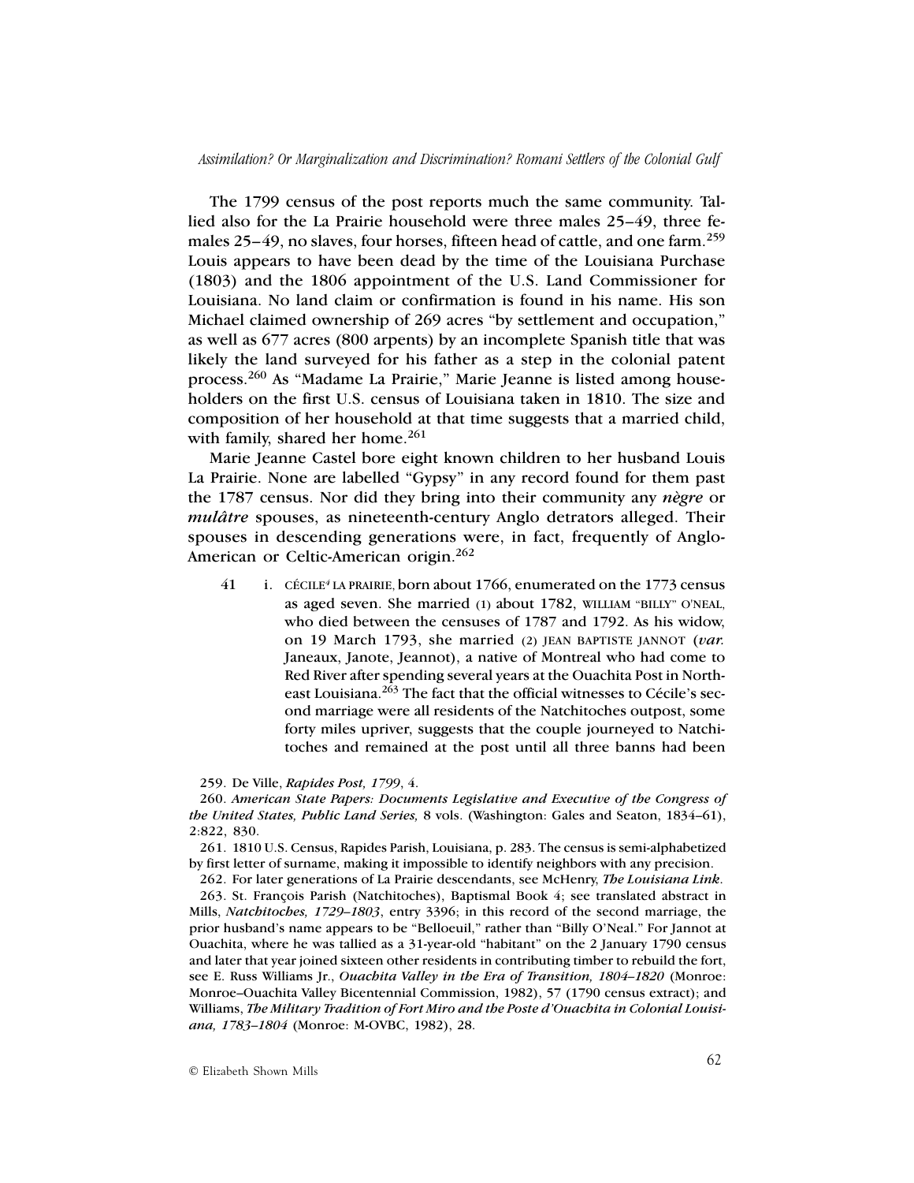The 1799 census of the post reports much the same community. Tallied also for the La Prairie household were three males 25–49, three females 25–49, no slaves, four horses, fifteen head of cattle, and one farm.[259] Louis appears to have been dead by the time of the Louisiana Purchase (1803) and the 1806 appointment of the U.S. Land Commissioner for Louisiana. No land claim or confirmation is found in his name. His son Michael claimed ownership of 269 acres "by settlement and occupation," as well as 677 acres (800 arpents) by an incomplete Spanish title that was likely the land surveyed for his father as a step in the colonial patent process.[260] As "Madame La Prairie," Marie Jeanne is listed among householders on the first U.S. census of Louisiana taken in 1810. The size and composition of her household at that time suggests that a married child, with family, shared her home.[261]

Marie Jeanne Castel bore eight known children to her husband Louis La Prairie. None are labelled "Gypsy" in any record found for them past the 1787 census. Nor did they bring into their community any ***nègre*** or ***mulâtre*** spouses, as nineteenth-century Anglo detrators alleged. Their spouses in descending generations were, in fact, frequently of Anglo-American or Celtic-American origin.[262]

41 i. CÉCILE[4] LA PRAIRIE, born about 1766, enumerated on the 1773 census as aged seven. She married (1) about 1782, WILLIAM "BILLY" O'NEAL, who died between the censuses of 1787 and 1792. As his widow, on 19 March 1793, she married (2) JEAN BAPTISTE JANNOT (*var.* Janeaux, Janote, Jeannot), a native of Montreal who had come to Red River after spending several years at the Ouachita Post in Northeast Louisiana.[263] The fact that the official witnesses to Cécile's second marriage were all residents of the Natchitoches outpost, some forty miles upriver, suggests that the couple journeyed to Natchitoches and remained at the post until all three banns had been

259. De Ville, *Rapides Post, 1799*, 4.

260. ***American State Papers: Documents Legislative and Executive of the Congress of the United States, Public Land Series,*** 8 vols. (Washington: Gales and Seaton, 1834–61), 2:822, 830.

261. 1810 U.S. Census, Rapides Parish, Louisiana, p. 283. The census is semi-alphabetized by first letter of surname, making it impossible to identify neighbors with any precision.

262. For later generations of La Prairie descendants, see McHenry, ***The Louisiana Link***.

263. St. François Parish (Natchitoches), Baptismal Book 4; see translated abstract in Mills, *Natchitoches, 1729–1803*, entry 3396; in this record of the second marriage, the prior husband's name appears to be "Belloeuil," rather than "Billy O'Neal." For Jannot at Ouachita, where he was tallied as a 31-year-old "habitant" on the 2 January 1790 census and later that year joined sixteen other residents in contributing timber to rebuild the fort, see E. Russ Williams Jr., *Ouachita Valley in the Era of Transition, 1804–1820* (Monroe: Monroe–Ouachita Valley Bicentennial Commission, 1982), 57 (1790 census extract); and Williams, ***The Military Tradition of Fort Miro and the Poste d'Ouachita in Colonial Louisiana, 1783–1804*** (Monroe: M-OVBC, 1982), 28.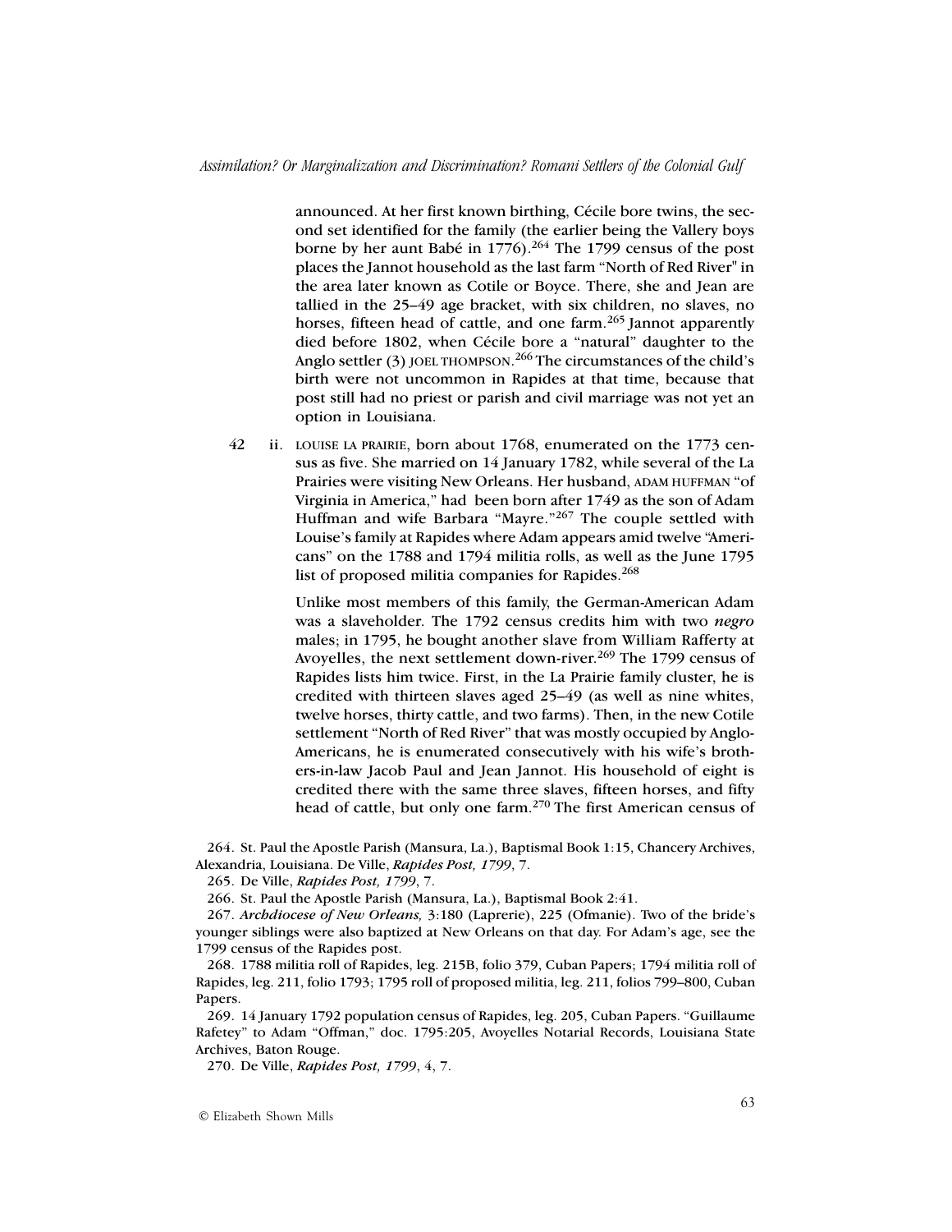announced. At her first known birthing, Cécile bore twins, the second set identified for the family (the earlier being the Vallery boys borne by her aunt Babé in 1776).[264] The 1799 census of the post places the Jannot household as the last farm "North of Red River" in the area later known as Cotile or Boyce. There, she and Jean are tallied in the 25–49 age bracket, with six children, no slaves, no horses, fifteen head of cattle, and one farm.[265] Jannot apparently died before 1802, when Cécile bore a "natural" daughter to the Anglo settler (3) JOEL THOMPSON.[266] The circumstances of the child's birth were not uncommon in Rapides at that time, because that post still had no priest or parish and civil marriage was not yet an option in Louisiana.

42 ii. LOUISE LA PRAIRIE, born about 1768, enumerated on the 1773 census as five. She married on 14 January 1782, while several of the La Prairies were visiting New Orleans. Her husband, ADAM HUFFMAN "of Virginia in America," had been born after 1749 as the son of Adam Huffman and wife Barbara "Mayre."[267] The couple settled with Louise's family at Rapides where Adam appears amid twelve "Americans" on the 1788 and 1794 militia rolls, as well as the June 1795 list of proposed militia companies for Rapides.[268]

Unlike most members of this family, the German-American Adam was a slaveholder. The 1792 census credits him with two *negro* males; in 1795, he bought another slave from William Rafferty at Avoyelles, the next settlement down-river.[269] The 1799 census of Rapides lists him twice. First, in the La Prairie family cluster, he is credited with thirteen slaves aged 25–49 (as well as nine whites, twelve horses, thirty cattle, and two farms). Then, in the new Cotile settlement "North of Red River" that was mostly occupied by Anglo-Americans, he is enumerated consecutively with his wife's brothers-in-law Jacob Paul and Jean Jannot. His household of eight is credited there with the same three slaves, fifteen horses, and fifty head of cattle, but only one farm.[270] The first American census of

264. St. Paul the Apostle Parish (Mansura, La.), Baptismal Book 1:15, Chancery Archives, Alexandria, Louisiana. De Ville, *Rapides Post, 1799*, 7.

265. De Ville, *Rapides Post, 1799*, 7.

266. St. Paul the Apostle Parish (Mansura, La.), Baptismal Book 2:41.

267. *Archdiocese of New Orleans,* 3:180 (Laprerie), 225 (Ofmanie). Two of the bride's younger siblings were also baptized at New Orleans on that day. For Adam's age, see the 1799 census of the Rapides post.

268. 1788 militia roll of Rapides, leg. 215B, folio 379, Cuban Papers; 1794 militia roll of Rapides, leg. 211, folio 1793; 1795 roll of proposed militia, leg. 211, folios 799–800, Cuban Papers.

269. 14 January 1792 population census of Rapides, leg. 205, Cuban Papers. "Guillaume Rafetey" to Adam "Offman," doc. 1795:205, Avoyelles Notarial Records, Louisiana State Archives, Baton Rouge.

270. De Ville, *Rapides Post, 1799*, 4, 7.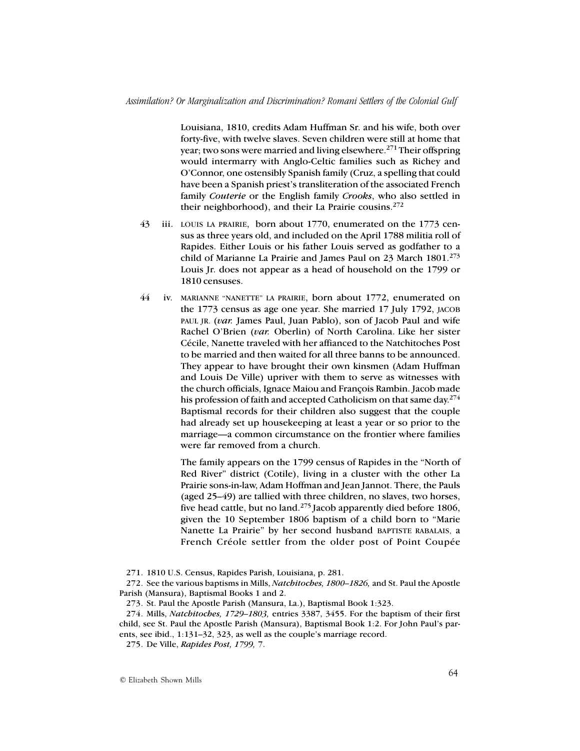Louisiana, 1810, credits Adam Huffman Sr. and his wife, both over forty-five, with twelve slaves. Seven children were still at home that year; two sons were married and living elsewhere.[271] Their offspring would intermarry with Anglo-Celtic families such as Richey and O'Connor, one ostensibly Spanish family (Cruz, a spelling that could have been a Spanish priest's transliteration of the associated French family *Couterie* or the English family *Crooks*, who also settled in their neighborhood), and their La Prairie cousins.[272]

43 iii. LOUIS LA PRAIRIE, born about 1770, enumerated on the 1773 census as three years old, and included on the April 1788 militia roll of Rapides. Either Louis or his father Louis served as godfather to a child of Marianne La Prairie and James Paul on 23 March 1801.[273] Louis Jr. does not appear as a head of household on the 1799 or 1810 censuses.

44 iv. MARIANNE "NANETTE" LA PRAIRIE, born about 1772, enumerated on the 1773 census as age one year. She married 17 July 1792, JACOB PAUL JR. (*var.* James Paul, Juan Pablo), son of Jacob Paul and wife Rachel O'Brien (*var.* Oberlin) of North Carolina. Like her sister Cécile, Nanette traveled with her affianced to the Natchitoches Post to be married and then waited for all three banns to be announced. They appear to have brought their own kinsmen (Adam Huffman and Louis De Ville) upriver with them to serve as witnesses with the church officials, Ignace Maiou and François Rambin. Jacob made his profession of faith and accepted Catholicism on that same day.[274] Baptismal records for their children also suggest that the couple had already set up housekeeping at least a year or so prior to the marriage—a common circumstance on the frontier where families were far removed from a church.

The family appears on the 1799 census of Rapides in the "North of Red River" district (Cotile), living in a cluster with the other La Prairie sons-in-law, Adam Hoffman and Jean Jannot. There, the Pauls (aged 25–49) are tallied with three children, no slaves, two horses, five head cattle, but no land.[275] Jacob apparently died before 1806, given the 10 September 1806 baptism of a child born to "Marie Nanette La Prairie" by her second husband BAPTISTE RABALAIS, a French Créole settler from the older post of Point Coupée

271. 1810 U.S. Census, Rapides Parish, Louisiana, p. 281.

272. See the various baptisms in Mills, *Natchitoches, 1800–1826,* and St. Paul the Apostle Parish (Mansura), Baptismal Books 1 and 2.

273. St. Paul the Apostle Parish (Mansura, La.), Baptismal Book 1:323.

274. Mills, *Natchitoches, 1729–1803,* entries 3387, 3455. For the baptism of their first child, see St. Paul the Apostle Parish (Mansura), Baptismal Book 1:2. For John Paul's parents, see ibid., 1:131–32, 323, as well as the couple's marriage record.

275. De Ville, *Rapides Post, 1799,* 7.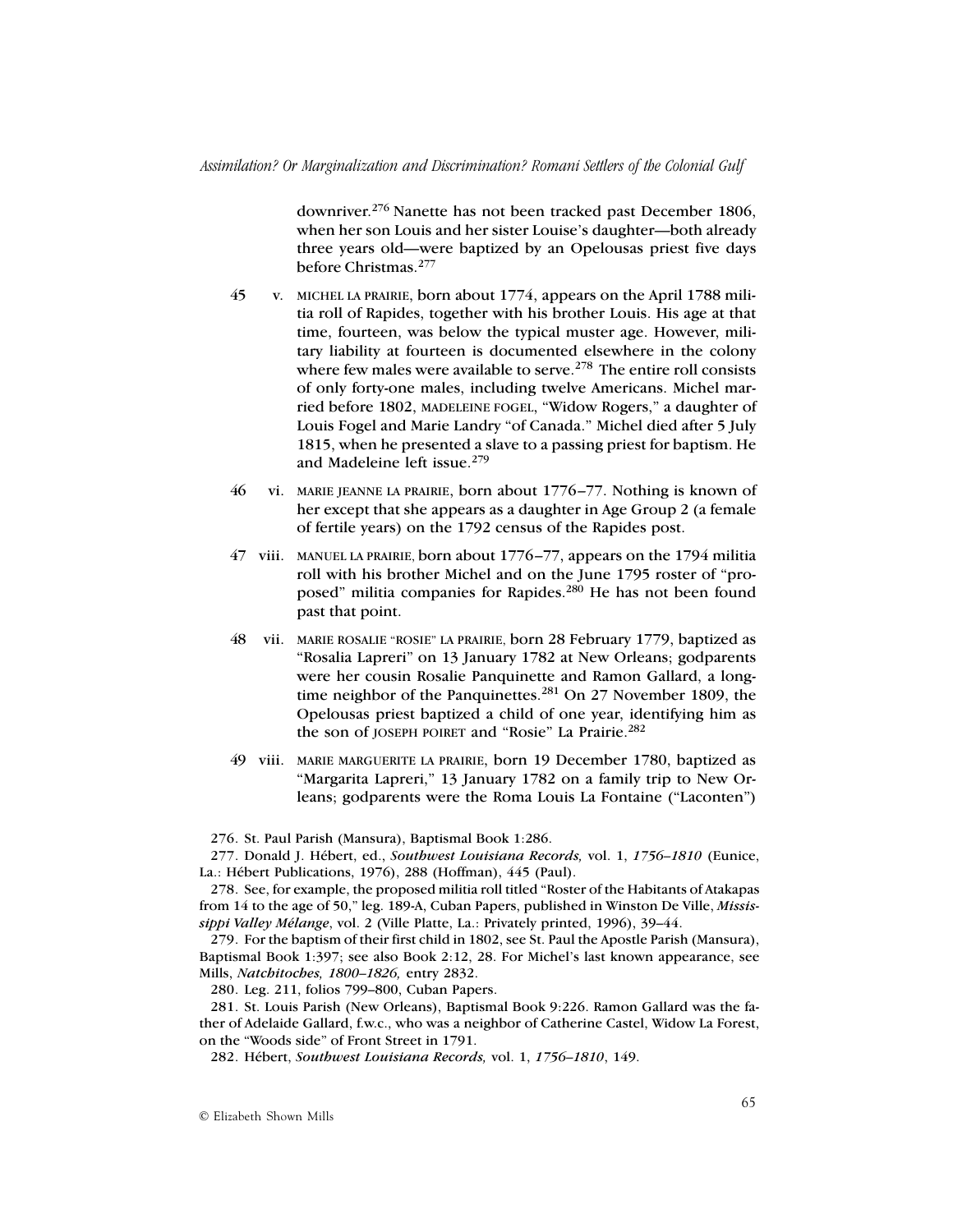downriver.[276] Nanette has not been tracked past December 1806, when her son Louis and her sister Louise's daughter—both already three years old—were baptized by an Opelousas priest five days before Christmas.[277]

45 v. MICHEL LA PRAIRIE, born about 1774, appears on the April 1788 militia roll of Rapides, together with his brother Louis. His age at that time, fourteen, was below the typical muster age. However, military liability at fourteen is documented elsewhere in the colony where few males were available to serve.[278] The entire roll consists of only forty-one males, including twelve Americans. Michel married before 1802, MADELEINE FOGEL, "Widow Rogers," a daughter of Louis Fogel and Marie Landry "of Canada." Michel died after 5 July 1815, when he presented a slave to a passing priest for baptism. He and Madeleine left issue.[279]

46 vi. MARIE JEANNE LA PRAIRIE, born about 1776–77. Nothing is known of her except that she appears as a daughter in Age Group 2 (a female of fertile years) on the 1792 census of the Rapides post.

47 viii. MANUEL LA PRAIRIE, born about 1776–77, appears on the 1794 militia roll with his brother Michel and on the June 1795 roster of "proposed" militia companies for Rapides.[280] He has not been found past that point.

48 vii. MARIE ROSALIE "ROSIE" LA PRAIRIE, born 28 February 1779, baptized as "Rosalia Lapreri" on 13 January 1782 at New Orleans; godparents were her cousin Rosalie Panquinette and Ramon Gallard, a longtime neighbor of the Panquinettes.[281] On 27 November 1809, the Opelousas priest baptized a child of one year, identifying him as the son of JOSEPH POIRET and "Rosie" La Prairie.[282]

49 viii. MARIE MARGUERITE LA PRAIRIE, born 19 December 1780, baptized as "Margarita Lapreri," 13 January 1782 on a family trip to New Orleans; godparents were the Roma Louis La Fontaine ("Laconten")

---

276. St. Paul Parish (Mansura), Baptismal Book 1:286.

277. Donald J. Hébert, ed., *Southwest Louisiana Records,* vol. 1, *1756–1810* (Eunice, La.: Hébert Publications, 1976), 288 (Hoffman), 445 (Paul).

278. See, for example, the proposed militia roll titled "Roster of the Habitants of Atakapas from 14 to the age of 50," leg. 189-A, Cuban Papers, published in Winston De Ville, *Mississippi Valley Mélange*, vol. 2 (Ville Platte, La.: Privately printed, 1996), 39–44.

279. For the baptism of their first child in 1802, see St. Paul the Apostle Parish (Mansura), Baptismal Book 1:397; see also Book 2:12, 28. For Michel's last known appearance, see Mills, *Natchitoches, 1800–1826,* entry 2832.

280. Leg. 211, folios 799–800, Cuban Papers.

281. St. Louis Parish (New Orleans), Baptismal Book 9:226. Ramon Gallard was the father of Adelaide Gallard, f.w.c., who was a neighbor of Catherine Castel, Widow La Forest, on the "Woods side" of Front Street in 1791.

282. Hébert, *Southwest Louisiana Records,* vol. 1, *1756–1810*, 149.

© Elizabeth Shown Mills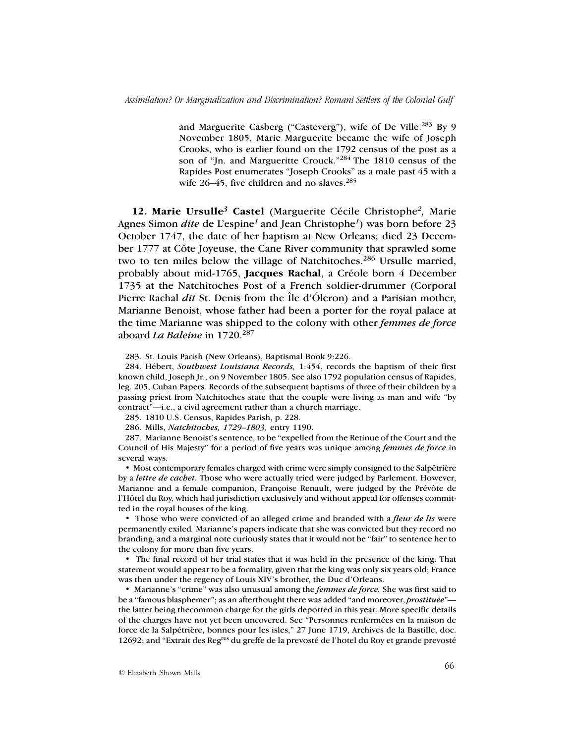and Marguerite Casberg ("Casteverg"), wife of De Ville.[283] By 9 November 1805, Marie Marguerite became the wife of Joseph Crooks, who is earlier found on the 1792 census of the post as a son of "Jn. and Margueritte Crouck."[284] The 1810 census of the Rapides Post enumerates "Joseph Crooks" as a male past 45 with a wife 26–45, five children and no slaves.[285]

**12. Marie Ursulle**[*3*] **Castel** (Marguerite Cécile Christophe[*2*], Marie Agnes Simon *dite* de L'espine[*1*] and Jean Christophe[*1*]) was born before 23 October 1747, the date of her baptism at New Orleans; died 23 December 1777 at Côte Joyeuse, the Cane River community that sprawled some two to ten miles below the village of Natchitoches.[286] Ursulle married, probably about mid-1765, **Jacques Rachal**, a Créole born 4 December 1735 at the Natchitoches Post of a French soldier-drummer (Corporal Pierre Rachal *dit* St. Denis from the Île d'Óleron) and a Parisian mother, Marianne Benoist, whose father had been a porter for the royal palace at the time Marianne was shipped to the colony with other *femmes de force* aboard *La Baleine* in 1720.[287]

283. St. Louis Parish (New Orleans), Baptismal Book 9:226.

284. Hébert, *Southwest Louisiana Records,* 1:454, records the baptism of their first known child, Joseph Jr., on 9 November 1805. See also 1792 population census of Rapides, leg. 205, Cuban Papers. Records of the subsequent baptisms of three of their children by a passing priest from Natchitoches state that the couple were living as man and wife "by contract"—i.e., a civil agreement rather than a church marriage.

285. 1810 U.S. Census, Rapides Parish, p. 228.

286. Mills, *Natchitoches, 1729–1803,* entry 1190.

287. Marianne Benoist's sentence, to be "expelled from the Retinue of the Court and the Council of His Majesty" for a period of five years was unique among *femmes de force* in several ways*:*

- Most contemporary females charged with crime were simply consigned to the Salpêtrière by a *lettre de cachet.* Those who were actually tried were judged by Parlement. However, Marianne and a female companion, Françoise Renault, were judged by the Prévôte de l'Hôtel du Roy, which had jurisdiction exclusively and without appeal for offenses committed in the royal houses of the king.
- Those who were convicted of an alleged crime and branded with a *fleur de lis* were permanently exiled*.* Marianne's papers indicate that she was convicted but they record no branding, and a marginal note curiously states that it would not be "fair" to sentence her to the colony for more than five years.
- The final record of her trial states that it was held in the presence of the king. That statement would appear to be a formality, given that the king was only six years old; France was then under the regency of Louis XIV's brother, the Duc d'Orleans.
- Marianne's "crime" was also unusual among the *femmes de force.* She was first said to be a "famous blasphemer"; as an afterthought there was added "and moreover, *prostituée*"—the latter being thecommon charge for the girls deported in this year. More specific details of the charges have not yet been uncovered. See "Personnes renfermées en la maison de force de la Salpétrière, bonnes pour les isles," 27 June 1719, Archives de la Bastille, doc. 12692; and "Extrait des Reg[res] du greffe de la prevosté de l'hotel du Roy et grande prevosté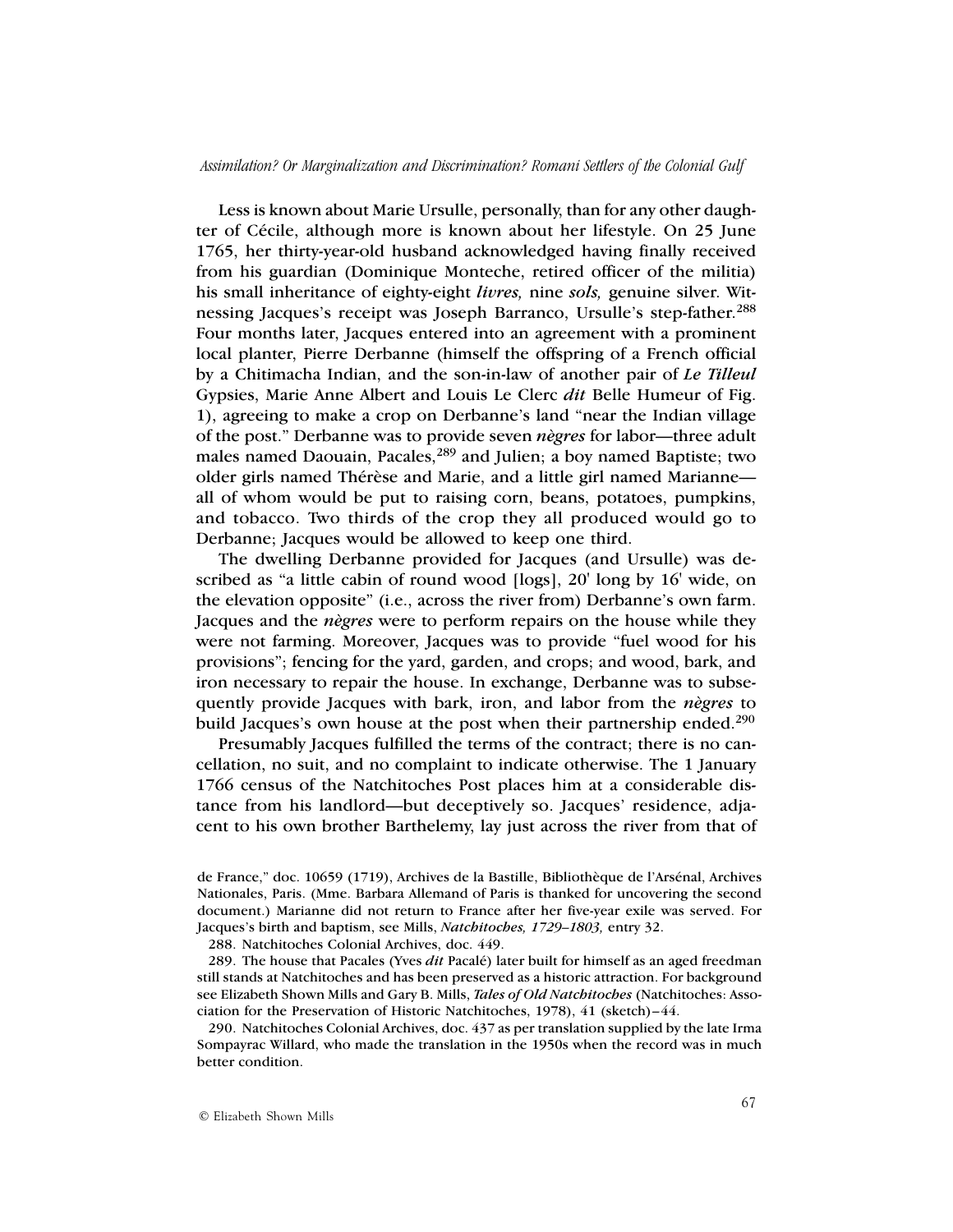Less is known about Marie Ursulle, personally, than for any other daughter of Cécile, although more is known about her lifestyle. On 25 June 1765, her thirty-year-old husband acknowledged having finally received from his guardian (Dominique Monteche, retired officer of the militia) his small inheritance of eighty-eight *livres,* nine *sols,* genuine silver. Witnessing Jacques's receipt was Joseph Barranco, Ursulle's step-father.[288] Four months later, Jacques entered into an agreement with a prominent local planter, Pierre Derbanne (himself the offspring of a French official by a Chitimacha Indian, and the son-in-law of another pair of *Le Tilleul* Gypsies, Marie Anne Albert and Louis Le Clerc *dit* Belle Humeur of Fig. 1), agreeing to make a crop on Derbanne's land "near the Indian village of the post." Derbanne was to provide seven *nègres* for labor—three adult males named Daouain, Pacales,[289] and Julien; a boy named Baptiste; two older girls named Thérèse and Marie, and a little girl named Marianne—all of whom would be put to raising corn, beans, potatoes, pumpkins, and tobacco. Two thirds of the crop they all produced would go to Derbanne; Jacques would be allowed to keep one third.

The dwelling Derbanne provided for Jacques (and Ursulle) was described as "a little cabin of round wood [logs], 20' long by 16' wide, on the elevation opposite" (i.e., across the river from) Derbanne's own farm. Jacques and the *nègres* were to perform repairs on the house while they were not farming. Moreover, Jacques was to provide "fuel wood for his provisions"; fencing for the yard, garden, and crops; and wood, bark, and iron necessary to repair the house. In exchange, Derbanne was to subsequently provide Jacques with bark, iron, and labor from the *nègres* to build Jacques's own house at the post when their partnership ended.[290]

Presumably Jacques fulfilled the terms of the contract; there is no cancellation, no suit, and no complaint to indicate otherwise. The 1 January 1766 census of the Natchitoches Post places him at a considerable distance from his landlord—but deceptively so. Jacques' residence, adjacent to his own brother Barthelemy, lay just across the river from that of

de France," doc. 10659 (1719), Archives de la Bastille, Bibliothèque de l'Arsénal, Archives Nationales, Paris. (Mme. Barbara Allemand of Paris is thanked for uncovering the second document.) Marianne did not return to France after her five-year exile was served. For Jacques's birth and baptism, see Mills, *Natchitoches, 1729–1803,* entry 32.

288. Natchitoches Colonial Archives, doc. 449.

289. The house that Pacales (Yves *dit* Pacalé) later built for himself as an aged freedman still stands at Natchitoches and has been preserved as a historic attraction. For background see Elizabeth Shown Mills and Gary B. Mills, *Tales of Old Natchitoches* (Natchitoches: Association for the Preservation of Historic Natchitoches, 1978), 41 (sketch)–44.

290. Natchitoches Colonial Archives, doc. 437 as per translation supplied by the late Irma Sompayrac Willard, who made the translation in the 1950s when the record was in much better condition.

© Elizabeth Shown Mills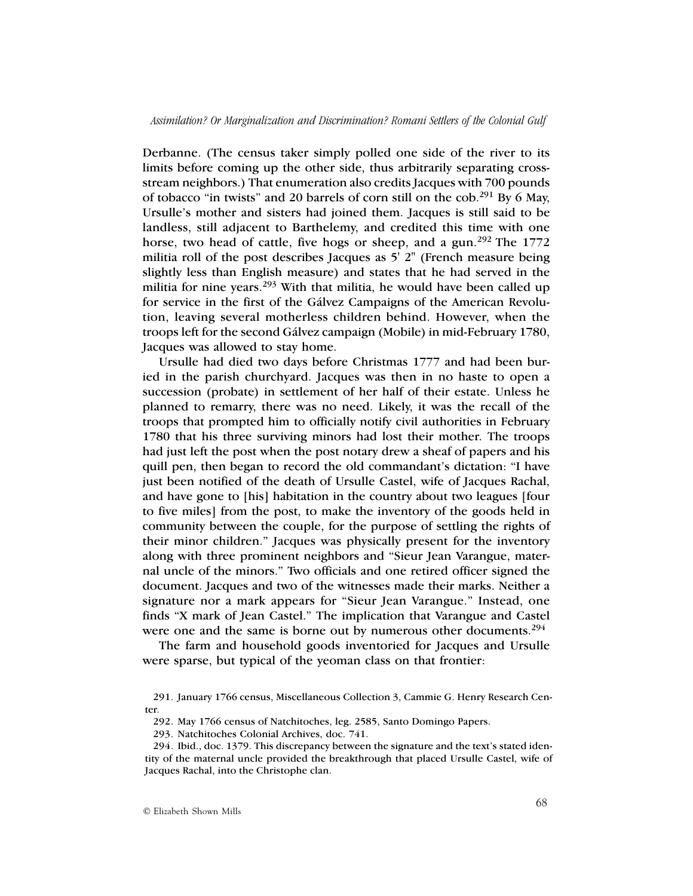Derbanne. (The census taker simply polled one side of the river to its limits before coming up the other side, thus arbitrarily separating cross-stream neighbors.) That enumeration also credits Jacques with 700 pounds of tobacco "in twists" and 20 barrels of corn still on the cob.[291] By 6 May, Ursulle's mother and sisters had joined them. Jacques is still said to be landless, still adjacent to Barthelemy, and credited this time with one horse, two head of cattle, five hogs or sheep, and a gun.[292] The 1772 militia roll of the post describes Jacques as 5' 2" (French measure being slightly less than English measure) and states that he had served in the militia for nine years.[293] With that militia, he would have been called up for service in the first of the Gálvez Campaigns of the American Revolution, leaving several motherless children behind. However, when the troops left for the second Gálvez campaign (Mobile) in mid-February 1780, Jacques was allowed to stay home.

Ursulle had died two days before Christmas 1777 and had been buried in the parish churchyard. Jacques was then in no haste to open a succession (probate) in settlement of her half of their estate. Unless he planned to remarry, there was no need. Likely, it was the recall of the troops that prompted him to officially notify civil authorities in February 1780 that his three surviving minors had lost their mother. The troops had just left the post when the post notary drew a sheaf of papers and his quill pen, then began to record the old commandant's dictation: "I have just been notified of the death of Ursulle Castel, wife of Jacques Rachal, and have gone to [his] habitation in the country about two leagues [four to five miles] from the post, to make the inventory of the goods held in community between the couple, for the purpose of settling the rights of their minor children." Jacques was physically present for the inventory along with three prominent neighbors and "Sieur Jean Varangue, maternal uncle of the minors." Two officials and one retired officer signed the document. Jacques and two of the witnesses made their marks. Neither a signature nor a mark appears for "Sieur Jean Varangue." Instead, one finds "X mark of Jean Castel." The implication that Varangue and Castel were one and the same is borne out by numerous other documents.[294]

The farm and household goods inventoried for Jacques and Ursulle were sparse, but typical of the yeoman class on that frontier:

291. January 1766 census, Miscellaneous Collection 3, Cammie G. Henry Research Center.

292. May 1766 census of Natchitoches, leg. 2585, Santo Domingo Papers.

293. Natchitoches Colonial Archives, doc. 741.

294. Ibid., doc. 1379. This discrepancy between the signature and the text's stated identity of the maternal uncle provided the breakthrough that placed Ursulle Castel, wife of Jacques Rachal, into the Christophe clan.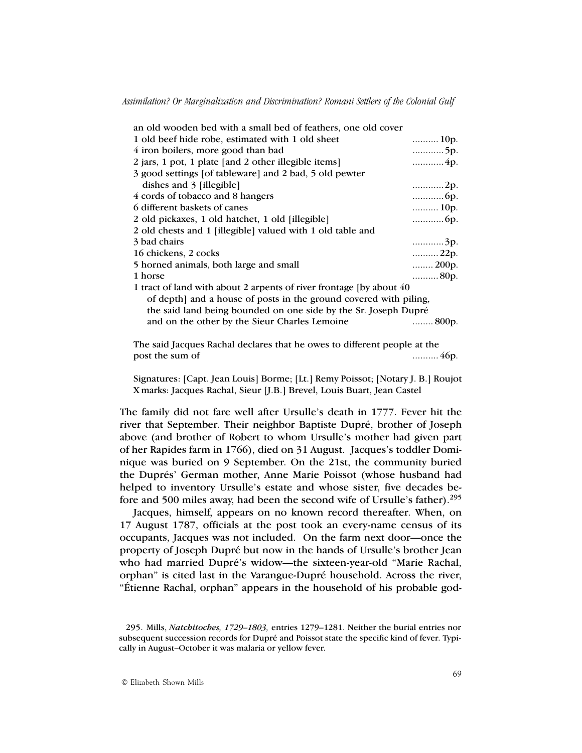an old wooden bed with a small bed of feathers, one old cover

| Item | Value |
|---|---|
| 1 old beef hide robe, estimated with 1 old sheet | .......... 10p. |
| 4 iron boilers, more good than bad | ............ 5p. |
| 2 jars, 1 pot, 1 plate [and 2 other illegible items] | ............ 4p. |
| 3 good settings [of tableware] and 2 bad, 5 old pewter dishes and 3 [illegible] | ............ 2p. |
| 4 cords of tobacco and 8 hangers | ............ 6p. |
| 6 different baskets of canes | .......... 10p. |
| 2 old pickaxes, 1 old hatchet, 1 old [illegible] | ............ 6p. |
| 2 old chests and 1 [illegible] valued with 1 old table and 3 bad chairs | ............ 3p. |
| 16 chickens, 2 cocks | .......... 22p. |
| 5 horned animals, both large and small | ........ 200p. |
| 1 horse | .......... 80p. |
| 1 tract of land with about 2 arpents of river frontage [by about 40 of depth] and a house of posts in the ground covered with piling, the said land being bounded on one side by the Sr. Joseph Dupré and on the other by the Sieur Charles Lemoine | ........ 800p. |

The said Jacques Rachal declares that he owes to different people at the post the sum of .......... 46p.

Signatures: [Capt. Jean Louis] Borme; [Lt.] Remy Poissot; [Notary J. B.] Roujot
X marks: Jacques Rachal, Sieur [J.B.] Brevel, Louis Buart, Jean Castel

The family did not fare well after Ursulle's death in 1777. Fever hit the river that September. Their neighbor Baptiste Dupré, brother of Joseph above (and brother of Robert to whom Ursulle's mother had given part of her Rapides farm in 1766), died on 31 August. Jacques's toddler Dominique was buried on 9 September. On the 21st, the community buried the Duprés' German mother, Anne Marie Poissot (whose husband had helped to inventory Ursulle's estate and whose sister, five decades before and 500 miles away, had been the second wife of Ursulle's father).[295]

Jacques, himself, appears on no known record thereafter. When, on 17 August 1787, officials at the post took an every-name census of its occupants, Jacques was not included. On the farm next door—once the property of Joseph Dupré but now in the hands of Ursulle's brother Jean who had married Dupré's widow—the sixteen-year-old "Marie Rachal, orphan" is cited last in the Varangue-Dupré household. Across the river, "Étienne Rachal, orphan" appears in the household of his probable god-

295. Mills, *Natchitoches, 1729–1803,* entries 1279–1281. Neither the burial entries nor subsequent succession records for Dupré and Poissot state the specific kind of fever. Typically in August–October it was malaria or yellow fever.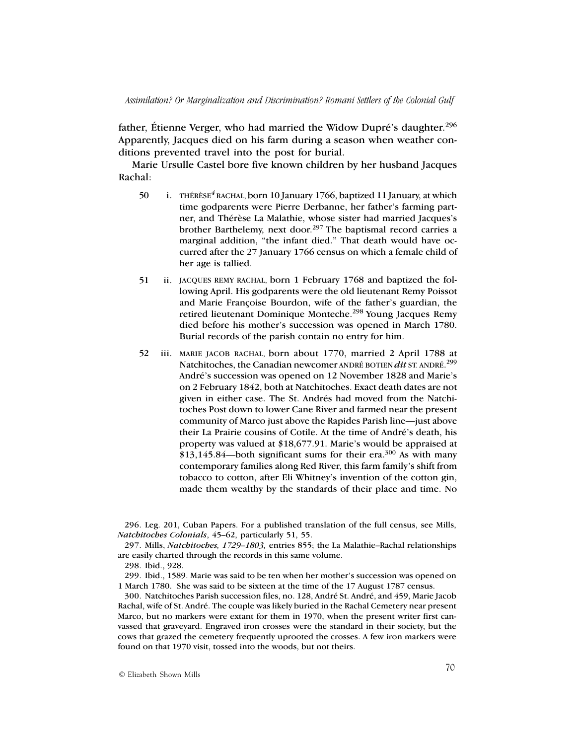father, Étienne Verger, who had married the Widow Dupré's daughter.[296] Apparently, Jacques died on his farm during a season when weather conditions prevented travel into the post for burial.

Marie Ursulle Castel bore five known children by her husband Jacques Rachal:

50 i. THÉRÈSE[4] RACHAL, born 10 January 1766, baptized 11 January, at which time godparents were Pierre Derbanne, her father's farming partner, and Thérèse La Malathie, whose sister had married Jacques's brother Barthelemy, next door.[297] The baptismal record carries a marginal addition, "the infant died." That death would have occurred after the 27 January 1766 census on which a female child of her age is tallied.

51 ii. JACQUES REMY RACHAL, born 1 February 1768 and baptized the following April. His godparents were the old lieutenant Remy Poissot and Marie Françoise Bourdon, wife of the father's guardian, the retired lieutenant Dominique Monteche.[298] Young Jacques Remy died before his mother's succession was opened in March 1780. Burial records of the parish contain no entry for him.

52 iii. MARIE JACOB RACHAL, born about 1770, married 2 April 1788 at Natchitoches, the Canadian newcomer ANDRÉ BOTIEN *dit* ST. ANDRÉ.[299] André's succession was opened on 12 November 1828 and Marie's on 2 February 1842, both at Natchitoches. Exact death dates are not given in either case. The St. Andrés had moved from the Natchitoches Post down to lower Cane River and farmed near the present community of Marco just above the Rapides Parish line—just above their La Prairie cousins of Cotile. At the time of André's death, his property was valued at $18,677.91. Marie's would be appraised at $13,145.84—both significant sums for their era.[300] As with many contemporary families along Red River, this farm family's shift from tobacco to cotton, after Eli Whitney's invention of the cotton gin, made them wealthy by the standards of their place and time. No

---

296. Leg. 201, Cuban Papers. For a published translation of the full census, see Mills, *Natchitoches Colonials*, 45–62, particularly 51, 55.

297. Mills, *Natchitoches, 1729–1803,* entries 855; the La Malathie–Rachal relationships are easily charted through the records in this same volume.

298. Ibid., 928.

299. Ibid., 1589. Marie was said to be ten when her mother's succession was opened on 1 March 1780. She was said to be sixteen at the time of the 17 August 1787 census.

300. Natchitoches Parish succession files, no. 128, André St. André, and 459, Marie Jacob Rachal, wife of St. André. The couple was likely buried in the Rachal Cemetery near present Marco, but no markers were extant for them in 1970, when the present writer first canvassed that graveyard. Engraved iron crosses were the standard in their society, but the cows that grazed the cemetery frequently uprooted the crosses. A few iron markers were found on that 1970 visit, tossed into the woods, but not theirs.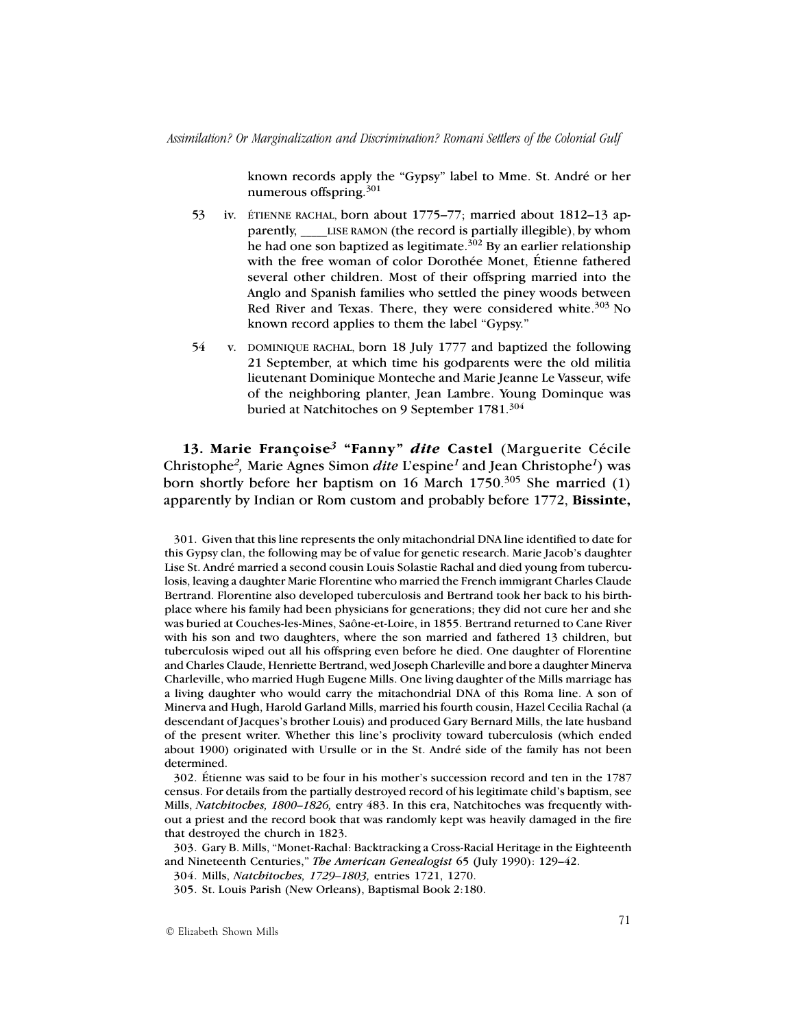known records apply the "Gypsy" label to Mme. St. André or her numerous offspring.[301]

53 iv. ÉTIENNE RACHAL, born about 1775–77; married about 1812–13 apparently, ____LISE RAMON (the record is partially illegible), by whom he had one son baptized as legitimate.[302] By an earlier relationship with the free woman of color Dorothée Monet, Étienne fathered several other children. Most of their offspring married into the Anglo and Spanish families who settled the piney woods between Red River and Texas. There, they were considered white.[303] No known record applies to them the label "Gypsy."

54 v. DOMINIQUE RACHAL, born 18 July 1777 and baptized the following 21 September, at which time his godparents were the old militia lieutenant Dominique Monteche and Marie Jeanne Le Vasseur, wife of the neighboring planter, Jean Lambre. Young Dominque was buried at Natchitoches on 9 September 1781.[304]

**13. Marie Françoise[3] "Fanny" *dite* Castel** (Marguerite Cécile Christophe[2], Marie Agnes Simon *dite* L'espine[1] and Jean Christophe[1]) was born shortly before her baptism on 16 March 1750.[305] She married (1) apparently by Indian or Rom custom and probably before 1772, **Bissinte,**

301. Given that this line represents the only mitachondrial DNA line identified to date for this Gypsy clan, the following may be of value for genetic research. Marie Jacob's daughter Lise St. André married a second cousin Louis Solastie Rachal and died young from tuberculosis, leaving a daughter Marie Florentine who married the French immigrant Charles Claude Bertrand. Florentine also developed tuberculosis and Bertrand took her back to his birthplace where his family had been physicians for generations; they did not cure her and she was buried at Couches-les-Mines, Saône-et-Loire, in 1855. Bertrand returned to Cane River with his son and two daughters, where the son married and fathered 13 children, but tuberculosis wiped out all his offspring even before he died. One daughter of Florentine and Charles Claude, Henriette Bertrand, wed Joseph Charleville and bore a daughter Minerva Charleville, who married Hugh Eugene Mills. One living daughter of the Mills marriage has a living daughter who would carry the mitachondrial DNA of this Roma line. A son of Minerva and Hugh, Harold Garland Mills, married his fourth cousin, Hazel Cecilia Rachal (a descendant of Jacques's brother Louis) and produced Gary Bernard Mills, the late husband of the present writer. Whether this line's proclivity toward tuberculosis (which ended about 1900) originated with Ursulle or in the St. André side of the family has not been determined.

302. Étienne was said to be four in his mother's succession record and ten in the 1787 census. For details from the partially destroyed record of his legitimate child's baptism, see Mills, *Natchitoches, 1800–1826,* entry 483. In this era, Natchitoches was frequently without a priest and the record book that was randomly kept was heavily damaged in the fire that destroyed the church in 1823.

303. Gary B. Mills, "Monet-Rachal: Backtracking a Cross-Racial Heritage in the Eighteenth and Nineteenth Centuries," *The American Genealogist* 65 (July 1990): 129–42.

304. Mills, *Natchitoches, 1729–1803,* entries 1721, 1270.

305. St. Louis Parish (New Orleans), Baptismal Book 2:180.

© Elizabeth Shown Mills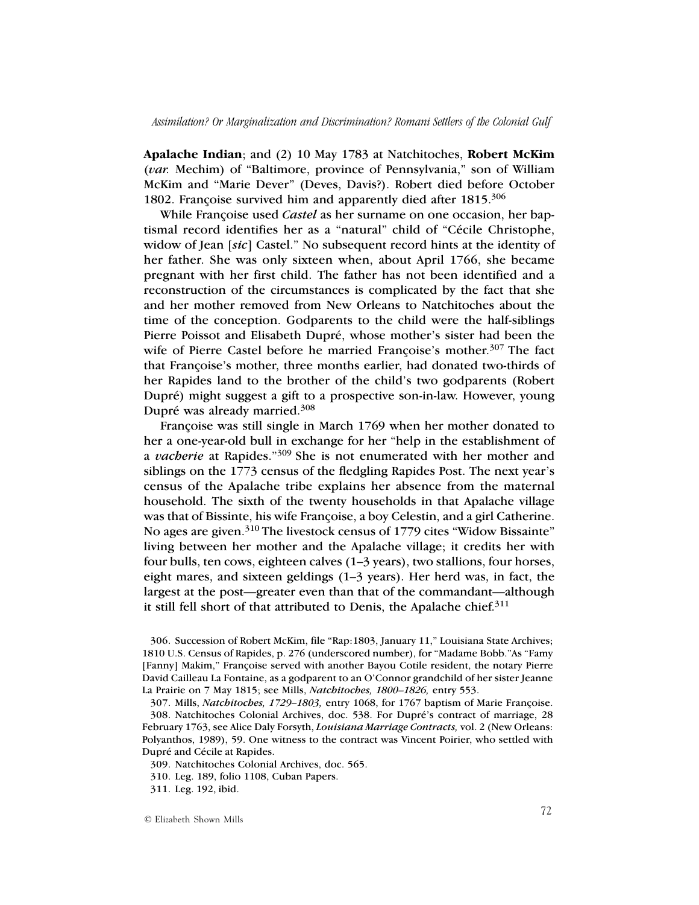**Apalache Indian**; and (2) 10 May 1783 at Natchitoches, **Robert McKim** (*var.* Mechim) of "Baltimore, province of Pennsylvania," son of William McKim and "Marie Dever" (Deves, Davis?). Robert died before October 1802. Françoise survived him and apparently died after 1815.[306]

While Françoise used *Castel* as her surname on one occasion, her baptismal record identifies her as a "natural" child of "Cécile Christophe, widow of Jean [*sic*] Castel." No subsequent record hints at the identity of her father. She was only sixteen when, about April 1766, she became pregnant with her first child. The father has not been identified and a reconstruction of the circumstances is complicated by the fact that she and her mother removed from New Orleans to Natchitoches about the time of the conception. Godparents to the child were the half-siblings Pierre Poissot and Elisabeth Dupré, whose mother's sister had been the wife of Pierre Castel before he married Françoise's mother.[307] The fact that Françoise's mother, three months earlier, had donated two-thirds of her Rapides land to the brother of the child's two godparents (Robert Dupré) might suggest a gift to a prospective son-in-law. However, young Dupré was already married.[308]

Françoise was still single in March 1769 when her mother donated to her a one-year-old bull in exchange for her "help in the establishment of a *vacherie* at Rapides."[309] She is not enumerated with her mother and siblings on the 1773 census of the fledgling Rapides Post. The next year's census of the Apalache tribe explains her absence from the maternal household. The sixth of the twenty households in that Apalache village was that of Bissinte, his wife Françoise, a boy Celestin, and a girl Catherine. No ages are given.[310] The livestock census of 1779 cites "Widow Bissainte" living between her mother and the Apalache village; it credits her with four bulls, ten cows, eighteen calves (1–3 years), two stallions, four horses, eight mares, and sixteen geldings (1–3 years). Her herd was, in fact, the largest at the post—greater even than that of the commandant—although it still fell short of that attributed to Denis, the Apalache chief.[311]

306. Succession of Robert McKim, file "Rap:1803, January 11," Louisiana State Archives; 1810 U.S. Census of Rapides, p. 276 (underscored number), for "Madame Bobb."As "Famy [Fanny] Makim," Françoise served with another Bayou Cotile resident, the notary Pierre David Cailleau La Fontaine, as a godparent to an O'Connor grandchild of her sister Jeanne La Prairie on 7 May 1815; see Mills, *Natchitoches, 1800–1826,* entry 553.

307. Mills, *Natchitoches, 1729–1803,* entry 1068, for 1767 baptism of Marie Françoise.

308. Natchitoches Colonial Archives, doc. 538. For Dupré's contract of marriage, 28 February 1763, see Alice Daly Forsyth, *Louisiana Marriage Contracts,* vol. 2 (New Orleans: Polyanthos, 1989), 59. One witness to the contract was Vincent Poirier, who settled with Dupré and Cécile at Rapides.

309. Natchitoches Colonial Archives, doc. 565.

310. Leg. 189, folio 1108, Cuban Papers.

311. Leg. 192, ibid.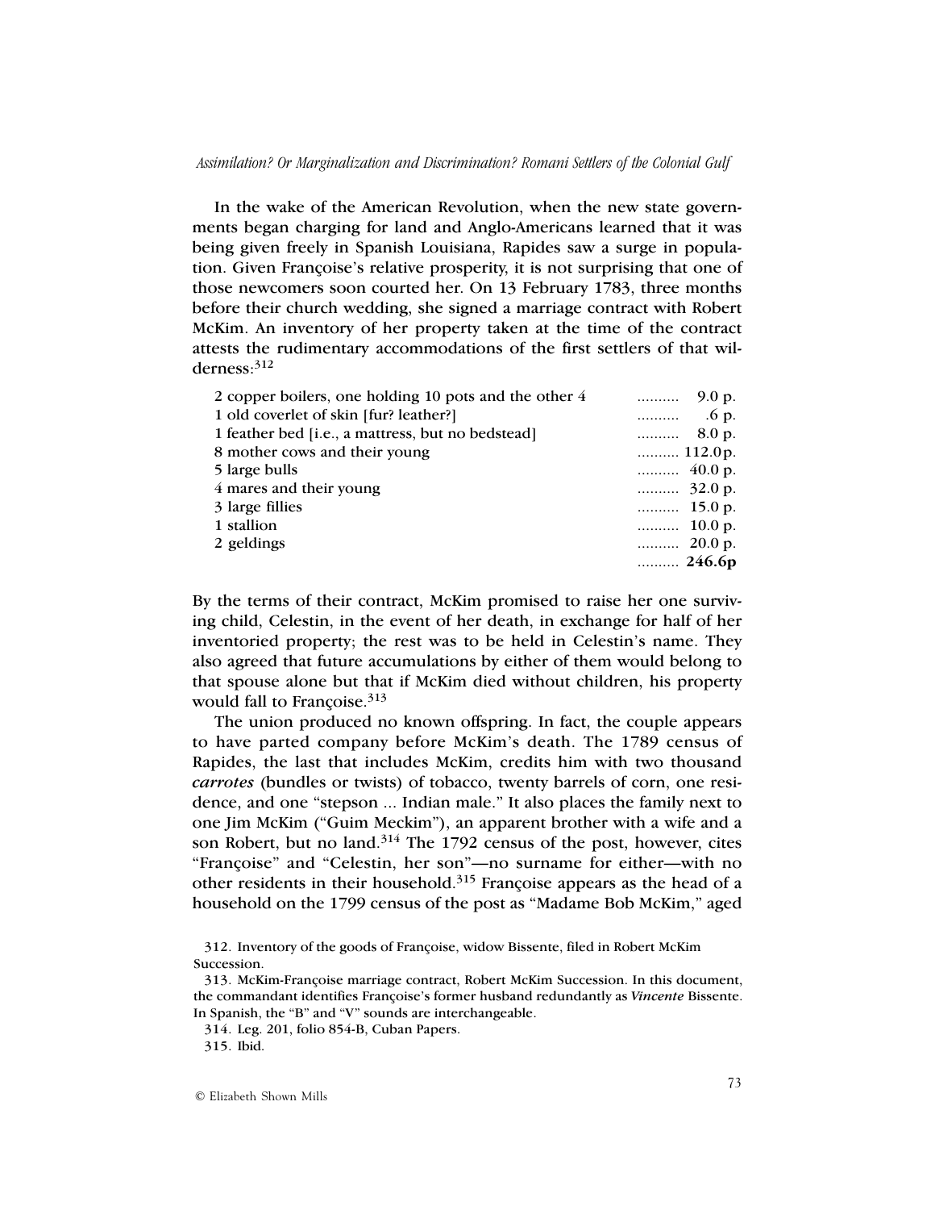In the wake of the American Revolution, when the new state governments began charging for land and Anglo-Americans learned that it was being given freely in Spanish Louisiana, Rapides saw a surge in population. Given Françoise's relative prosperity, it is not surprising that one of those newcomers soon courted her. On 13 February 1783, three months before their church wedding, she signed a marriage contract with Robert McKim. An inventory of her property taken at the time of the contract attests the rudimentary accommodations of the first settlers of that wilderness:[312]

| Item | Value |
|---|---|
| 2 copper boilers, one holding 10 pots and the other 4 | .......... 9.0 p. |
| 1 old coverlet of skin [fur? leather?] | .......... .6 p. |
| 1 feather bed [i.e., a mattress, but no bedstead] | .......... 8.0 p. |
| 8 mother cows and their young | .......... 112.0p. |
| 5 large bulls | .......... 40.0 p. |
| 4 mares and their young | .......... 32.0 p. |
| 3 large fillies | .......... 15.0 p. |
| 1 stallion | .......... 10.0 p. |
| 2 geldings | .......... 20.0 p. |
| | .......... **246.6p** |

By the terms of their contract, McKim promised to raise her one surviving child, Celestin, in the event of her death, in exchange for half of her inventoried property; the rest was to be held in Celestin's name. They also agreed that future accumulations by either of them would belong to that spouse alone but that if McKim died without children, his property would fall to Françoise.[313]

The union produced no known offspring. In fact, the couple appears to have parted company before McKim's death. The 1789 census of Rapides, the last that includes McKim, credits him with two thousand *carrotes* (bundles or twists) of tobacco, twenty barrels of corn, one residence, and one "stepson ... Indian male." It also places the family next to one Jim McKim ("Guim Meckim"), an apparent brother with a wife and a son Robert, but no land.[314] The 1792 census of the post, however, cites "Françoise" and "Celestin, her son"—no surname for either—with no other residents in their household.[315] Françoise appears as the head of a household on the 1799 census of the post as "Madame Bob McKim," aged

312. Inventory of the goods of Françoise, widow Bissente, filed in Robert McKim Succession.

313. McKim-Françoise marriage contract, Robert McKim Succession. In this document, the commandant identifies Françoise's former husband redundantly as *Vincente* Bissente. In Spanish, the "B" and "V" sounds are interchangeable.

314. Leg. 201, folio 854-B, Cuban Papers.

315. Ibid.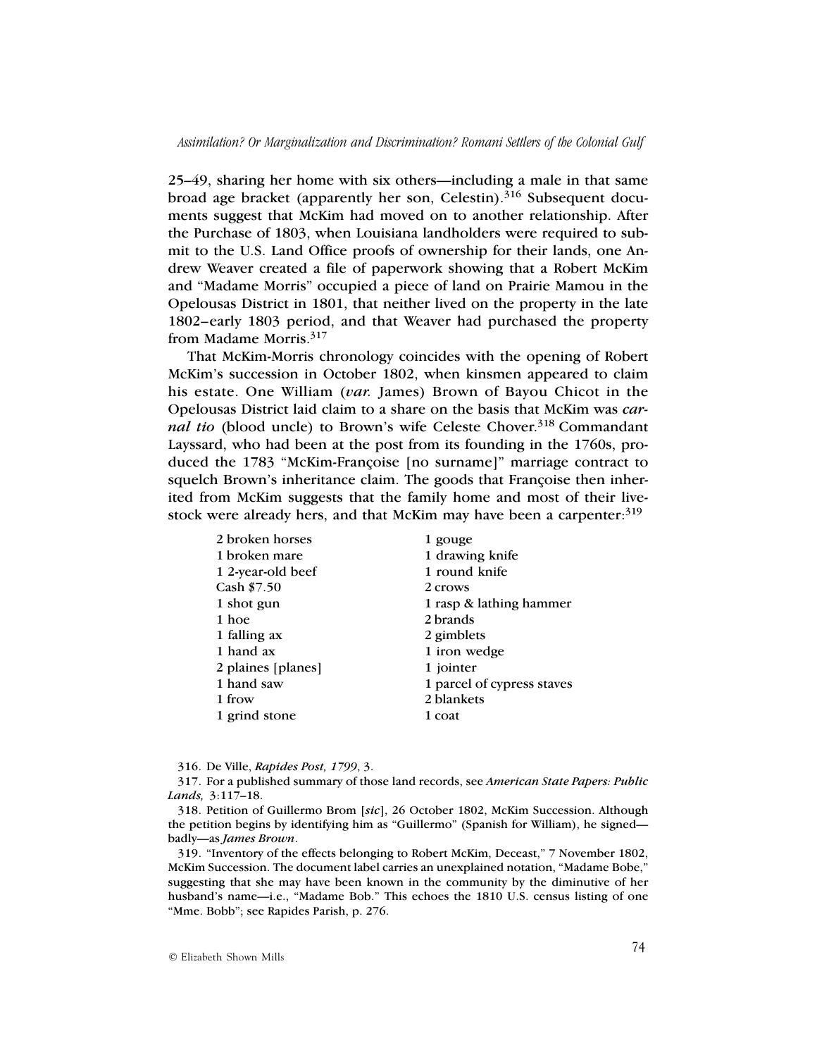25–49, sharing her home with six others—including a male in that same broad age bracket (apparently her son, Celestin).[316] Subsequent documents suggest that McKim had moved on to another relationship. After the Purchase of 1803, when Louisiana landholders were required to submit to the U.S. Land Office proofs of ownership for their lands, one Andrew Weaver created a file of paperwork showing that a Robert McKim and "Madame Morris" occupied a piece of land on Prairie Mamou in the Opelousas District in 1801, that neither lived on the property in the late 1802–early 1803 period, and that Weaver had purchased the property from Madame Morris.[317]

That McKim-Morris chronology coincides with the opening of Robert McKim's succession in October 1802, when kinsmen appeared to claim his estate. One William (*var.* James) Brown of Bayou Chicot in the Opelousas District laid claim to a share on the basis that McKim was *carnal tio* (blood uncle) to Brown's wife Celeste Chover.[318] Commandant Layssard, who had been at the post from its founding in the 1760s, produced the 1783 "McKim-Françoise [no surname]" marriage contract to squelch Brown's inheritance claim. The goods that Françoise then inherited from McKim suggests that the family home and most of their livestock were already hers, and that McKim may have been a carpenter:[319]

| | |
|---|---|
| 2 broken horses | 1 gouge |
| 1 broken mare | 1 drawing knife |
| 1 2-year-old beef | 1 round knife |
| Cash $7.50 | 2 crows |
| 1 shot gun | 1 rasp & lathing hammer |
| 1 hoe | 2 brands |
| 1 falling ax | 2 gimblets |
| 1 hand ax | 1 iron wedge |
| 2 plaines [planes] | 1 jointer |
| 1 hand saw | 1 parcel of cypress staves |
| 1 frow | 2 blankets |
| 1 grind stone | 1 coat |

316. De Ville, *Rapides Post, 1799*, 3.

317. For a published summary of those land records, see *American State Papers: Public Lands,* 3:117–18.

318. Petition of Guillermo Brom [*sic*], 26 October 1802, McKim Succession. Although the petition begins by identifying him as "Guillermo" (Spanish for William), he signed—badly—as *James Brown*.

319. "Inventory of the effects belonging to Robert McKim, Deceast," 7 November 1802, McKim Succession. The document label carries an unexplained notation, "Madame Bobe," suggesting that she may have been known in the community by the diminutive of her husband's name—i.e., "Madame Bob." This echoes the 1810 U.S. census listing of one "Mme. Bobb"; see Rapides Parish, p. 276.

© Elizabeth Shown Mills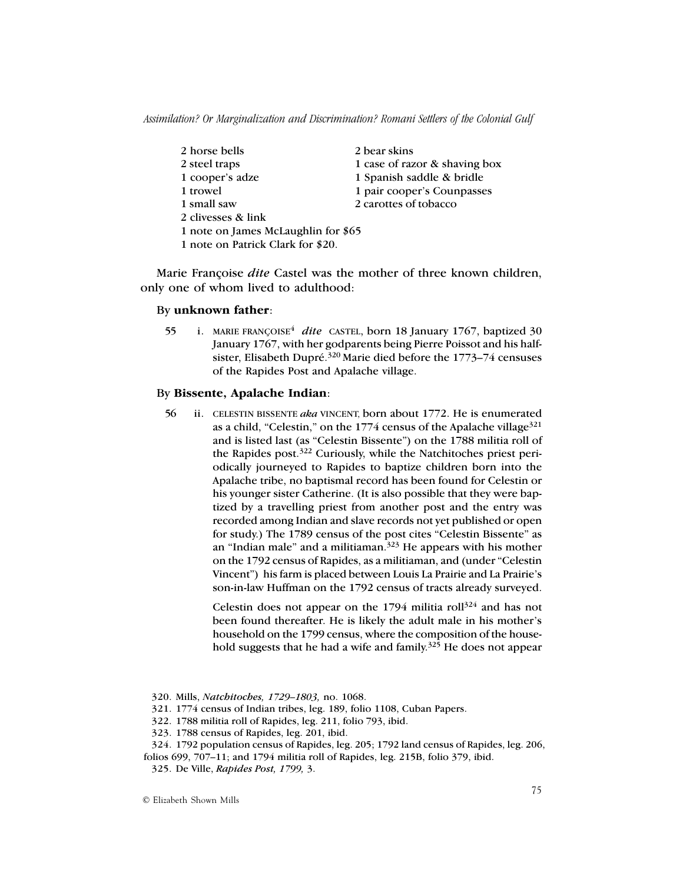| | |
|---|---|
| 2 horse bells | 2 bear skins |
| 2 steel traps | 1 case of razor & shaving box |
| 1 cooper's adze | 1 Spanish saddle & bridle |
| 1 trowel | 1 pair cooper's Counpasses |
| 1 small saw | 2 carottes of tobacco |
| 2 clivesses & link | |
| 1 note on James McLaughlin for $65 | |
| 1 note on Patrick Clark for $20. | |

Marie Françoise *dite* Castel was the mother of three known children, only one of whom lived to adulthood:

By **unknown father**:

55 i. MARIE FRANÇOISE[4] *dite* CASTEL, born 18 January 1767, baptized 30 January 1767, with her godparents being Pierre Poissot and his half-sister, Elisabeth Dupré.[320] Marie died before the 1773–74 censuses of the Rapides Post and Apalache village.

By **Bissente, Apalache Indian**:

56 ii. CELESTIN BISSENTE *aka* VINCENT, born about 1772. He is enumerated as a child, "Celestin," on the 1774 census of the Apalache village[321] and is listed last (as "Celestin Bissente") on the 1788 militia roll of the Rapides post.[322] Curiously, while the Natchitoches priest periodically journeyed to Rapides to baptize children born into the Apalache tribe, no baptismal record has been found for Celestin or his younger sister Catherine. (It is also possible that they were baptized by a travelling priest from another post and the entry was recorded among Indian and slave records not yet published or open for study.) The 1789 census of the post cites "Celestin Bissente" as an "Indian male" and a militiaman.[323] He appears with his mother on the 1792 census of Rapides, as a militiaman, and (under "Celestin Vincent") his farm is placed between Louis La Prairie and La Prairie's son-in-law Huffman on the 1792 census of tracts already surveyed.

Celestin does not appear on the 1794 militia roll[324] and has not been found thereafter. He is likely the adult male in his mother's household on the 1799 census, where the composition of the household suggests that he had a wife and family.[325] He does not appear

320. Mills, *Natchitoches, 1729–1803,* no. 1068.

321. 1774 census of Indian tribes, leg. 189, folio 1108, Cuban Papers.

322. 1788 militia roll of Rapides, leg. 211, folio 793, ibid.

323. 1788 census of Rapides, leg. 201, ibid.

324. 1792 population census of Rapides, leg. 205; 1792 land census of Rapides, leg. 206, folios 699, 707–11; and 1794 militia roll of Rapides, leg. 215B, folio 379, ibid.

325. De Ville, *Rapides Post, 1799,* 3.

© Elizabeth Shown Mills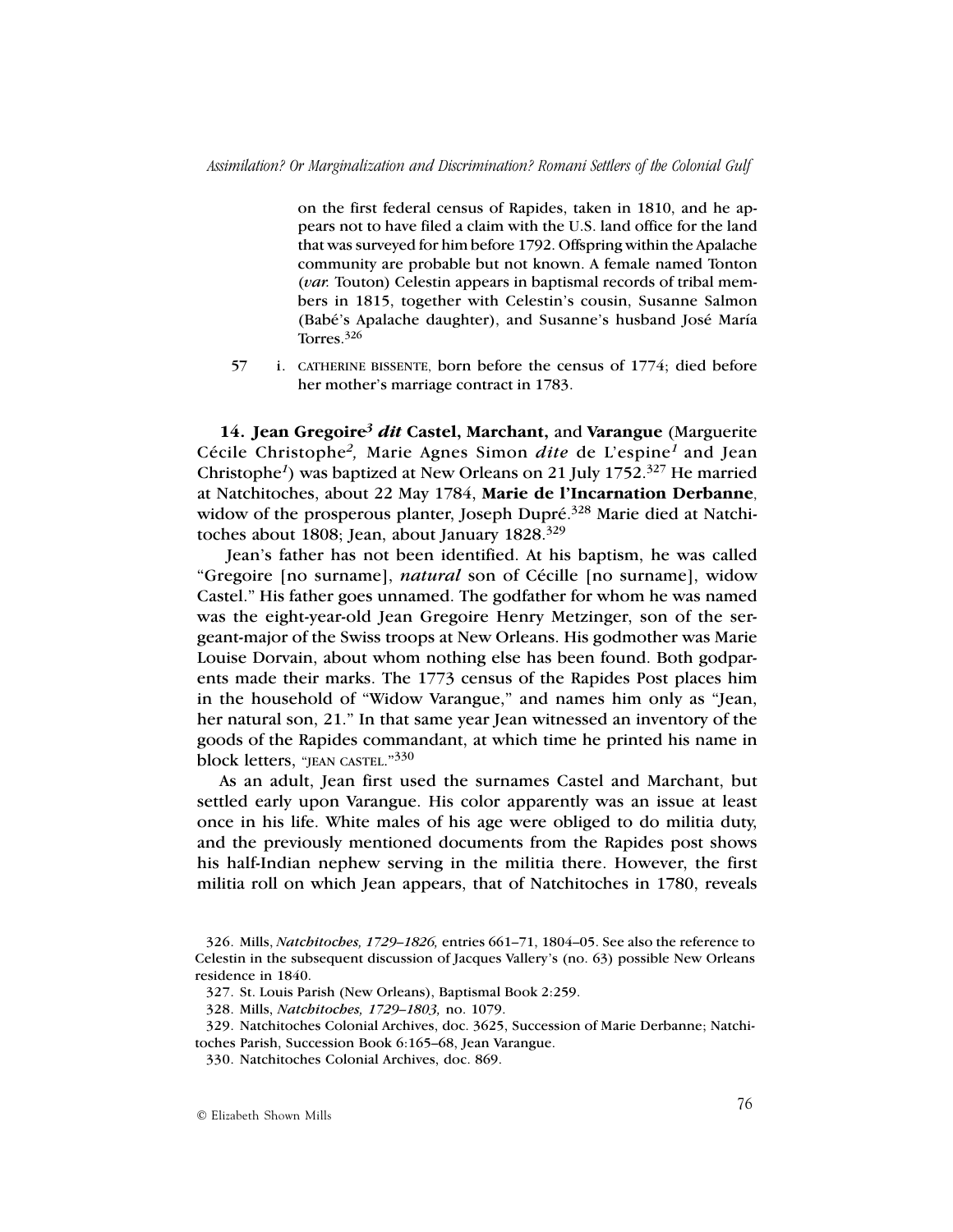on the first federal census of Rapides, taken in 1810, and he appears not to have filed a claim with the U.S. land office for the land that was surveyed for him before 1792. Offspring within the Apalache community are probable but not known. A female named Tonton (*var.* Touton) Celestin appears in baptismal records of tribal members in 1815, together with Celestin's cousin, Susanne Salmon (Babé's Apalache daughter), and Susanne's husband José María Torres.[326]

57 i. CATHERINE BISSENTE, born before the census of 1774; died before her mother's marriage contract in 1783.

**14. Jean Gregoire[3] *dit* Castel, Marchant,** and **Varangue** (Marguerite Cécile Christophe[2], Marie Agnes Simon *dite* de L'espine[1] and Jean Christophe[1]) was baptized at New Orleans on 21 July 1752.[327] He married at Natchitoches, about 22 May 1784, **Marie de l'Incarnation Derbanne**, widow of the prosperous planter, Joseph Dupré.[328] Marie died at Natchitoches about 1808; Jean, about January 1828.[329]

Jean's father has not been identified. At his baptism, he was called "Gregoire [no surname], *natural* son of Cécille [no surname], widow Castel." His father goes unnamed. The godfather for whom he was named was the eight-year-old Jean Gregoire Henry Metzinger, son of the sergeant-major of the Swiss troops at New Orleans. His godmother was Marie Louise Dorvain, about whom nothing else has been found. Both godparents made their marks. The 1773 census of the Rapides Post places him in the household of "Widow Varangue," and names him only as "Jean, her natural son, 21." In that same year Jean witnessed an inventory of the goods of the Rapides commandant, at which time he printed his name in block letters, "JEAN CASTEL."[330]

As an adult, Jean first used the surnames Castel and Marchant, but settled early upon Varangue. His color apparently was an issue at least once in his life. White males of his age were obliged to do militia duty, and the previously mentioned documents from the Rapides post shows his half-Indian nephew serving in the militia there. However, the first militia roll on which Jean appears, that of Natchitoches in 1780, reveals

326. Mills, *Natchitoches, 1729–1826,* entries 661–71, 1804–05. See also the reference to Celestin in the subsequent discussion of Jacques Vallery's (no. 63) possible New Orleans residence in 1840.

327. St. Louis Parish (New Orleans), Baptismal Book 2:259.

328. Mills, *Natchitoches, 1729–1803,* no. 1079.

329. Natchitoches Colonial Archives, doc. 3625, Succession of Marie Derbanne; Natchitoches Parish, Succession Book 6:165–68, Jean Varangue.

330. Natchitoches Colonial Archives, doc. 869.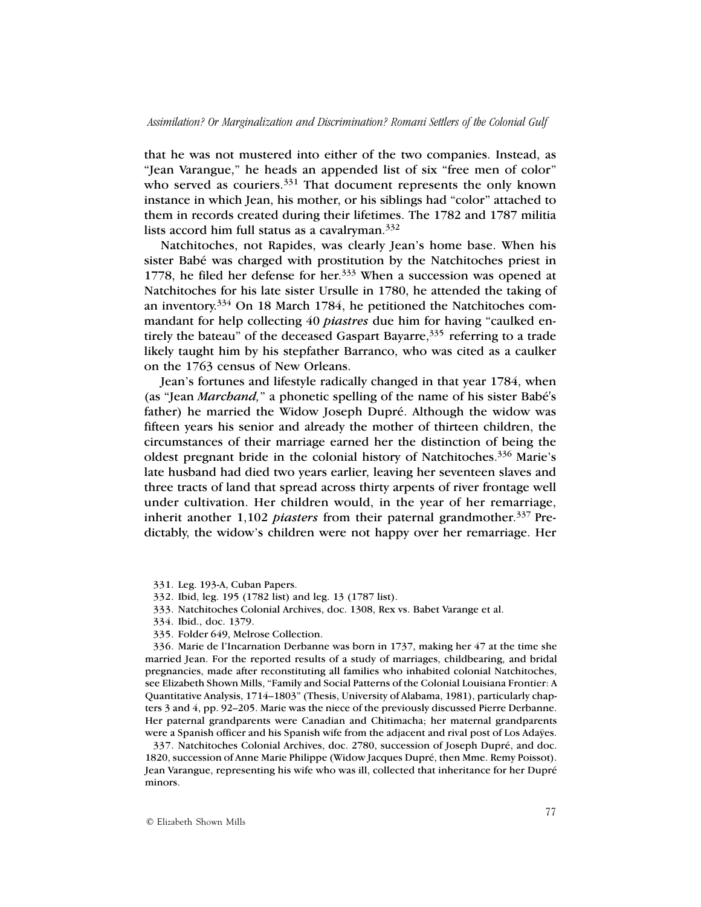that he was not mustered into either of the two companies. Instead, as "Jean Varangue," he heads an appended list of six "free men of color" who served as couriers.[331] That document represents the only known instance in which Jean, his mother, or his siblings had "color" attached to them in records created during their lifetimes. The 1782 and 1787 militia lists accord him full status as a cavalryman.[332]

Natchitoches, not Rapides, was clearly Jean's home base. When his sister Babé was charged with prostitution by the Natchitoches priest in 1778, he filed her defense for her.[333] When a succession was opened at Natchitoches for his late sister Ursulle in 1780, he attended the taking of an inventory.[334] On 18 March 1784, he petitioned the Natchitoches commandant for help collecting 40 *piastres* due him for having "caulked entirely the bateau" of the deceased Gaspart Bayarre,[335] referring to a trade likely taught him by his stepfather Barranco, who was cited as a caulker on the 1763 census of New Orleans.

Jean's fortunes and lifestyle radically changed in that year 1784, when (as "Jean *Marchand,*" a phonetic spelling of the name of his sister Babé's father) he married the Widow Joseph Dupré. Although the widow was fifteen years his senior and already the mother of thirteen children, the circumstances of their marriage earned her the distinction of being the oldest pregnant bride in the colonial history of Natchitoches.[336] Marie's late husband had died two years earlier, leaving her seventeen slaves and three tracts of land that spread across thirty arpents of river frontage well under cultivation. Her children would, in the year of her remarriage, inherit another 1,102 *piasters* from their paternal grandmother.[337] Predictably, the widow's children were not happy over her remarriage. Her

331. Leg. 193-A, Cuban Papers.

332. Ibid, leg. 195 (1782 list) and leg. 13 (1787 list).

333. Natchitoches Colonial Archives, doc. 1308, Rex vs. Babet Varange et al.

334. Ibid., doc. 1379.

335. Folder 649, Melrose Collection.

336. Marie de l'Incarnation Derbanne was born in 1737, making her 47 at the time she married Jean. For the reported results of a study of marriages, childbearing, and bridal pregnancies, made after reconstituting all families who inhabited colonial Natchitoches, see Elizabeth Shown Mills, "Family and Social Patterns of the Colonial Louisiana Frontier: A Quantitative Analysis, 1714–1803" (Thesis, University of Alabama, 1981), particularly chapters 3 and 4, pp. 92–205. Marie was the niece of the previously discussed Pierre Derbanne. Her paternal grandparents were Canadian and Chitimacha; her maternal grandparents were a Spanish officer and his Spanish wife from the adjacent and rival post of Los Adaÿes.

337. Natchitoches Colonial Archives, doc. 2780, succession of Joseph Dupré, and doc. 1820, succession of Anne Marie Philippe (Widow Jacques Dupré, then Mme. Remy Poissot). Jean Varangue, representing his wife who was ill, collected that inheritance for her Dupré minors.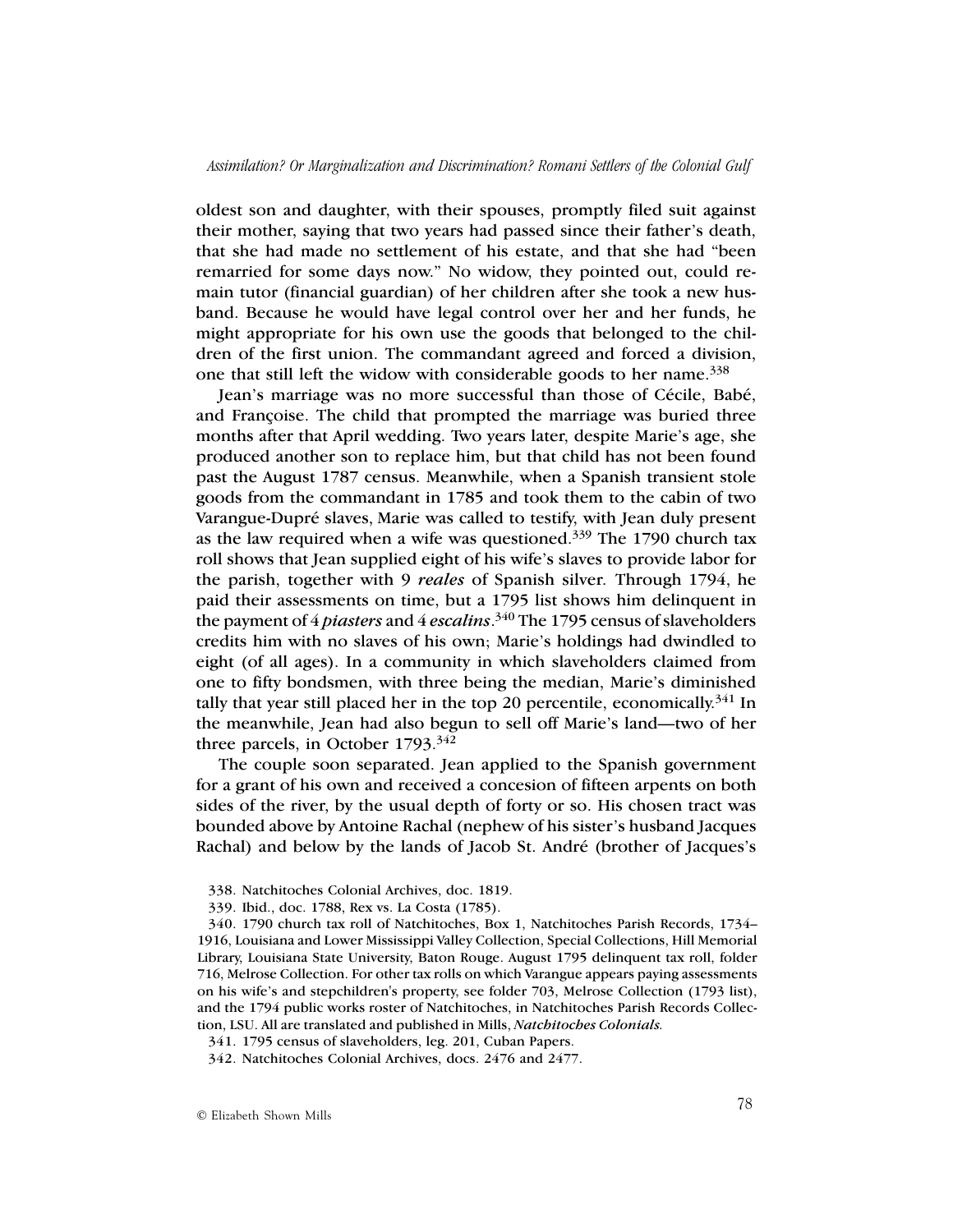oldest son and daughter, with their spouses, promptly filed suit against their mother, saying that two years had passed since their father's death, that she had made no settlement of his estate, and that she had "been remarried for some days now." No widow, they pointed out, could remain tutor (financial guardian) of her children after she took a new husband. Because he would have legal control over her and her funds, he might appropriate for his own use the goods that belonged to the children of the first union. The commandant agreed and forced a division, one that still left the widow with considerable goods to her name.[338]

Jean's marriage was no more successful than those of Cécile, Babé, and Françoise. The child that prompted the marriage was buried three months after that April wedding. Two years later, despite Marie's age, she produced another son to replace him, but that child has not been found past the August 1787 census. Meanwhile, when a Spanish transient stole goods from the commandant in 1785 and took them to the cabin of two Varangue-Dupré slaves, Marie was called to testify, with Jean duly present as the law required when a wife was questioned.[339] The 1790 church tax roll shows that Jean supplied eight of his wife's slaves to provide labor for the parish, together with 9 *reales* of Spanish silver. Through 1794, he paid their assessments on time, but a 1795 list shows him delinquent in the payment of 4 *piasters* and 4 *escalins*.[340] The 1795 census of slaveholders credits him with no slaves of his own; Marie's holdings had dwindled to eight (of all ages). In a community in which slaveholders claimed from one to fifty bondsmen, with three being the median, Marie's diminished tally that year still placed her in the top 20 percentile, economically.[341] In the meanwhile, Jean had also begun to sell off Marie's land—two of her three parcels, in October 1793.[342]

The couple soon separated. Jean applied to the Spanish government for a grant of his own and received a concesion of fifteen arpents on both sides of the river, by the usual depth of forty or so. His chosen tract was bounded above by Antoine Rachal (nephew of his sister's husband Jacques Rachal) and below by the lands of Jacob St. André (brother of Jacques's

338. Natchitoches Colonial Archives, doc. 1819.

339. Ibid., doc. 1788, Rex vs. La Costa (1785).

340. 1790 church tax roll of Natchitoches, Box 1, Natchitoches Parish Records, 1734–1916, Louisiana and Lower Mississippi Valley Collection, Special Collections, Hill Memorial Library, Louisiana State University, Baton Rouge. August 1795 delinquent tax roll, folder 716, Melrose Collection. For other tax rolls on which Varangue appears paying assessments on his wife's and stepchildren's property, see folder 703, Melrose Collection (1793 list), and the 1794 public works roster of Natchitoches, in Natchitoches Parish Records Collection, LSU. All are translated and published in Mills, *Natchitoches Colonials.*

341. 1795 census of slaveholders, leg. 201, Cuban Papers.

342. Natchitoches Colonial Archives, docs. 2476 and 2477.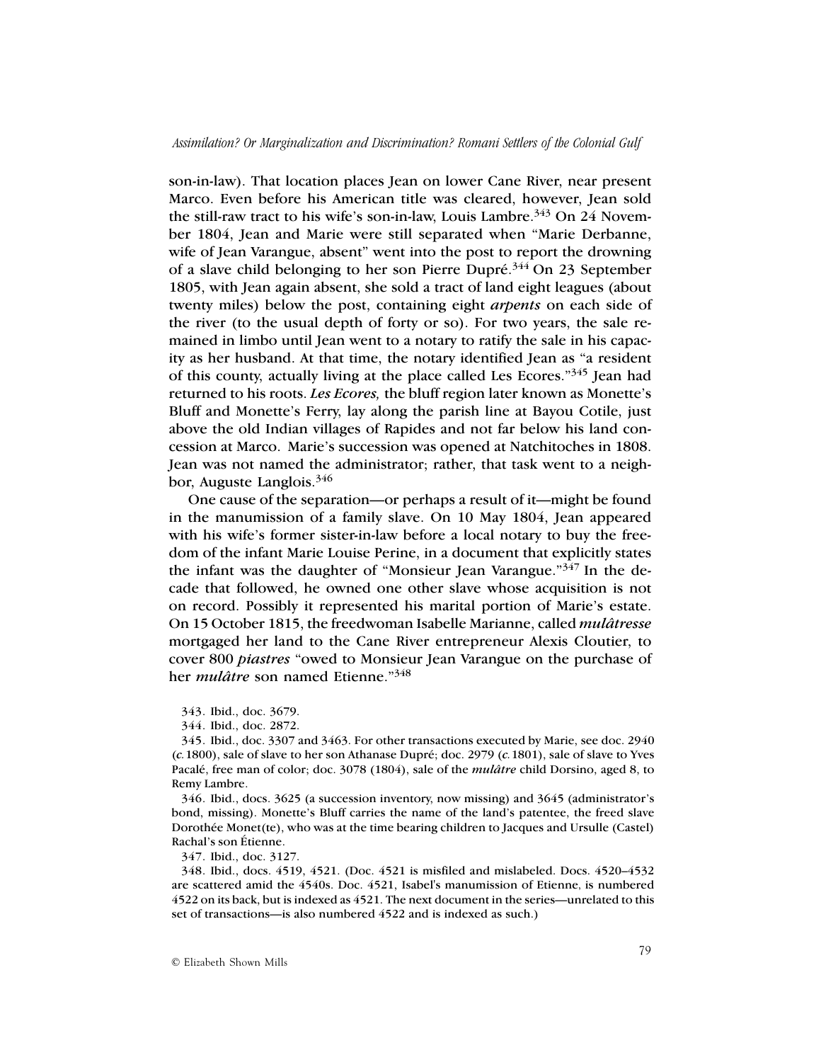son-in-law). That location places Jean on lower Cane River, near present Marco. Even before his American title was cleared, however, Jean sold the still-raw tract to his wife's son-in-law, Louis Lambre.[343] On 24 November 1804, Jean and Marie were still separated when "Marie Derbanne, wife of Jean Varangue, absent" went into the post to report the drowning of a slave child belonging to her son Pierre Dupré.[344] On 23 September 1805, with Jean again absent, she sold a tract of land eight leagues (about twenty miles) below the post, containing eight *arpents* on each side of the river (to the usual depth of forty or so). For two years, the sale remained in limbo until Jean went to a notary to ratify the sale in his capacity as her husband. At that time, the notary identified Jean as "a resident of this county, actually living at the place called Les Ecores."[345] Jean had returned to his roots. *Les Ecores,* the bluff region later known as Monette's Bluff and Monette's Ferry, lay along the parish line at Bayou Cotile, just above the old Indian villages of Rapides and not far below his land concession at Marco. Marie's succession was opened at Natchitoches in 1808. Jean was not named the administrator; rather, that task went to a neighbor, Auguste Langlois.[346]

One cause of the separation—or perhaps a result of it—might be found in the manumission of a family slave. On 10 May 1804, Jean appeared with his wife's former sister-in-law before a local notary to buy the freedom of the infant Marie Louise Perine, in a document that explicitly states the infant was the daughter of "Monsieur Jean Varangue."[347] In the decade that followed, he owned one other slave whose acquisition is not on record. Possibly it represented his marital portion of Marie's estate. On 15 October 1815, the freedwoman Isabelle Marianne, called *mulâtresse* mortgaged her land to the Cane River entrepreneur Alexis Cloutier, to cover 800 *piastres* "owed to Monsieur Jean Varangue on the purchase of her *mulâtre* son named Etienne."[348]

343. Ibid., doc. 3679.

344. Ibid., doc. 2872.

345. Ibid., doc. 3307 and 3463. For other transactions executed by Marie, see doc. 2940 (*c.* 1800), sale of slave to her son Athanase Dupré; doc. 2979 (*c.* 1801), sale of slave to Yves Pacalé, free man of color; doc. 3078 (1804), sale of the *mulâtre* child Dorsino, aged 8, to Remy Lambre.

346. Ibid., docs. 3625 (a succession inventory, now missing) and 3645 (administrator's bond, missing). Monette's Bluff carries the name of the land's patentee, the freed slave Dorothée Monet(te), who was at the time bearing children to Jacques and Ursulle (Castel) Rachal's son Étienne.

347. Ibid., doc. 3127.

348. Ibid., docs. 4519, 4521. (Doc. 4521 is misfiled and mislabeled. Docs. 4520–4532 are scattered amid the 4540s. Doc. 4521, Isabel's manumission of Etienne, is numbered 4522 on its back, but is indexed as 4521. The next document in the series—unrelated to this set of transactions—is also numbered 4522 and is indexed as such.)

© Elizabeth Shown Mills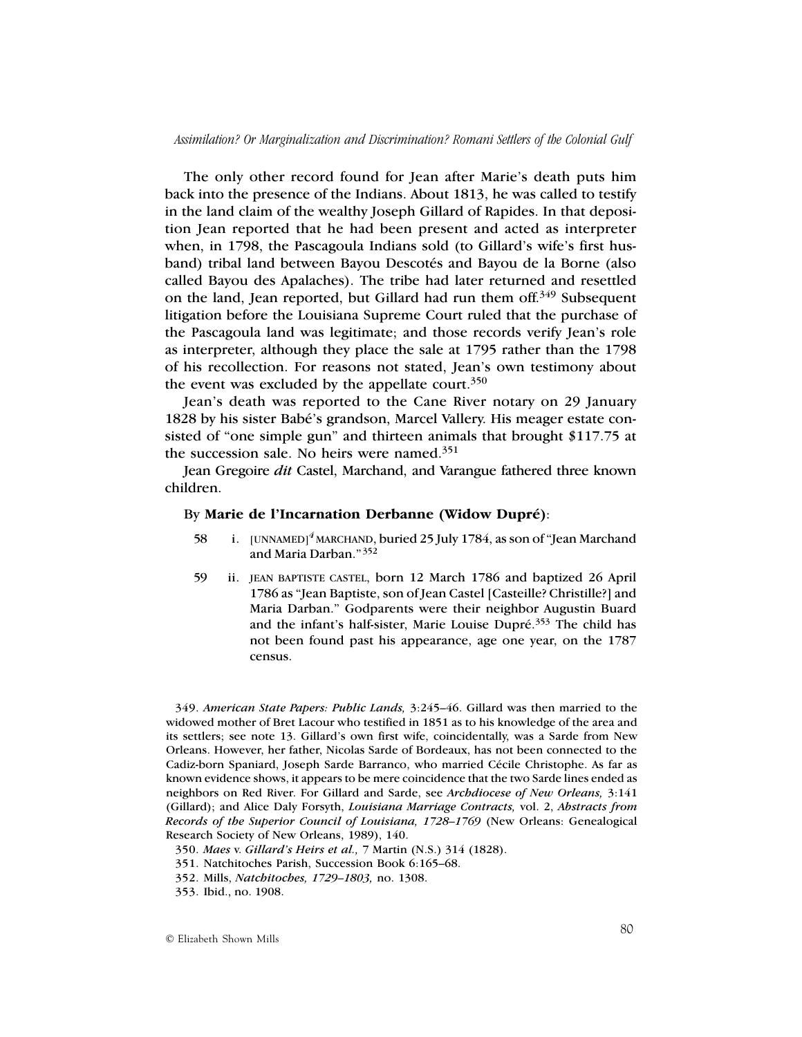The only other record found for Jean after Marie's death puts him back into the presence of the Indians. About 1813, he was called to testify in the land claim of the wealthy Joseph Gillard of Rapides. In that deposition Jean reported that he had been present and acted as interpreter when, in 1798, the Pascagoula Indians sold (to Gillard's wife's first husband) tribal land between Bayou Descotés and Bayou de la Borne (also called Bayou des Apalaches). The tribe had later returned and resettled on the land, Jean reported, but Gillard had run them off.[349] Subsequent litigation before the Louisiana Supreme Court ruled that the purchase of the Pascagoula land was legitimate; and those records verify Jean's role as interpreter, although they place the sale at 1795 rather than the 1798 of his recollection. For reasons not stated, Jean's own testimony about the event was excluded by the appellate court.[350]

Jean's death was reported to the Cane River notary on 29 January 1828 by his sister Babé's grandson, Marcel Vallery. His meager estate consisted of "one simple gun" and thirteen animals that brought $117.75 at the succession sale. No heirs were named.[351]

Jean Gregoire *dit* Castel, Marchand, and Varangue fathered three known children.

By **Marie de l'Incarnation Derbanne (Widow Dupré)**:

58 i. [UNNAMED][4] MARCHAND, buried 25 July 1784, as son of "Jean Marchand and Maria Darban."[352]

59 ii. JEAN BAPTISTE CASTEL, born 12 March 1786 and baptized 26 April 1786 as "Jean Baptiste, son of Jean Castel [Casteille? Christille?] and Maria Darban." Godparents were their neighbor Augustin Buard and the infant's half-sister, Marie Louise Dupré.[353] The child has not been found past his appearance, age one year, on the 1787 census.

349. *American State Papers: Public Lands,* 3:245–46. Gillard was then married to the widowed mother of Bret Lacour who testified in 1851 as to his knowledge of the area and its settlers; see note 13. Gillard's own first wife, coincidentally, was a Sarde from New Orleans. However, her father, Nicolas Sarde of Bordeaux, has not been connected to the Cadiz-born Spaniard, Joseph Sarde Barranco, who married Cécile Christophe. As far as known evidence shows, it appears to be mere coincidence that the two Sarde lines ended as neighbors on Red River. For Gillard and Sarde, see *Archdiocese of New Orleans,* 3:141 (Gillard); and Alice Daly Forsyth, *Louisiana Marriage Contracts,* vol. 2, *Abstracts from Records of the Superior Council of Louisiana, 1728–1769* (New Orleans: Genealogical Research Society of New Orleans, 1989), 140.

350. *Maes* v. *Gillard's Heirs et al.,* 7 Martin (N.S.) 314 (1828).

351. Natchitoches Parish, Succession Book 6:165–68.

352. Mills, *Natchitoches, 1729–1803,* no. 1308.

353. Ibid., no. 1908.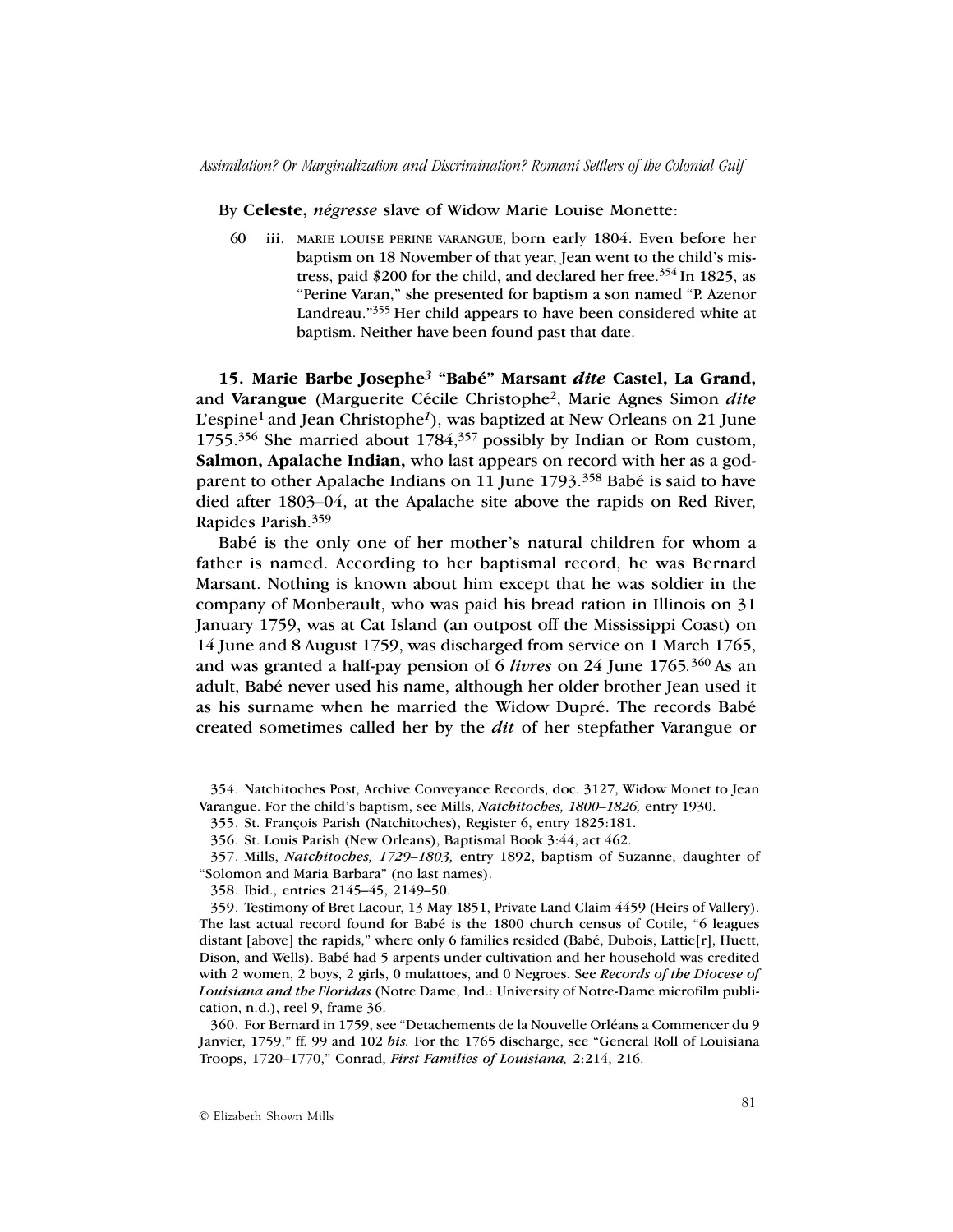By **Celeste,** *négresse* slave of Widow Marie Louise Monette:

60 iii. MARIE LOUISE PERINE VARANGUE, born early 1804. Even before her baptism on 18 November of that year, Jean went to the child's mistress, paid $200 for the child, and declared her free.[354] In 1825, as "Perine Varan," she presented for baptism a son named "P. Azenor Landreau."[355] Her child appears to have been considered white at baptism. Neither have been found past that date.

**15. Marie Barbe Josephe*3* "Babé" Marsant *dite* Castel, La Grand,** and **Varangue** (Marguerite Cécile Christophe[2], Marie Agnes Simon *dite* L'espine[1] and Jean Christophe*1*), was baptized at New Orleans on 21 June 1755.[356] She married about 1784,[357] possibly by Indian or Rom custom, **Salmon, Apalache Indian,** who last appears on record with her as a godparent to other Apalache Indians on 11 June 1793.[358] Babé is said to have died after 1803–04, at the Apalache site above the rapids on Red River, Rapides Parish.[359]

Babé is the only one of her mother's natural children for whom a father is named. According to her baptismal record, he was Bernard Marsant. Nothing is known about him except that he was soldier in the company of Monberault, who was paid his bread ration in Illinois on 31 January 1759, was at Cat Island (an outpost off the Mississippi Coast) on 14 June and 8 August 1759, was discharged from service on 1 March 1765, and was granted a half-pay pension of 6 *livres* on 24 June 1765.[360] As an adult, Babé never used his name, although her older brother Jean used it as his surname when he married the Widow Dupré. The records Babé created sometimes called her by the *dit* of her stepfather Varangue or

354. Natchitoches Post, Archive Conveyance Records, doc. 3127, Widow Monet to Jean Varangue. For the child's baptism, see Mills, *Natchitoches, 1800–1826,* entry 1930.

355. St. François Parish (Natchitoches), Register 6, entry 1825:181.

356. St. Louis Parish (New Orleans), Baptismal Book 3:44, act 462.

357. Mills, *Natchitoches, 1729–1803,* entry 1892, baptism of Suzanne, daughter of "Solomon and Maria Barbara" (no last names).

358. Ibid., entries 2145–45, 2149–50.

359. Testimony of Bret Lacour, 13 May 1851, Private Land Claim 4459 (Heirs of Vallery). The last actual record found for Babé is the 1800 church census of Cotile, "6 leagues distant [above] the rapids," where only 6 families resided (Babé, Dubois, Lattie[r], Huett, Dison, and Wells). Babé had 5 arpents under cultivation and her household was credited with 2 women, 2 boys, 2 girls, 0 mulattoes, and 0 Negroes. See ***Records of the Diocese of Louisiana and the Floridas*** (Notre Dame, Ind.: University of Notre-Dame microfilm publication, n.d.), reel 9, frame 36.

360. For Bernard in 1759, see "Detachements de la Nouvelle Orléans a Commencer du 9 Janvier, 1759," ff. 99 and 102 *bis.* For the 1765 discharge, see "General Roll of Louisiana Troops, 1720–1770," Conrad, *First Families of Louisiana,* 2:214, 216.

© Elizabeth Shown Mills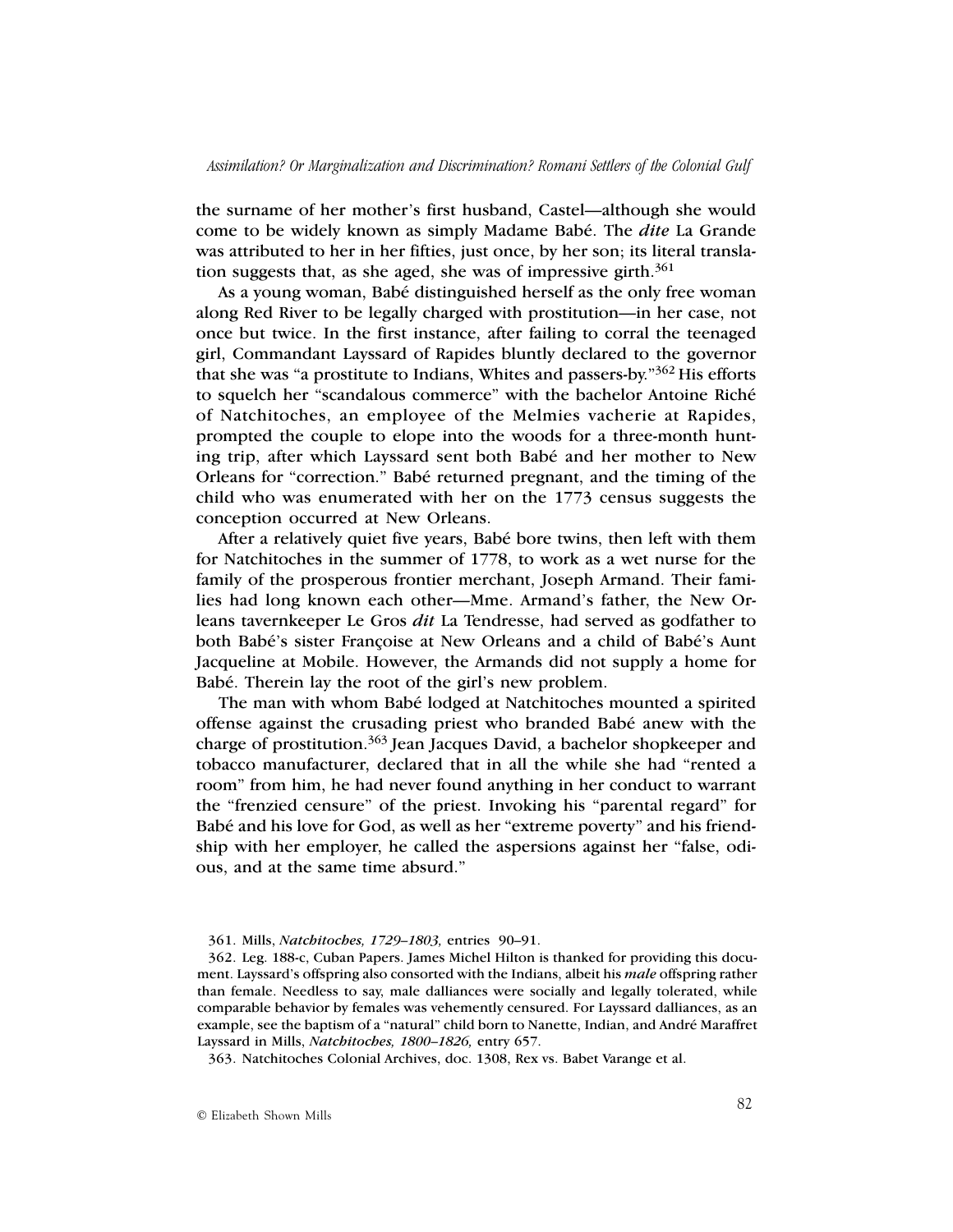the surname of her mother's first husband, Castel—although she would come to be widely known as simply Madame Babé. The ***dite*** La Grande was attributed to her in her fifties, just once, by her son; its literal translation suggests that, as she aged, she was of impressive girth.[361]

As a young woman, Babé distinguished herself as the only free woman along Red River to be legally charged with prostitution—in her case, not once but twice. In the first instance, after failing to corral the teenaged girl, Commandant Layssard of Rapides bluntly declared to the governor that she was "a prostitute to Indians, Whites and passers-by."[362] His efforts to squelch her "scandalous commerce" with the bachelor Antoine Riché of Natchitoches, an employee of the Melmies vacherie at Rapides, prompted the couple to elope into the woods for a three-month hunting trip, after which Layssard sent both Babé and her mother to New Orleans for "correction." Babé returned pregnant, and the timing of the child who was enumerated with her on the 1773 census suggests the conception occurred at New Orleans.

After a relatively quiet five years, Babé bore twins, then left with them for Natchitoches in the summer of 1778, to work as a wet nurse for the family of the prosperous frontier merchant, Joseph Armand. Their families had long known each other—Mme. Armand's father, the New Orleans tavernkeeper Le Gros *dit* La Tendresse, had served as godfather to both Babé's sister Françoise at New Orleans and a child of Babé's Aunt Jacqueline at Mobile. However, the Armands did not supply a home for Babé. Therein lay the root of the girl's new problem.

The man with whom Babé lodged at Natchitoches mounted a spirited offense against the crusading priest who branded Babé anew with the charge of prostitution.[363] Jean Jacques David, a bachelor shopkeeper and tobacco manufacturer, declared that in all the while she had "rented a room" from him, he had never found anything in her conduct to warrant the "frenzied censure" of the priest. Invoking his "parental regard" for Babé and his love for God, as well as her "extreme poverty" and his friendship with her employer, he called the aspersions against her "false, odious, and at the same time absurd."

361. Mills, *Natchitoches, 1729–1803,* entries 90–91.

362. Leg. 188-c, Cuban Papers. James Michel Hilton is thanked for providing this document. Layssard's offspring also consorted with the Indians, albeit his *male* offspring rather than female. Needless to say, male dalliances were socially and legally tolerated, while comparable behavior by females was vehemently censured. For Layssard dalliances, as an example, see the baptism of a "natural" child born to Nanette, Indian, and André Maraffret Layssard in Mills, *Natchitoches, 1800–1826,* entry 657.

363. Natchitoches Colonial Archives, doc. 1308, Rex vs. Babet Varange et al.

© Elizabeth Shown Mills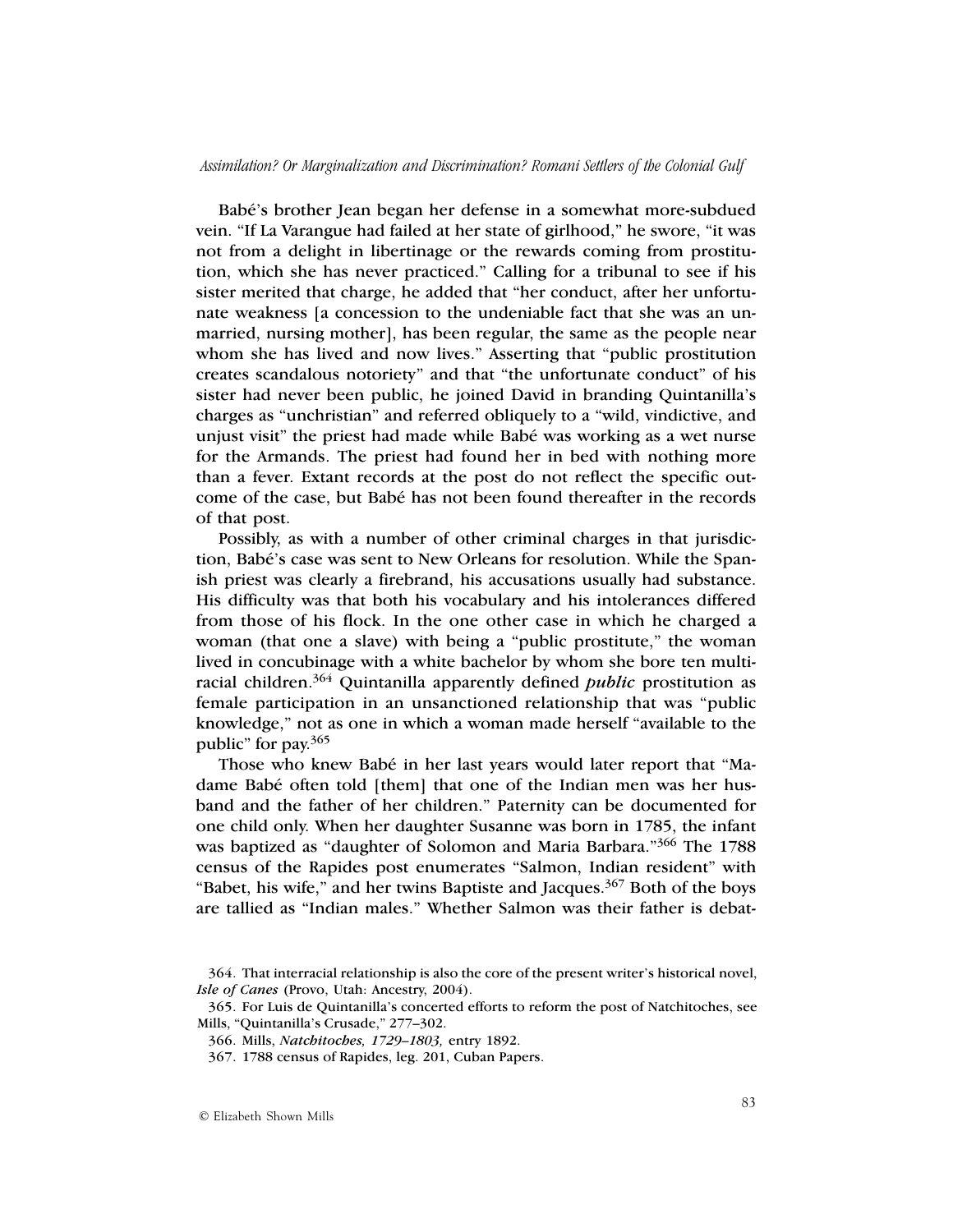Babé's brother Jean began her defense in a somewhat more-subdued vein. "If La Varangue had failed at her state of girlhood," he swore, "it was not from a delight in libertinage or the rewards coming from prostitution, which she has never practiced." Calling for a tribunal to see if his sister merited that charge, he added that "her conduct, after her unfortunate weakness [a concession to the undeniable fact that she was an unmarried, nursing mother], has been regular, the same as the people near whom she has lived and now lives." Asserting that "public prostitution creates scandalous notoriety" and that "the unfortunate conduct" of his sister had never been public, he joined David in branding Quintanilla's charges as "unchristian" and referred obliquely to a "wild, vindictive, and unjust visit" the priest had made while Babé was working as a wet nurse for the Armands. The priest had found her in bed with nothing more than a fever. Extant records at the post do not reflect the specific outcome of the case, but Babé has not been found thereafter in the records of that post.

Possibly, as with a number of other criminal charges in that jurisdiction, Babé's case was sent to New Orleans for resolution. While the Spanish priest was clearly a firebrand, his accusations usually had substance. His difficulty was that both his vocabulary and his intolerances differed from those of his flock. In the one other case in which he charged a woman (that one a slave) with being a "public prostitute," the woman lived in concubinage with a white bachelor by whom she bore ten multiracial children.[364] Quintanilla apparently defined ***public*** prostitution as female participation in an unsanctioned relationship that was "public knowledge," not as one in which a woman made herself "available to the public" for pay.[365]

Those who knew Babé in her last years would later report that "Madame Babé often told [them] that one of the Indian men was her husband and the father of her children." Paternity can be documented for one child only. When her daughter Susanne was born in 1785, the infant was baptized as "daughter of Solomon and Maria Barbara."[366] The 1788 census of the Rapides post enumerates "Salmon, Indian resident" with "Babet, his wife," and her twins Baptiste and Jacques.[367] Both of the boys are tallied as "Indian males." Whether Salmon was their father is debat-

364. That interracial relationship is also the core of the present writer's historical novel, *Isle of Canes* (Provo, Utah: Ancestry, 2004).

365. For Luis de Quintanilla's concerted efforts to reform the post of Natchitoches, see Mills, "Quintanilla's Crusade," 277–302.

366. Mills, *Natchitoches, 1729–1803,* entry 1892.

367. 1788 census of Rapides, leg. 201, Cuban Papers.

© Elizabeth Shown Mills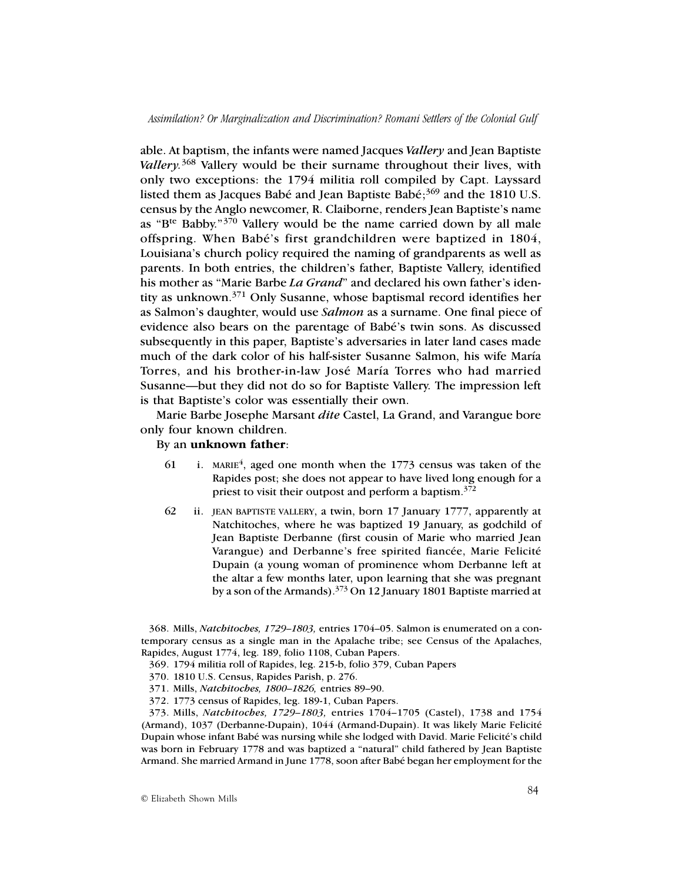able. At baptism, the infants were named Jacques *Vallery* and Jean Baptiste *Vallery*.[368] Vallery would be their surname throughout their lives, with only two exceptions: the 1794 militia roll compiled by Capt. Layssard listed them as Jacques Babé and Jean Baptiste Babé;[369] and the 1810 U.S. census by the Anglo newcomer, R. Claiborne, renders Jean Baptiste's name as "B^te^ Babby."[370] Vallery would be the name carried down by all male offspring. When Babé's first grandchildren were baptized in 1804, Louisiana's church policy required the naming of grandparents as well as parents. In both entries, the children's father, Baptiste Vallery, identified his mother as "Marie Barbe *La Grand*" and declared his own father's identity as unknown.[371] Only Susanne, whose baptismal record identifies her as Salmon's daughter, would use *Salmon* as a surname. One final piece of evidence also bears on the parentage of Babé's twin sons. As discussed subsequently in this paper, Baptiste's adversaries in later land cases made much of the dark color of his half-sister Susanne Salmon, his wife María Torres, and his brother-in-law José María Torres who had married Susanne—but they did not do so for Baptiste Vallery. The impression left is that Baptiste's color was essentially their own.

Marie Barbe Josephe Marsant *dite* Castel, La Grand, and Varangue bore only four known children.

By an **unknown father**:

61 i. MARIE[4], aged one month when the 1773 census was taken of the Rapides post; she does not appear to have lived long enough for a priest to visit their outpost and perform a baptism.[372]

62 ii. JEAN BAPTISTE VALLERY, a twin, born 17 January 1777, apparently at Natchitoches, where he was baptized 19 January, as godchild of Jean Baptiste Derbanne (first cousin of Marie who married Jean Varangue) and Derbanne's free spirited fiancée, Marie Felicité Dupain (a young woman of prominence whom Derbanne left at the altar a few months later, upon learning that she was pregnant by a son of the Armands).[373] On 12 January 1801 Baptiste married at

368. Mills, *Natchitoches, 1729–1803,* entries 1704–05. Salmon is enumerated on a contemporary census as a single man in the Apalache tribe; see Census of the Apalaches, Rapides, August 1774, leg. 189, folio 1108, Cuban Papers.

369. 1794 militia roll of Rapides, leg. 215-b, folio 379, Cuban Papers

370. 1810 U.S. Census, Rapides Parish, p. 276.

371. Mills, *Natchitoches, 1800–1826,* entries 89–90.

372. 1773 census of Rapides, leg. 189-1, Cuban Papers.

373. Mills, *Natchitoches, 1729–1803,* entries 1704–1705 (Castel), 1738 and 1754 (Armand), 1037 (Derbanne-Dupain), 1044 (Armand-Dupain). It was likely Marie Felicité Dupain whose infant Babé was nursing while she lodged with David. Marie Felicité's child was born in February 1778 and was baptized a "natural" child fathered by Jean Baptiste Armand. She married Armand in June 1778, soon after Babé began her employment for the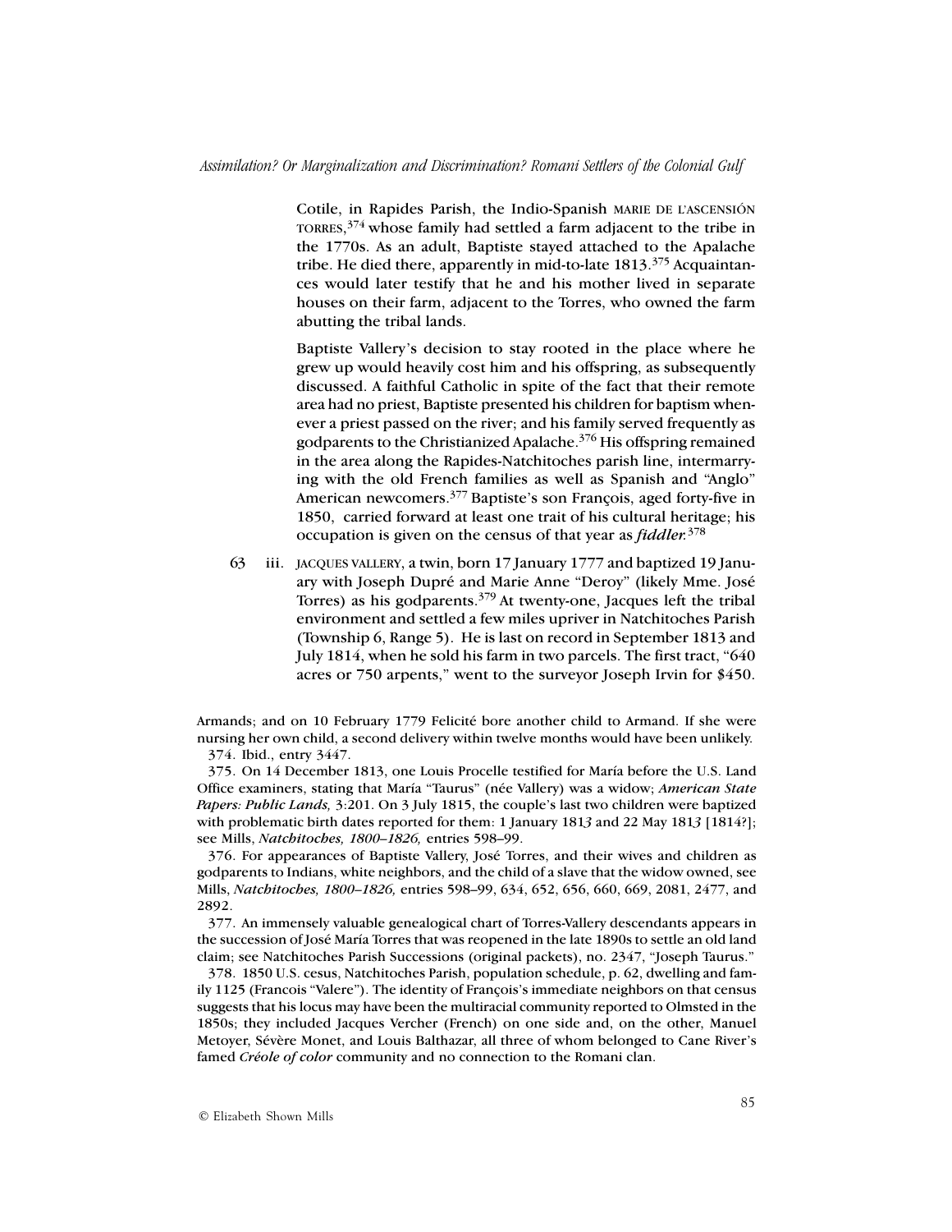Cotile, in Rapides Parish, the Indio-Spanish MARIE DE L'ASCENSIÓN TORRES,[374] whose family had settled a farm adjacent to the tribe in the 1770s. As an adult, Baptiste stayed attached to the Apalache tribe. He died there, apparently in mid-to-late 1813.[375] Acquaintances would later testify that he and his mother lived in separate houses on their farm, adjacent to the Torres, who owned the farm abutting the tribal lands.

Baptiste Vallery's decision to stay rooted in the place where he grew up would heavily cost him and his offspring, as subsequently discussed. A faithful Catholic in spite of the fact that their remote area had no priest, Baptiste presented his children for baptism whenever a priest passed on the river; and his family served frequently as godparents to the Christianized Apalache.[376] His offspring remained in the area along the Rapides-Natchitoches parish line, intermarrying with the old French families as well as Spanish and "Anglo" American newcomers.[377] Baptiste's son François, aged forty-five in 1850, carried forward at least one trait of his cultural heritage; his occupation is given on the census of that year as ***fiddler.***[378]

63 iii. JACQUES VALLERY, a twin, born 17 January 1777 and baptized 19 January with Joseph Dupré and Marie Anne "Deroy" (likely Mme. José Torres) as his godparents.[379] At twenty-one, Jacques left the tribal environment and settled a few miles upriver in Natchitoches Parish (Township 6, Range 5). He is last on record in September 1813 and July 1814, when he sold his farm in two parcels. The first tract, "640 acres or 750 arpents," went to the surveyor Joseph Irvin for $450.

---

Armands; and on 10 February 1779 Felicité bore another child to Armand. If she were nursing her own child, a second delivery within twelve months would have been unlikely.

374. Ibid., entry 3447.

375. On 14 December 1813, one Louis Procelle testified for María before the U.S. Land Office examiners, stating that María "Taurus" (née Vallery) was a widow; *American State Papers: Public Lands,* 3:201. On 3 July 1815, the couple's last two children were baptized with problematic birth dates reported for them: 1 January 181*3* and 22 May 181*3* [1814?]; see Mills, *Natchitoches, 1800–1826,* entries 598–99.

376. For appearances of Baptiste Vallery, José Torres, and their wives and children as godparents to Indians, white neighbors, and the child of a slave that the widow owned, see Mills, *Natchitoches, 1800–1826,* entries 598–99, 634, 652, 656, 660, 669, 2081, 2477, and 2892.

377. An immensely valuable genealogical chart of Torres-Vallery descendants appears in the succession of José María Torres that was reopened in the late 1890s to settle an old land claim; see Natchitoches Parish Successions (original packets), no. 2347, "Joseph Taurus."

378. 1850 U.S. cesus, Natchitoches Parish, population schedule, p. 62, dwelling and family 1125 (Francois "Valere"). The identity of François's immediate neighbors on that census suggests that his locus may have been the multiracial community reported to Olmsted in the 1850s; they included Jacques Vercher (French) on one side and, on the other, Manuel Metoyer, Sévère Monet, and Louis Balthazar, all three of whom belonged to Cane River's famed *Créole of color* community and no connection to the Romani clan.

© Elizabeth Shown Mills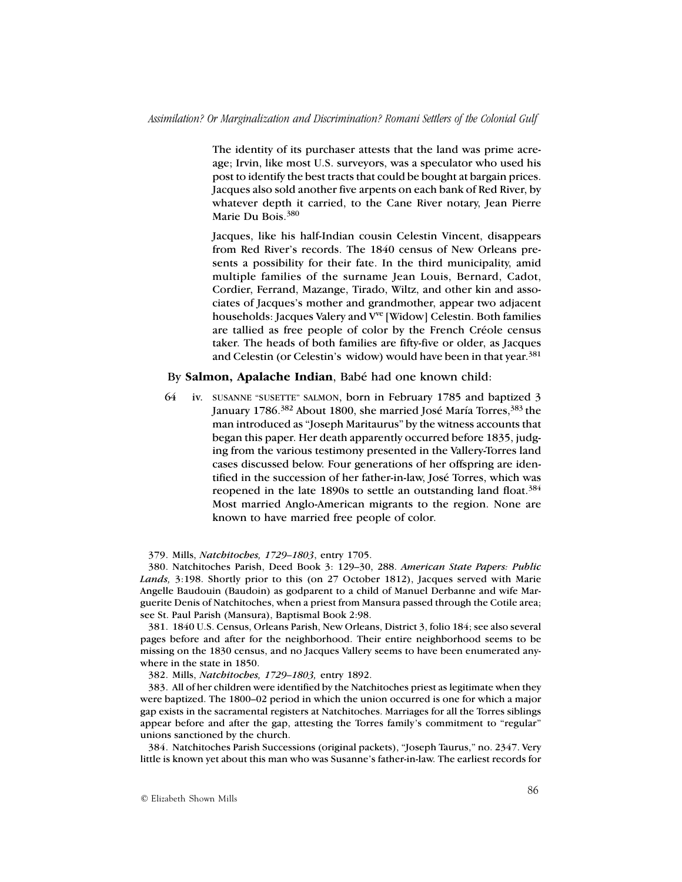The identity of its purchaser attests that the land was prime acreage; Irvin, like most U.S. surveyors, was a speculator who used his post to identify the best tracts that could be bought at bargain prices. Jacques also sold another five arpents on each bank of Red River, by whatever depth it carried, to the Cane River notary, Jean Pierre Marie Du Bois.[380]

Jacques, like his half-Indian cousin Celestin Vincent, disappears from Red River's records. The 1840 census of New Orleans presents a possibility for their fate. In the third municipality, amid multiple families of the surname Jean Louis, Bernard, Cadot, Cordier, Ferrand, Mazange, Tirado, Wiltz, and other kin and associates of Jacques's mother and grandmother, appear two adjacent households: Jacques Valery and V[ve] [Widow] Celestin. Both families are tallied as free people of color by the French Créole census taker. The heads of both families are fifty-five or older, as Jacques and Celestin (or Celestin's widow) would have been in that year.[381]

By **Salmon, Apalache Indian**, Babé had one known child:

64 iv. SUSANNE "SUSETTE" SALMON, born in February 1785 and baptized 3 January 1786.[382] About 1800, she married José María Torres,[383] the man introduced as "Joseph Maritaurus" by the witness accounts that began this paper. Her death apparently occurred before 1835, judging from the various testimony presented in the Vallery-Torres land cases discussed below. Four generations of her offspring are identified in the succession of her father-in-law, José Torres, which was reopened in the late 1890s to settle an outstanding land float.[384] Most married Anglo-American migrants to the region. None are known to have married free people of color.

379. Mills, *Natchitoches, 1729–1803*, entry 1705.

380. Natchitoches Parish, Deed Book 3: 129–30, 288. *American State Papers: Public Lands,* 3:198. Shortly prior to this (on 27 October 1812), Jacques served with Marie Angelle Baudouin (Baudoin) as godparent to a child of Manuel Derbanne and wife Marguerite Denis of Natchitoches, when a priest from Mansura passed through the Cotile area; see St. Paul Parish (Mansura), Baptismal Book 2:98.

381. 1840 U.S. Census, Orleans Parish, New Orleans, District 3, folio 184; see also several pages before and after for the neighborhood. Their entire neighborhood seems to be missing on the 1830 census, and no Jacques Vallery seems to have been enumerated anywhere in the state in 1850.

382. Mills, *Natchitoches, 1729–1803,* entry 1892.

383. All of her children were identified by the Natchitoches priest as legitimate when they were baptized. The 1800–02 period in which the union occurred is one for which a major gap exists in the sacramental registers at Natchitoches. Marriages for all the Torres siblings appear before and after the gap, attesting the Torres family's commitment to "regular" unions sanctioned by the church.

384. Natchitoches Parish Successions (original packets), "Joseph Taurus," no. 2347. Very little is known yet about this man who was Susanne's father-in-law. The earliest records for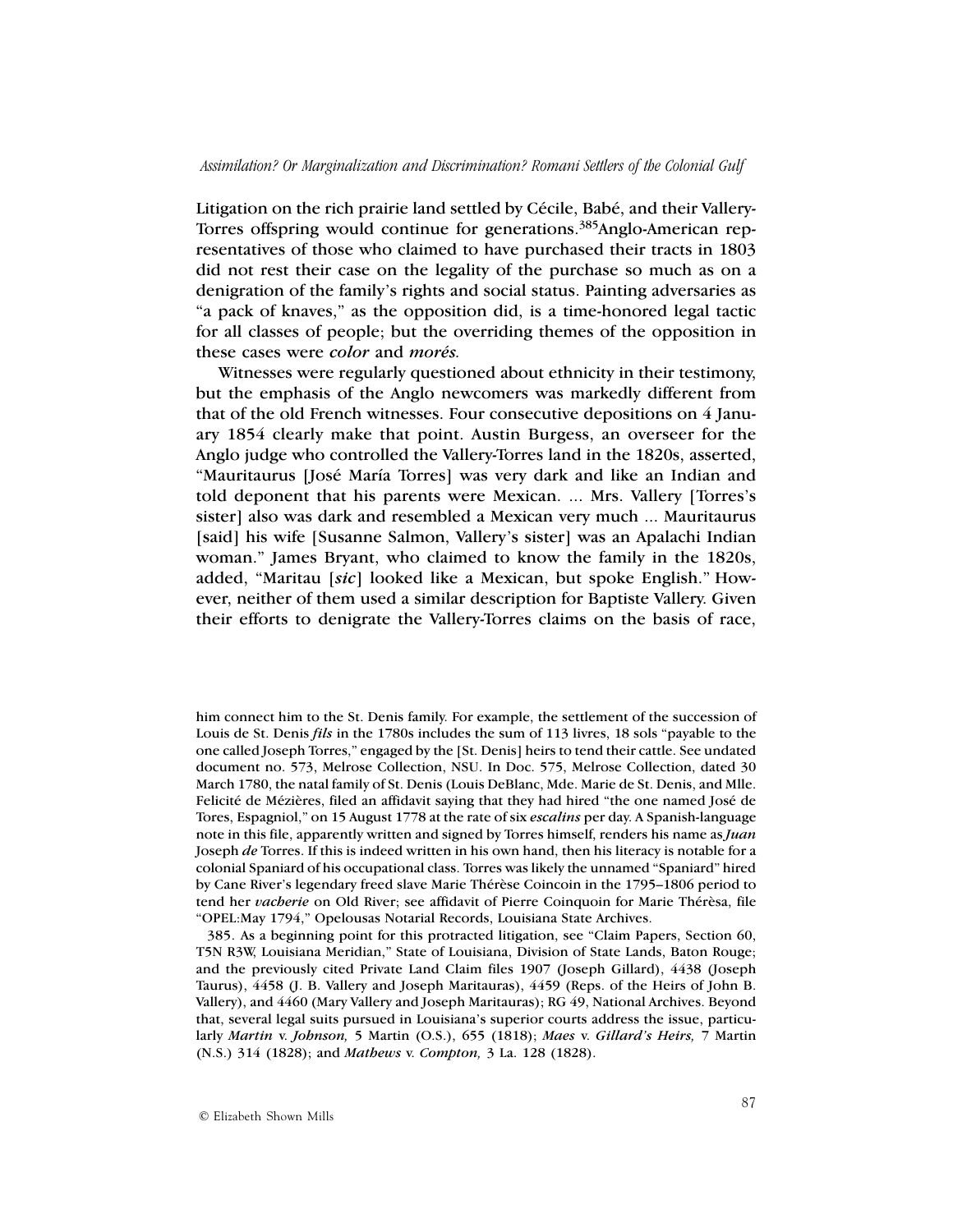Litigation on the rich prairie land settled by Cécile, Babé, and their Vallery-Torres offspring would continue for generations.[385] Anglo-American representatives of those who claimed to have purchased their tracts in 1803 did not rest their case on the legality of the purchase so much as on a denigration of the family's rights and social status. Painting adversaries as "a pack of knaves," as the opposition did, is a time-honored legal tactic for all classes of people; but the overriding themes of the opposition in these cases were ***color*** and ***morés.***

Witnesses were regularly questioned about ethnicity in their testimony, but the emphasis of the Anglo newcomers was markedly different from that of the old French witnesses. Four consecutive depositions on 4 January 1854 clearly make that point. Austin Burgess, an overseer for the Anglo judge who controlled the Vallery-Torres land in the 1820s, asserted, "Mauritaurus [José María Torres] was very dark and like an Indian and told deponent that his parents were Mexican. ... Mrs. Vallery [Torres's sister] also was dark and resembled a Mexican very much ... Mauritaurus [said] his wife [Susanne Salmon, Vallery's sister] was an Apalachi Indian woman." James Bryant, who claimed to know the family in the 1820s, added, "Maritau [*sic*] looked like a Mexican, but spoke English." However, neither of them used a similar description for Baptiste Vallery. Given their efforts to denigrate the Vallery-Torres claims on the basis of race,

---

him connect him to the St. Denis family. For example, the settlement of the succession of Louis de St. Denis ***fils*** in the 1780s includes the sum of 113 livres, 18 sols "payable to the one called Joseph Torres," engaged by the [St. Denis] heirs to tend their cattle. See undated document no. 573, Melrose Collection, NSU. In Doc. 575, Melrose Collection, dated 30 March 1780, the natal family of St. Denis (Louis DeBlanc, Mde. Marie de St. Denis, and Mlle. Felicité de Mézières, filed an affidavit saying that they had hired "the one named José de Tores, Espagniol," on 15 August 1778 at the rate of six ***escalins*** per day. A Spanish-language note in this file, apparently written and signed by Torres himself, renders his name as ***Juan*** Joseph ***de*** Torres. If this is indeed written in his own hand, then his literacy is notable for a colonial Spaniard of his occupational class. Torres was likely the unnamed "Spaniard" hired by Cane River's legendary freed slave Marie Thérèse Coincoin in the 1795–1806 period to tend her ***vacherie*** on Old River; see affidavit of Pierre Coinquoin for Marie Thérèsa, file "OPEL:May 1794," Opelousas Notarial Records, Louisiana State Archives.

385. As a beginning point for this protracted litigation, see "Claim Papers, Section 60, T5N R3W, Louisiana Meridian," State of Louisiana, Division of State Lands, Baton Rouge; and the previously cited Private Land Claim files 1907 (Joseph Gillard), 4438 (Joseph Taurus), 4458 (J. B. Vallery and Joseph Maritauras), 4459 (Reps. of the Heirs of John B. Vallery), and 4460 (Mary Vallery and Joseph Maritauras); RG 49, National Archives. Beyond that, several legal suits pursued in Louisiana's superior courts address the issue, particularly ***Martin*** v. ***Johnson,*** 5 Martin (O.S.), 655 (1818); ***Maes*** v. ***Gillard's Heirs,*** 7 Martin (N.S.) 314 (1828); and ***Mathews*** v. ***Compton,*** 3 La. 128 (1828).

© Elizabeth Shown Mills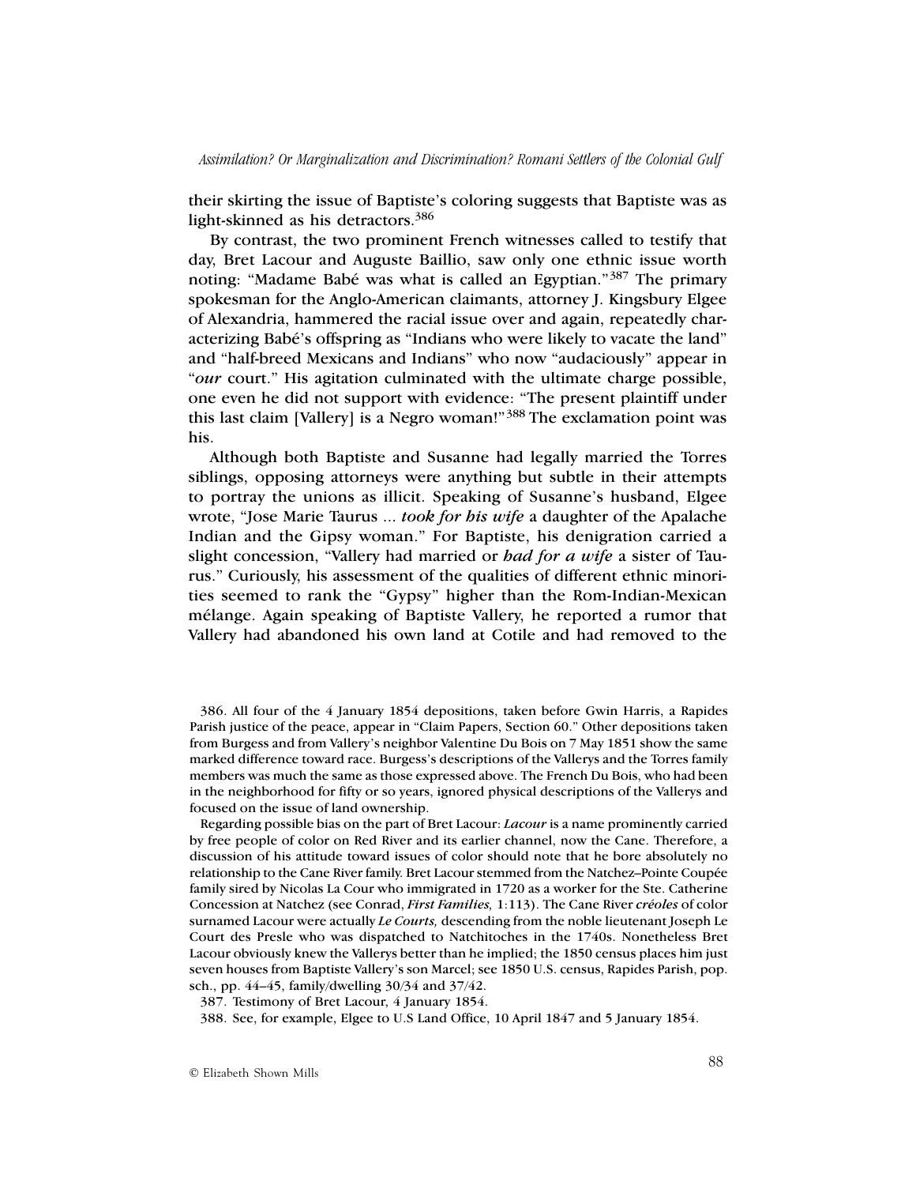their skirting the issue of Baptiste's coloring suggests that Baptiste was as light-skinned as his detractors.[386]

By contrast, the two prominent French witnesses called to testify that day, Bret Lacour and Auguste Baillio, saw only one ethnic issue worth noting: "Madame Babé was what is called an Egyptian."[387] The primary spokesman for the Anglo-American claimants, attorney J. Kingsbury Elgee of Alexandria, hammered the racial issue over and over again, repeatedly characterizing Babé's offspring as "Indians who were likely to vacate the land" and "half-breed Mexicans and Indians" who now "audaciously" appear in "*our* court." His agitation culminated with the ultimate charge possible, one even he did not support with evidence: "The present plaintiff under this last claim [Vallery] is a Negro woman!"[388] The exclamation point was his.

Although both Baptiste and Susanne had legally married the Torres siblings, opposing attorneys were anything but subtle in their attempts to portray the unions as illicit. Speaking of Susanne's husband, Elgee wrote, "Jose Marie Taurus ... ***took for his wife*** a daughter of the Apalache Indian and the Gipsy woman." For Baptiste, his denigration carried a slight concession, "Vallery had married or ***had for a wife*** a sister of Taurus." Curiously, his assessment of the qualities of different ethnic minorities seemed to rank the "Gypsy" higher than the Rom-Indian-Mexican mélange. Again speaking of Baptiste Vallery, he reported a rumor that Vallery had abandoned his own land at Cotile and had removed to the

386. All four of the 4 January 1854 depositions, taken before Gwin Harris, a Rapides Parish justice of the peace, appear in "Claim Papers, Section 60." Other depositions taken from Burgess and from Vallery's neighbor Valentine Du Bois on 7 May 1851 show the same marked difference toward race. Burgess's descriptions of the Vallerys and the Torres family members was much the same as those expressed above. The French Du Bois, who had been in the neighborhood for fifty or so years, ignored physical descriptions of the Vallerys and focused on the issue of land ownership.

Regarding possible bias on the part of Bret Lacour: ***Lacour*** is a name prominently carried by free people of color on Red River and its earlier channel, now the Cane. Therefore, a discussion of his attitude toward issues of color should note that he bore absolutely no relationship to the Cane River family. Bret Lacour stemmed from the Natchez–Pointe Coupée family sired by Nicolas La Cour who immigrated in 1720 as a worker for the Ste. Catherine Concession at Natchez (see Conrad, *First Families,* 1:113). The Cane River *créoles* of color surnamed Lacour were actually *Le Courts,* descending from the noble lieutenant Joseph Le Court des Presle who was dispatched to Natchitoches in the 1740s. Nonetheless Bret Lacour obviously knew the Vallerys better than he implied; the 1850 census places him just seven houses from Baptiste Vallery's son Marcel; see 1850 U.S. census, Rapides Parish, pop. sch., pp. 44–45, family/dwelling 30/34 and 37/42.

387. Testimony of Bret Lacour, 4 January 1854.

388. See, for example, Elgee to U.S Land Office, 10 April 1847 and 5 January 1854.

© Elizabeth Shown Mills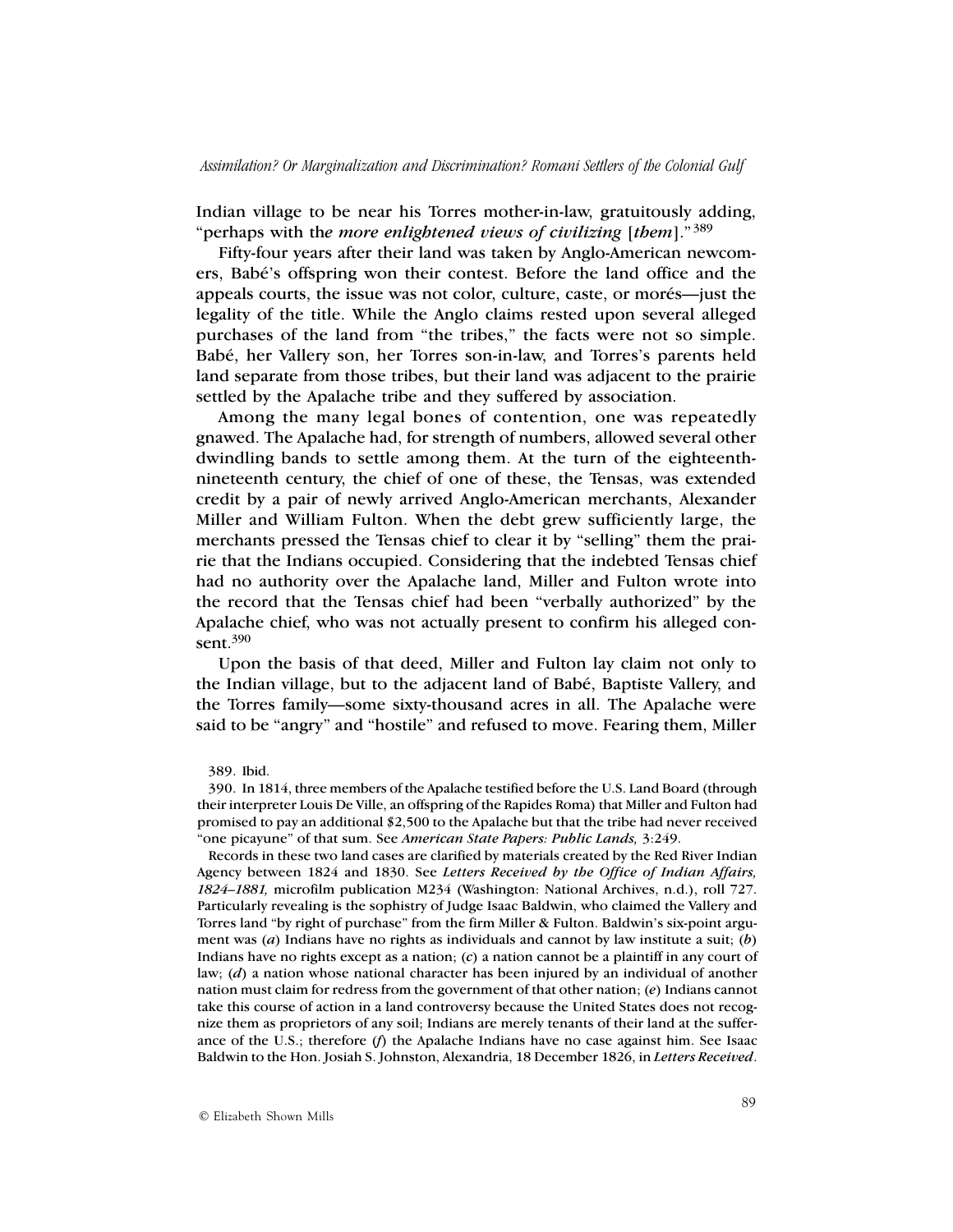Indian village to be near his Torres mother-in-law, gratuitously adding, "perhaps with th*e more enlightened views of civilizing* [*them*]."[389]

Fifty-four years after their land was taken by Anglo-American newcomers, Babé's offspring won their contest. Before the land office and the appeals courts, the issue was not color, culture, caste, or morés—just the legality of the title. While the Anglo claims rested upon several alleged purchases of the land from "the tribes," the facts were not so simple. Babé, her Vallery son, her Torres son-in-law, and Torres's parents held land separate from those tribes, but their land was adjacent to the prairie settled by the Apalache tribe and they suffered by association.

Among the many legal bones of contention, one was repeatedly gnawed. The Apalache had, for strength of numbers, allowed several other dwindling bands to settle among them. At the turn of the eighteenth-nineteenth century, the chief of one of these, the Tensas, was extended credit by a pair of newly arrived Anglo-American merchants, Alexander Miller and William Fulton. When the debt grew sufficiently large, the merchants pressed the Tensas chief to clear it by "selling" them the prairie that the Indians occupied. Considering that the indebted Tensas chief had no authority over the Apalache land, Miller and Fulton wrote into the record that the Tensas chief had been "verbally authorized" by the Apalache chief, who was not actually present to confirm his alleged consent.[390]

Upon the basis of that deed, Miller and Fulton lay claim not only to the Indian village, but to the adjacent land of Babé, Baptiste Vallery, and the Torres family—some sixty-thousand acres in all. The Apalache were said to be "angry" and "hostile" and refused to move. Fearing them, Miller

389. Ibid.

390. In 1814, three members of the Apalache testified before the U.S. Land Board (through their interpreter Louis De Ville, an offspring of the Rapides Roma) that Miller and Fulton had promised to pay an additional $2,500 to the Apalache but that the tribe had never received "one picayune" of that sum. See ***American State Papers: Public Lands,*** 3:249.

Records in these two land cases are clarified by materials created by the Red River Indian Agency between 1824 and 1830. See ***Letters Received by the Office of Indian Affairs, 1824–1881,*** microfilm publication M234 (Washington: National Archives, n.d.), roll 727. Particularly revealing is the sophistry of Judge Isaac Baldwin, who claimed the Vallery and Torres land "by right of purchase" from the firm Miller & Fulton. Baldwin's six-point argument was (***a***) Indians have no rights as individuals and cannot by law institute a suit; (***b***) Indians have no rights except as a nation; (***c***) a nation cannot be a plaintiff in any court of law; (***d***) a nation whose national character has been injured by an individual of another nation must claim for redress from the government of that other nation; (***e***) Indians cannot take this course of action in a land controversy because the United States does not recognize them as proprietors of any soil; Indians are merely tenants of their land at the sufferance of the U.S.; therefore (***f***) the Apalache Indians have no case against him. See Isaac Baldwin to the Hon. Josiah S. Johnston, Alexandria, 18 December 1826, in ***Letters Received***.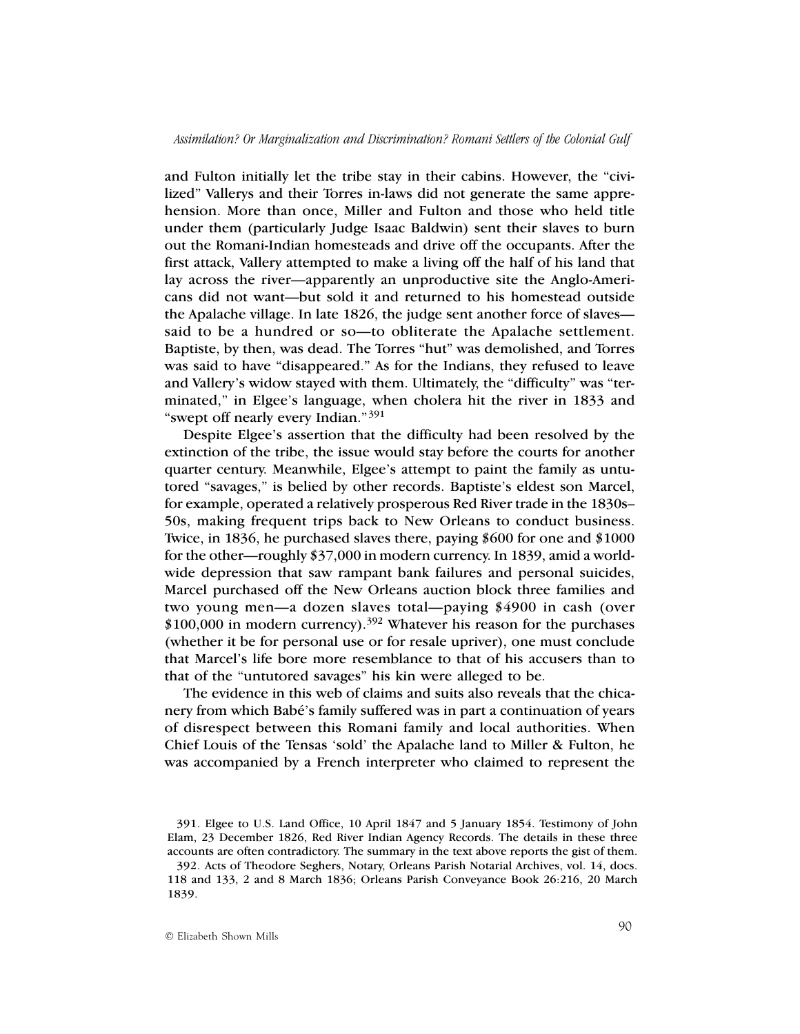and Fulton initially let the tribe stay in their cabins. However, the "civilized" Vallerys and their Torres in-laws did not generate the same apprehension. More than once, Miller and Fulton and those who held title under them (particularly Judge Isaac Baldwin) sent their slaves to burn out the Romani-Indian homesteads and drive off the occupants. After the first attack, Vallery attempted to make a living off the half of his land that lay across the river—apparently an unproductive site the Anglo-Americans did not want—but sold it and returned to his homestead outside the Apalache village. In late 1826, the judge sent another force of slaves—said to be a hundred or so—to obliterate the Apalache settlement. Baptiste, by then, was dead. The Torres "hut" was demolished, and Torres was said to have "disappeared." As for the Indians, they refused to leave and Vallery's widow stayed with them. Ultimately, the "difficulty" was "terminated," in Elgee's language, when cholera hit the river in 1833 and "swept off nearly every Indian."[391]

Despite Elgee's assertion that the difficulty had been resolved by the extinction of the tribe, the issue would stay before the courts for another quarter century. Meanwhile, Elgee's attempt to paint the family as untutored "savages," is belied by other records. Baptiste's eldest son Marcel, for example, operated a relatively prosperous Red River trade in the 1830s–50s, making frequent trips back to New Orleans to conduct business. Twice, in 1836, he purchased slaves there, paying $600 for one and $1000 for the other—roughly $37,000 in modern currency. In 1839, amid a worldwide depression that saw rampant bank failures and personal suicides, Marcel purchased off the New Orleans auction block three families and two young men—a dozen slaves total—paying $4900 in cash (over $100,000 in modern currency).[392] Whatever his reason for the purchases (whether it be for personal use or for resale upriver), one must conclude that Marcel's life bore more resemblance to that of his accusers than to that of the "untutored savages" his kin were alleged to be.

The evidence in this web of claims and suits also reveals that the chicanery from which Babé's family suffered was in part a continuation of years of disrespect between this Romani family and local authorities. When Chief Louis of the Tensas 'sold' the Apalache land to Miller & Fulton, he was accompanied by a French interpreter who claimed to represent the

391. Elgee to U.S. Land Office, 10 April 1847 and 5 January 1854. Testimony of John Elam, 23 December 1826, Red River Indian Agency Records. The details in these three accounts are often contradictory. The summary in the text above reports the gist of them.

392. Acts of Theodore Seghers, Notary, Orleans Parish Notarial Archives, vol. 14, docs. 118 and 133, 2 and 8 March 1836; Orleans Parish Conveyance Book 26:216, 20 March 1839.

© Elizabeth Shown Mills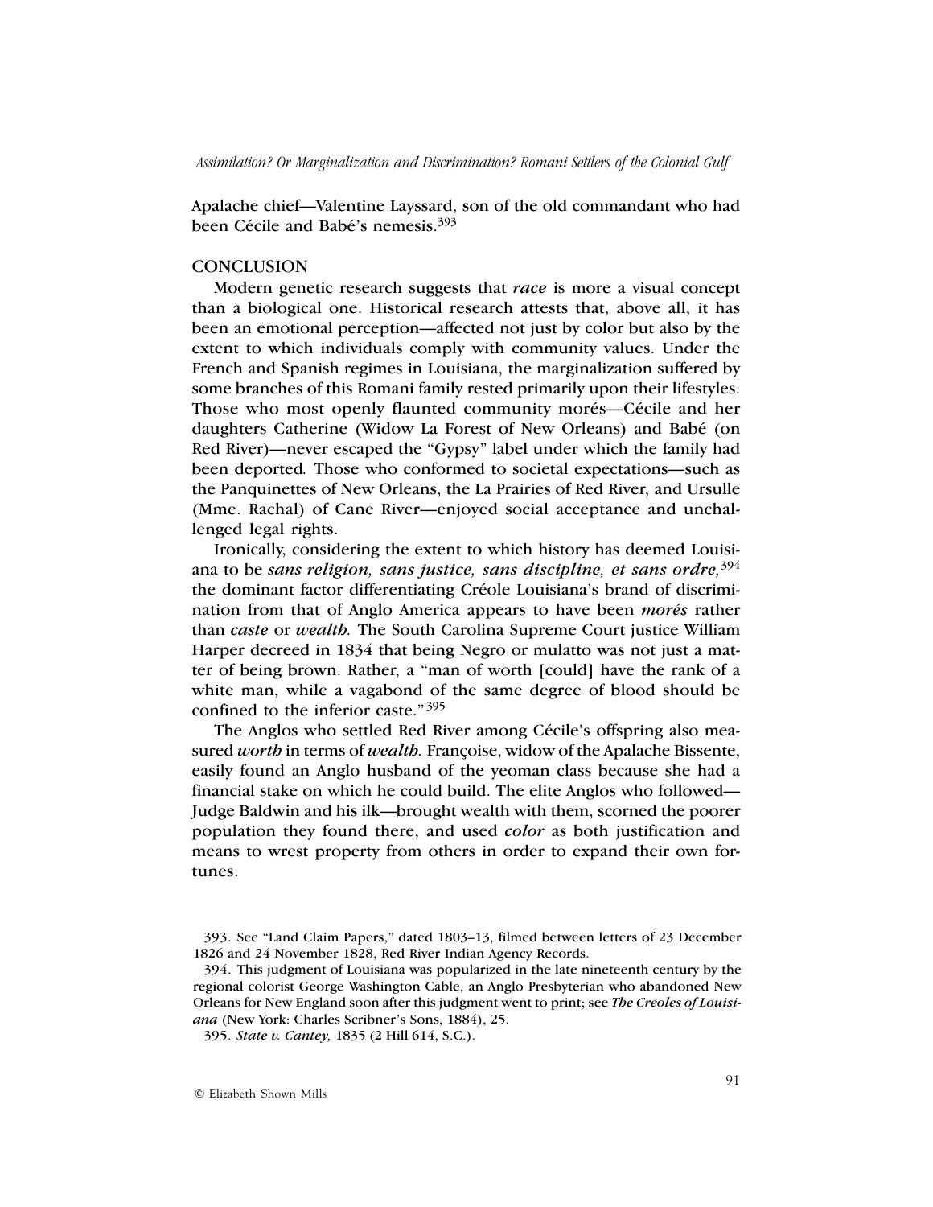Apalache chief—Valentine Layssard, son of the old commandant who had been Cécile and Babé's nemesis.[393]

## CONCLUSION

Modern genetic research suggests that *race* is more a visual concept than a biological one. Historical research attests that, above all, it has been an emotional perception—affected not just by color but also by the extent to which individuals comply with community values. Under the French and Spanish regimes in Louisiana, the marginalization suffered by some branches of this Romani family rested primarily upon their lifestyles. Those who most openly flaunted community morés—Cécile and her daughters Catherine (Widow La Forest of New Orleans) and Babé (on Red River)—never escaped the "Gypsy" label under which the family had been deported*.* Those who conformed to societal expectations—such as the Panquinettes of New Orleans, the La Prairies of Red River, and Ursulle (Mme. Rachal) of Cane River—enjoyed social acceptance and unchallenged legal rights.

Ironically, considering the extent to which history has deemed Louisiana to be ***sans religion, sans justice, sans discipline, et sans ordre,***[394] the dominant factor differentiating Créole Louisiana's brand of discrimination from that of Anglo America appears to have been ***morés*** rather than ***caste*** or ***wealth.*** The South Carolina Supreme Court justice William Harper decreed in 1834 that being Negro or mulatto was not just a matter of being brown. Rather, a "man of worth [could] have the rank of a white man, while a vagabond of the same degree of blood should be confined to the inferior caste."[395]

The Anglos who settled Red River among Cécile's offspring also measured ***worth*** in terms of ***wealth.*** Françoise, widow of the Apalache Bissente, easily found an Anglo husband of the yeoman class because she had a financial stake on which he could build. The elite Anglos who followed—Judge Baldwin and his ilk—brought wealth with them, scorned the poorer population they found there, and used ***color*** as both justification and means to wrest property from others in order to expand their own fortunes.

---

393. See "Land Claim Papers," dated 1803–13, filmed between letters of 23 December 1826 and 24 November 1828, Red River Indian Agency Records.

394. This judgment of Louisiana was popularized in the late nineteenth century by the regional colorist George Washington Cable, an Anglo Presbyterian who abandoned New Orleans for New England soon after this judgment went to print; see ***The Creoles of Louisiana*** (New York: Charles Scribner's Sons, 1884), 25.

395. *State v. Cantey,* 1835 (2 Hill 614, S.C.).

© Elizabeth Shown Mills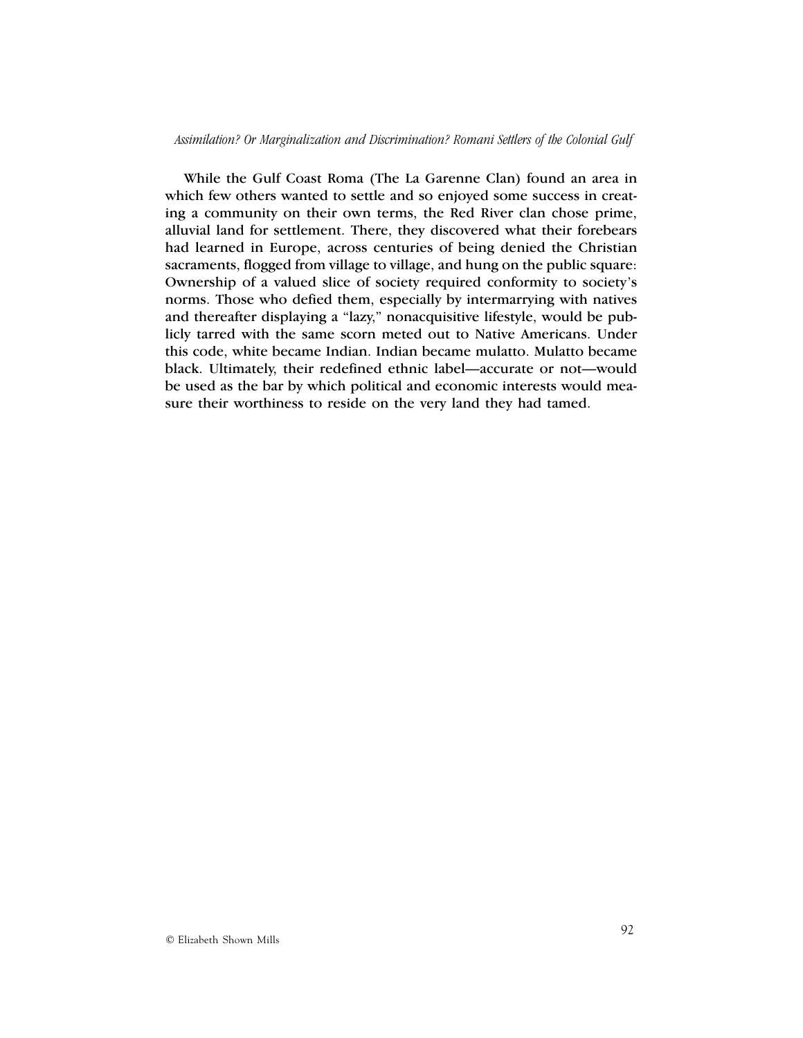While the Gulf Coast Roma (The La Garenne Clan) found an area in which few others wanted to settle and so enjoyed some success in creating a community on their own terms, the Red River clan chose prime, alluvial land for settlement. There, they discovered what their forebears had learned in Europe, across centuries of being denied the Christian sacraments, flogged from village to village, and hung on the public square: Ownership of a valued slice of society required conformity to society's norms. Those who defied them, especially by intermarrying with natives and thereafter displaying a "lazy," nonacquisitive lifestyle, would be publicly tarred with the same scorn meted out to Native Americans. Under this code, white became Indian. Indian became mulatto. Mulatto became black. Ultimately, their redefined ethnic label—accurate or not—would be used as the bar by which political and economic interests would measure their worthiness to reside on the very land they had tamed.

© Elizabeth Shown Mills